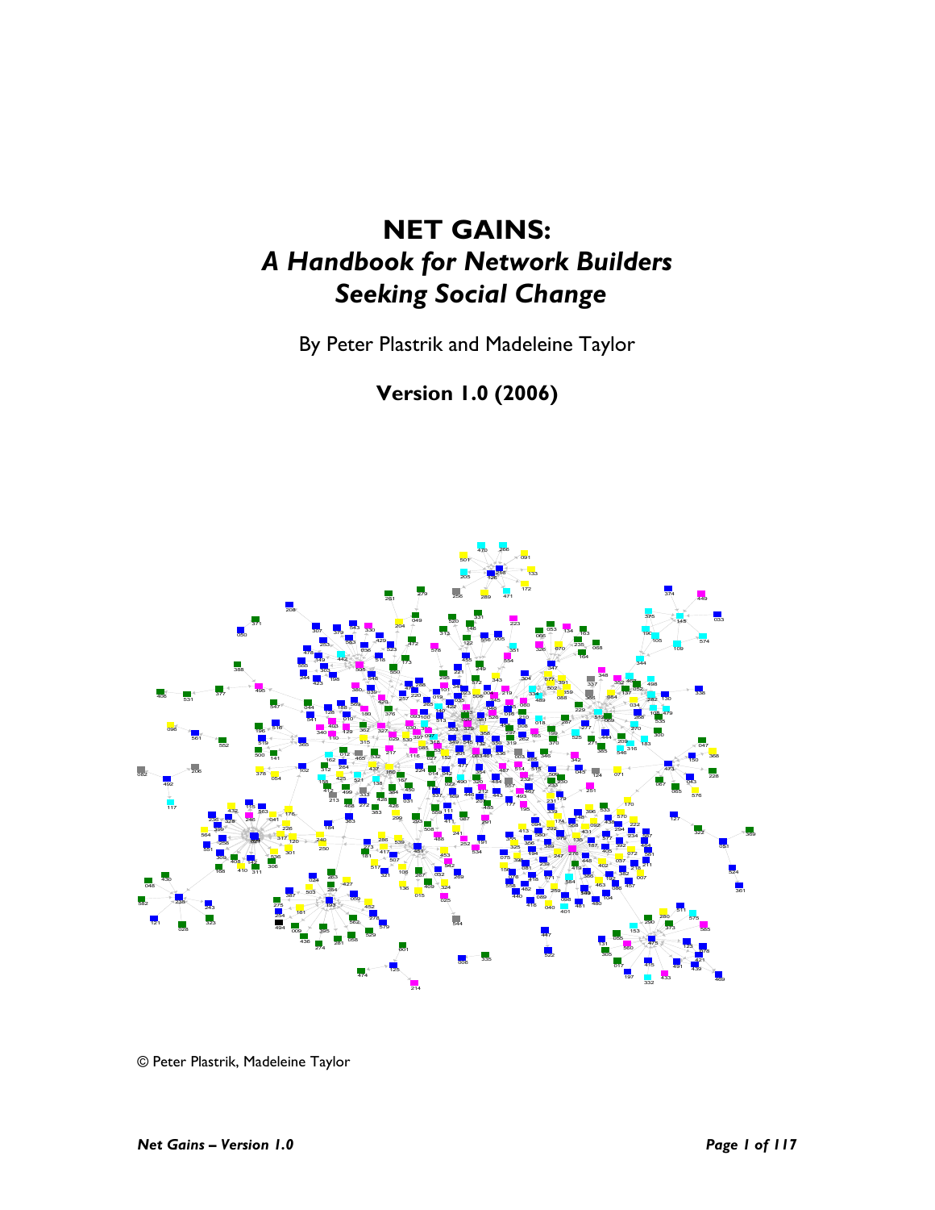# NET GAINS:

## *A Handbook for Network Builders Seeking Social Change*

By Peter Plastrik and Madeleine Taylor

**Version 1.0 (2006)**

© Peter Plastrik, Madeleine Taylor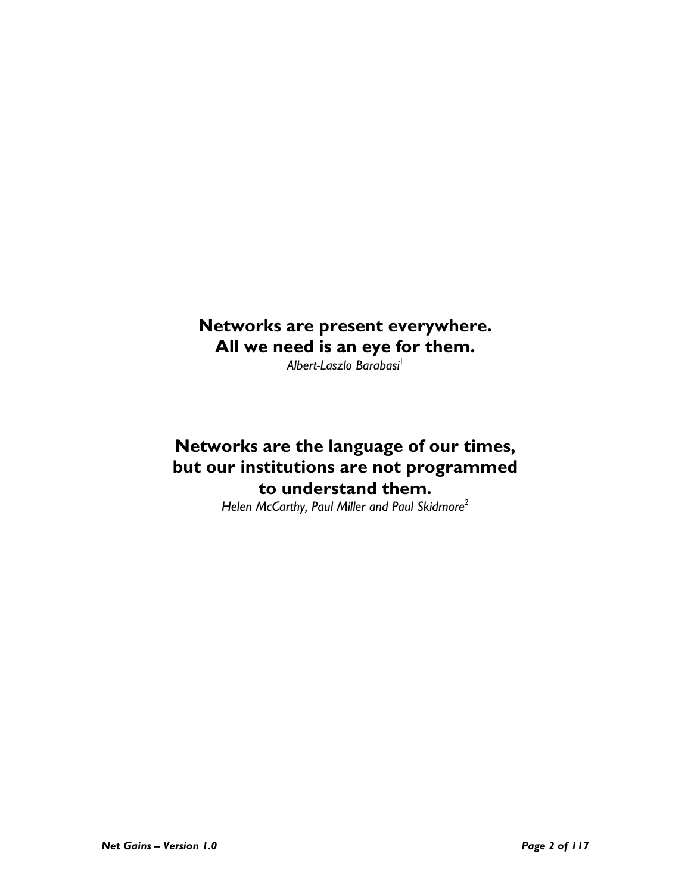**Networks are present everywhere.**
**All we need is an eye for them.**

*Albert-Laszlo Barabasi*[1]

**Networks are the language of our times, but our institutions are not programmed to understand them.**

*Helen McCarthy, Paul Miller and Paul Skidmore*[2]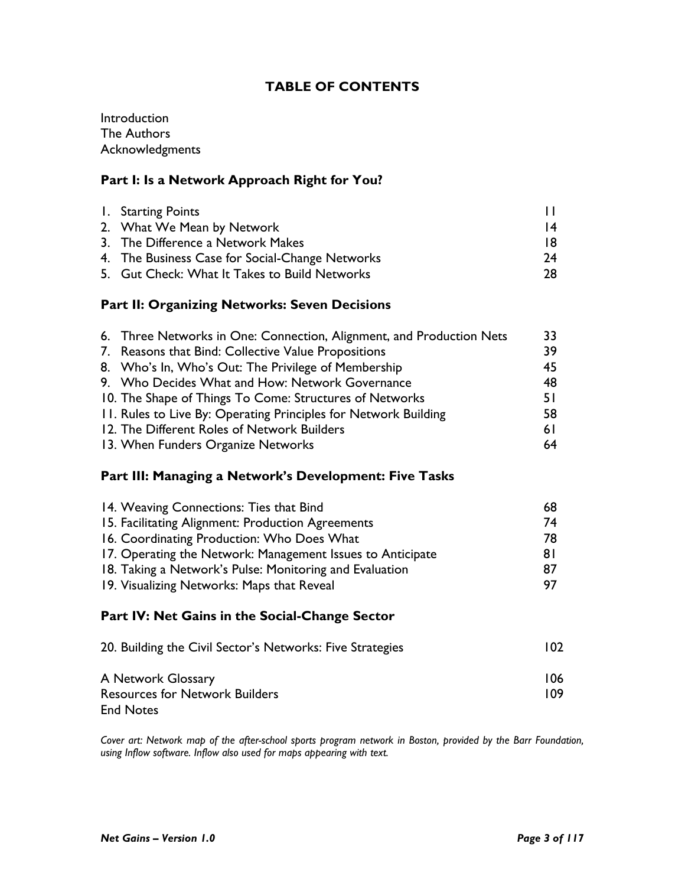## TABLE OF CONTENTS

Introduction
The Authors
Acknowledgments

### Part I: Is a Network Approach Right for You?

| | |
|---|---|
| 1. Starting Points | 11 |
| 2. What We Mean by Network | 14 |
| 3. The Difference a Network Makes | 18 |
| 4. The Business Case for Social-Change Networks | 24 |
| 5. Gut Check: What It Takes to Build Networks | 28 |

### Part II: Organizing Networks: Seven Decisions

| | |
|---|---|
| 6. Three Networks in One: Connection, Alignment, and Production Nets | 33 |
| 7. Reasons that Bind: Collective Value Propositions | 39 |
| 8. Who's In, Who's Out: The Privilege of Membership | 45 |
| 9. Who Decides What and How: Network Governance | 48 |
| 10. The Shape of Things To Come: Structures of Networks | 51 |
| 11. Rules to Live By: Operating Principles for Network Building | 58 |
| 12. The Different Roles of Network Builders | 61 |
| 13. When Funders Organize Networks | 64 |

### Part III: Managing a Network's Development: Five Tasks

| | |
|---|---|
| 14. Weaving Connections: Ties that Bind | 68 |
| 15. Facilitating Alignment: Production Agreements | 74 |
| 16. Coordinating Production: Who Does What | 78 |
| 17. Operating the Network: Management Issues to Anticipate | 81 |
| 18. Taking a Network's Pulse: Monitoring and Evaluation | 87 |
| 19. Visualizing Networks: Maps that Reveal | 97 |

### Part IV: Net Gains in the Social-Change Sector

| | |
|---|---|
| 20. Building the Civil Sector's Networks: Five Strategies | 102 |
| | |
| A Network Glossary | 106 |
| Resources for Network Builders | 109 |
| End Notes | |

*Cover art: Network map of the after-school sports program network in Boston, provided by the Barr Foundation, using Inflow software. Inflow also used for maps appearing with text.*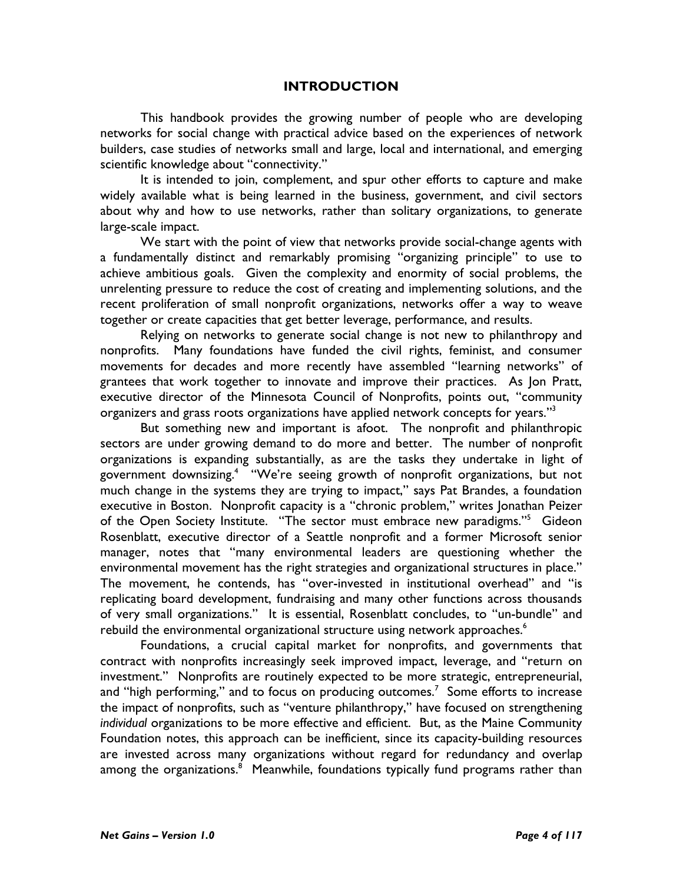# INTRODUCTION

This handbook provides the growing number of people who are developing networks for social change with practical advice based on the experiences of network builders, case studies of networks small and large, local and international, and emerging scientific knowledge about "connectivity."

It is intended to join, complement, and spur other efforts to capture and make widely available what is being learned in the business, government, and civil sectors about why and how to use networks, rather than solitary organizations, to generate large-scale impact.

We start with the point of view that networks provide social-change agents with a fundamentally distinct and remarkably promising "organizing principle" to use to achieve ambitious goals. Given the complexity and enormity of social problems, the unrelenting pressure to reduce the cost of creating and implementing solutions, and the recent proliferation of small nonprofit organizations, networks offer a way to weave together or create capacities that get better leverage, performance, and results.

Relying on networks to generate social change is not new to philanthropy and nonprofits. Many foundations have funded the civil rights, feminist, and consumer movements for decades and more recently have assembled "learning networks" of grantees that work together to innovate and improve their practices. As Jon Pratt, executive director of the Minnesota Council of Nonprofits, points out, "community organizers and grass roots organizations have applied network concepts for years."[3]

But something new and important is afoot. The nonprofit and philanthropic sectors are under growing demand to do more and better. The number of nonprofit organizations is expanding substantially, as are the tasks they undertake in light of government downsizing.[4] "We're seeing growth of nonprofit organizations, but not much change in the systems they are trying to impact," says Pat Brandes, a foundation executive in Boston. Nonprofit capacity is a "chronic problem," writes Jonathan Peizer of the Open Society Institute. "The sector must embrace new paradigms."[5] Gideon Rosenblatt, executive director of a Seattle nonprofit and a former Microsoft senior manager, notes that "many environmental leaders are questioning whether the environmental movement has the right strategies and organizational structures in place." The movement, he contends, has "over-invested in institutional overhead" and "is replicating board development, fundraising and many other functions across thousands of very small organizations." It is essential, Rosenblatt concludes, to "un-bundle" and rebuild the environmental organizational structure using network approaches.[6]

Foundations, a crucial capital market for nonprofits, and governments that contract with nonprofits increasingly seek improved impact, leverage, and "return on investment." Nonprofits are routinely expected to be more strategic, entrepreneurial, and "high performing," and to focus on producing outcomes.[7] Some efforts to increase the impact of nonprofits, such as "venture philanthropy," have focused on strengthening *individual* organizations to be more effective and efficient. But, as the Maine Community Foundation notes, this approach can be inefficient, since its capacity-building resources are invested across many organizations without regard for redundancy and overlap among the organizations.[8] Meanwhile, foundations typically fund programs rather than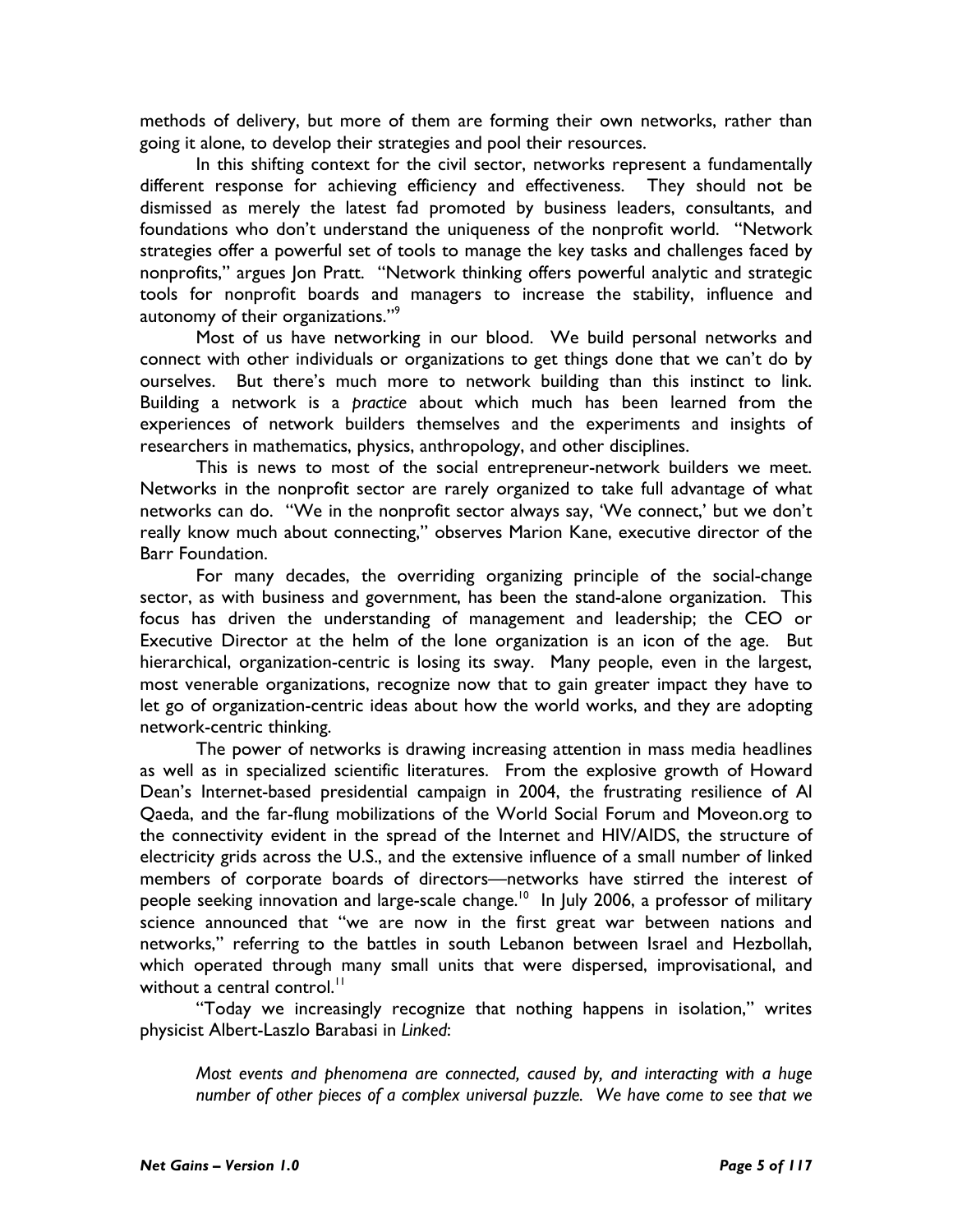methods of delivery, but more of them are forming their own networks, rather than going it alone, to develop their strategies and pool their resources.

In this shifting context for the civil sector, networks represent a fundamentally different response for achieving efficiency and effectiveness. They should not be dismissed as merely the latest fad promoted by business leaders, consultants, and foundations who don't understand the uniqueness of the nonprofit world. "Network strategies offer a powerful set of tools to manage the key tasks and challenges faced by nonprofits," argues Jon Pratt. "Network thinking offers powerful analytic and strategic tools for nonprofit boards and managers to increase the stability, influence and autonomy of their organizations."[9]

Most of us have networking in our blood. We build personal networks and connect with other individuals or organizations to get things done that we can't do by ourselves. But there's much more to network building than this instinct to link. Building a network is a *practice* about which much has been learned from the experiences of network builders themselves and the experiments and insights of researchers in mathematics, physics, anthropology, and other disciplines.

This is news to most of the social entrepreneur-network builders we meet. Networks in the nonprofit sector are rarely organized to take full advantage of what networks can do. "We in the nonprofit sector always say, 'We connect,' but we don't really know much about connecting," observes Marion Kane, executive director of the Barr Foundation.

For many decades, the overriding organizing principle of the social-change sector, as with business and government, has been the stand-alone organization. This focus has driven the understanding of management and leadership; the CEO or Executive Director at the helm of the lone organization is an icon of the age. But hierarchical, organization-centric is losing its sway. Many people, even in the largest, most venerable organizations, recognize now that to gain greater impact they have to let go of organization-centric ideas about how the world works, and they are adopting network-centric thinking.

The power of networks is drawing increasing attention in mass media headlines as well as in specialized scientific literatures. From the explosive growth of Howard Dean's Internet-based presidential campaign in 2004, the frustrating resilience of Al Qaeda, and the far-flung mobilizations of the World Social Forum and Moveon.org to the connectivity evident in the spread of the Internet and HIV/AIDS, the structure of electricity grids across the U.S., and the extensive influence of a small number of linked members of corporate boards of directors—networks have stirred the interest of people seeking innovation and large-scale change.[10] In July 2006, a professor of military science announced that "we are now in the first great war between nations and networks," referring to the battles in south Lebanon between Israel and Hezbollah, which operated through many small units that were dispersed, improvisational, and without a central control.[11]

"Today we increasingly recognize that nothing happens in isolation," writes physicist Albert-Laszlo Barabasi in *Linked*:

> *Most events and phenomena are connected, caused by, and interacting with a huge number of other pieces of a complex universal puzzle. We have come to see that we*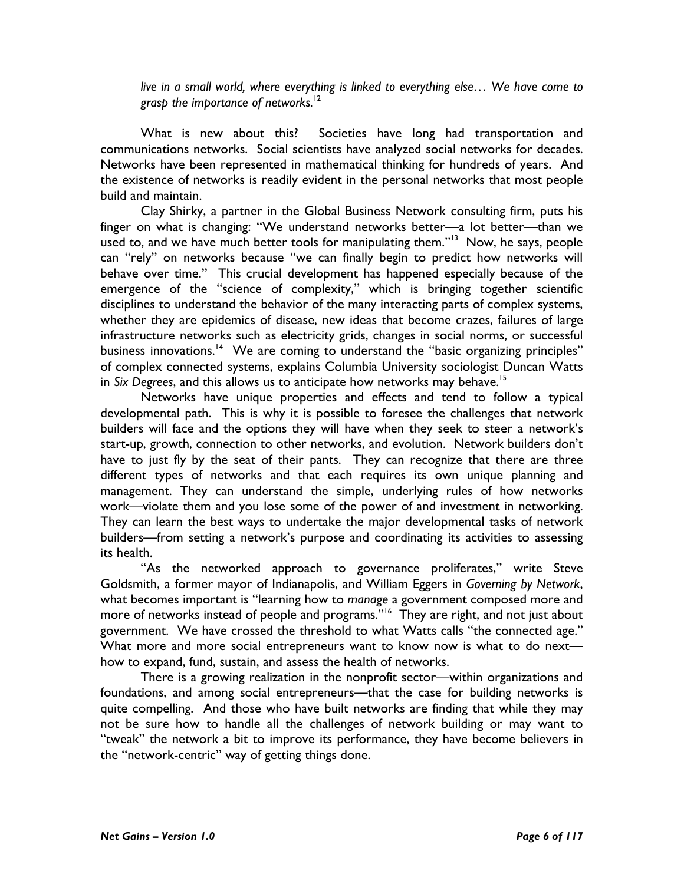*live in a small world, where everything is linked to everything else… We have come to grasp the importance of networks.*[12]

What is new about this? Societies have long had transportation and communications networks. Social scientists have analyzed social networks for decades. Networks have been represented in mathematical thinking for hundreds of years. And the existence of networks is readily evident in the personal networks that most people build and maintain.

Clay Shirky, a partner in the Global Business Network consulting firm, puts his finger on what is changing: "We understand networks better—a lot better—than we used to, and we have much better tools for manipulating them."[13] Now, he says, people can "rely" on networks because "we can finally begin to predict how networks will behave over time." This crucial development has happened especially because of the emergence of the "science of complexity," which is bringing together scientific disciplines to understand the behavior of the many interacting parts of complex systems, whether they are epidemics of disease, new ideas that become crazes, failures of large infrastructure networks such as electricity grids, changes in social norms, or successful business innovations.[14] We are coming to understand the "basic organizing principles" of complex connected systems, explains Columbia University sociologist Duncan Watts in *Six Degrees*, and this allows us to anticipate how networks may behave.[15]

Networks have unique properties and effects and tend to follow a typical developmental path. This is why it is possible to foresee the challenges that network builders will face and the options they will have when they seek to steer a network's start-up, growth, connection to other networks, and evolution. Network builders don't have to just fly by the seat of their pants. They can recognize that there are three different types of networks and that each requires its own unique planning and management. They can understand the simple, underlying rules of how networks work—violate them and you lose some of the power of and investment in networking. They can learn the best ways to undertake the major developmental tasks of network builders—from setting a network's purpose and coordinating its activities to assessing its health.

"As the networked approach to governance proliferates," write Steve Goldsmith, a former mayor of Indianapolis, and William Eggers in *Governing by Network*, what becomes important is "learning how to *manage* a government composed more and more of networks instead of people and programs."[16] They are right, and not just about government. We have crossed the threshold to what Watts calls "the connected age." What more and more social entrepreneurs want to know now is what to do next—how to expand, fund, sustain, and assess the health of networks.

There is a growing realization in the nonprofit sector—within organizations and foundations, and among social entrepreneurs—that the case for building networks is quite compelling. And those who have built networks are finding that while they may not be sure how to handle all the challenges of network building or may want to "tweak" the network a bit to improve its performance, they have become believers in the "network-centric" way of getting things done.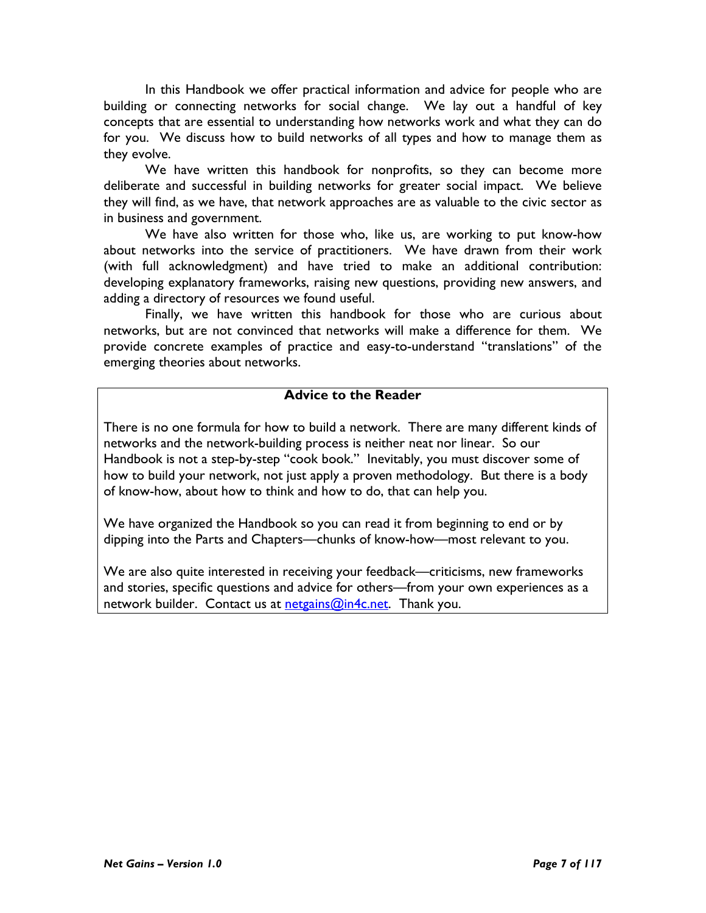In this Handbook we offer practical information and advice for people who are building or connecting networks for social change. We lay out a handful of key concepts that are essential to understanding how networks work and what they can do for you. We discuss how to build networks of all types and how to manage them as they evolve.

We have written this handbook for nonprofits, so they can become more deliberate and successful in building networks for greater social impact. We believe they will find, as we have, that network approaches are as valuable to the civic sector as in business and government.

We have also written for those who, like us, are working to put know-how about networks into the service of practitioners. We have drawn from their work (with full acknowledgment) and have tried to make an additional contribution: developing explanatory frameworks, raising new questions, providing new answers, and adding a directory of resources we found useful.

Finally, we have written this handbook for those who are curious about networks, but are not convinced that networks will make a difference for them. We provide concrete examples of practice and easy-to-understand "translations" of the emerging theories about networks.

**Advice to the Reader**

There is no one formula for how to build a network. There are many different kinds of networks and the network-building process is neither neat nor linear. So our Handbook is not a step-by-step "cook book." Inevitably, you must discover some of how to build your network, not just apply a proven methodology. But there is a body of know-how, about how to think and how to do, that can help you.

We have organized the Handbook so you can read it from beginning to end or by dipping into the Parts and Chapters—chunks of know-how—most relevant to you.

We are also quite interested in receiving your feedback—criticisms, new frameworks and stories, specific questions and advice for others—from your own experiences as a network builder. Contact us at [netgains@in4c.net](mailto:netgains@in4c.net). Thank you.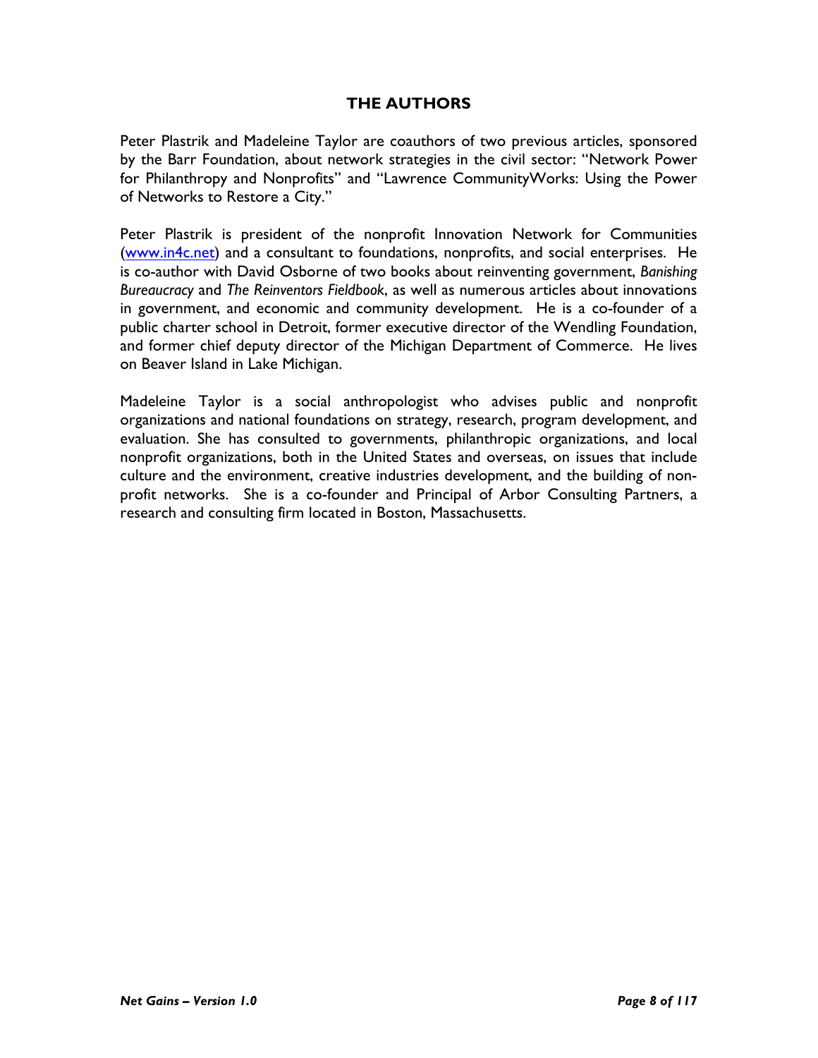## THE AUTHORS

Peter Plastrik and Madeleine Taylor are coauthors of two previous articles, sponsored by the Barr Foundation, about network strategies in the civil sector: "Network Power for Philanthropy and Nonprofits" and "Lawrence CommunityWorks: Using the Power of Networks to Restore a City."

Peter Plastrik is president of the nonprofit Innovation Network for Communities ([www.in4c.net](www.in4c.net)) and a consultant to foundations, nonprofits, and social enterprises. He is co-author with David Osborne of two books about reinventing government, *Banishing Bureaucracy* and *The Reinventors Fieldbook*, as well as numerous articles about innovations in government, and economic and community development. He is a co-founder of a public charter school in Detroit, former executive director of the Wendling Foundation, and former chief deputy director of the Michigan Department of Commerce. He lives on Beaver Island in Lake Michigan.

Madeleine Taylor is a social anthropologist who advises public and nonprofit organizations and national foundations on strategy, research, program development, and evaluation. She has consulted to governments, philanthropic organizations, and local nonprofit organizations, both in the United States and overseas, on issues that include culture and the environment, creative industries development, and the building of non-profit networks. She is a co-founder and Principal of Arbor Consulting Partners, a research and consulting firm located in Boston, Massachusetts.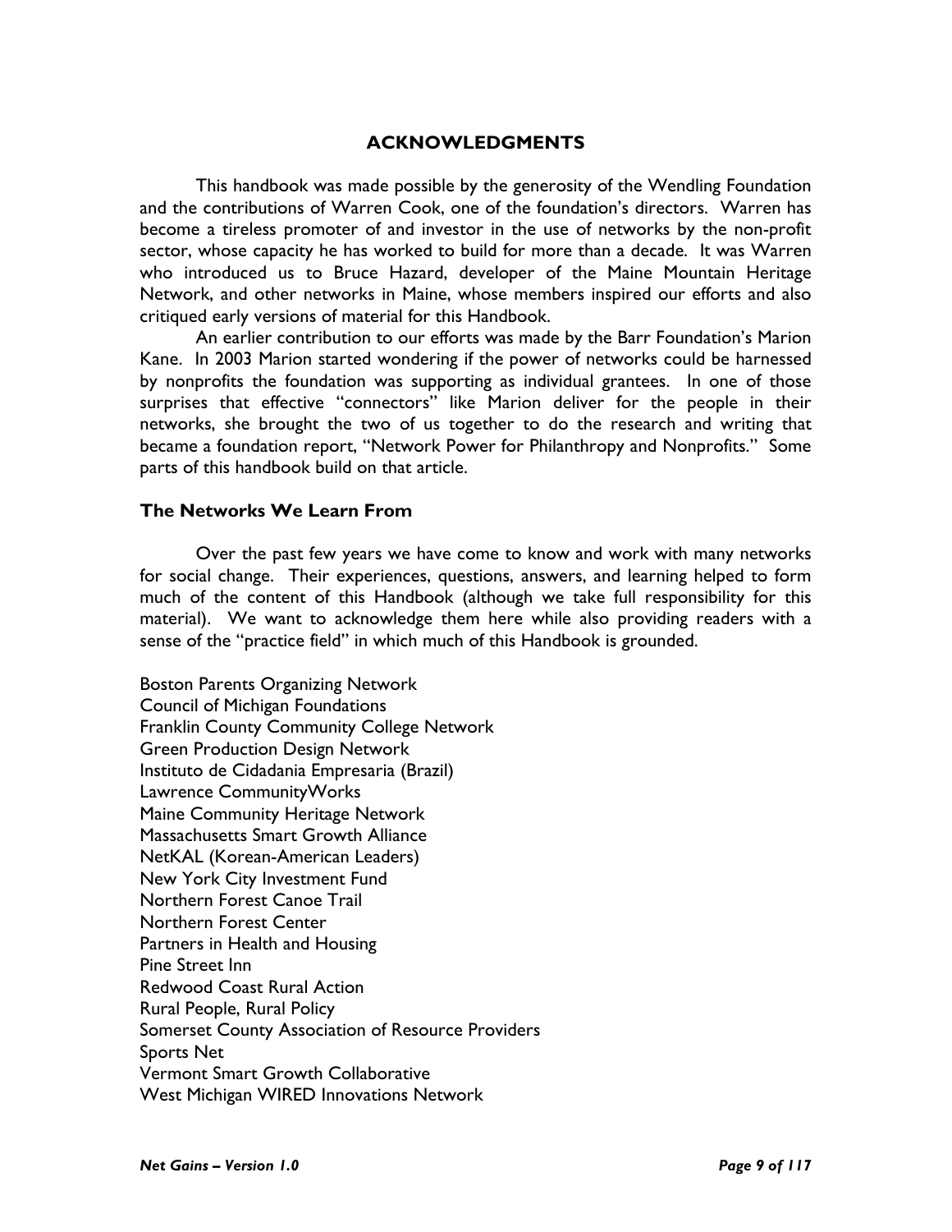## ACKNOWLEDGMENTS

This handbook was made possible by the generosity of the Wendling Foundation and the contributions of Warren Cook, one of the foundation's directors. Warren has become a tireless promoter of and investor in the use of networks by the non-profit sector, whose capacity he has worked to build for more than a decade. It was Warren who introduced us to Bruce Hazard, developer of the Maine Mountain Heritage Network, and other networks in Maine, whose members inspired our efforts and also critiqued early versions of material for this Handbook.

An earlier contribution to our efforts was made by the Barr Foundation's Marion Kane. In 2003 Marion started wondering if the power of networks could be harnessed by nonprofits the foundation was supporting as individual grantees. In one of those surprises that effective "connectors" like Marion deliver for the people in their networks, she brought the two of us together to do the research and writing that became a foundation report, "Network Power for Philanthropy and Nonprofits." Some parts of this handbook build on that article.

### The Networks We Learn From

Over the past few years we have come to know and work with many networks for social change. Their experiences, questions, answers, and learning helped to form much of the content of this Handbook (although we take full responsibility for this material). We want to acknowledge them here while also providing readers with a sense of the "practice field" in which much of this Handbook is grounded.

Boston Parents Organizing Network
Council of Michigan Foundations
Franklin County Community College Network
Green Production Design Network
Instituto de Cidadania Empresaria (Brazil)
Lawrence CommunityWorks
Maine Community Heritage Network
Massachusetts Smart Growth Alliance
NetKAL (Korean-American Leaders)
New York City Investment Fund
Northern Forest Canoe Trail
Northern Forest Center
Partners in Health and Housing
Pine Street Inn
Redwood Coast Rural Action
Rural People, Rural Policy
Somerset County Association of Resource Providers
Sports Net
Vermont Smart Growth Collaborative
West Michigan WIRED Innovations Network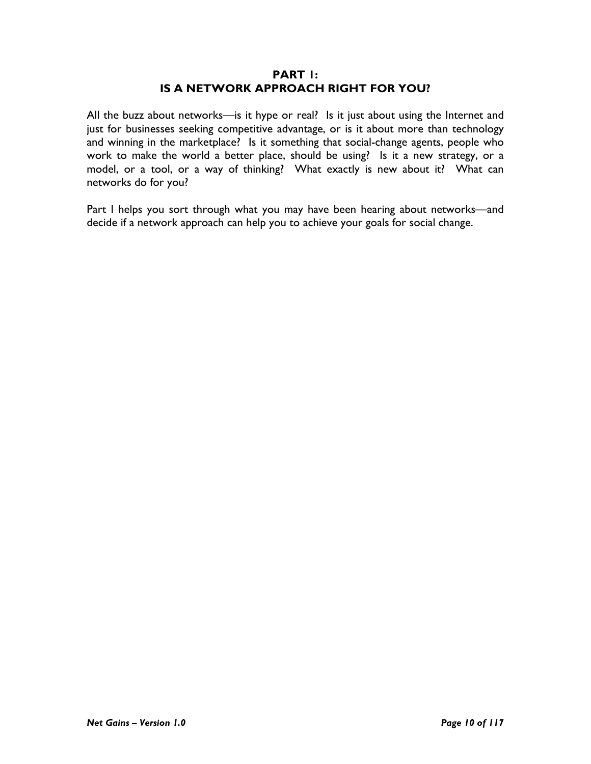# PART 1: IS A NETWORK APPROACH RIGHT FOR YOU?

All the buzz about networks—is it hype or real? Is it just about using the Internet and just for businesses seeking competitive advantage, or is it about more than technology and winning in the marketplace? Is it something that social-change agents, people who work to make the world a better place, should be using? Is it a new strategy, or a model, or a tool, or a way of thinking? What exactly is new about it? What can networks do for you?

Part I helps you sort through what you may have been hearing about networks—and decide if a network approach can help you to achieve your goals for social change.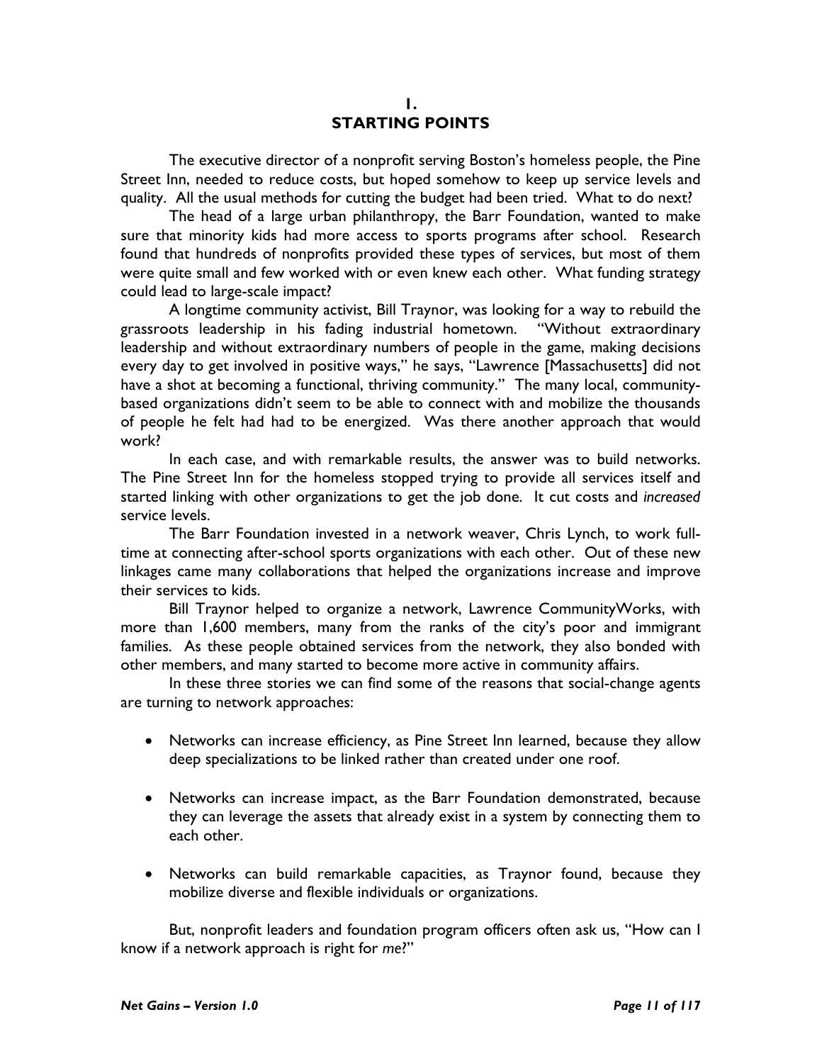# 1. STARTING POINTS

The executive director of a nonprofit serving Boston's homeless people, the Pine Street Inn, needed to reduce costs, but hoped somehow to keep up service levels and quality. All the usual methods for cutting the budget had been tried. What to do next?

The head of a large urban philanthropy, the Barr Foundation, wanted to make sure that minority kids had more access to sports programs after school. Research found that hundreds of nonprofits provided these types of services, but most of them were quite small and few worked with or even knew each other. What funding strategy could lead to large-scale impact?

A longtime community activist, Bill Traynor, was looking for a way to rebuild the grassroots leadership in his fading industrial hometown. "Without extraordinary leadership and without extraordinary numbers of people in the game, making decisions every day to get involved in positive ways," he says, "Lawrence [Massachusetts] did not have a shot at becoming a functional, thriving community." The many local, community-based organizations didn't seem to be able to connect with and mobilize the thousands of people he felt had had to be energized. Was there another approach that would work?

In each case, and with remarkable results, the answer was to build networks. The Pine Street Inn for the homeless stopped trying to provide all services itself and started linking with other organizations to get the job done. It cut costs and *increased* service levels.

The Barr Foundation invested in a network weaver, Chris Lynch, to work full-time at connecting after-school sports organizations with each other. Out of these new linkages came many collaborations that helped the organizations increase and improve their services to kids.

Bill Traynor helped to organize a network, Lawrence CommunityWorks, with more than 1,600 members, many from the ranks of the city's poor and immigrant families. As these people obtained services from the network, they also bonded with other members, and many started to become more active in community affairs.

In these three stories we can find some of the reasons that social-change agents are turning to network approaches:

- Networks can increase efficiency, as Pine Street Inn learned, because they allow deep specializations to be linked rather than created under one roof.
- Networks can increase impact, as the Barr Foundation demonstrated, because they can leverage the assets that already exist in a system by connecting them to each other.
- Networks can build remarkable capacities, as Traynor found, because they mobilize diverse and flexible individuals or organizations.

But, nonprofit leaders and foundation program officers often ask us, "How can I know if a network approach is right for *me*?"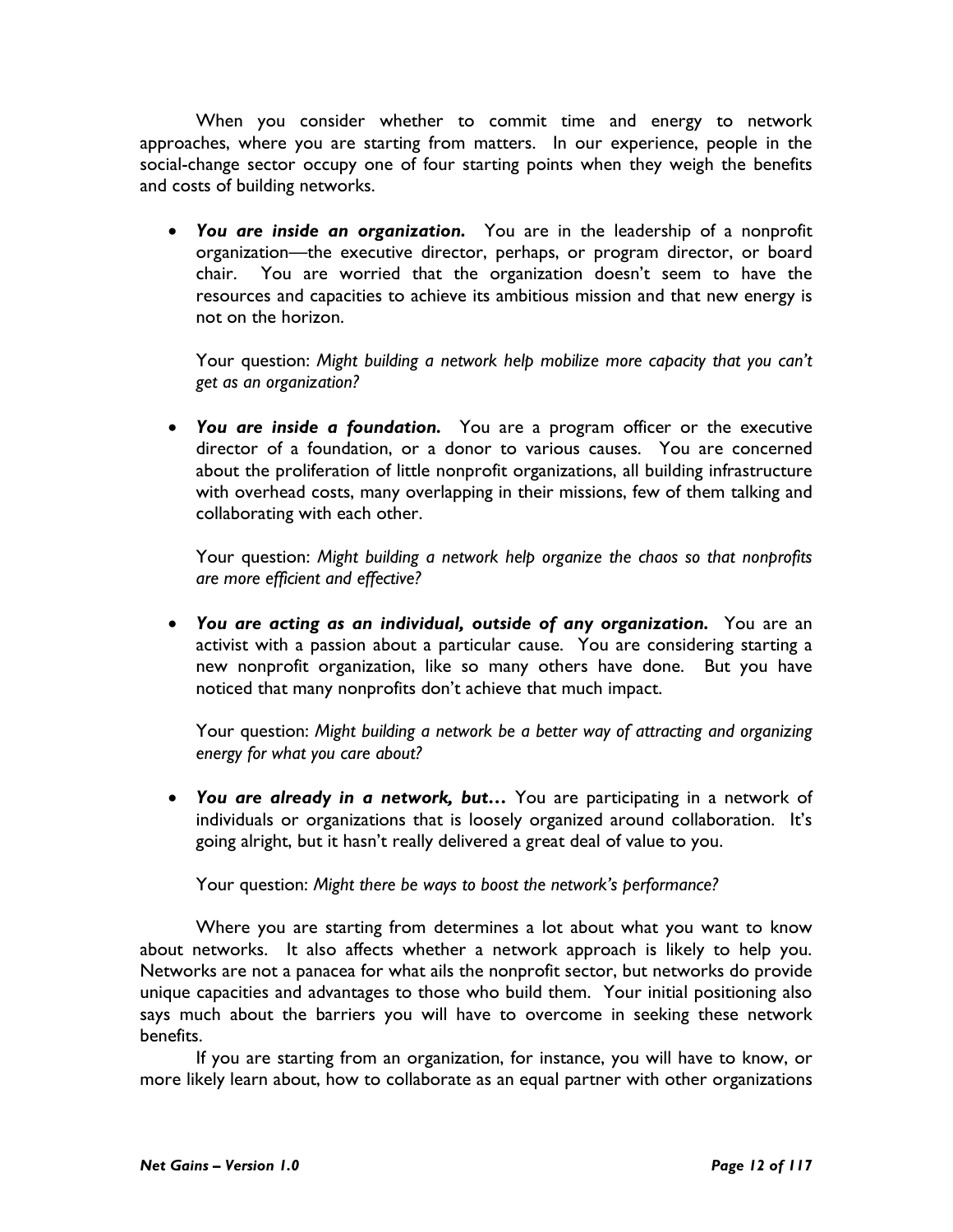When you consider whether to commit time and energy to network approaches, where you are starting from matters. In our experience, people in the social-change sector occupy one of four starting points when they weigh the benefits and costs of building networks.

- ***You are inside an organization.*** You are in the leadership of a nonprofit organization—the executive director, perhaps, or program director, or board chair. You are worried that the organization doesn't seem to have the resources and capacities to achieve its ambitious mission and that new energy is not on the horizon.

  Your question: *Might building a network help mobilize more capacity that you can't get as an organization?*

- ***You are inside a foundation.*** You are a program officer or the executive director of a foundation, or a donor to various causes. You are concerned about the proliferation of little nonprofit organizations, all building infrastructure with overhead costs, many overlapping in their missions, few of them talking and collaborating with each other.

  Your question: *Might building a network help organize the chaos so that nonprofits are more efficient and effective?*

- ***You are acting as an individual, outside of any organization.*** You are an activist with a passion about a particular cause. You are considering starting a new nonprofit organization, like so many others have done. But you have noticed that many nonprofits don't achieve that much impact.

  Your question: *Might building a network be a better way of attracting and organizing energy for what you care about?*

- ***You are already in a network, but…*** You are participating in a network of individuals or organizations that is loosely organized around collaboration. It's going alright, but it hasn't really delivered a great deal of value to you.

  Your question: *Might there be ways to boost the network's performance?*

Where you are starting from determines a lot about what you want to know about networks. It also affects whether a network approach is likely to help you. Networks are not a panacea for what ails the nonprofit sector, but networks do provide unique capacities and advantages to those who build them. Your initial positioning also says much about the barriers you will have to overcome in seeking these network benefits.

If you are starting from an organization, for instance, you will have to know, or more likely learn about, how to collaborate as an equal partner with other organizations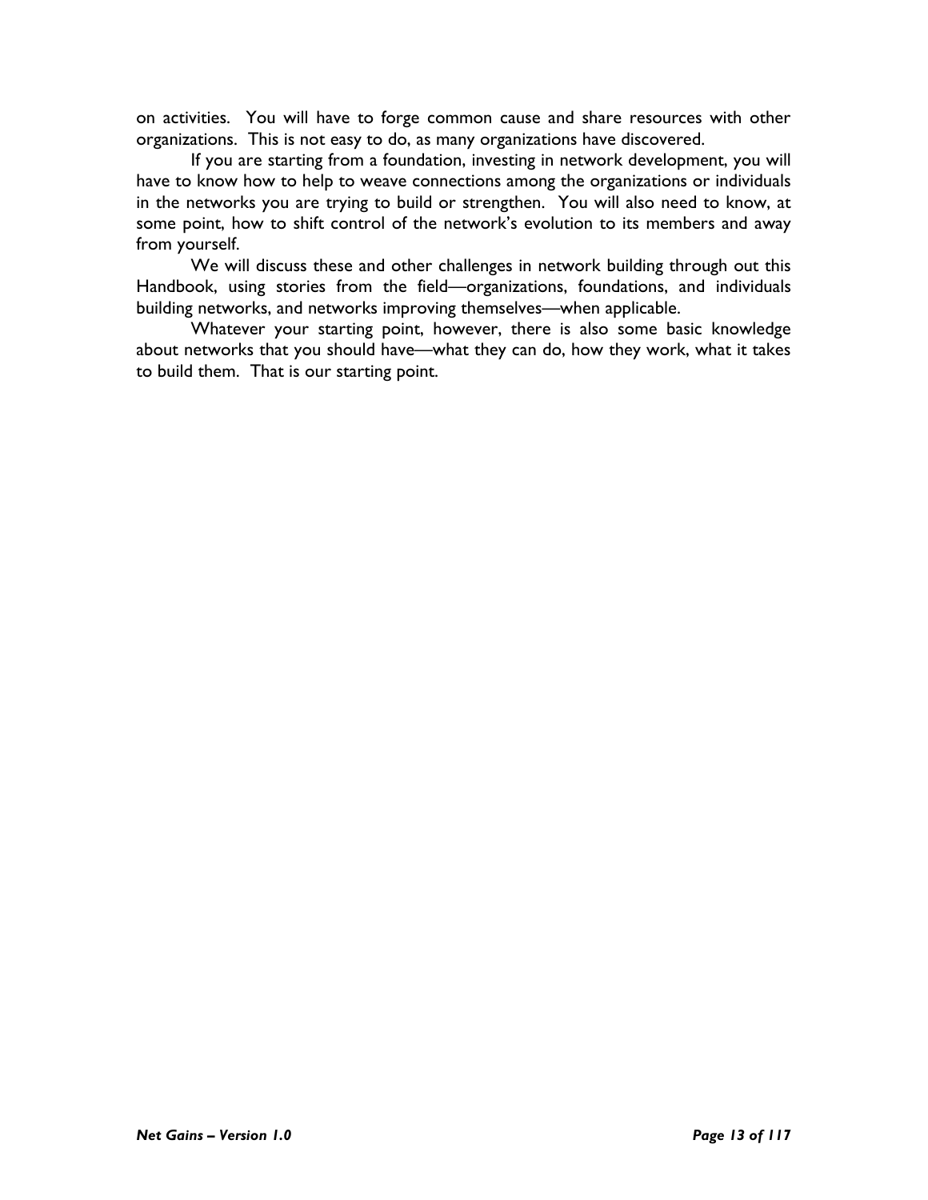on activities. You will have to forge common cause and share resources with other organizations. This is not easy to do, as many organizations have discovered.

If you are starting from a foundation, investing in network development, you will have to know how to help to weave connections among the organizations or individuals in the networks you are trying to build or strengthen. You will also need to know, at some point, how to shift control of the network's evolution to its members and away from yourself.

We will discuss these and other challenges in network building through out this Handbook, using stories from the field—organizations, foundations, and individuals building networks, and networks improving themselves—when applicable.

Whatever your starting point, however, there is also some basic knowledge about networks that you should have—what they can do, how they work, what it takes to build them. That is our starting point.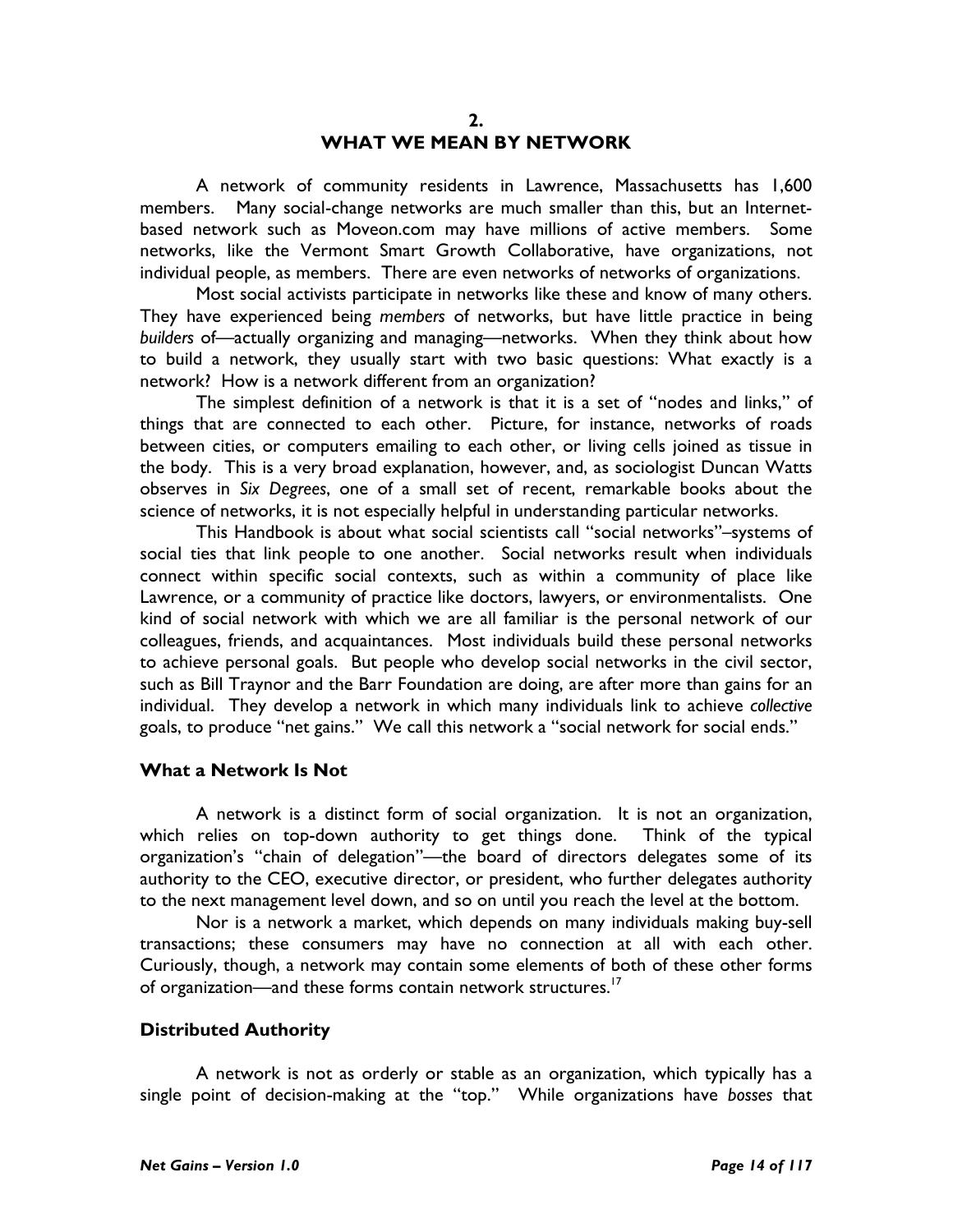## 2.
## WHAT WE MEAN BY NETWORK

A network of community residents in Lawrence, Massachusetts has 1,600 members. Many social-change networks are much smaller than this, but an Internet-based network such as Moveon.com may have millions of active members. Some networks, like the Vermont Smart Growth Collaborative, have organizations, not individual people, as members. There are even networks of networks of organizations.

Most social activists participate in networks like these and know of many others. They have experienced being *members* of networks, but have little practice in being *builders* of—actually organizing and managing—networks. When they think about how to build a network, they usually start with two basic questions: What exactly is a network? How is a network different from an organization?

The simplest definition of a network is that it is a set of "nodes and links," of things that are connected to each other. Picture, for instance, networks of roads between cities, or computers emailing to each other, or living cells joined as tissue in the body. This is a very broad explanation, however, and, as sociologist Duncan Watts observes in *Six Degrees*, one of a small set of recent, remarkable books about the science of networks, it is not especially helpful in understanding particular networks.

This Handbook is about what social scientists call "social networks"–systems of social ties that link people to one another. Social networks result when individuals connect within specific social contexts, such as within a community of place like Lawrence, or a community of practice like doctors, lawyers, or environmentalists. One kind of social network with which we are all familiar is the personal network of our colleagues, friends, and acquaintances. Most individuals build these personal networks to achieve personal goals. But people who develop social networks in the civil sector, such as Bill Traynor and the Barr Foundation are doing, are after more than gains for an individual. They develop a network in which many individuals link to achieve *collective* goals, to produce "net gains." We call this network a "social network for social ends."

### What a Network Is Not

A network is a distinct form of social organization. It is not an organization, which relies on top-down authority to get things done. Think of the typical organization's "chain of delegation"—the board of directors delegates some of its authority to the CEO, executive director, or president, who further delegates authority to the next management level down, and so on until you reach the level at the bottom.

Nor is a network a market, which depends on many individuals making buy-sell transactions; these consumers may have no connection at all with each other. Curiously, though, a network may contain some elements of both of these other forms of organization—and these forms contain network structures.[17]

### Distributed Authority

A network is not as orderly or stable as an organization, which typically has a single point of decision-making at the "top." While organizations have *bosses* that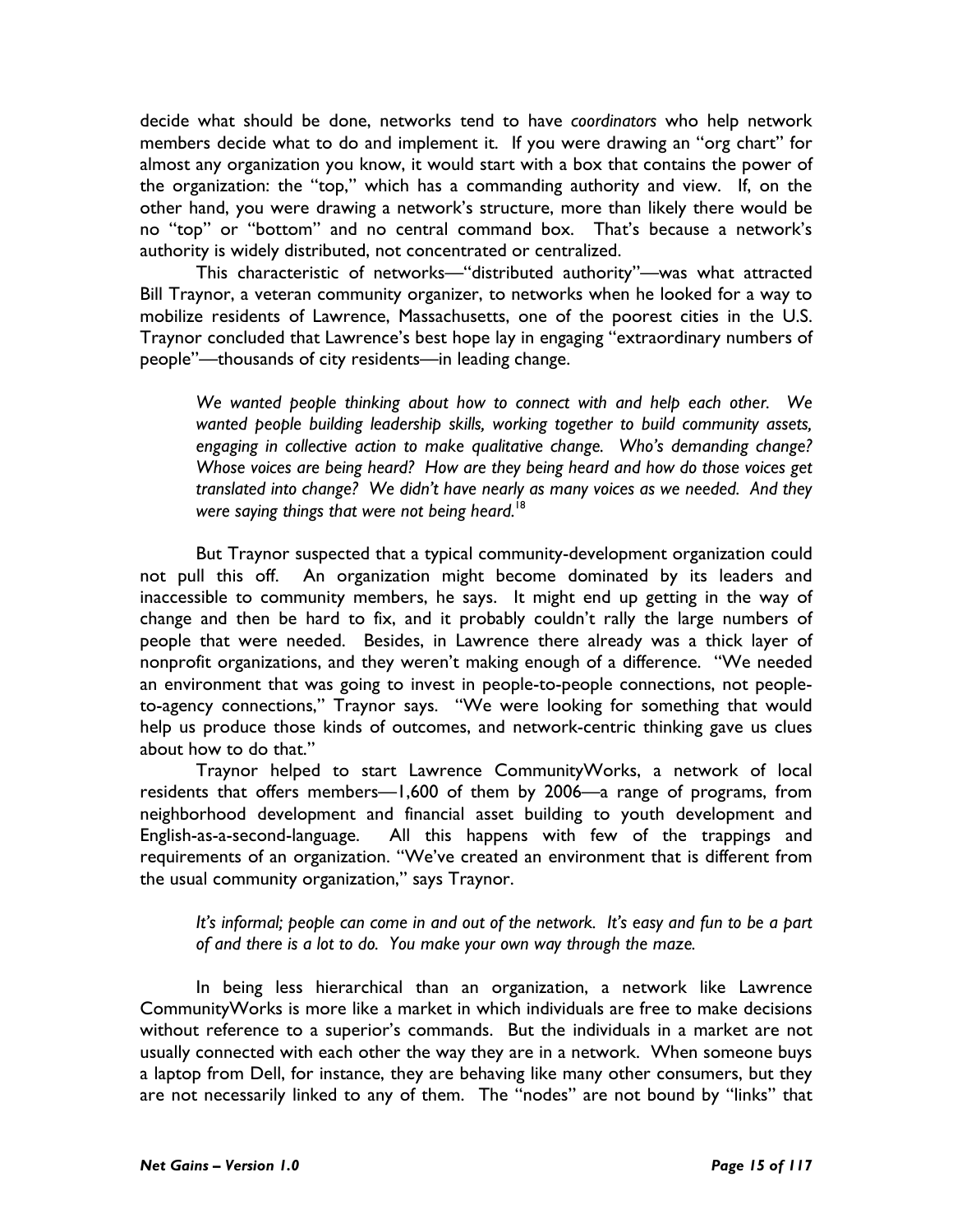decide what should be done, networks tend to have *coordinators* who help network members decide what to do and implement it. If you were drawing an "org chart" for almost any organization you know, it would start with a box that contains the power of the organization: the "top," which has a commanding authority and view. If, on the other hand, you were drawing a network's structure, more than likely there would be no "top" or "bottom" and no central command box. That's because a network's authority is widely distributed, not concentrated or centralized.

This characteristic of networks—"distributed authority"—was what attracted Bill Traynor, a veteran community organizer, to networks when he looked for a way to mobilize residents of Lawrence, Massachusetts, one of the poorest cities in the U.S. Traynor concluded that Lawrence's best hope lay in engaging "extraordinary numbers of people"—thousands of city residents—in leading change.

> *We wanted people thinking about how to connect with and help each other. We wanted people building leadership skills, working together to build community assets, engaging in collective action to make qualitative change. Who's demanding change? Whose voices are being heard? How are they being heard and how do those voices get translated into change? We didn't have nearly as many voices as we needed. And they were saying things that were not being heard.*[18]

But Traynor suspected that a typical community-development organization could not pull this off. An organization might become dominated by its leaders and inaccessible to community members, he says. It might end up getting in the way of change and then be hard to fix, and it probably couldn't rally the large numbers of people that were needed. Besides, in Lawrence there already was a thick layer of nonprofit organizations, and they weren't making enough of a difference. "We needed an environment that was going to invest in people-to-people connections, not people-to-agency connections," Traynor says. "We were looking for something that would help us produce those kinds of outcomes, and network-centric thinking gave us clues about how to do that."

Traynor helped to start Lawrence CommunityWorks, a network of local residents that offers members—1,600 of them by 2006—a range of programs, from neighborhood development and financial asset building to youth development and English-as-a-second-language. All this happens with few of the trappings and requirements of an organization. "We've created an environment that is different from the usual community organization," says Traynor.

> *It's informal; people can come in and out of the network. It's easy and fun to be a part of and there is a lot to do. You make your own way through the maze.*

In being less hierarchical than an organization, a network like Lawrence CommunityWorks is more like a market in which individuals are free to make decisions without reference to a superior's commands. But the individuals in a market are not usually connected with each other the way they are in a network. When someone buys a laptop from Dell, for instance, they are behaving like many other consumers, but they are not necessarily linked to any of them. The "nodes" are not bound by "links" that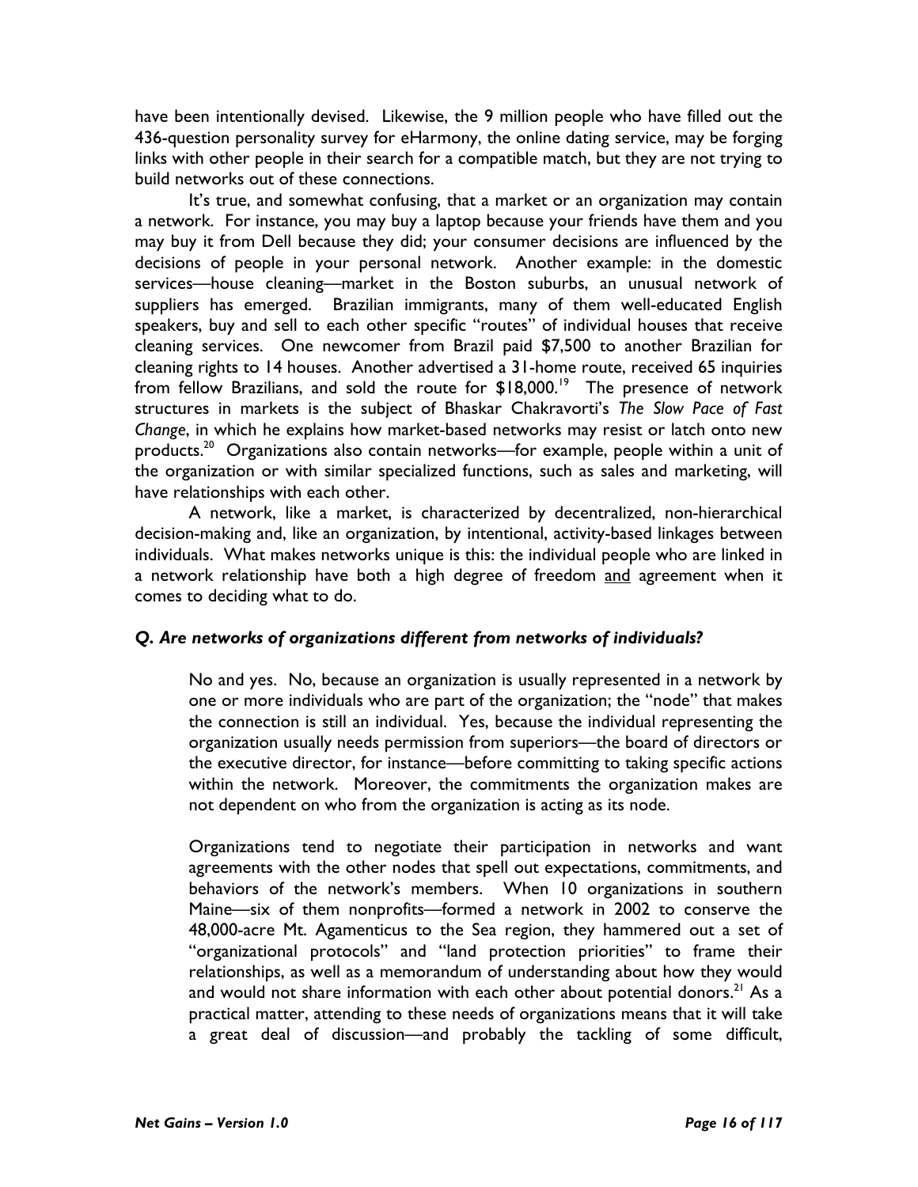have been intentionally devised. Likewise, the 9 million people who have filled out the 436-question personality survey for eHarmony, the online dating service, may be forging links with other people in their search for a compatible match, but they are not trying to build networks out of these connections.

It's true, and somewhat confusing, that a market or an organization may contain a network. For instance, you may buy a laptop because your friends have them and you may buy it from Dell because they did; your consumer decisions are influenced by the decisions of people in your personal network. Another example: in the domestic services—house cleaning—market in the Boston suburbs, an unusual network of suppliers has emerged. Brazilian immigrants, many of them well-educated English speakers, buy and sell to each other specific "routes" of individual houses that receive cleaning services. One newcomer from Brazil paid $7,500 to another Brazilian for cleaning rights to 14 houses. Another advertised a 31-home route, received 65 inquiries from fellow Brazilians, and sold the route for $18,000.[19] The presence of network structures in markets is the subject of Bhaskar Chakravorti's *The Slow Pace of Fast Change*, in which he explains how market-based networks may resist or latch onto new products.[20] Organizations also contain networks—for example, people within a unit of the organization or with similar specialized functions, such as sales and marketing, will have relationships with each other.

A network, like a market, is characterized by decentralized, non-hierarchical decision-making and, like an organization, by intentional, activity-based linkages between individuals. What makes networks unique is this: the individual people who are linked in a network relationship have both a high degree of freedom <u>and</u> agreement when it comes to deciding what to do.

### *Q. Are networks of organizations different from networks of individuals?*

> No and yes. No, because an organization is usually represented in a network by one or more individuals who are part of the organization; the "node" that makes the connection is still an individual. Yes, because the individual representing the organization usually needs permission from superiors—the board of directors or the executive director, for instance—before committing to taking specific actions within the network. Moreover, the commitments the organization makes are not dependent on who from the organization is acting as its node.
>
> Organizations tend to negotiate their participation in networks and want agreements with the other nodes that spell out expectations, commitments, and behaviors of the network's members. When 10 organizations in southern Maine—six of them nonprofits—formed a network in 2002 to conserve the 48,000-acre Mt. Agamenticus to the Sea region, they hammered out a set of "organizational protocols" and "land protection priorities" to frame their relationships, as well as a memorandum of understanding about how they would and would not share information with each other about potential donors.[21] As a practical matter, attending to these needs of organizations means that it will take a great deal of discussion—and probably the tackling of some difficult,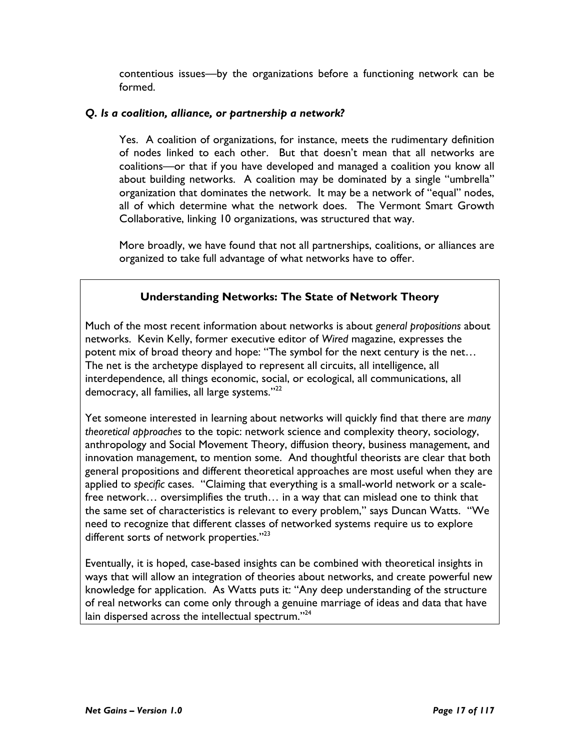contentious issues—by the organizations before a functioning network can be formed.

***Q. Is a coalition, alliance, or partnership a network?***

Yes. A coalition of organizations, for instance, meets the rudimentary definition of nodes linked to each other. But that doesn't mean that all networks are coalitions—or that if you have developed and managed a coalition you know all about building networks. A coalition may be dominated by a single "umbrella" organization that dominates the network. It may be a network of "equal" nodes, all of which determine what the network does. The Vermont Smart Growth Collaborative, linking 10 organizations, was structured that way.

More broadly, we have found that not all partnerships, coalitions, or alliances are organized to take full advantage of what networks have to offer.

### Understanding Networks: The State of Network Theory

Much of the most recent information about networks is about *general propositions* about networks. Kevin Kelly, former executive editor of *Wired* magazine, expresses the potent mix of broad theory and hope: "The symbol for the next century is the net… The net is the archetype displayed to represent all circuits, all intelligence, all interdependence, all things economic, social, or ecological, all communications, all democracy, all families, all large systems."[22]

Yet someone interested in learning about networks will quickly find that there are *many theoretical approaches* to the topic: network science and complexity theory, sociology, anthropology and Social Movement Theory, diffusion theory, business management, and innovation management, to mention some. And thoughtful theorists are clear that both general propositions and different theoretical approaches are most useful when they are applied to *specific* cases. "Claiming that everything is a small-world network or a scale-free network… oversimplifies the truth… in a way that can mislead one to think that the same set of characteristics is relevant to every problem," says Duncan Watts. "We need to recognize that different classes of networked systems require us to explore different sorts of network properties."[23]

Eventually, it is hoped, case-based insights can be combined with theoretical insights in ways that will allow an integration of theories about networks, and create powerful new knowledge for application. As Watts puts it: "Any deep understanding of the structure of real networks can come only through a genuine marriage of ideas and data that have lain dispersed across the intellectual spectrum."[24]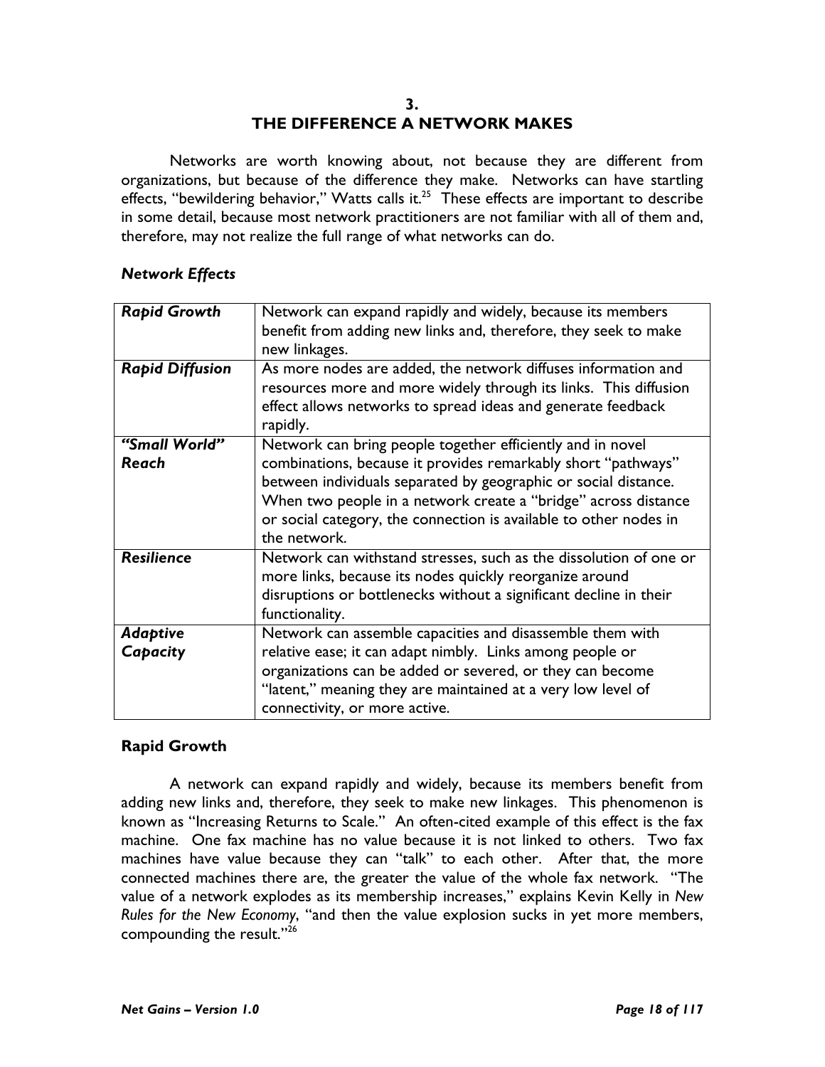# 3.
# THE DIFFERENCE A NETWORK MAKES

Networks are worth knowing about, not because they are different from organizations, but because of the difference they make. Networks can have startling effects, "bewildering behavior," Watts calls it.[25] These effects are important to describe in some detail, because most network practitioners are not familiar with all of them and, therefore, may not realize the full range of what networks can do.

### *Network Effects*

| | |
|---|---|
| ***Rapid Growth*** | Network can expand rapidly and widely, because its members benefit from adding new links and, therefore, they seek to make new linkages. |
| ***Rapid Diffusion*** | As more nodes are added, the network diffuses information and resources more and more widely through its links. This diffusion effect allows networks to spread ideas and generate feedback rapidly. |
| ***"Small World" Reach*** | Network can bring people together efficiently and in novel combinations, because it provides remarkably short "pathways" between individuals separated by geographic or social distance. When two people in a network create a "bridge" across distance or social category, the connection is available to other nodes in the network. |
| ***Resilience*** | Network can withstand stresses, such as the dissolution of one or more links, because its nodes quickly reorganize around disruptions or bottlenecks without a significant decline in their functionality. |
| ***Adaptive Capacity*** | Network can assemble capacities and disassemble them with relative ease; it can adapt nimbly. Links among people or organizations can be added or severed, or they can become "latent," meaning they are maintained at a very low level of connectivity, or more active. |

## Rapid Growth

A network can expand rapidly and widely, because its members benefit from adding new links and, therefore, they seek to make new linkages. This phenomenon is known as "Increasing Returns to Scale." An often-cited example of this effect is the fax machine. One fax machine has no value because it is not linked to others. Two fax machines have value because they can "talk" to each other. After that, the more connected machines there are, the greater the value of the whole fax network. "The value of a network explodes as its membership increases," explains Kevin Kelly in *New Rules for the New Economy*, "and then the value explosion sucks in yet more members, compounding the result."[26]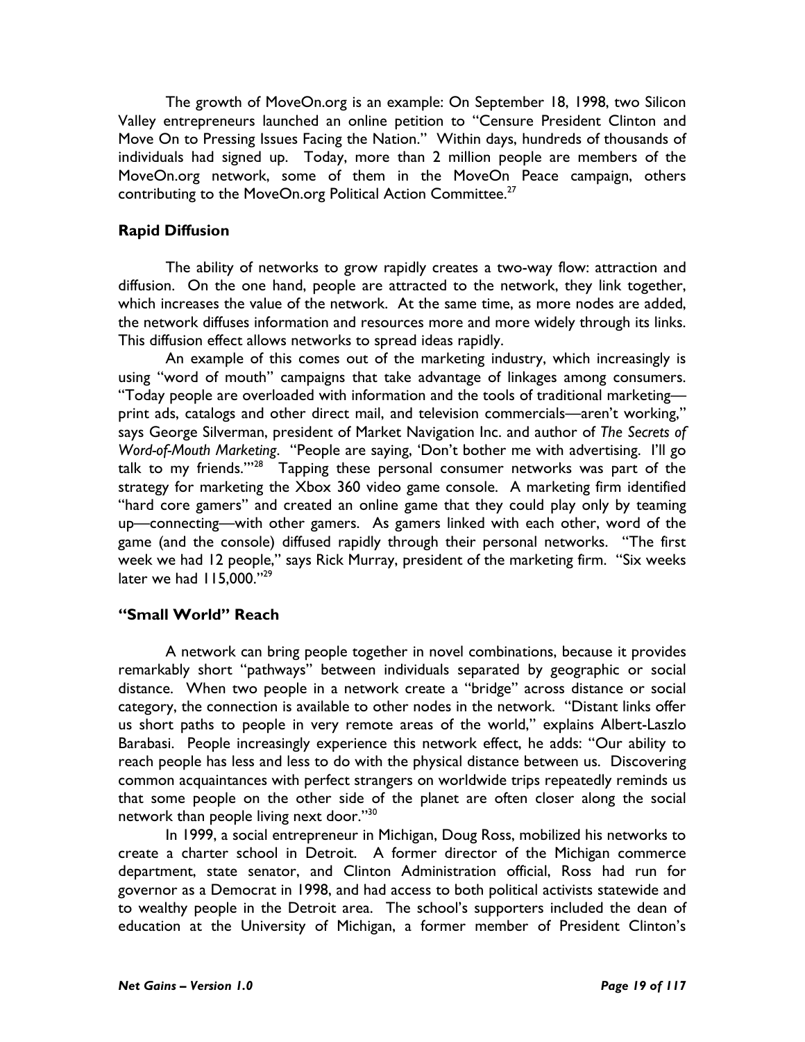The growth of MoveOn.org is an example: On September 18, 1998, two Silicon Valley entrepreneurs launched an online petition to "Censure President Clinton and Move On to Pressing Issues Facing the Nation." Within days, hundreds of thousands of individuals had signed up. Today, more than 2 million people are members of the MoveOn.org network, some of them in the MoveOn Peace campaign, others contributing to the MoveOn.org Political Action Committee.[27]

### Rapid Diffusion

The ability of networks to grow rapidly creates a two-way flow: attraction and diffusion. On the one hand, people are attracted to the network, they link together, which increases the value of the network. At the same time, as more nodes are added, the network diffuses information and resources more and more widely through its links. This diffusion effect allows networks to spread ideas rapidly.

An example of this comes out of the marketing industry, which increasingly is using "word of mouth" campaigns that take advantage of linkages among consumers. "Today people are overloaded with information and the tools of traditional marketing—print ads, catalogs and other direct mail, and television commercials—aren't working," says George Silverman, president of Market Navigation Inc. and author of *The Secrets of Word-of-Mouth Marketing*. "People are saying, 'Don't bother me with advertising. I'll go talk to my friends.'"[28] Tapping these personal consumer networks was part of the strategy for marketing the Xbox 360 video game console. A marketing firm identified "hard core gamers" and created an online game that they could play only by teaming up—connecting—with other gamers. As gamers linked with each other, word of the game (and the console) diffused rapidly through their personal networks. "The first week we had 12 people," says Rick Murray, president of the marketing firm. "Six weeks later we had 115,000."[29]

### "Small World" Reach

A network can bring people together in novel combinations, because it provides remarkably short "pathways" between individuals separated by geographic or social distance. When two people in a network create a "bridge" across distance or social category, the connection is available to other nodes in the network. "Distant links offer us short paths to people in very remote areas of the world," explains Albert-Laszlo Barabasi. People increasingly experience this network effect, he adds: "Our ability to reach people has less and less to do with the physical distance between us. Discovering common acquaintances with perfect strangers on worldwide trips repeatedly reminds us that some people on the other side of the planet are often closer along the social network than people living next door."[30]

In 1999, a social entrepreneur in Michigan, Doug Ross, mobilized his networks to create a charter school in Detroit. A former director of the Michigan commerce department, state senator, and Clinton Administration official, Ross had run for governor as a Democrat in 1998, and had access to both political activists statewide and to wealthy people in the Detroit area. The school's supporters included the dean of education at the University of Michigan, a former member of President Clinton's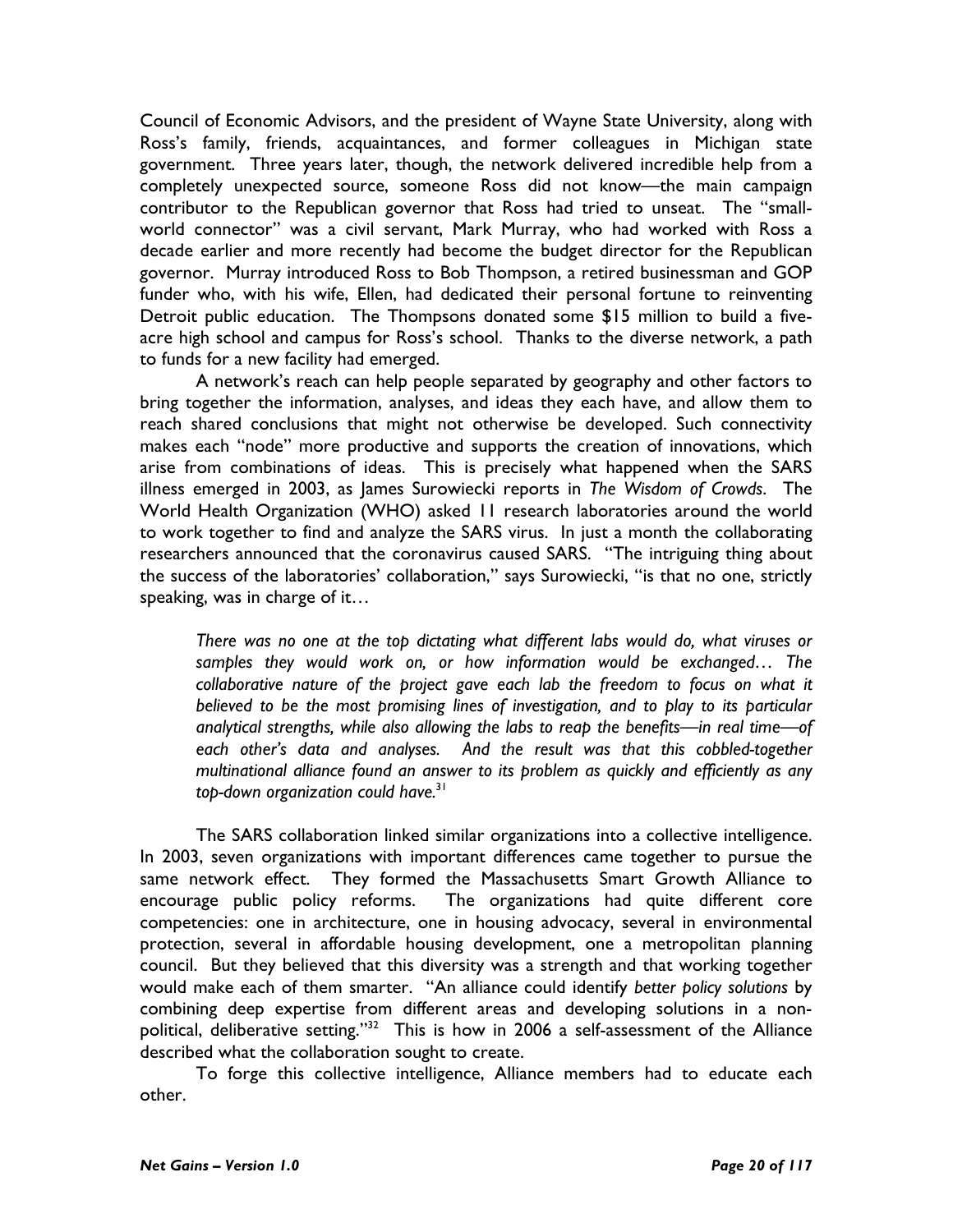Council of Economic Advisors, and the president of Wayne State University, along with Ross's family, friends, acquaintances, and former colleagues in Michigan state government. Three years later, though, the network delivered incredible help from a completely unexpected source, someone Ross did not know—the main campaign contributor to the Republican governor that Ross had tried to unseat. The "small-world connector" was a civil servant, Mark Murray, who had worked with Ross a decade earlier and more recently had become the budget director for the Republican governor. Murray introduced Ross to Bob Thompson, a retired businessman and GOP funder who, with his wife, Ellen, had dedicated their personal fortune to reinventing Detroit public education. The Thompsons donated some $15 million to build a five-acre high school and campus for Ross's school. Thanks to the diverse network, a path to funds for a new facility had emerged.

A network's reach can help people separated by geography and other factors to bring together the information, analyses, and ideas they each have, and allow them to reach shared conclusions that might not otherwise be developed. Such connectivity makes each "node" more productive and supports the creation of innovations, which arise from combinations of ideas. This is precisely what happened when the SARS illness emerged in 2003, as James Surowiecki reports in *The Wisdom of Crowds*. The World Health Organization (WHO) asked 11 research laboratories around the world to work together to find and analyze the SARS virus. In just a month the collaborating researchers announced that the coronavirus caused SARS. "The intriguing thing about the success of the laboratories' collaboration," says Surowiecki, "is that no one, strictly speaking, was in charge of it…

> *There was no one at the top dictating what different labs would do, what viruses or samples they would work on, or how information would be exchanged… The collaborative nature of the project gave each lab the freedom to focus on what it believed to be the most promising lines of investigation, and to play to its particular analytical strengths, while also allowing the labs to reap the benefits—in real time—of each other's data and analyses. And the result was that this cobbled-together multinational alliance found an answer to its problem as quickly and efficiently as any top-down organization could have.*[31]

The SARS collaboration linked similar organizations into a collective intelligence. In 2003, seven organizations with important differences came together to pursue the same network effect. They formed the Massachusetts Smart Growth Alliance to encourage public policy reforms. The organizations had quite different core competencies: one in architecture, one in housing advocacy, several in environmental protection, several in affordable housing development, one a metropolitan planning council. But they believed that this diversity was a strength and that working together would make each of them smarter. "An alliance could identify *better policy solutions* by combining deep expertise from different areas and developing solutions in a non-political, deliberative setting."[32] This is how in 2006 a self-assessment of the Alliance described what the collaboration sought to create.

To forge this collective intelligence, Alliance members had to educate each other.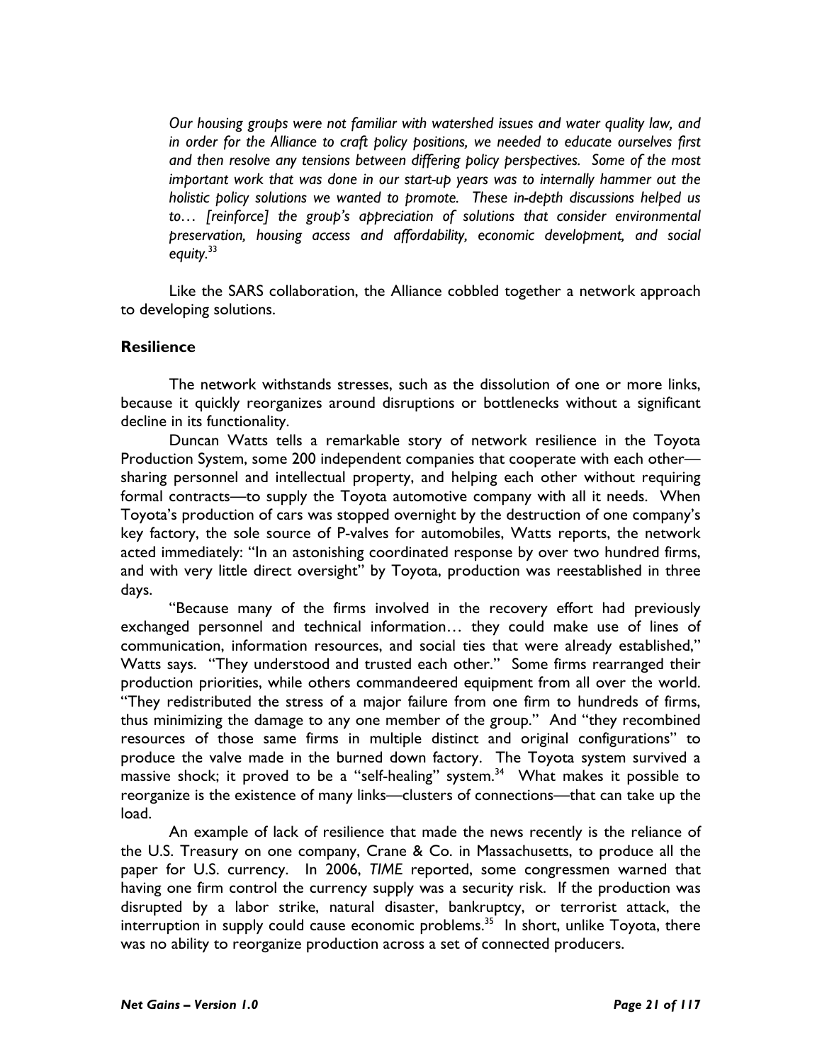*Our housing groups were not familiar with watershed issues and water quality law, and in order for the Alliance to craft policy positions, we needed to educate ourselves first and then resolve any tensions between differing policy perspectives. Some of the most important work that was done in our start-up years was to internally hammer out the holistic policy solutions we wanted to promote. These in-depth discussions helped us to… [reinforce] the group's appreciation of solutions that consider environmental preservation, housing access and affordability, economic development, and social equity.*[33]

Like the SARS collaboration, the Alliance cobbled together a network approach to developing solutions.

### Resilience

The network withstands stresses, such as the dissolution of one or more links, because it quickly reorganizes around disruptions or bottlenecks without a significant decline in its functionality.

Duncan Watts tells a remarkable story of network resilience in the Toyota Production System, some 200 independent companies that cooperate with each other—sharing personnel and intellectual property, and helping each other without requiring formal contracts—to supply the Toyota automotive company with all it needs. When Toyota's production of cars was stopped overnight by the destruction of one company's key factory, the sole source of P-valves for automobiles, Watts reports, the network acted immediately: "In an astonishing coordinated response by over two hundred firms, and with very little direct oversight" by Toyota, production was reestablished in three days.

"Because many of the firms involved in the recovery effort had previously exchanged personnel and technical information… they could make use of lines of communication, information resources, and social ties that were already established," Watts says. "They understood and trusted each other." Some firms rearranged their production priorities, while others commandeered equipment from all over the world. "They redistributed the stress of a major failure from one firm to hundreds of firms, thus minimizing the damage to any one member of the group." And "they recombined resources of those same firms in multiple distinct and original configurations" to produce the valve made in the burned down factory. The Toyota system survived a massive shock; it proved to be a "self-healing" system.[34] What makes it possible to reorganize is the existence of many links—clusters of connections—that can take up the load.

An example of lack of resilience that made the news recently is the reliance of the U.S. Treasury on one company, Crane & Co. in Massachusetts, to produce all the paper for U.S. currency. In 2006, *TIME* reported, some congressmen warned that having one firm control the currency supply was a security risk. If the production was disrupted by a labor strike, natural disaster, bankruptcy, or terrorist attack, the interruption in supply could cause economic problems.[35] In short, unlike Toyota, there was no ability to reorganize production across a set of connected producers.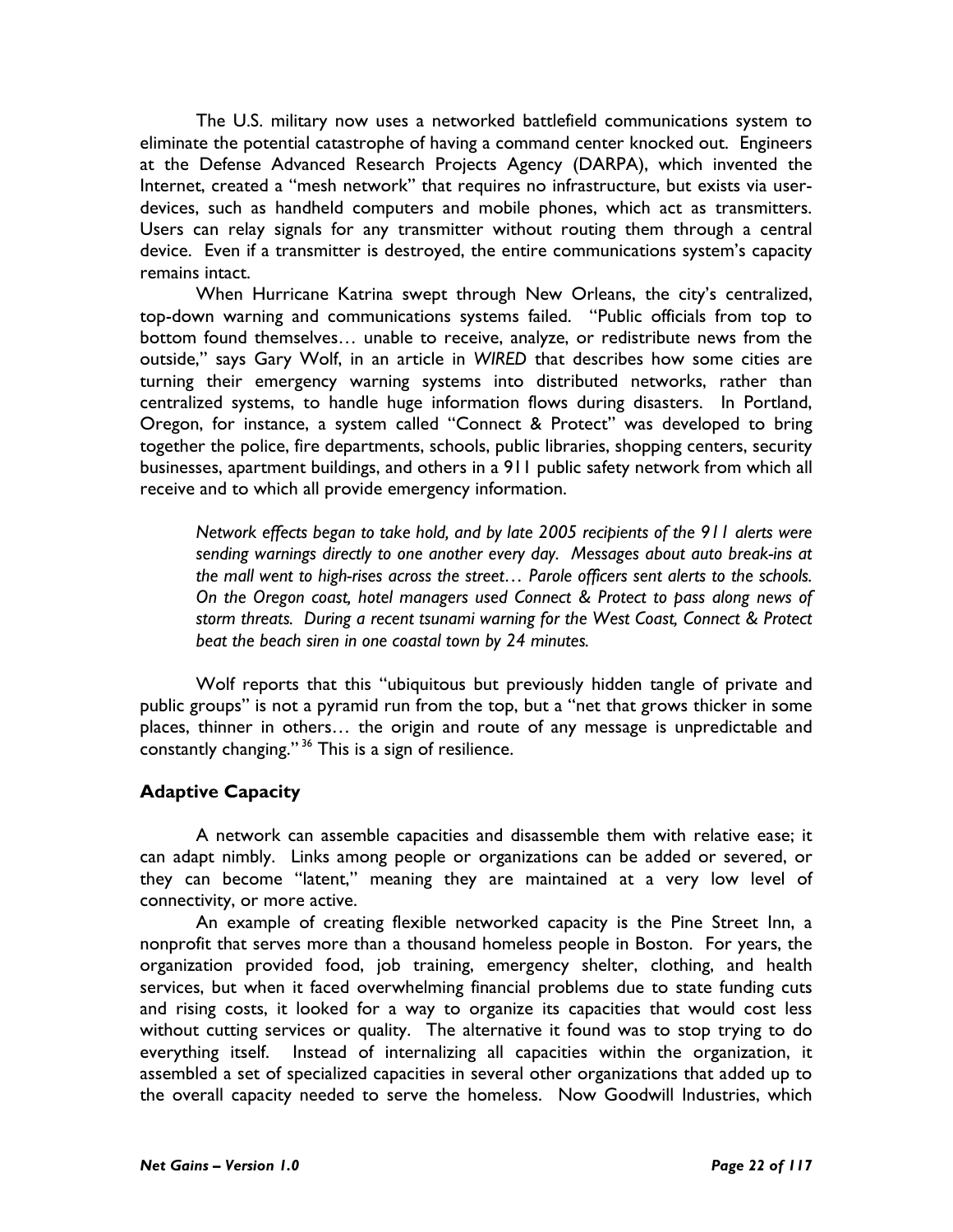The U.S. military now uses a networked battlefield communications system to eliminate the potential catastrophe of having a command center knocked out. Engineers at the Defense Advanced Research Projects Agency (DARPA), which invented the Internet, created a "mesh network" that requires no infrastructure, but exists via user-devices, such as handheld computers and mobile phones, which act as transmitters. Users can relay signals for any transmitter without routing them through a central device. Even if a transmitter is destroyed, the entire communications system's capacity remains intact.

When Hurricane Katrina swept through New Orleans, the city's centralized, top-down warning and communications systems failed. "Public officials from top to bottom found themselves… unable to receive, analyze, or redistribute news from the outside," says Gary Wolf, in an article in *WIRED* that describes how some cities are turning their emergency warning systems into distributed networks, rather than centralized systems, to handle huge information flows during disasters. In Portland, Oregon, for instance, a system called "Connect & Protect" was developed to bring together the police, fire departments, schools, public libraries, shopping centers, security businesses, apartment buildings, and others in a 911 public safety network from which all receive and to which all provide emergency information.

> *Network effects began to take hold, and by late 2005 recipients of the 911 alerts were sending warnings directly to one another every day. Messages about auto break-ins at the mall went to high-rises across the street… Parole officers sent alerts to the schools. On the Oregon coast, hotel managers used Connect & Protect to pass along news of storm threats. During a recent tsunami warning for the West Coast, Connect & Protect beat the beach siren in one coastal town by 24 minutes.*

Wolf reports that this "ubiquitous but previously hidden tangle of private and public groups" is not a pyramid run from the top, but a "net that grows thicker in some places, thinner in others… the origin and route of any message is unpredictable and constantly changing."[36] This is a sign of resilience.

## Adaptive Capacity

A network can assemble capacities and disassemble them with relative ease; it can adapt nimbly. Links among people or organizations can be added or severed, or they can become "latent," meaning they are maintained at a very low level of connectivity, or more active.

An example of creating flexible networked capacity is the Pine Street Inn, a nonprofit that serves more than a thousand homeless people in Boston. For years, the organization provided food, job training, emergency shelter, clothing, and health services, but when it faced overwhelming financial problems due to state funding cuts and rising costs, it looked for a way to organize its capacities that would cost less without cutting services or quality. The alternative it found was to stop trying to do everything itself. Instead of internalizing all capacities within the organization, it assembled a set of specialized capacities in several other organizations that added up to the overall capacity needed to serve the homeless. Now Goodwill Industries, which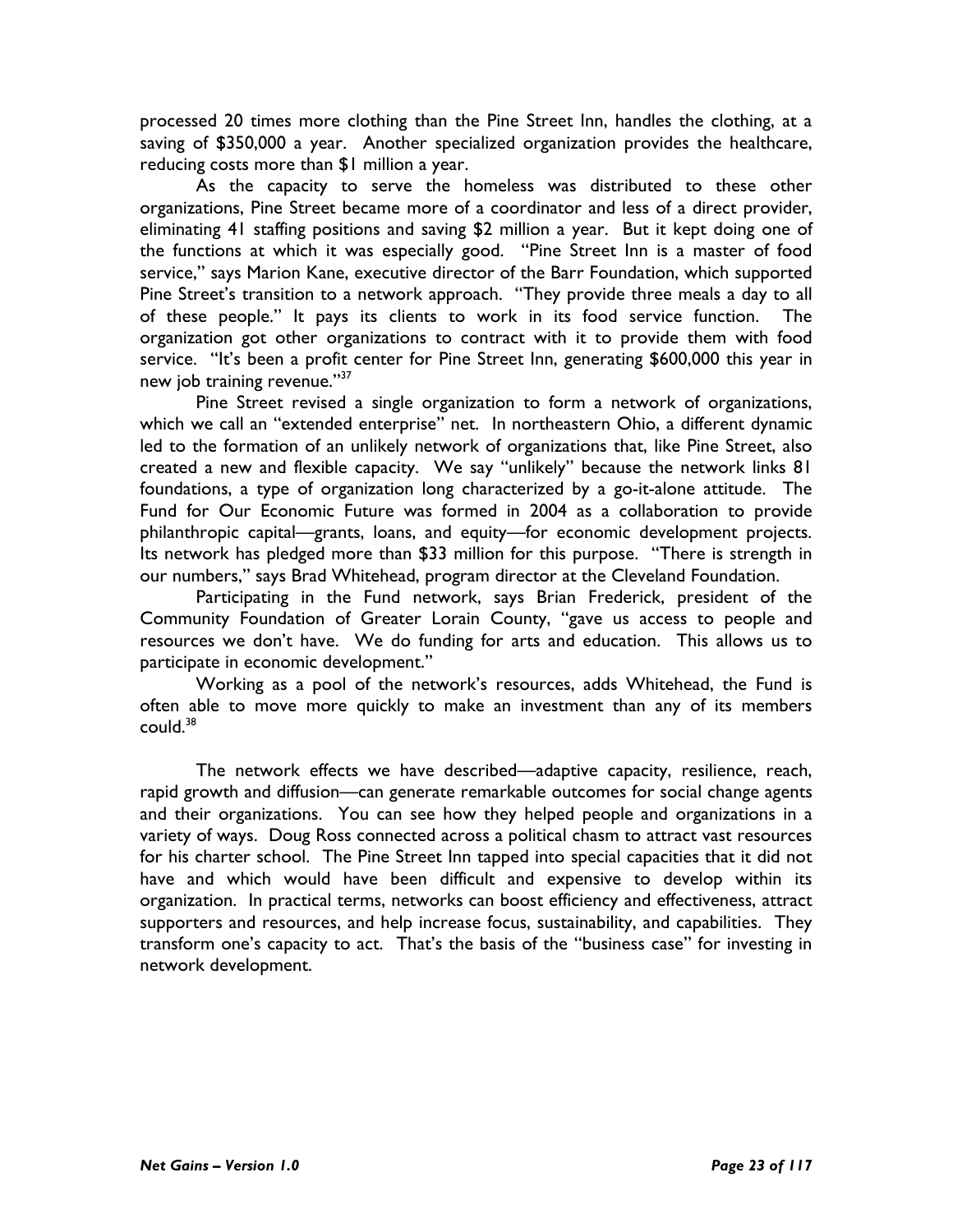processed 20 times more clothing than the Pine Street Inn, handles the clothing, at a saving of $350,000 a year. Another specialized organization provides the healthcare, reducing costs more than $1 million a year.

As the capacity to serve the homeless was distributed to these other organizations, Pine Street became more of a coordinator and less of a direct provider, eliminating 41 staffing positions and saving $2 million a year. But it kept doing one of the functions at which it was especially good. "Pine Street Inn is a master of food service," says Marion Kane, executive director of the Barr Foundation, which supported Pine Street's transition to a network approach. "They provide three meals a day to all of these people." It pays its clients to work in its food service function. The organization got other organizations to contract with it to provide them with food service. "It's been a profit center for Pine Street Inn, generating $600,000 this year in new job training revenue."[37]

Pine Street revised a single organization to form a network of organizations, which we call an "extended enterprise" net. In northeastern Ohio, a different dynamic led to the formation of an unlikely network of organizations that, like Pine Street, also created a new and flexible capacity. We say "unlikely" because the network links 81 foundations, a type of organization long characterized by a go-it-alone attitude. The Fund for Our Economic Future was formed in 2004 as a collaboration to provide philanthropic capital—grants, loans, and equity—for economic development projects. Its network has pledged more than $33 million for this purpose. "There is strength in our numbers," says Brad Whitehead, program director at the Cleveland Foundation.

Participating in the Fund network, says Brian Frederick, president of the Community Foundation of Greater Lorain County, "gave us access to people and resources we don't have. We do funding for arts and education. This allows us to participate in economic development."

Working as a pool of the network's resources, adds Whitehead, the Fund is often able to move more quickly to make an investment than any of its members could.[38]

The network effects we have described—adaptive capacity, resilience, reach, rapid growth and diffusion—can generate remarkable outcomes for social change agents and their organizations. You can see how they helped people and organizations in a variety of ways. Doug Ross connected across a political chasm to attract vast resources for his charter school. The Pine Street Inn tapped into special capacities that it did not have and which would have been difficult and expensive to develop within its organization. In practical terms, networks can boost efficiency and effectiveness, attract supporters and resources, and help increase focus, sustainability, and capabilities. They transform one's capacity to act. That's the basis of the "business case" for investing in network development.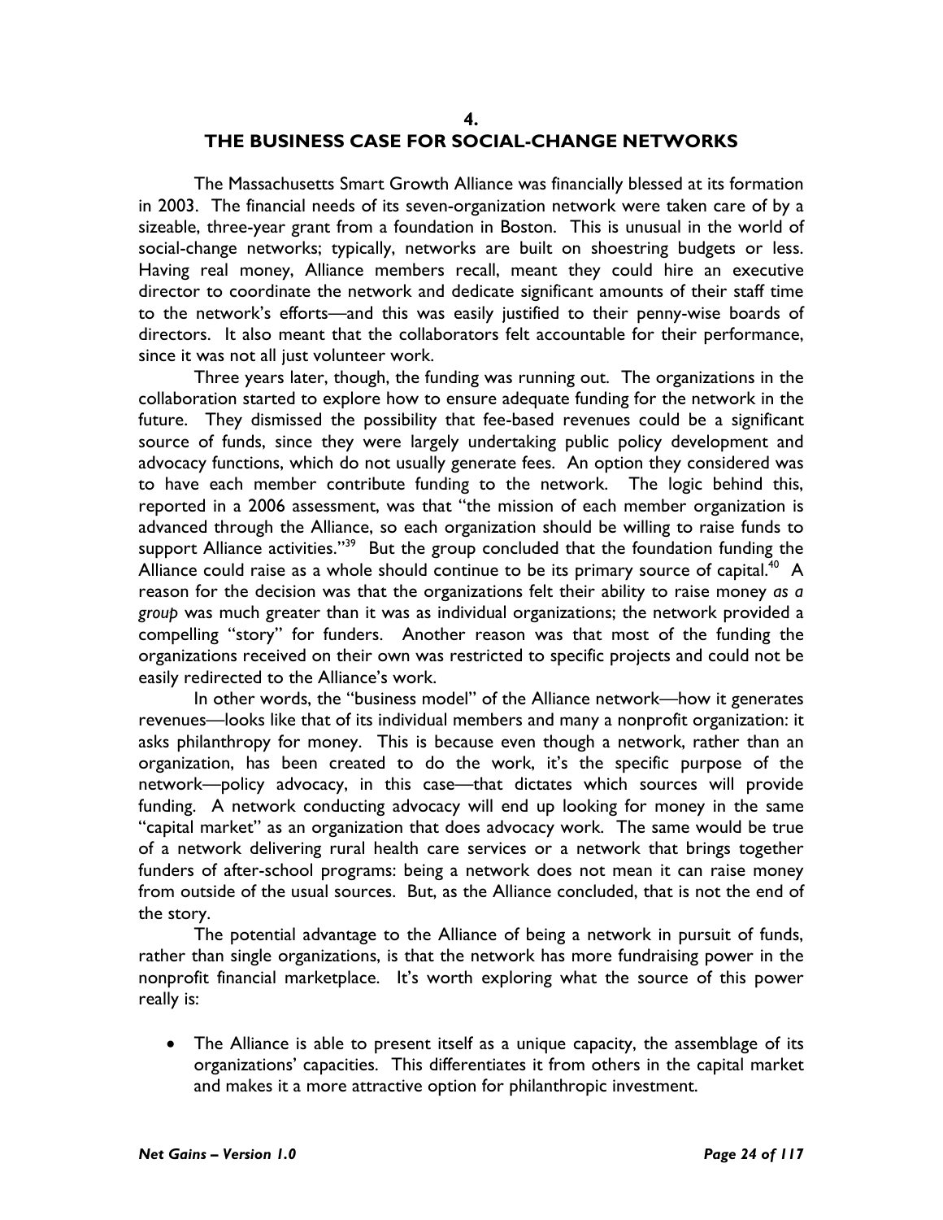# 4.
# THE BUSINESS CASE FOR SOCIAL-CHANGE NETWORKS

The Massachusetts Smart Growth Alliance was financially blessed at its formation in 2003. The financial needs of its seven-organization network were taken care of by a sizeable, three-year grant from a foundation in Boston. This is unusual in the world of social-change networks; typically, networks are built on shoestring budgets or less. Having real money, Alliance members recall, meant they could hire an executive director to coordinate the network and dedicate significant amounts of their staff time to the network's efforts—and this was easily justified to their penny-wise boards of directors. It also meant that the collaborators felt accountable for their performance, since it was not all just volunteer work.

Three years later, though, the funding was running out. The organizations in the collaboration started to explore how to ensure adequate funding for the network in the future. They dismissed the possibility that fee-based revenues could be a significant source of funds, since they were largely undertaking public policy development and advocacy functions, which do not usually generate fees. An option they considered was to have each member contribute funding to the network. The logic behind this, reported in a 2006 assessment, was that "the mission of each member organization is advanced through the Alliance, so each organization should be willing to raise funds to support Alliance activities."[39] But the group concluded that the foundation funding the Alliance could raise as a whole should continue to be its primary source of capital.[40] A reason for the decision was that the organizations felt their ability to raise money *as a group* was much greater than it was as individual organizations; the network provided a compelling "story" for funders. Another reason was that most of the funding the organizations received on their own was restricted to specific projects and could not be easily redirected to the Alliance's work.

In other words, the "business model" of the Alliance network—how it generates revenues—looks like that of its individual members and many a nonprofit organization: it asks philanthropy for money. This is because even though a network, rather than an organization, has been created to do the work, it's the specific purpose of the network—policy advocacy, in this case—that dictates which sources will provide funding. A network conducting advocacy will end up looking for money in the same "capital market" as an organization that does advocacy work. The same would be true of a network delivering rural health care services or a network that brings together funders of after-school programs: being a network does not mean it can raise money from outside of the usual sources. But, as the Alliance concluded, that is not the end of the story.

The potential advantage to the Alliance of being a network in pursuit of funds, rather than single organizations, is that the network has more fundraising power in the nonprofit financial marketplace. It's worth exploring what the source of this power really is:

- The Alliance is able to present itself as a unique capacity, the assemblage of its organizations' capacities. This differentiates it from others in the capital market and makes it a more attractive option for philanthropic investment.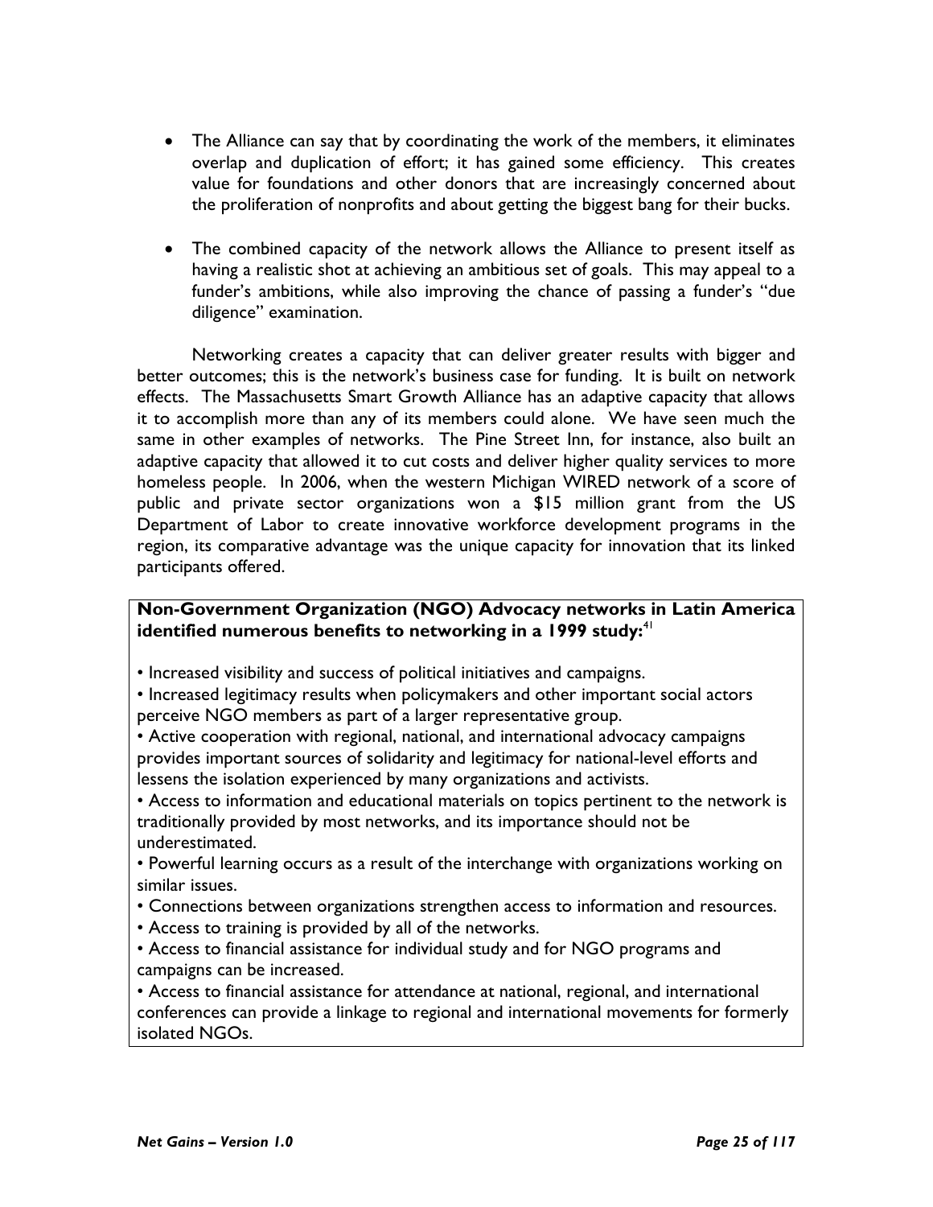- The Alliance can say that by coordinating the work of the members, it eliminates overlap and duplication of effort; it has gained some efficiency. This creates value for foundations and other donors that are increasingly concerned about the proliferation of nonprofits and about getting the biggest bang for their bucks.

- The combined capacity of the network allows the Alliance to present itself as having a realistic shot at achieving an ambitious set of goals. This may appeal to a funder's ambitions, while also improving the chance of passing a funder's "due diligence" examination.

Networking creates a capacity that can deliver greater results with bigger and better outcomes; this is the network's business case for funding. It is built on network effects. The Massachusetts Smart Growth Alliance has an adaptive capacity that allows it to accomplish more than any of its members could alone. We have seen much the same in other examples of networks. The Pine Street Inn, for instance, also built an adaptive capacity that allowed it to cut costs and deliver higher quality services to more homeless people. In 2006, when the western Michigan WIRED network of a score of public and private sector organizations won a $15 million grant from the US Department of Labor to create innovative workforce development programs in the region, its comparative advantage was the unique capacity for innovation that its linked participants offered.

**Non-Government Organization (NGO) Advocacy networks in Latin America identified numerous benefits to networking in a 1999 study:**[41]

- Increased visibility and success of political initiatives and campaigns.
- Increased legitimacy results when policymakers and other important social actors perceive NGO members as part of a larger representative group.
- Active cooperation with regional, national, and international advocacy campaigns provides important sources of solidarity and legitimacy for national-level efforts and lessens the isolation experienced by many organizations and activists.
- Access to information and educational materials on topics pertinent to the network is traditionally provided by most networks, and its importance should not be underestimated.
- Powerful learning occurs as a result of the interchange with organizations working on similar issues.
- Connections between organizations strengthen access to information and resources.
- Access to training is provided by all of the networks.
- Access to financial assistance for individual study and for NGO programs and campaigns can be increased.
- Access to financial assistance for attendance at national, regional, and international conferences can provide a linkage to regional and international movements for formerly isolated NGOs.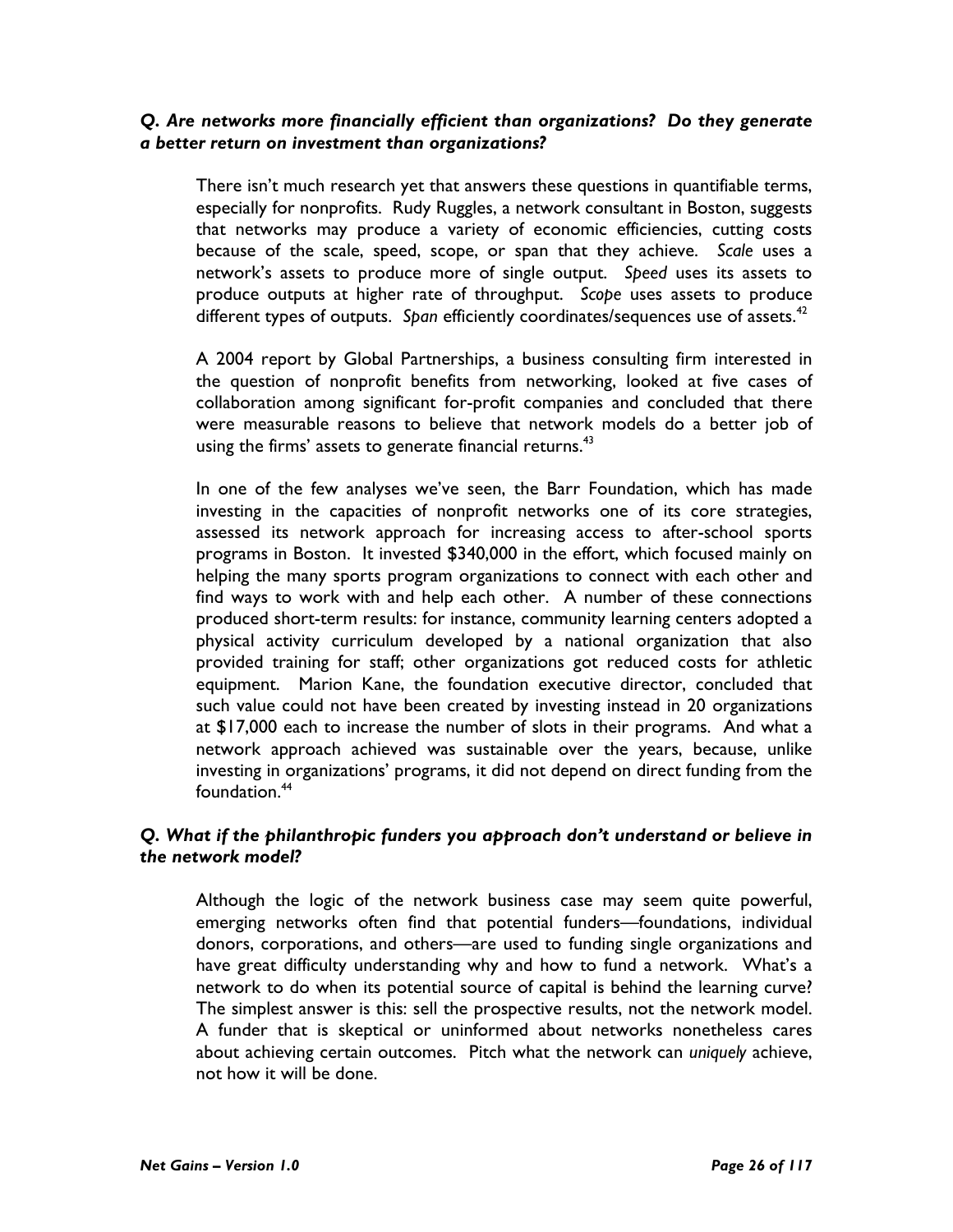***Q. Are networks more financially efficient than organizations? Do they generate a better return on investment than organizations?***

There isn't much research yet that answers these questions in quantifiable terms, especially for nonprofits. Rudy Ruggles, a network consultant in Boston, suggests that networks may produce a variety of economic efficiencies, cutting costs because of the scale, speed, scope, or span that they achieve. *Scale* uses a network's assets to produce more of single output. *Speed* uses its assets to produce outputs at higher rate of throughput. *Scope* uses assets to produce different types of outputs. *Span* efficiently coordinates/sequences use of assets.[42]

A 2004 report by Global Partnerships, a business consulting firm interested in the question of nonprofit benefits from networking, looked at five cases of collaboration among significant for-profit companies and concluded that there were measurable reasons to believe that network models do a better job of using the firms' assets to generate financial returns.[43]

In one of the few analyses we've seen, the Barr Foundation, which has made investing in the capacities of nonprofit networks one of its core strategies, assessed its network approach for increasing access to after-school sports programs in Boston. It invested $340,000 in the effort, which focused mainly on helping the many sports program organizations to connect with each other and find ways to work with and help each other. A number of these connections produced short-term results: for instance, community learning centers adopted a physical activity curriculum developed by a national organization that also provided training for staff; other organizations got reduced costs for athletic equipment. Marion Kane, the foundation executive director, concluded that such value could not have been created by investing instead in 20 organizations at $17,000 each to increase the number of slots in their programs. And what a network approach achieved was sustainable over the years, because, unlike investing in organizations' programs, it did not depend on direct funding from the foundation.[44]

***Q. What if the philanthropic funders you approach don't understand or believe in the network model?***

Although the logic of the network business case may seem quite powerful, emerging networks often find that potential funders—foundations, individual donors, corporations, and others—are used to funding single organizations and have great difficulty understanding why and how to fund a network. What's a network to do when its potential source of capital is behind the learning curve? The simplest answer is this: sell the prospective results, not the network model. A funder that is skeptical or uninformed about networks nonetheless cares about achieving certain outcomes. Pitch what the network can *uniquely* achieve, not how it will be done.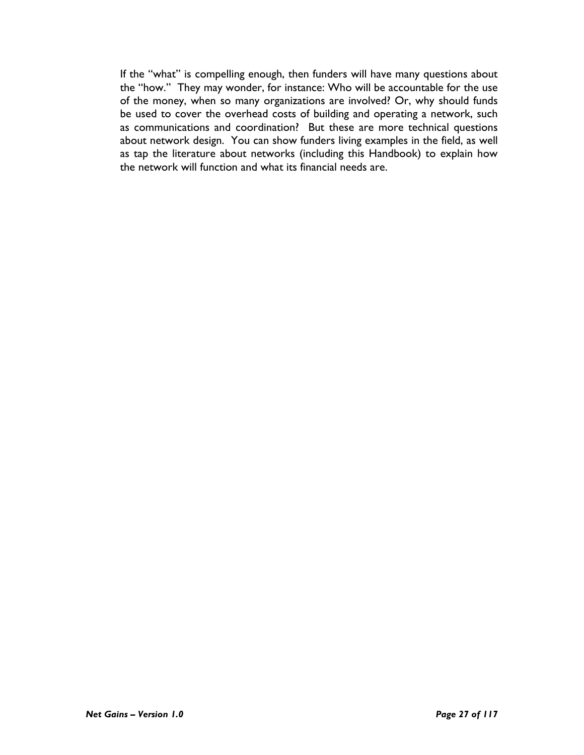If the "what" is compelling enough, then funders will have many questions about the "how." They may wonder, for instance: Who will be accountable for the use of the money, when so many organizations are involved? Or, why should funds be used to cover the overhead costs of building and operating a network, such as communications and coordination? But these are more technical questions about network design. You can show funders living examples in the field, as well as tap the literature about networks (including this Handbook) to explain how the network will function and what its financial needs are.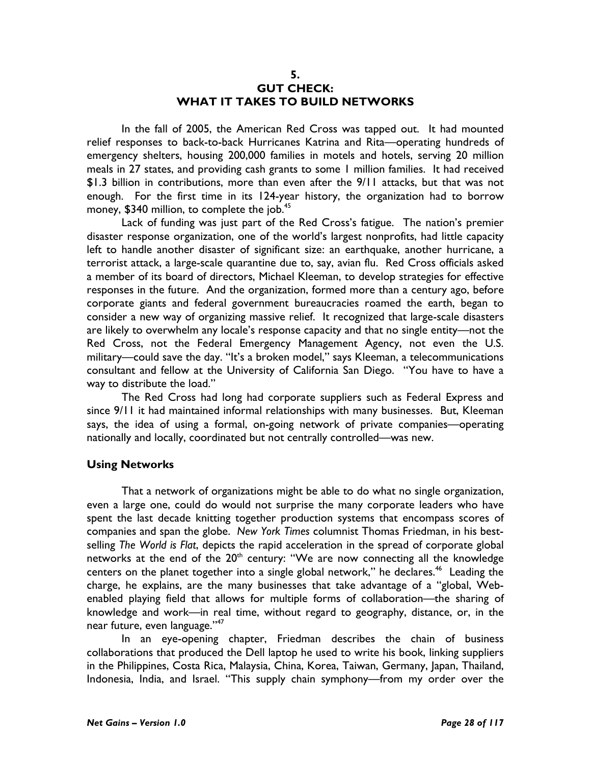# 5.
# GUT CHECK: WHAT IT TAKES TO BUILD NETWORKS

In the fall of 2005, the American Red Cross was tapped out. It had mounted relief responses to back-to-back Hurricanes Katrina and Rita—operating hundreds of emergency shelters, housing 200,000 families in motels and hotels, serving 20 million meals in 27 states, and providing cash grants to some 1 million families. It had received $1.3 billion in contributions, more than even after the 9/11 attacks, but that was not enough. For the first time in its 124-year history, the organization had to borrow money, $340 million, to complete the job.[45]

Lack of funding was just part of the Red Cross's fatigue. The nation's premier disaster response organization, one of the world's largest nonprofits, had little capacity left to handle another disaster of significant size: an earthquake, another hurricane, a terrorist attack, a large-scale quarantine due to, say, avian flu. Red Cross officials asked a member of its board of directors, Michael Kleeman, to develop strategies for effective responses in the future. And the organization, formed more than a century ago, before corporate giants and federal government bureaucracies roamed the earth, began to consider a new way of organizing massive relief. It recognized that large-scale disasters are likely to overwhelm any locale's response capacity and that no single entity—not the Red Cross, not the Federal Emergency Management Agency, not even the U.S. military—could save the day. "It's a broken model," says Kleeman, a telecommunications consultant and fellow at the University of California San Diego. "You have to have a way to distribute the load."

The Red Cross had long had corporate suppliers such as Federal Express and since 9/11 it had maintained informal relationships with many businesses. But, Kleeman says, the idea of using a formal, on-going network of private companies—operating nationally and locally, coordinated but not centrally controlled—was new.

## Using Networks

That a network of organizations might be able to do what no single organization, even a large one, could do would not surprise the many corporate leaders who have spent the last decade knitting together production systems that encompass scores of companies and span the globe. *New York Times* columnist Thomas Friedman, in his best-selling *The World is Flat*, depicts the rapid acceleration in the spread of corporate global networks at the end of the 20th century: "We are now connecting all the knowledge centers on the planet together into a single global network," he declares.[46] Leading the charge, he explains, are the many businesses that take advantage of a "global, Web-enabled playing field that allows for multiple forms of collaboration—the sharing of knowledge and work—in real time, without regard to geography, distance, or, in the near future, even language."[47]

In an eye-opening chapter, Friedman describes the chain of business collaborations that produced the Dell laptop he used to write his book, linking suppliers in the Philippines, Costa Rica, Malaysia, China, Korea, Taiwan, Germany, Japan, Thailand, Indonesia, India, and Israel. "This supply chain symphony—from my order over the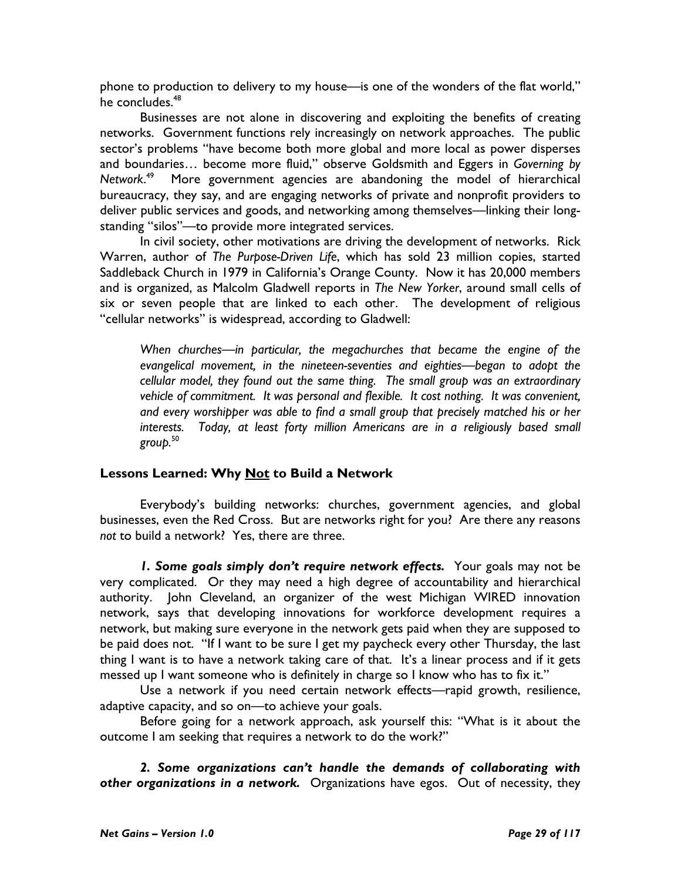phone to production to delivery to my house—is one of the wonders of the flat world," he concludes.[48]

Businesses are not alone in discovering and exploiting the benefits of creating networks. Government functions rely increasingly on network approaches. The public sector's problems "have become both more global and more local as power disperses and boundaries… become more fluid," observe Goldsmith and Eggers in *Governing by Network*.[49] More government agencies are abandoning the model of hierarchical bureaucracy, they say, and are engaging networks of private and nonprofit providers to deliver public services and goods, and networking among themselves—linking their long-standing "silos"—to provide more integrated services.

In civil society, other motivations are driving the development of networks. Rick Warren, author of *The Purpose-Driven Life*, which has sold 23 million copies, started Saddleback Church in 1979 in California's Orange County. Now it has 20,000 members and is organized, as Malcolm Gladwell reports in *The New Yorker*, around small cells of six or seven people that are linked to each other. The development of religious "cellular networks" is widespread, according to Gladwell:

> *When churches—in particular, the megachurches that became the engine of the evangelical movement, in the nineteen-seventies and eighties—began to adopt the cellular model, they found out the same thing. The small group was an extraordinary vehicle of commitment. It was personal and flexible. It cost nothing. It was convenient, and every worshipper was able to find a small group that precisely matched his or her interests. Today, at least forty million Americans are in a religiously based small group.*[50]

### Lessons Learned: Why Not to Build a Network

Everybody's building networks: churches, government agencies, and global businesses, even the Red Cross. But are networks right for you? Are there any reasons *not* to build a network? Yes, there are three.

***1. Some goals simply don't require network effects.*** Your goals may not be very complicated. Or they may need a high degree of accountability and hierarchical authority. John Cleveland, an organizer of the west Michigan WIRED innovation network, says that developing innovations for workforce development requires a network, but making sure everyone in the network gets paid when they are supposed to be paid does not. "If I want to be sure I get my paycheck every other Thursday, the last thing I want is to have a network taking care of that. It's a linear process and if it gets messed up I want someone who is definitely in charge so I know who has to fix it."

Use a network if you need certain network effects—rapid growth, resilience, adaptive capacity, and so on—to achieve your goals.

Before going for a network approach, ask yourself this: "What is it about the outcome I am seeking that requires a network to do the work?"

***2. Some organizations can't handle the demands of collaborating with other organizations in a network.*** Organizations have egos. Out of necessity, they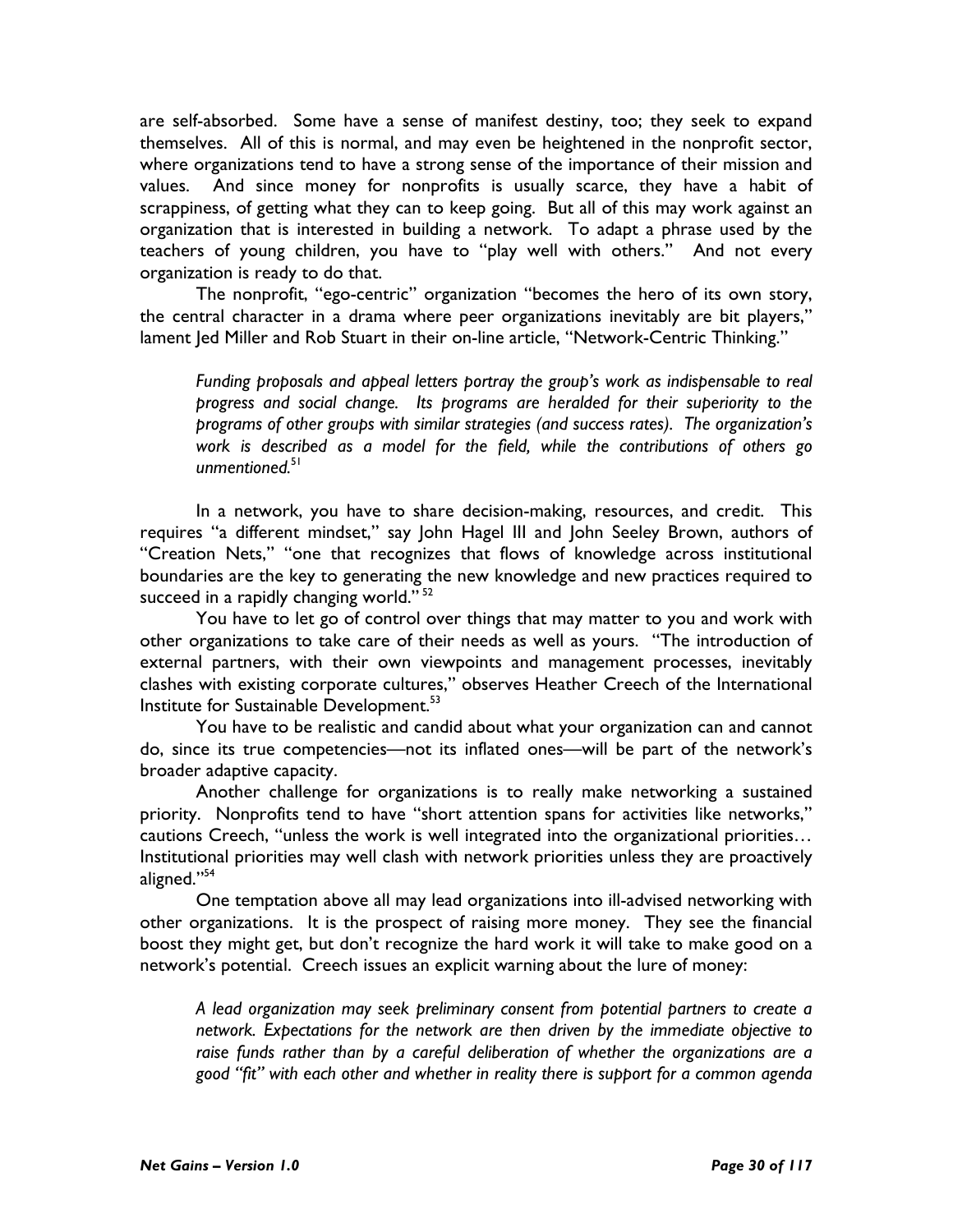are self-absorbed. Some have a sense of manifest destiny, too; they seek to expand themselves. All of this is normal, and may even be heightened in the nonprofit sector, where organizations tend to have a strong sense of the importance of their mission and values. And since money for nonprofits is usually scarce, they have a habit of scrappiness, of getting what they can to keep going. But all of this may work against an organization that is interested in building a network. To adapt a phrase used by the teachers of young children, you have to "play well with others." And not every organization is ready to do that.

The nonprofit, "ego-centric" organization "becomes the hero of its own story, the central character in a drama where peer organizations inevitably are bit players," lament Jed Miller and Rob Stuart in their on-line article, "Network-Centric Thinking."

> *Funding proposals and appeal letters portray the group's work as indispensable to real progress and social change. Its programs are heralded for their superiority to the programs of other groups with similar strategies (and success rates). The organization's work is described as a model for the field, while the contributions of others go unmentioned.*[51]

In a network, you have to share decision-making, resources, and credit. This requires "a different mindset," say John Hagel III and John Seeley Brown, authors of "Creation Nets," "one that recognizes that flows of knowledge across institutional boundaries are the key to generating the new knowledge and new practices required to succeed in a rapidly changing world."[52]

You have to let go of control over things that may matter to you and work with other organizations to take care of their needs as well as yours. "The introduction of external partners, with their own viewpoints and management processes, inevitably clashes with existing corporate cultures," observes Heather Creech of the International Institute for Sustainable Development.[53]

You have to be realistic and candid about what your organization can and cannot do, since its true competencies—not its inflated ones—will be part of the network's broader adaptive capacity.

Another challenge for organizations is to really make networking a sustained priority. Nonprofits tend to have "short attention spans for activities like networks," cautions Creech, "unless the work is well integrated into the organizational priorities… Institutional priorities may well clash with network priorities unless they are proactively aligned."[54]

One temptation above all may lead organizations into ill-advised networking with other organizations. It is the prospect of raising more money. They see the financial boost they might get, but don't recognize the hard work it will take to make good on a network's potential. Creech issues an explicit warning about the lure of money:

> *A lead organization may seek preliminary consent from potential partners to create a network. Expectations for the network are then driven by the immediate objective to raise funds rather than by a careful deliberation of whether the organizations are a good "fit" with each other and whether in reality there is support for a common agenda*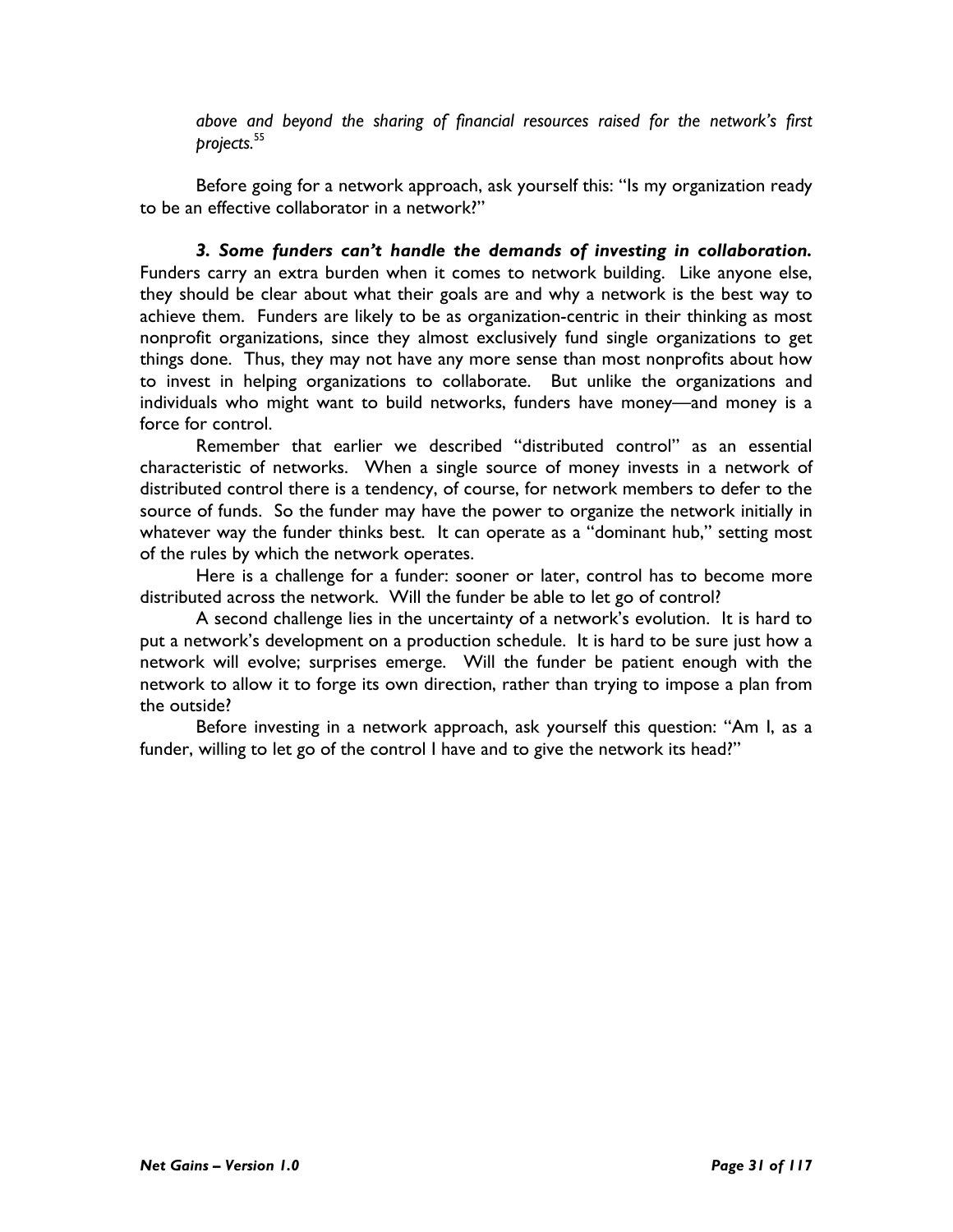*above and beyond the sharing of financial resources raised for the network's first projects.*[55]

Before going for a network approach, ask yourself this: "Is my organization ready to be an effective collaborator in a network?"

***3. Some funders can't handle the demands of investing in collaboration.*** Funders carry an extra burden when it comes to network building. Like anyone else, they should be clear about what their goals are and why a network is the best way to achieve them. Funders are likely to be as organization-centric in their thinking as most nonprofit organizations, since they almost exclusively fund single organizations to get things done. Thus, they may not have any more sense than most nonprofits about how to invest in helping organizations to collaborate. But unlike the organizations and individuals who might want to build networks, funders have money—and money is a force for control.

Remember that earlier we described "distributed control" as an essential characteristic of networks. When a single source of money invests in a network of distributed control there is a tendency, of course, for network members to defer to the source of funds. So the funder may have the power to organize the network initially in whatever way the funder thinks best. It can operate as a "dominant hub," setting most of the rules by which the network operates.

Here is a challenge for a funder: sooner or later, control has to become more distributed across the network. Will the funder be able to let go of control?

A second challenge lies in the uncertainty of a network's evolution. It is hard to put a network's development on a production schedule. It is hard to be sure just how a network will evolve; surprises emerge. Will the funder be patient enough with the network to allow it to forge its own direction, rather than trying to impose a plan from the outside?

Before investing in a network approach, ask yourself this question: "Am I, as a funder, willing to let go of the control I have and to give the network its head?"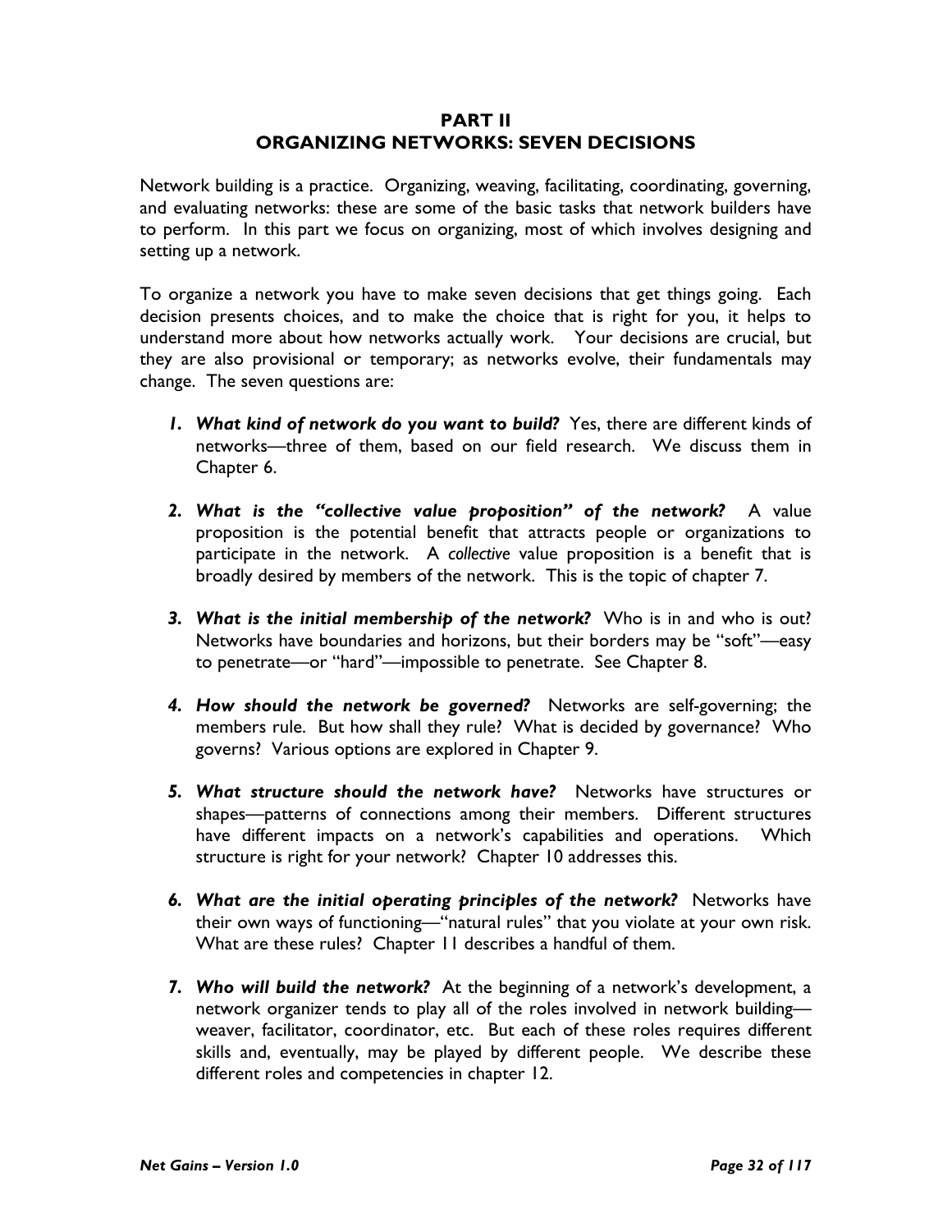# PART II
# ORGANIZING NETWORKS: SEVEN DECISIONS

Network building is a practice. Organizing, weaving, facilitating, coordinating, governing, and evaluating networks: these are some of the basic tasks that network builders have to perform. In this part we focus on organizing, most of which involves designing and setting up a network.

To organize a network you have to make seven decisions that get things going. Each decision presents choices, and to make the choice that is right for you, it helps to understand more about how networks actually work. Your decisions are crucial, but they are also provisional or temporary; as networks evolve, their fundamentals may change. The seven questions are:

1. ***What kind of network do you want to build?*** Yes, there are different kinds of networks—three of them, based on our field research. We discuss them in Chapter 6.

2. ***What is the "collective value proposition" of the network?*** A value proposition is the potential benefit that attracts people or organizations to participate in the network. A *collective* value proposition is a benefit that is broadly desired by members of the network. This is the topic of chapter 7.

3. ***What is the initial membership of the network?*** Who is in and who is out? Networks have boundaries and horizons, but their borders may be "soft"—easy to penetrate—or "hard"—impossible to penetrate. See Chapter 8.

4. ***How should the network be governed?*** Networks are self-governing; the members rule. But how shall they rule? What is decided by governance? Who governs? Various options are explored in Chapter 9.

5. ***What structure should the network have?*** Networks have structures or shapes—patterns of connections among their members. Different structures have different impacts on a network's capabilities and operations. Which structure is right for your network? Chapter 10 addresses this.

6. ***What are the initial operating principles of the network?*** Networks have their own ways of functioning—"natural rules" that you violate at your own risk. What are these rules? Chapter 11 describes a handful of them.

7. ***Who will build the network?*** At the beginning of a network's development, a network organizer tends to play all of the roles involved in network building—weaver, facilitator, coordinator, etc. But each of these roles requires different skills and, eventually, may be played by different people. We describe these different roles and competencies in chapter 12.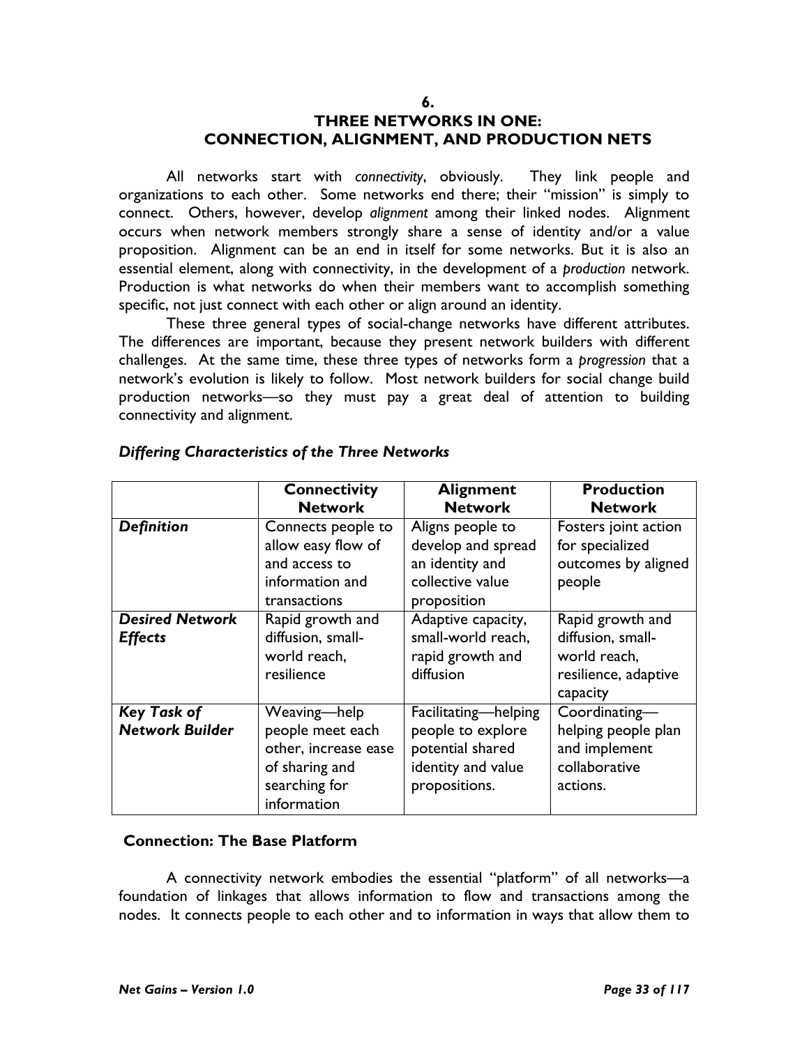## 6.
## THREE NETWORKS IN ONE: CONNECTION, ALIGNMENT, AND PRODUCTION NETS

All networks start with *connectivity*, obviously. They link people and organizations to each other. Some networks end there; their "mission" is simply to connect. Others, however, develop *alignment* among their linked nodes. Alignment occurs when network members strongly share a sense of identity and/or a value proposition. Alignment can be an end in itself for some networks. But it is also an essential element, along with connectivity, in the development of a *production* network. Production is what networks do when their members want to accomplish something specific, not just connect with each other or align around an identity.

These three general types of social-change networks have different attributes. The differences are important, because they present network builders with different challenges. At the same time, these three types of networks form a *progression* that a network's evolution is likely to follow. Most network builders for social change build production networks—so they must pay a great deal of attention to building connectivity and alignment.

### *Differing Characteristics of the Three Networks*

| | **Connectivity Network** | **Alignment Network** | **Production Network** |
|---|---|---|---|
| ***Definition*** | Connects people to allow easy flow of and access to information and transactions | Aligns people to develop and spread an identity and collective value proposition | Fosters joint action for specialized outcomes by aligned people |
| ***Desired Network Effects*** | Rapid growth and diffusion, small-world reach, resilience | Adaptive capacity, small-world reach, rapid growth and diffusion | Rapid growth and diffusion, small-world reach, resilience, adaptive capacity |
| ***Key Task of Network Builder*** | Weaving—help people meet each other, increase ease of sharing and searching for information | Facilitating—helping people to explore potential shared identity and value propositions. | Coordinating—helping people plan and implement collaborative actions. |

### Connection: The Base Platform

A connectivity network embodies the essential "platform" of all networks—a foundation of linkages that allows information to flow and transactions among the nodes. It connects people to each other and to information in ways that allow them to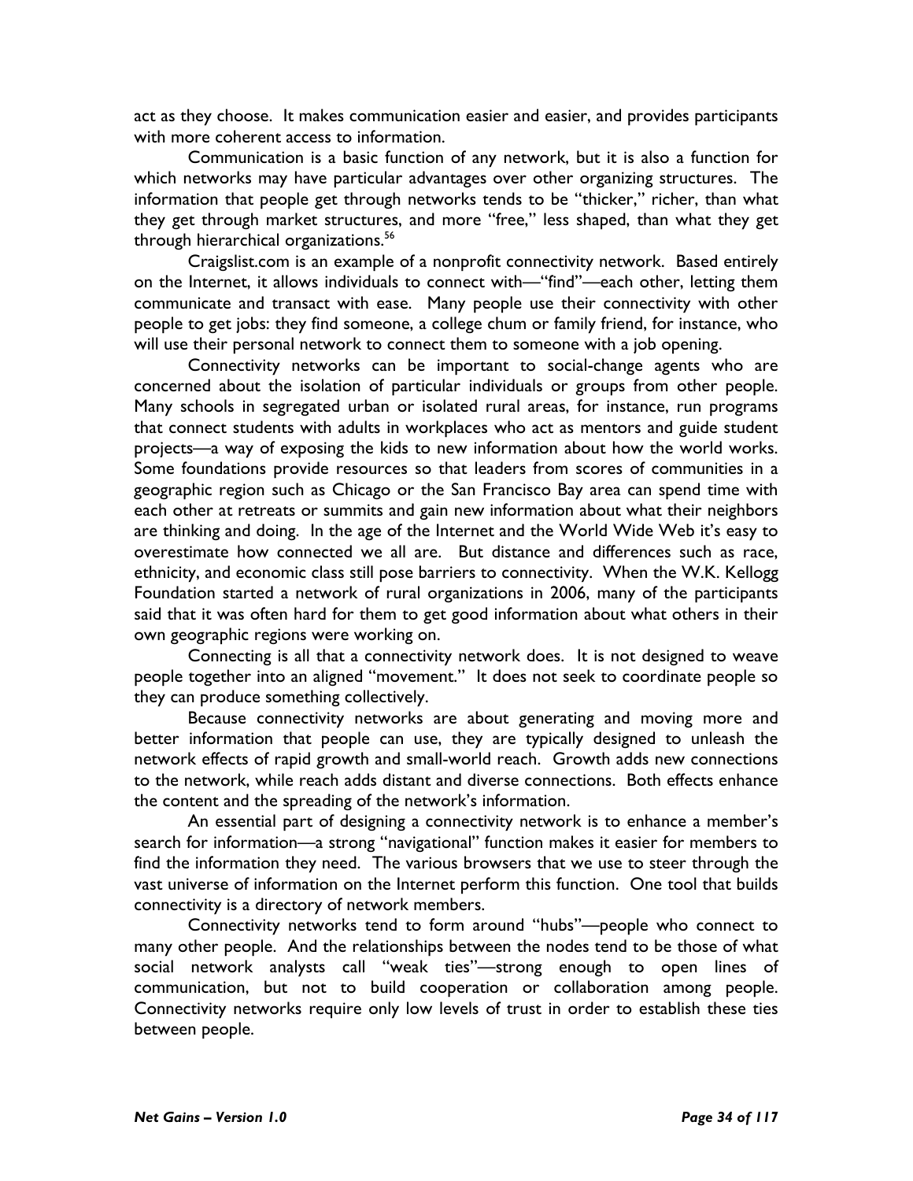act as they choose. It makes communication easier and easier, and provides participants with more coherent access to information.

Communication is a basic function of any network, but it is also a function for which networks may have particular advantages over other organizing structures. The information that people get through networks tends to be "thicker," richer, than what they get through market structures, and more "free," less shaped, than what they get through hierarchical organizations.[56]

Craigslist.com is an example of a nonprofit connectivity network. Based entirely on the Internet, it allows individuals to connect with—"find"—each other, letting them communicate and transact with ease. Many people use their connectivity with other people to get jobs: they find someone, a college chum or family friend, for instance, who will use their personal network to connect them to someone with a job opening.

Connectivity networks can be important to social-change agents who are concerned about the isolation of particular individuals or groups from other people. Many schools in segregated urban or isolated rural areas, for instance, run programs that connect students with adults in workplaces who act as mentors and guide student projects—a way of exposing the kids to new information about how the world works. Some foundations provide resources so that leaders from scores of communities in a geographic region such as Chicago or the San Francisco Bay area can spend time with each other at retreats or summits and gain new information about what their neighbors are thinking and doing. In the age of the Internet and the World Wide Web it's easy to overestimate how connected we all are. But distance and differences such as race, ethnicity, and economic class still pose barriers to connectivity. When the W.K. Kellogg Foundation started a network of rural organizations in 2006, many of the participants said that it was often hard for them to get good information about what others in their own geographic regions were working on.

Connecting is all that a connectivity network does. It is not designed to weave people together into an aligned "movement." It does not seek to coordinate people so they can produce something collectively.

Because connectivity networks are about generating and moving more and better information that people can use, they are typically designed to unleash the network effects of rapid growth and small-world reach. Growth adds new connections to the network, while reach adds distant and diverse connections. Both effects enhance the content and the spreading of the network's information.

An essential part of designing a connectivity network is to enhance a member's search for information—a strong "navigational" function makes it easier for members to find the information they need. The various browsers that we use to steer through the vast universe of information on the Internet perform this function. One tool that builds connectivity is a directory of network members.

Connectivity networks tend to form around "hubs"—people who connect to many other people. And the relationships between the nodes tend to be those of what social network analysts call "weak ties"—strong enough to open lines of communication, but not to build cooperation or collaboration among people. Connectivity networks require only low levels of trust in order to establish these ties between people.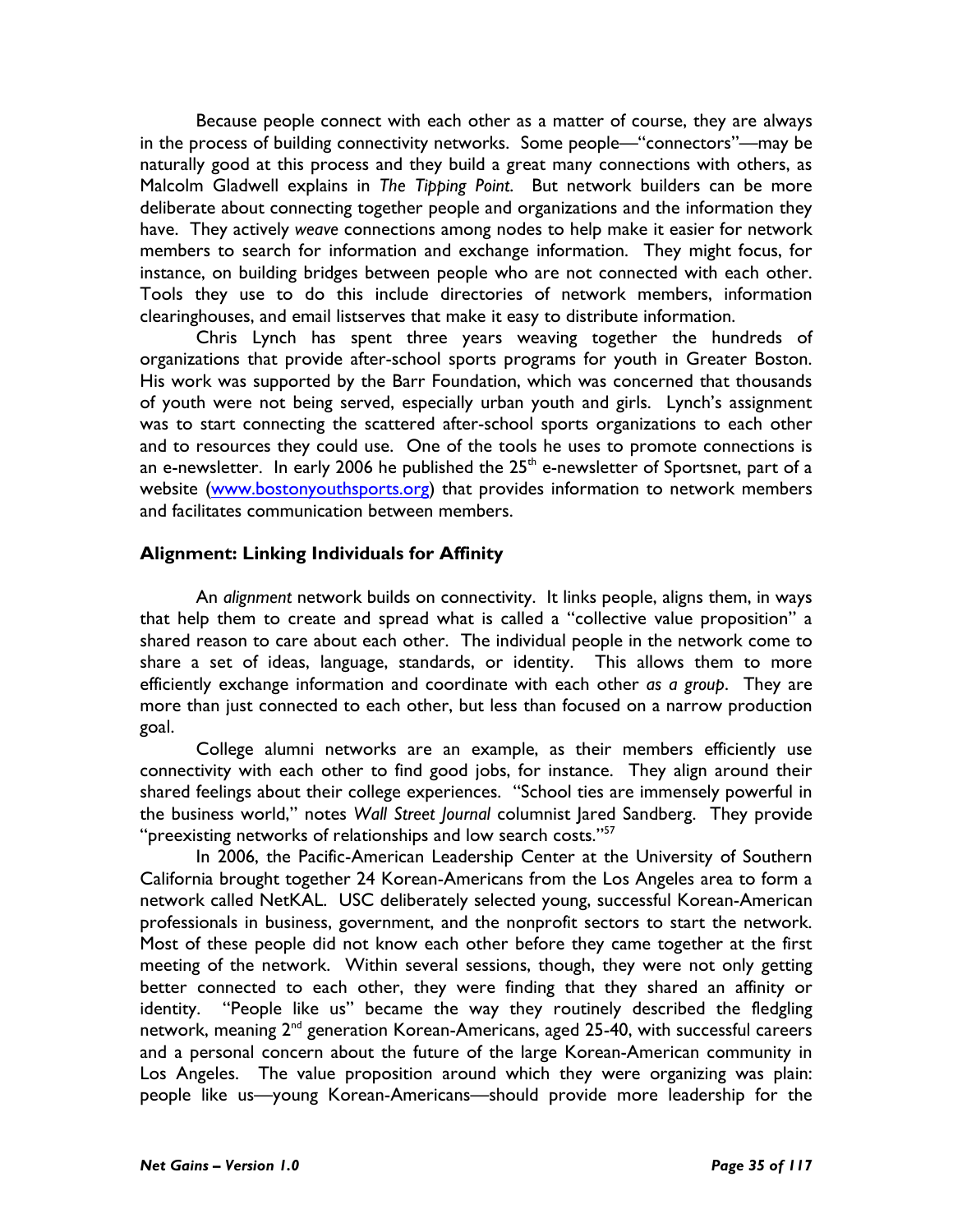Because people connect with each other as a matter of course, they are always in the process of building connectivity networks. Some people—"connectors"—may be naturally good at this process and they build a great many connections with others, as Malcolm Gladwell explains in *The Tipping Point*. But network builders can be more deliberate about connecting together people and organizations and the information they have. They actively *weave* connections among nodes to help make it easier for network members to search for information and exchange information. They might focus, for instance, on building bridges between people who are not connected with each other. Tools they use to do this include directories of network members, information clearinghouses, and email listserves that make it easy to distribute information.

Chris Lynch has spent three years weaving together the hundreds of organizations that provide after-school sports programs for youth in Greater Boston. His work was supported by the Barr Foundation, which was concerned that thousands of youth were not being served, especially urban youth and girls. Lynch's assignment was to start connecting the scattered after-school sports organizations to each other and to resources they could use. One of the tools he uses to promote connections is an e-newsletter. In early 2006 he published the 25th e-newsletter of Sportsnet, part of a website ([www.bostonyouthsports.org](http://www.bostonyouthsports.org)) that provides information to network members and facilitates communication between members.

### Alignment: Linking Individuals for Affinity

An *alignment* network builds on connectivity. It links people, aligns them, in ways that help them to create and spread what is called a "collective value proposition" a shared reason to care about each other. The individual people in the network come to share a set of ideas, language, standards, or identity. This allows them to more efficiently exchange information and coordinate with each other *as a group*. They are more than just connected to each other, but less than focused on a narrow production goal.

College alumni networks are an example, as their members efficiently use connectivity with each other to find good jobs, for instance. They align around their shared feelings about their college experiences. "School ties are immensely powerful in the business world," notes *Wall Street Journal* columnist Jared Sandberg. They provide "preexisting networks of relationships and low search costs."[57]

In 2006, the Pacific-American Leadership Center at the University of Southern California brought together 24 Korean-Americans from the Los Angeles area to form a network called NetKAL. USC deliberately selected young, successful Korean-American professionals in business, government, and the nonprofit sectors to start the network. Most of these people did not know each other before they came together at the first meeting of the network. Within several sessions, though, they were not only getting better connected to each other, they were finding that they shared an affinity or identity. "People like us" became the way they routinely described the fledgling network, meaning 2nd generation Korean-Americans, aged 25-40, with successful careers and a personal concern about the future of the large Korean-American community in Los Angeles. The value proposition around which they were organizing was plain: people like us—young Korean-Americans—should provide more leadership for the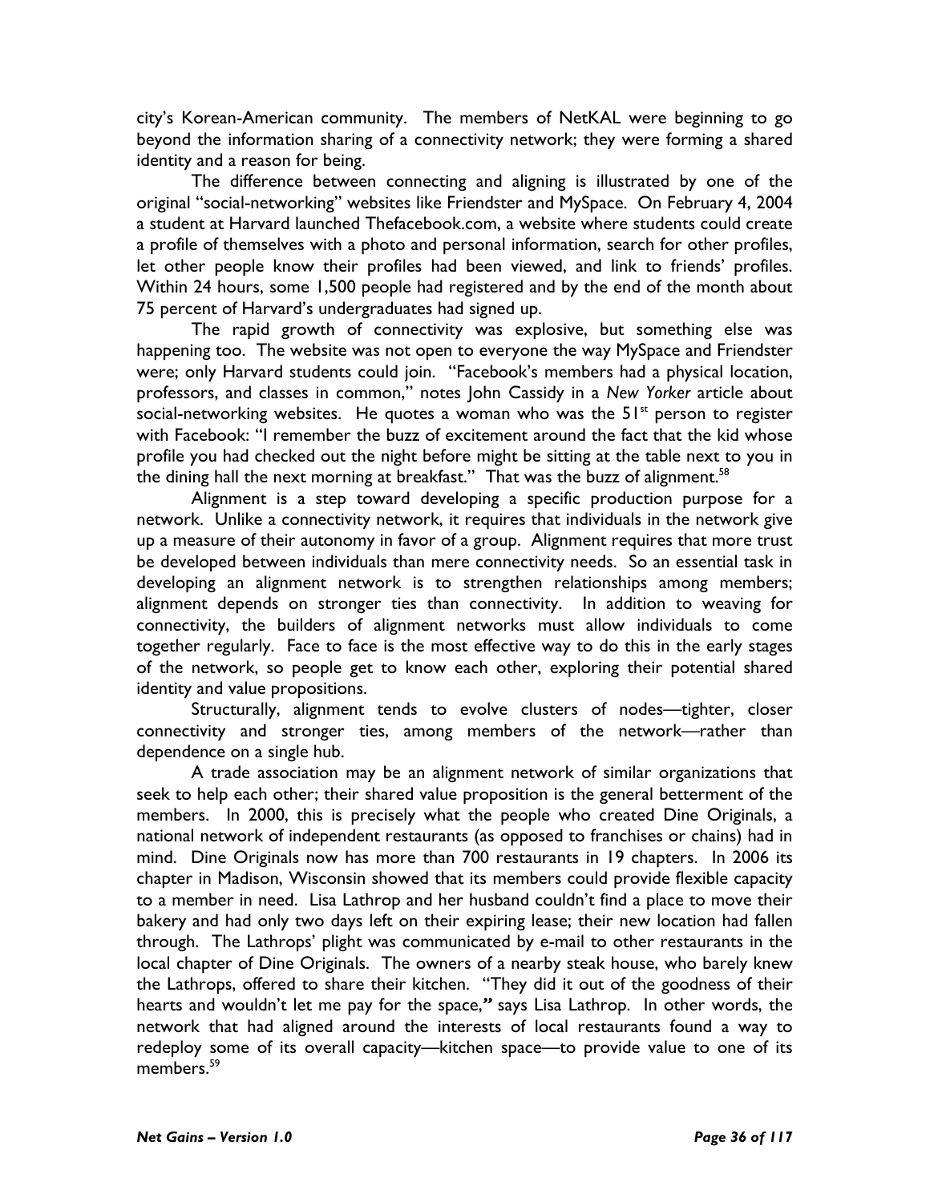city's Korean-American community. The members of NetKAL were beginning to go beyond the information sharing of a connectivity network; they were forming a shared identity and a reason for being.

The difference between connecting and aligning is illustrated by one of the original "social-networking" websites like Friendster and MySpace. On February 4, 2004 a student at Harvard launched Thefacebook.com, a website where students could create a profile of themselves with a photo and personal information, search for other profiles, let other people know their profiles had been viewed, and link to friends' profiles. Within 24 hours, some 1,500 people had registered and by the end of the month about 75 percent of Harvard's undergraduates had signed up.

The rapid growth of connectivity was explosive, but something else was happening too. The website was not open to everyone the way MySpace and Friendster were; only Harvard students could join. "Facebook's members had a physical location, professors, and classes in common," notes John Cassidy in a *New Yorker* article about social-networking websites. He quotes a woman who was the 51st person to register with Facebook: "I remember the buzz of excitement around the fact that the kid whose profile you had checked out the night before might be sitting at the table next to you in the dining hall the next morning at breakfast." That was the buzz of alignment.[58]

Alignment is a step toward developing a specific production purpose for a network. Unlike a connectivity network, it requires that individuals in the network give up a measure of their autonomy in favor of a group. Alignment requires that more trust be developed between individuals than mere connectivity needs. So an essential task in developing an alignment network is to strengthen relationships among members; alignment depends on stronger ties than connectivity. In addition to weaving for connectivity, the builders of alignment networks must allow individuals to come together regularly. Face to face is the most effective way to do this in the early stages of the network, so people get to know each other, exploring their potential shared identity and value propositions.

Structurally, alignment tends to evolve clusters of nodes—tighter, closer connectivity and stronger ties, among members of the network—rather than dependence on a single hub.

A trade association may be an alignment network of similar organizations that seek to help each other; their shared value proposition is the general betterment of the members. In 2000, this is precisely what the people who created Dine Originals, a national network of independent restaurants (as opposed to franchises or chains) had in mind. Dine Originals now has more than 700 restaurants in 19 chapters. In 2006 its chapter in Madison, Wisconsin showed that its members could provide flexible capacity to a member in need. Lisa Lathrop and her husband couldn't find a place to move their bakery and had only two days left on their expiring lease; their new location had fallen through. The Lathrops' plight was communicated by e-mail to other restaurants in the local chapter of Dine Originals. The owners of a nearby steak house, who barely knew the Lathrops, offered to share their kitchen. "They did it out of the goodness of their hearts and wouldn't let me pay for the space," says Lisa Lathrop. In other words, the network that had aligned around the interests of local restaurants found a way to redeploy some of its overall capacity—kitchen space—to provide value to one of its members.[59]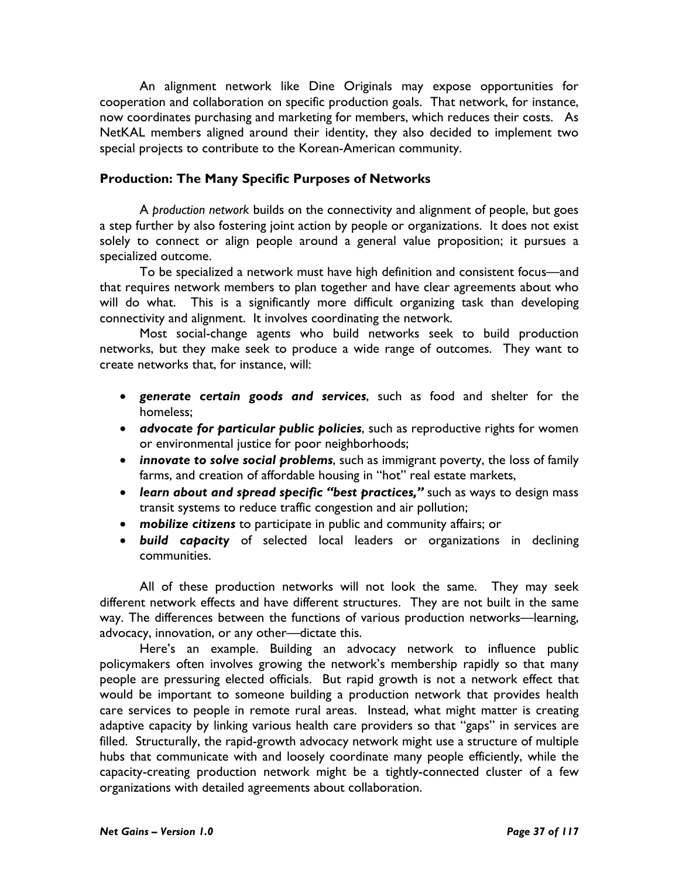An alignment network like Dine Originals may expose opportunities for cooperation and collaboration on specific production goals. That network, for instance, now coordinates purchasing and marketing for members, which reduces their costs. As NetKAL members aligned around their identity, they also decided to implement two special projects to contribute to the Korean-American community.

### Production: The Many Specific Purposes of Networks

A *production network* builds on the connectivity and alignment of people, but goes a step further by also fostering joint action by people or organizations. It does not exist solely to connect or align people around a general value proposition; it pursues a specialized outcome.

To be specialized a network must have high definition and consistent focus—and that requires network members to plan together and have clear agreements about who will do what. This is a significantly more difficult organizing task than developing connectivity and alignment. It involves coordinating the network.

Most social-change agents who build networks seek to build production networks, but they make seek to produce a wide range of outcomes. They want to create networks that, for instance, will:

- ***generate certain goods and services***, such as food and shelter for the homeless;
- ***advocate for particular public policies***, such as reproductive rights for women or environmental justice for poor neighborhoods;
- ***innovate to solve social problems***, such as immigrant poverty, the loss of family farms, and creation of affordable housing in "hot" real estate markets,
- ***learn about and spread specific "best practices,"*** such as ways to design mass transit systems to reduce traffic congestion and air pollution;
- ***mobilize citizens*** to participate in public and community affairs; or
- ***build capacity*** of selected local leaders or organizations in declining communities.

All of these production networks will not look the same. They may seek different network effects and have different structures. They are not built in the same way. The differences between the functions of various production networks—learning, advocacy, innovation, or any other—dictate this.

Here's an example. Building an advocacy network to influence public policymakers often involves growing the network's membership rapidly so that many people are pressuring elected officials. But rapid growth is not a network effect that would be important to someone building a production network that provides health care services to people in remote rural areas. Instead, what might matter is creating adaptive capacity by linking various health care providers so that "gaps" in services are filled. Structurally, the rapid-growth advocacy network might use a structure of multiple hubs that communicate with and loosely coordinate many people efficiently, while the capacity-creating production network might be a tightly-connected cluster of a few organizations with detailed agreements about collaboration.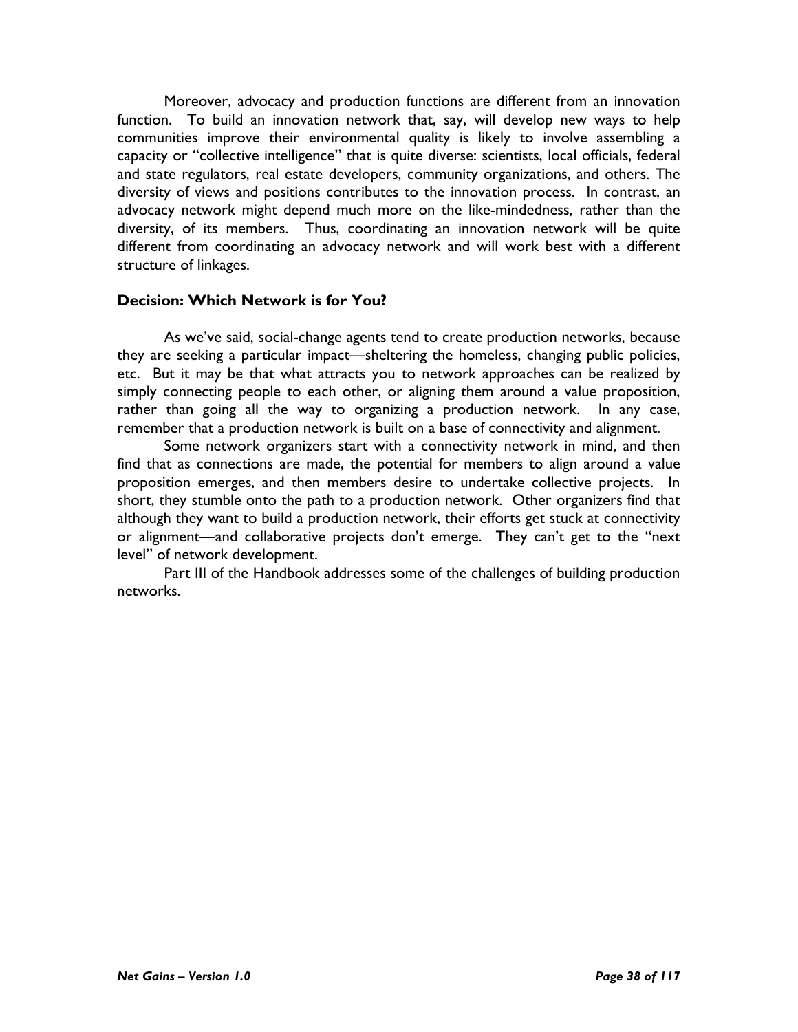Moreover, advocacy and production functions are different from an innovation function. To build an innovation network that, say, will develop new ways to help communities improve their environmental quality is likely to involve assembling a capacity or "collective intelligence" that is quite diverse: scientists, local officials, federal and state regulators, real estate developers, community organizations, and others. The diversity of views and positions contributes to the innovation process. In contrast, an advocacy network might depend much more on the like-mindedness, rather than the diversity, of its members. Thus, coordinating an innovation network will be quite different from coordinating an advocacy network and will work best with a different structure of linkages.

### Decision: Which Network is for You?

As we've said, social-change agents tend to create production networks, because they are seeking a particular impact—sheltering the homeless, changing public policies, etc. But it may be that what attracts you to network approaches can be realized by simply connecting people to each other, or aligning them around a value proposition, rather than going all the way to organizing a production network. In any case, remember that a production network is built on a base of connectivity and alignment.

Some network organizers start with a connectivity network in mind, and then find that as connections are made, the potential for members to align around a value proposition emerges, and then members desire to undertake collective projects. In short, they stumble onto the path to a production network. Other organizers find that although they want to build a production network, their efforts get stuck at connectivity or alignment—and collaborative projects don't emerge. They can't get to the "next level" of network development.

Part III of the Handbook addresses some of the challenges of building production networks.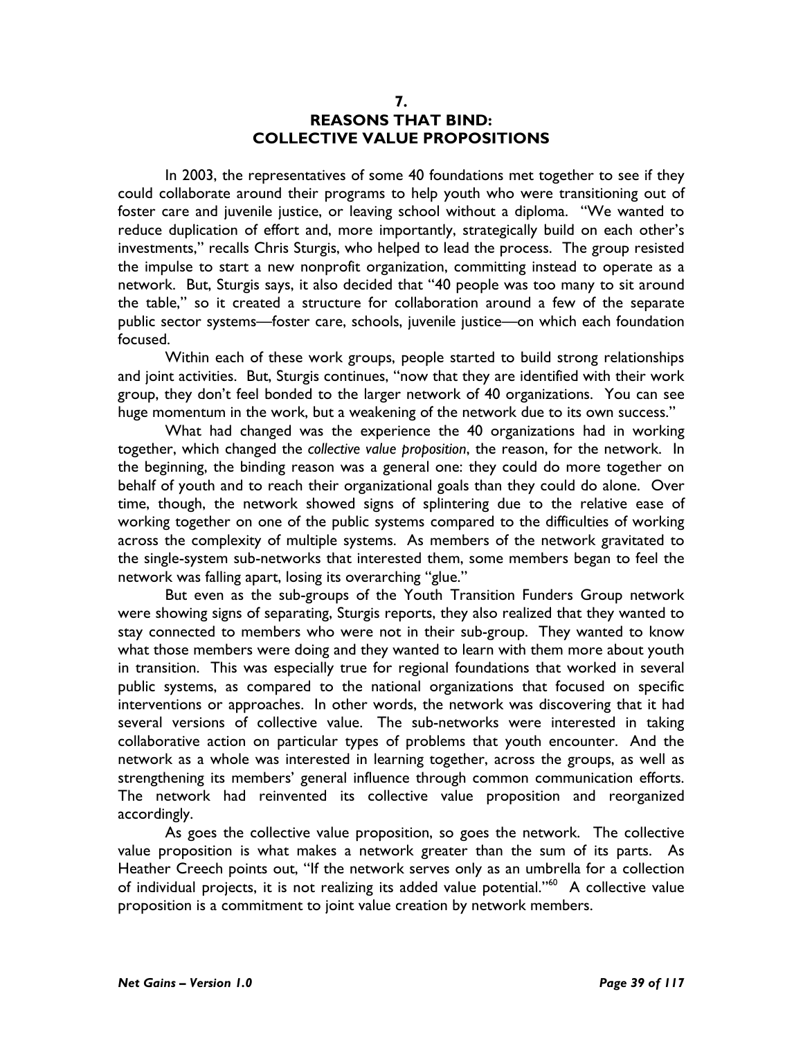## 7.
## REASONS THAT BIND: COLLECTIVE VALUE PROPOSITIONS

In 2003, the representatives of some 40 foundations met together to see if they could collaborate around their programs to help youth who were transitioning out of foster care and juvenile justice, or leaving school without a diploma. "We wanted to reduce duplication of effort and, more importantly, strategically build on each other's investments," recalls Chris Sturgis, who helped to lead the process. The group resisted the impulse to start a new nonprofit organization, committing instead to operate as a network. But, Sturgis says, it also decided that "40 people was too many to sit around the table," so it created a structure for collaboration around a few of the separate public sector systems—foster care, schools, juvenile justice—on which each foundation focused.

Within each of these work groups, people started to build strong relationships and joint activities. But, Sturgis continues, "now that they are identified with their work group, they don't feel bonded to the larger network of 40 organizations. You can see huge momentum in the work, but a weakening of the network due to its own success."

What had changed was the experience the 40 organizations had in working together, which changed the *collective value proposition*, the reason, for the network. In the beginning, the binding reason was a general one: they could do more together on behalf of youth and to reach their organizational goals than they could do alone. Over time, though, the network showed signs of splintering due to the relative ease of working together on one of the public systems compared to the difficulties of working across the complexity of multiple systems. As members of the network gravitated to the single-system sub-networks that interested them, some members began to feel the network was falling apart, losing its overarching "glue."

But even as the sub-groups of the Youth Transition Funders Group network were showing signs of separating, Sturgis reports, they also realized that they wanted to stay connected to members who were not in their sub-group. They wanted to know what those members were doing and they wanted to learn with them more about youth in transition. This was especially true for regional foundations that worked in several public systems, as compared to the national organizations that focused on specific interventions or approaches. In other words, the network was discovering that it had several versions of collective value. The sub-networks were interested in taking collaborative action on particular types of problems that youth encounter. And the network as a whole was interested in learning together, across the groups, as well as strengthening its members' general influence through common communication efforts. The network had reinvented its collective value proposition and reorganized accordingly.

As goes the collective value proposition, so goes the network. The collective value proposition is what makes a network greater than the sum of its parts. As Heather Creech points out, "If the network serves only as an umbrella for a collection of individual projects, it is not realizing its added value potential."[60] A collective value proposition is a commitment to joint value creation by network members.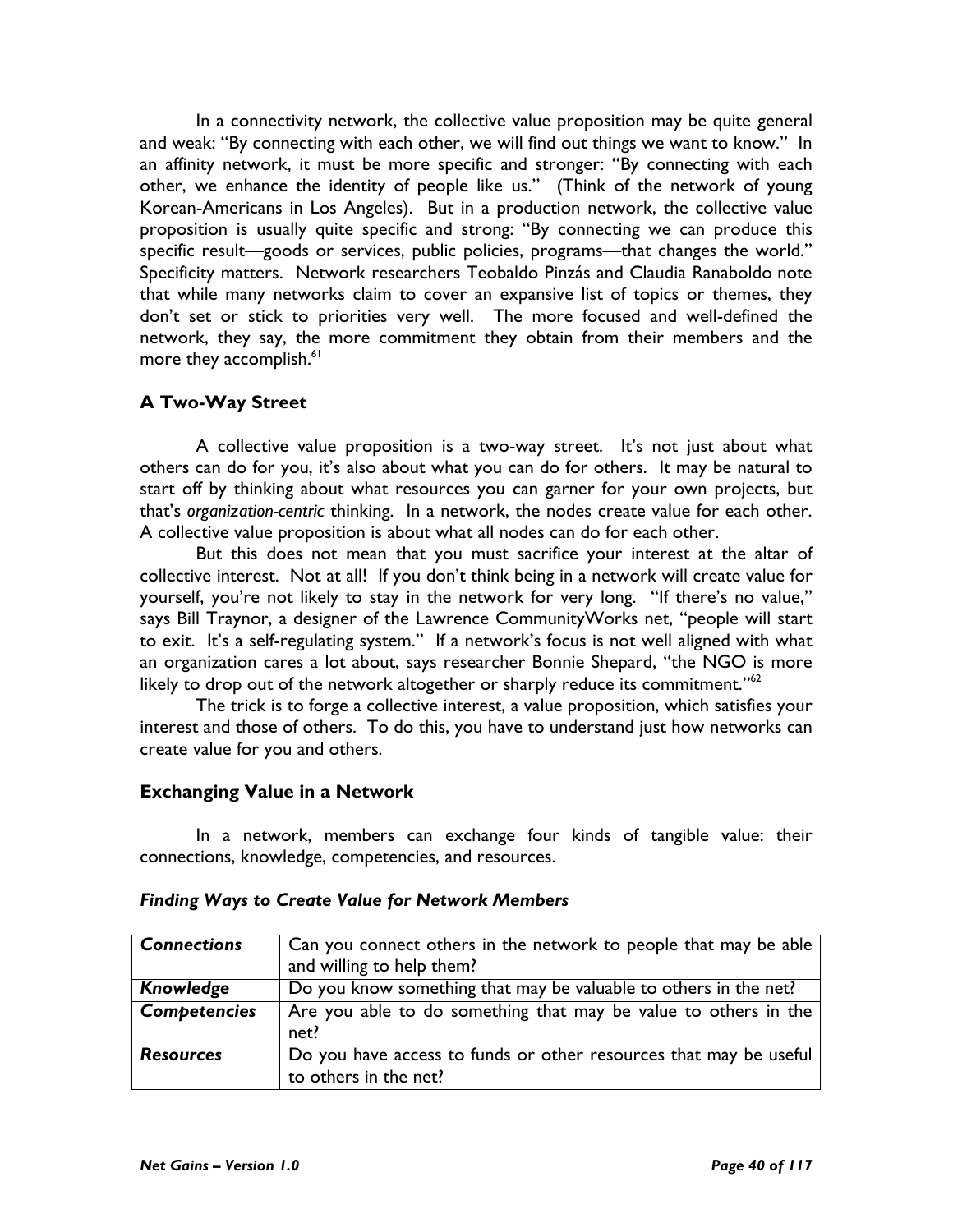In a connectivity network, the collective value proposition may be quite general and weak: "By connecting with each other, we will find out things we want to know." In an affinity network, it must be more specific and stronger: "By connecting with each other, we enhance the identity of people like us." (Think of the network of young Korean-Americans in Los Angeles). But in a production network, the collective value proposition is usually quite specific and strong: "By connecting we can produce this specific result—goods or services, public policies, programs—that changes the world." Specificity matters. Network researchers Teobaldo Pinzás and Claudia Ranaboldo note that while many networks claim to cover an expansive list of topics or themes, they don't set or stick to priorities very well. The more focused and well-defined the network, they say, the more commitment they obtain from their members and the more they accomplish.[61]

### A Two-Way Street

A collective value proposition is a two-way street. It's not just about what others can do for you, it's also about what you can do for others. It may be natural to start off by thinking about what resources you can garner for your own projects, but that's *organization-centric* thinking. In a network, the nodes create value for each other. A collective value proposition is about what all nodes can do for each other.

But this does not mean that you must sacrifice your interest at the altar of collective interest. Not at all! If you don't think being in a network will create value for yourself, you're not likely to stay in the network for very long. "If there's no value," says Bill Traynor, a designer of the Lawrence CommunityWorks net, "people will start to exit. It's a self-regulating system." If a network's focus is not well aligned with what an organization cares a lot about, says researcher Bonnie Shepard, "the NGO is more likely to drop out of the network altogether or sharply reduce its commitment."[62]

The trick is to forge a collective interest, a value proposition, which satisfies your interest and those of others. To do this, you have to understand just how networks can create value for you and others.

### Exchanging Value in a Network

In a network, members can exchange four kinds of tangible value: their connections, knowledge, competencies, and resources.

***Finding Ways to Create Value for Network Members***

| | |
|---|---|
| ***Connections*** | Can you connect others in the network to people that may be able and willing to help them? |
| ***Knowledge*** | Do you know something that may be valuable to others in the net? |
| ***Competencies*** | Are you able to do something that may be value to others in the net? |
| ***Resources*** | Do you have access to funds or other resources that may be useful to others in the net? |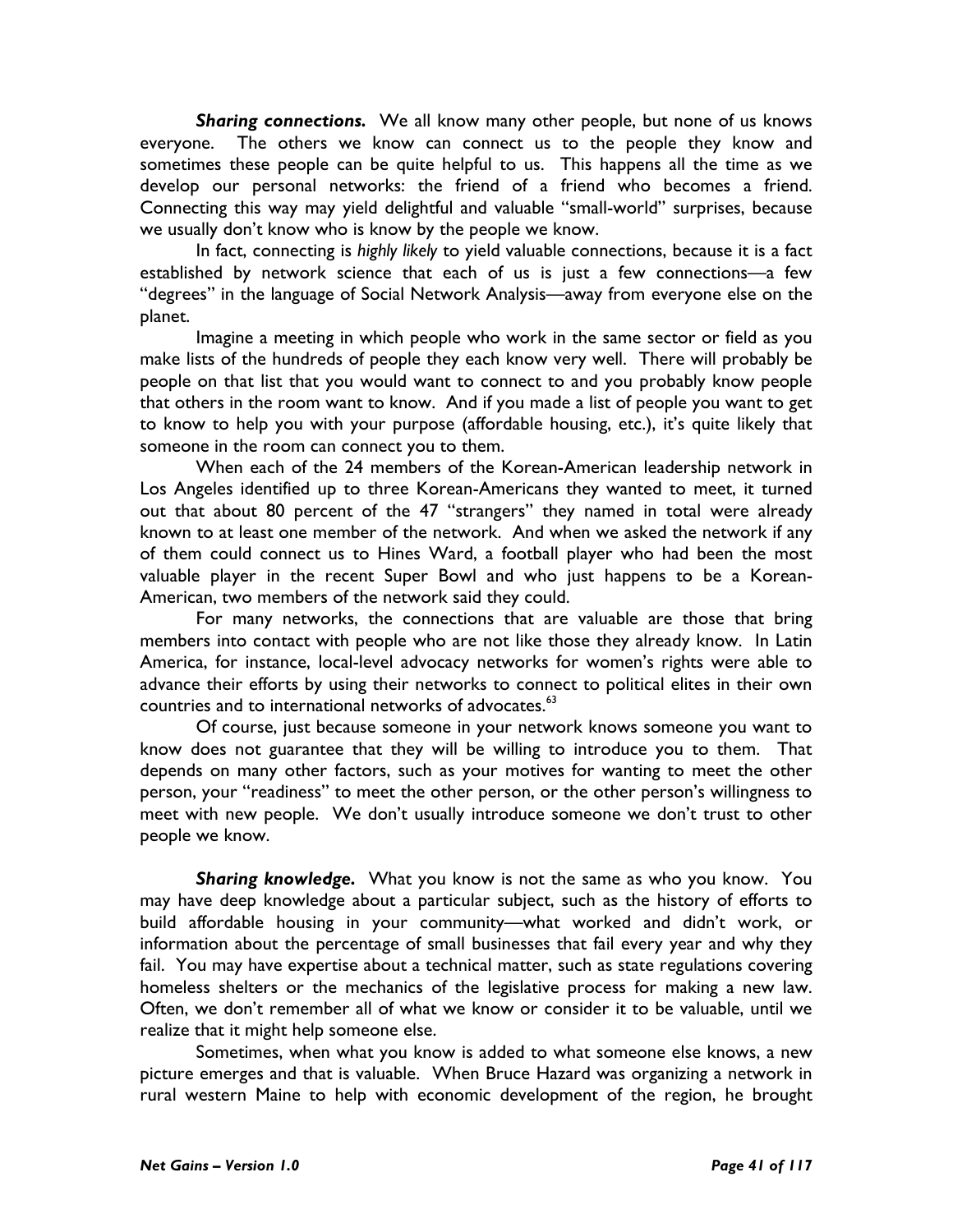***Sharing connections.*** We all know many other people, but none of us knows everyone. The others we know can connect us to the people they know and sometimes these people can be quite helpful to us. This happens all the time as we develop our personal networks: the friend of a friend who becomes a friend. Connecting this way may yield delightful and valuable "small-world" surprises, because we usually don't know who is know by the people we know.

In fact, connecting is *highly likely* to yield valuable connections, because it is a fact established by network science that each of us is just a few connections—a few "degrees" in the language of Social Network Analysis—away from everyone else on the planet.

Imagine a meeting in which people who work in the same sector or field as you make lists of the hundreds of people they each know very well. There will probably be people on that list that you would want to connect to and you probably know people that others in the room want to know. And if you made a list of people you want to get to know to help you with your purpose (affordable housing, etc.), it's quite likely that someone in the room can connect you to them.

When each of the 24 members of the Korean-American leadership network in Los Angeles identified up to three Korean-Americans they wanted to meet, it turned out that about 80 percent of the 47 "strangers" they named in total were already known to at least one member of the network. And when we asked the network if any of them could connect us to Hines Ward, a football player who had been the most valuable player in the recent Super Bowl and who just happens to be a Korean-American, two members of the network said they could.

For many networks, the connections that are valuable are those that bring members into contact with people who are not like those they already know. In Latin America, for instance, local-level advocacy networks for women's rights were able to advance their efforts by using their networks to connect to political elites in their own countries and to international networks of advocates.[63]

Of course, just because someone in your network knows someone you want to know does not guarantee that they will be willing to introduce you to them. That depends on many other factors, such as your motives for wanting to meet the other person, your "readiness" to meet the other person, or the other person's willingness to meet with new people. We don't usually introduce someone we don't trust to other people we know.

***Sharing knowledge.*** What you know is not the same as who you know. You may have deep knowledge about a particular subject, such as the history of efforts to build affordable housing in your community—what worked and didn't work, or information about the percentage of small businesses that fail every year and why they fail. You may have expertise about a technical matter, such as state regulations covering homeless shelters or the mechanics of the legislative process for making a new law. Often, we don't remember all of what we know or consider it to be valuable, until we realize that it might help someone else.

Sometimes, when what you know is added to what someone else knows, a new picture emerges and that is valuable. When Bruce Hazard was organizing a network in rural western Maine to help with economic development of the region, he brought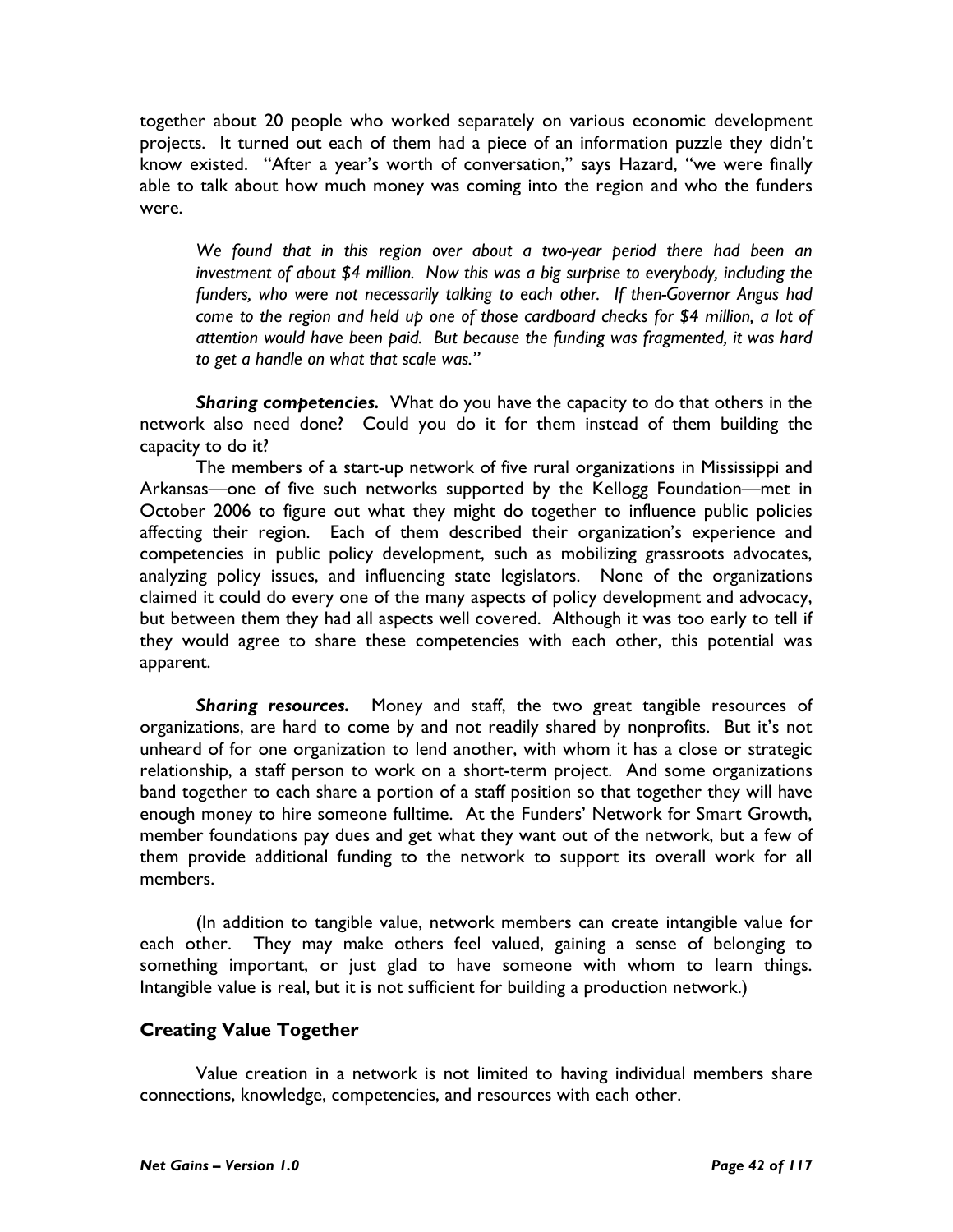together about 20 people who worked separately on various economic development projects. It turned out each of them had a piece of an information puzzle they didn't know existed. "After a year's worth of conversation," says Hazard, "we were finally able to talk about how much money was coming into the region and who the funders were.

> *We found that in this region over about a two-year period there had been an investment of about $4 million. Now this was a big surprise to everybody, including the funders, who were not necessarily talking to each other. If then-Governor Angus had come to the region and held up one of those cardboard checks for $4 million, a lot of attention would have been paid. But because the funding was fragmented, it was hard to get a handle on what that scale was."*

***Sharing competencies.*** What do you have the capacity to do that others in the network also need done? Could you do it for them instead of them building the capacity to do it?

The members of a start-up network of five rural organizations in Mississippi and Arkansas—one of five such networks supported by the Kellogg Foundation—met in October 2006 to figure out what they might do together to influence public policies affecting their region. Each of them described their organization's experience and competencies in public policy development, such as mobilizing grassroots advocates, analyzing policy issues, and influencing state legislators. None of the organizations claimed it could do every one of the many aspects of policy development and advocacy, but between them they had all aspects well covered. Although it was too early to tell if they would agree to share these competencies with each other, this potential was apparent.

***Sharing resources.*** Money and staff, the two great tangible resources of organizations, are hard to come by and not readily shared by nonprofits. But it's not unheard of for one organization to lend another, with whom it has a close or strategic relationship, a staff person to work on a short-term project. And some organizations band together to each share a portion of a staff position so that together they will have enough money to hire someone fulltime. At the Funders' Network for Smart Growth, member foundations pay dues and get what they want out of the network, but a few of them provide additional funding to the network to support its overall work for all members.

(In addition to tangible value, network members can create intangible value for each other. They may make others feel valued, gaining a sense of belonging to something important, or just glad to have someone with whom to learn things. Intangible value is real, but it is not sufficient for building a production network.)

### Creating Value Together

Value creation in a network is not limited to having individual members share connections, knowledge, competencies, and resources with each other.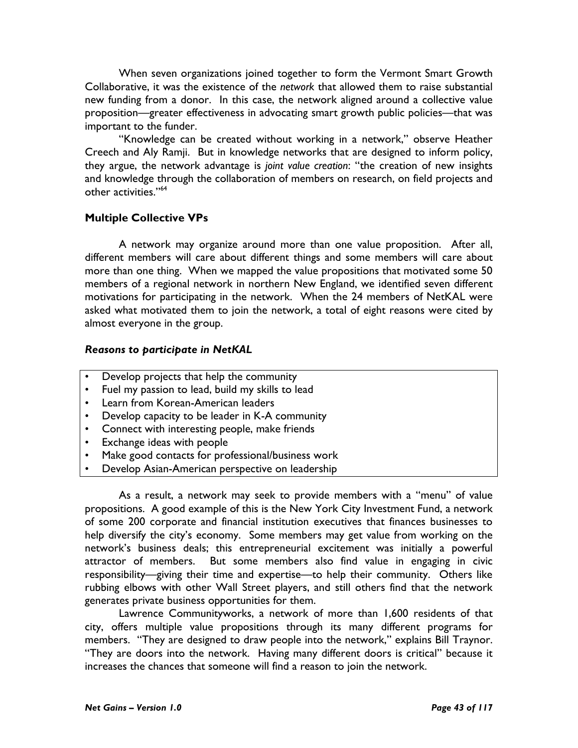When seven organizations joined together to form the Vermont Smart Growth Collaborative, it was the existence of the *network* that allowed them to raise substantial new funding from a donor. In this case, the network aligned around a collective value proposition—greater effectiveness in advocating smart growth public policies—that was important to the funder.

"Knowledge can be created without working in a network," observe Heather Creech and Aly Ramji. But in knowledge networks that are designed to inform policy, they argue, the network advantage is *joint value creation*: "the creation of new insights and knowledge through the collaboration of members on research, on field projects and other activities."[64]

### Multiple Collective VPs

A network may organize around more than one value proposition. After all, different members will care about different things and some members will care about more than one thing. When we mapped the value propositions that motivated some 50 members of a regional network in northern New England, we identified seven different motivations for participating in the network. When the 24 members of NetKAL were asked what motivated them to join the network, a total of eight reasons were cited by almost everyone in the group.

#### *Reasons to participate in NetKAL*

- Develop projects that help the community
- Fuel my passion to lead, build my skills to lead
- Learn from Korean-American leaders
- Develop capacity to be leader in K-A community
- Connect with interesting people, make friends
- Exchange ideas with people
- Make good contacts for professional/business work
- Develop Asian-American perspective on leadership

As a result, a network may seek to provide members with a "menu" of value propositions. A good example of this is the New York City Investment Fund, a network of some 200 corporate and financial institution executives that finances businesses to help diversify the city's economy. Some members may get value from working on the network's business deals; this entrepreneurial excitement was initially a powerful attractor of members. But some members also find value in engaging in civic responsibility—giving their time and expertise—to help their community. Others like rubbing elbows with other Wall Street players, and still others find that the network generates private business opportunities for them.

Lawrence Communityworks, a network of more than 1,600 residents of that city, offers multiple value propositions through its many different programs for members. "They are designed to draw people into the network," explains Bill Traynor. "They are doors into the network. Having many different doors is critical" because it increases the chances that someone will find a reason to join the network.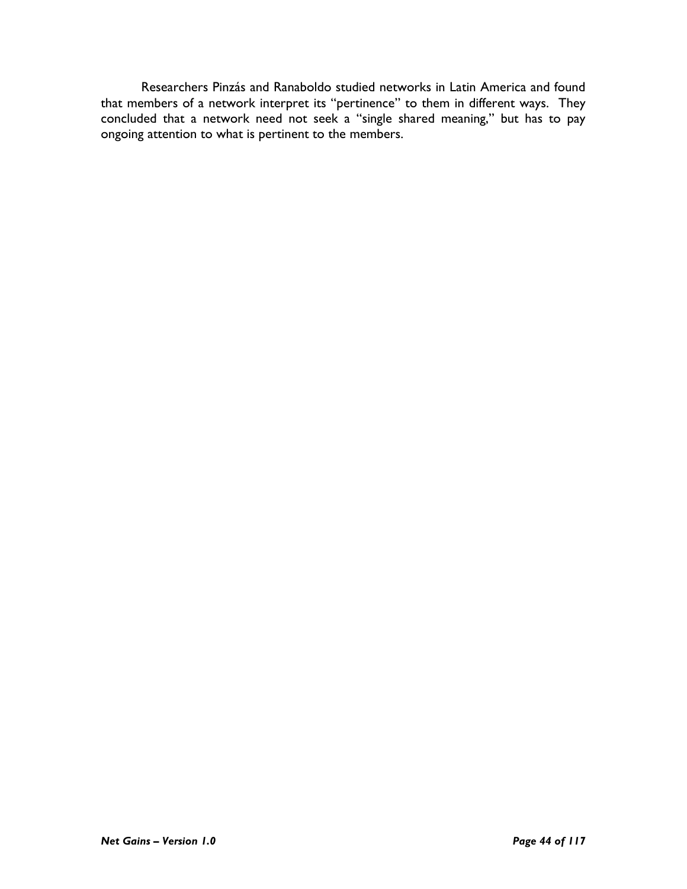Researchers Pinzás and Ranaboldo studied networks in Latin America and found that members of a network interpret its "pertinence" to them in different ways. They concluded that a network need not seek a "single shared meaning," but has to pay ongoing attention to what is pertinent to the members.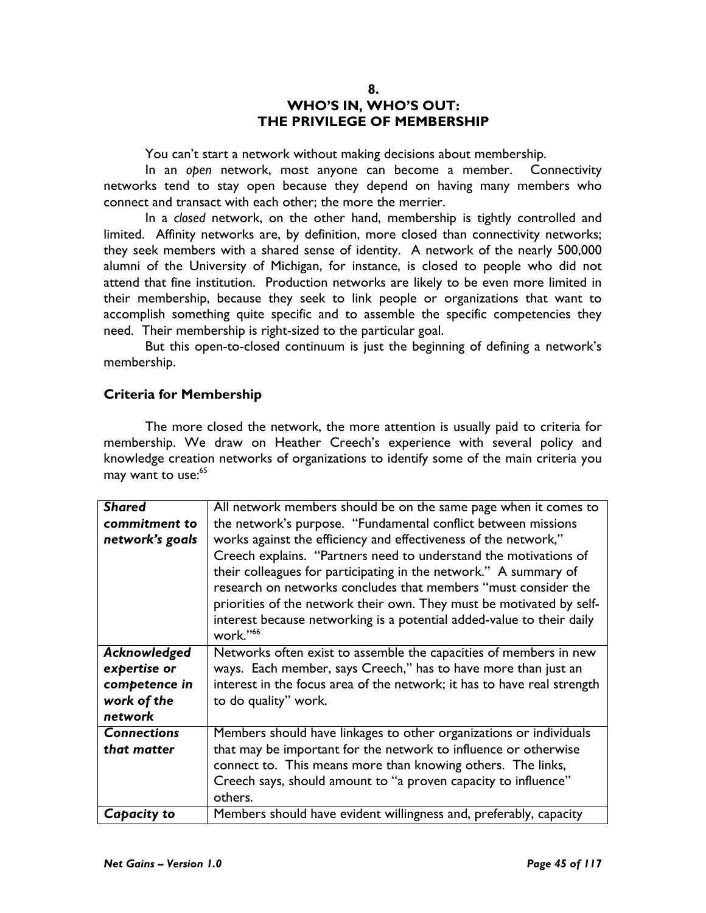# 8.
# WHO'S IN, WHO'S OUT: THE PRIVILEGE OF MEMBERSHIP

You can't start a network without making decisions about membership.

In an *open* network, most anyone can become a member. Connectivity networks tend to stay open because they depend on having many members who connect and transact with each other; the more the merrier.

In a *closed* network, on the other hand, membership is tightly controlled and limited. Affinity networks are, by definition, more closed than connectivity networks; they seek members with a shared sense of identity. A network of the nearly 500,000 alumni of the University of Michigan, for instance, is closed to people who did not attend that fine institution. Production networks are likely to be even more limited in their membership, because they seek to link people or organizations that want to accomplish something quite specific and to assemble the specific competencies they need. Their membership is right-sized to the particular goal.

But this open-to-closed continuum is just the beginning of defining a network's membership.

## Criteria for Membership

The more closed the network, the more attention is usually paid to criteria for membership. We draw on Heather Creech's experience with several policy and knowledge creation networks of organizations to identify some of the main criteria you may want to use:[65]

| | |
|---|---|
| ***Shared commitment to network's goals*** | All network members should be on the same page when it comes to the network's purpose. "Fundamental conflict between missions works against the efficiency and effectiveness of the network," Creech explains. "Partners need to understand the motivations of their colleagues for participating in the network." A summary of research on networks concludes that members "must consider the priorities of the network their own. They must be motivated by self-interest because networking is a potential added-value to their daily work."[66] |
| ***Acknowledged expertise or competence in work of the network*** | Networks often exist to assemble the capacities of members in new ways. Each member, says Creech," has to have more than just an interest in the focus area of the network; it has to have real strength to do quality" work. |
| ***Connections that matter*** | Members should have linkages to other organizations or individuals that may be important for the network to influence or otherwise connect to. This means more than knowing others. The links, Creech says, should amount to "a proven capacity to influence" others. |
| ***Capacity to*** | Members should have evident willingness and, preferably, capacity |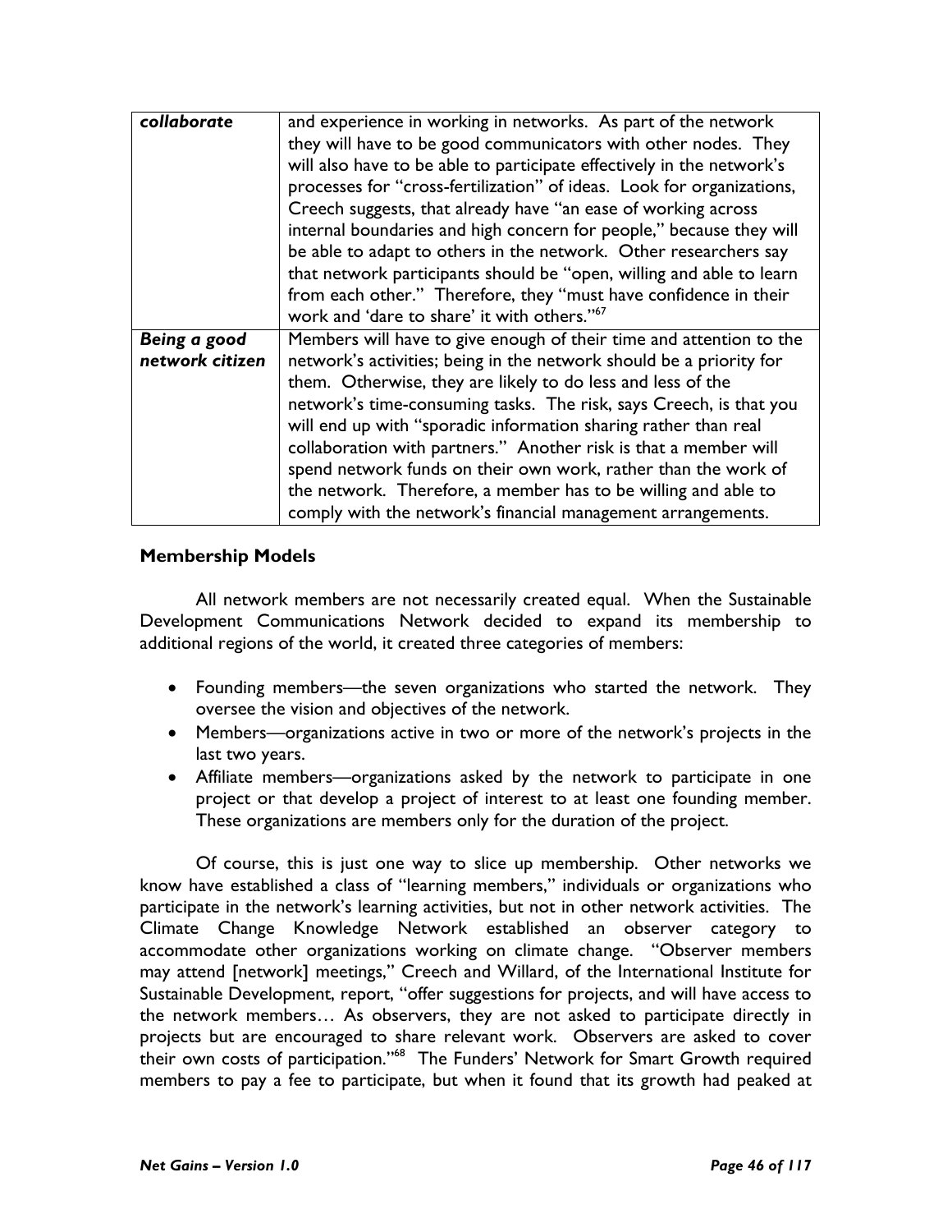| | |
|---|---|
| ***collaborate*** | and experience in working in networks. As part of the network they will have to be good communicators with other nodes. They will also have to be able to participate effectively in the network's processes for "cross-fertilization" of ideas. Look for organizations, Creech suggests, that already have "an ease of working across internal boundaries and high concern for people," because they will be able to adapt to others in the network. Other researchers say that network participants should be "open, willing and able to learn from each other." Therefore, they "must have confidence in their work and 'dare to share' it with others."[67] |
| ***Being a good network citizen*** | Members will have to give enough of their time and attention to the network's activities; being in the network should be a priority for them. Otherwise, they are likely to do less and less of the network's time-consuming tasks. The risk, says Creech, is that you will end up with "sporadic information sharing rather than real collaboration with partners." Another risk is that a member will spend network funds on their own work, rather than the work of the network. Therefore, a member has to be willing and able to comply with the network's financial management arrangements. |

## Membership Models

All network members are not necessarily created equal. When the Sustainable Development Communications Network decided to expand its membership to additional regions of the world, it created three categories of members:

- Founding members—the seven organizations who started the network. They oversee the vision and objectives of the network.
- Members—organizations active in two or more of the network's projects in the last two years.
- Affiliate members—organizations asked by the network to participate in one project or that develop a project of interest to at least one founding member. These organizations are members only for the duration of the project.

Of course, this is just one way to slice up membership. Other networks we know have established a class of "learning members," individuals or organizations who participate in the network's learning activities, but not in other network activities. The Climate Change Knowledge Network established an observer category to accommodate other organizations working on climate change. "Observer members may attend [network] meetings," Creech and Willard, of the International Institute for Sustainable Development, report, "offer suggestions for projects, and will have access to the network members… As observers, they are not asked to participate directly in projects but are encouraged to share relevant work. Observers are asked to cover their own costs of participation."[68] The Funders' Network for Smart Growth required members to pay a fee to participate, but when it found that its growth had peaked at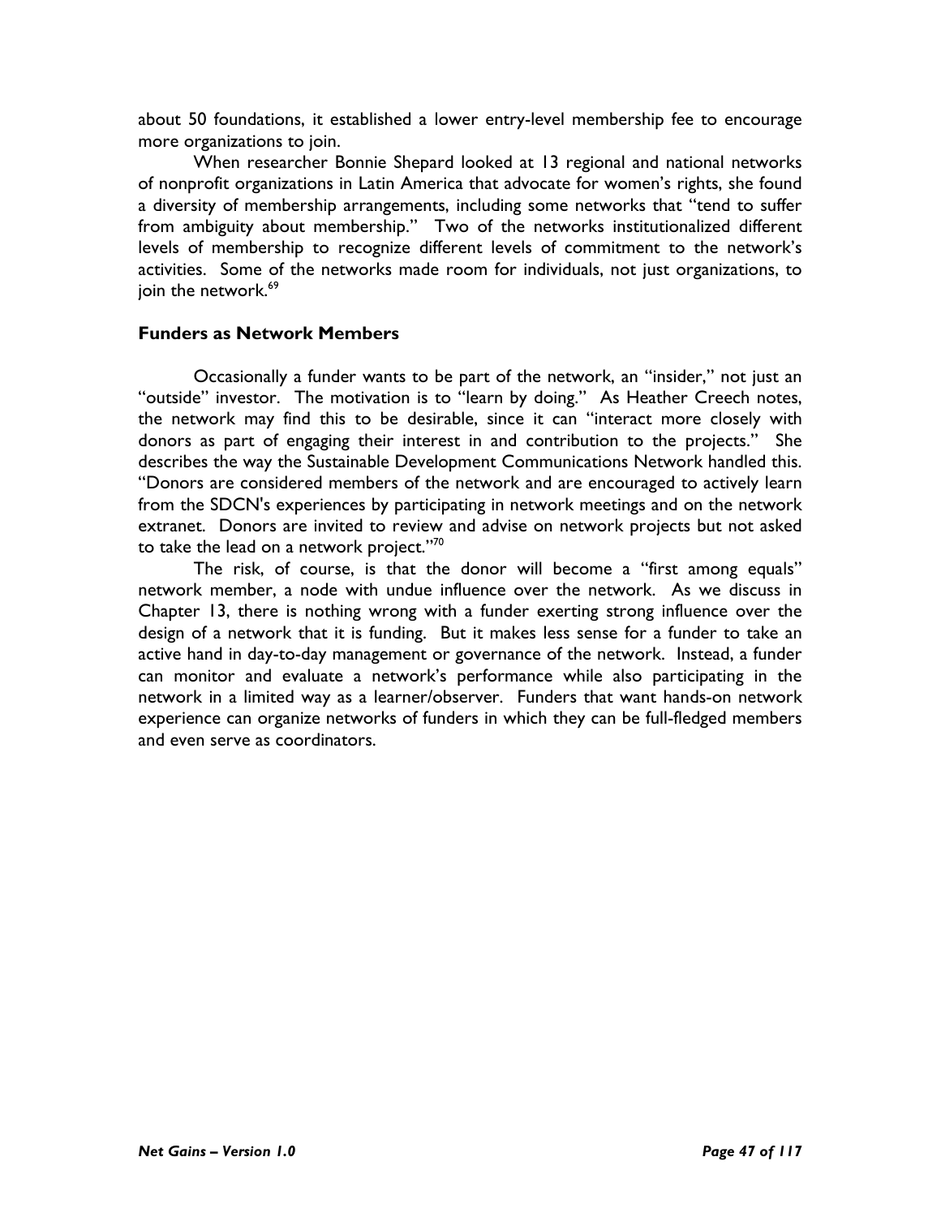about 50 foundations, it established a lower entry-level membership fee to encourage more organizations to join.

When researcher Bonnie Shepard looked at 13 regional and national networks of nonprofit organizations in Latin America that advocate for women's rights, she found a diversity of membership arrangements, including some networks that "tend to suffer from ambiguity about membership." Two of the networks institutionalized different levels of membership to recognize different levels of commitment to the network's activities. Some of the networks made room for individuals, not just organizations, to join the network.[69]

### Funders as Network Members

Occasionally a funder wants to be part of the network, an "insider," not just an "outside" investor. The motivation is to "learn by doing." As Heather Creech notes, the network may find this to be desirable, since it can "interact more closely with donors as part of engaging their interest in and contribution to the projects." She describes the way the Sustainable Development Communications Network handled this. "Donors are considered members of the network and are encouraged to actively learn from the SDCN's experiences by participating in network meetings and on the network extranet. Donors are invited to review and advise on network projects but not asked to take the lead on a network project."[70]

The risk, of course, is that the donor will become a "first among equals" network member, a node with undue influence over the network. As we discuss in Chapter 13, there is nothing wrong with a funder exerting strong influence over the design of a network that it is funding. But it makes less sense for a funder to take an active hand in day-to-day management or governance of the network. Instead, a funder can monitor and evaluate a network's performance while also participating in the network in a limited way as a learner/observer. Funders that want hands-on network experience can organize networks of funders in which they can be full-fledged members and even serve as coordinators.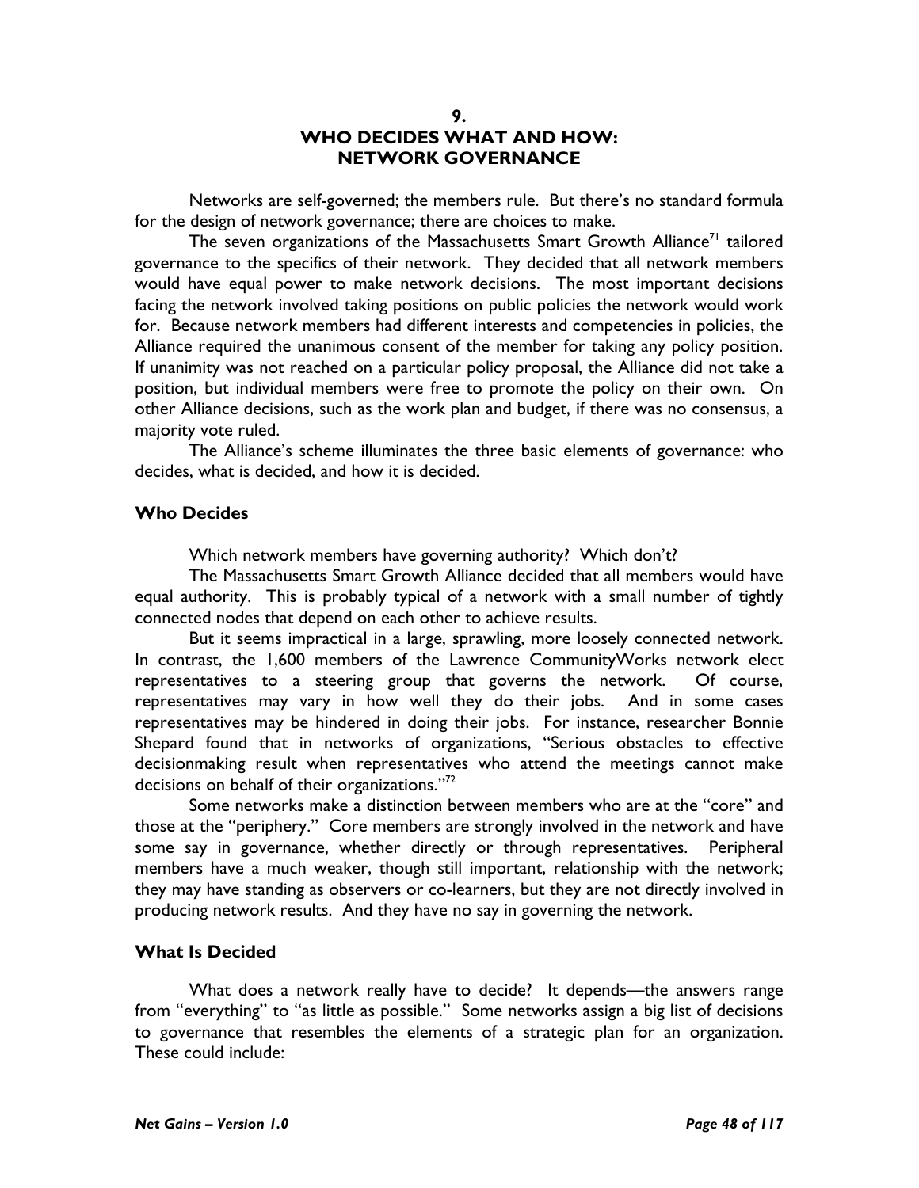# 9. WHO DECIDES WHAT AND HOW: NETWORK GOVERNANCE

Networks are self-governed; the members rule. But there's no standard formula for the design of network governance; there are choices to make.

The seven organizations of the Massachusetts Smart Growth Alliance[71] tailored governance to the specifics of their network. They decided that all network members would have equal power to make network decisions. The most important decisions facing the network involved taking positions on public policies the network would work for. Because network members had different interests and competencies in policies, the Alliance required the unanimous consent of the member for taking any policy position. If unanimity was not reached on a particular policy proposal, the Alliance did not take a position, but individual members were free to promote the policy on their own. On other Alliance decisions, such as the work plan and budget, if there was no consensus, a majority vote ruled.

The Alliance's scheme illuminates the three basic elements of governance: who decides, what is decided, and how it is decided.

## Who Decides

Which network members have governing authority? Which don't?

The Massachusetts Smart Growth Alliance decided that all members would have equal authority. This is probably typical of a network with a small number of tightly connected nodes that depend on each other to achieve results.

But it seems impractical in a large, sprawling, more loosely connected network. In contrast, the 1,600 members of the Lawrence CommunityWorks network elect representatives to a steering group that governs the network. Of course, representatives may vary in how well they do their jobs. And in some cases representatives may be hindered in doing their jobs. For instance, researcher Bonnie Shepard found that in networks of organizations, "Serious obstacles to effective decisionmaking result when representatives who attend the meetings cannot make decisions on behalf of their organizations."[72]

Some networks make a distinction between members who are at the "core" and those at the "periphery." Core members are strongly involved in the network and have some say in governance, whether directly or through representatives. Peripheral members have a much weaker, though still important, relationship with the network; they may have standing as observers or co-learners, but they are not directly involved in producing network results. And they have no say in governing the network.

## What Is Decided

What does a network really have to decide? It depends—the answers range from "everything" to "as little as possible." Some networks assign a big list of decisions to governance that resembles the elements of a strategic plan for an organization. These could include: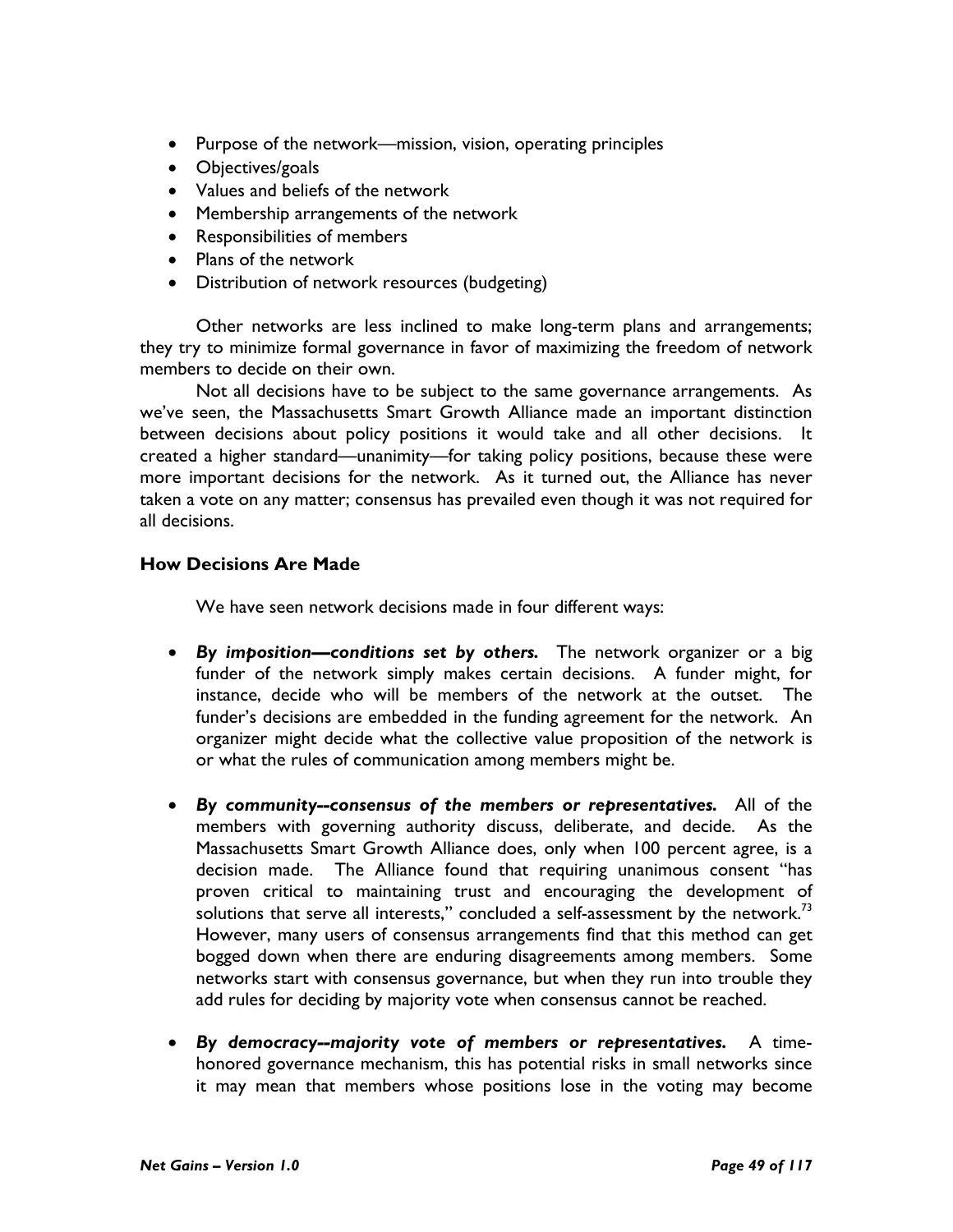- Purpose of the network—mission, vision, operating principles
- Objectives/goals
- Values and beliefs of the network
- Membership arrangements of the network
- Responsibilities of members
- Plans of the network
- Distribution of network resources (budgeting)

Other networks are less inclined to make long-term plans and arrangements; they try to minimize formal governance in favor of maximizing the freedom of network members to decide on their own.

Not all decisions have to be subject to the same governance arrangements. As we've seen, the Massachusetts Smart Growth Alliance made an important distinction between decisions about policy positions it would take and all other decisions. It created a higher standard—unanimity—for taking policy positions, because these were more important decisions for the network. As it turned out, the Alliance has never taken a vote on any matter; consensus has prevailed even though it was not required for all decisions.

### How Decisions Are Made

We have seen network decisions made in four different ways:

- ***By imposition—conditions set by others.*** The network organizer or a big funder of the network simply makes certain decisions. A funder might, for instance, decide who will be members of the network at the outset. The funder's decisions are embedded in the funding agreement for the network. An organizer might decide what the collective value proposition of the network is or what the rules of communication among members might be.

- ***By community--consensus of the members or representatives.*** All of the members with governing authority discuss, deliberate, and decide. As the Massachusetts Smart Growth Alliance does, only when 100 percent agree, is a decision made. The Alliance found that requiring unanimous consent "has proven critical to maintaining trust and encouraging the development of solutions that serve all interests," concluded a self-assessment by the network.[73] However, many users of consensus arrangements find that this method can get bogged down when there are enduring disagreements among members. Some networks start with consensus governance, but when they run into trouble they add rules for deciding by majority vote when consensus cannot be reached.

- ***By democracy--majority vote of members or representatives.*** A time-honored governance mechanism, this has potential risks in small networks since it may mean that members whose positions lose in the voting may become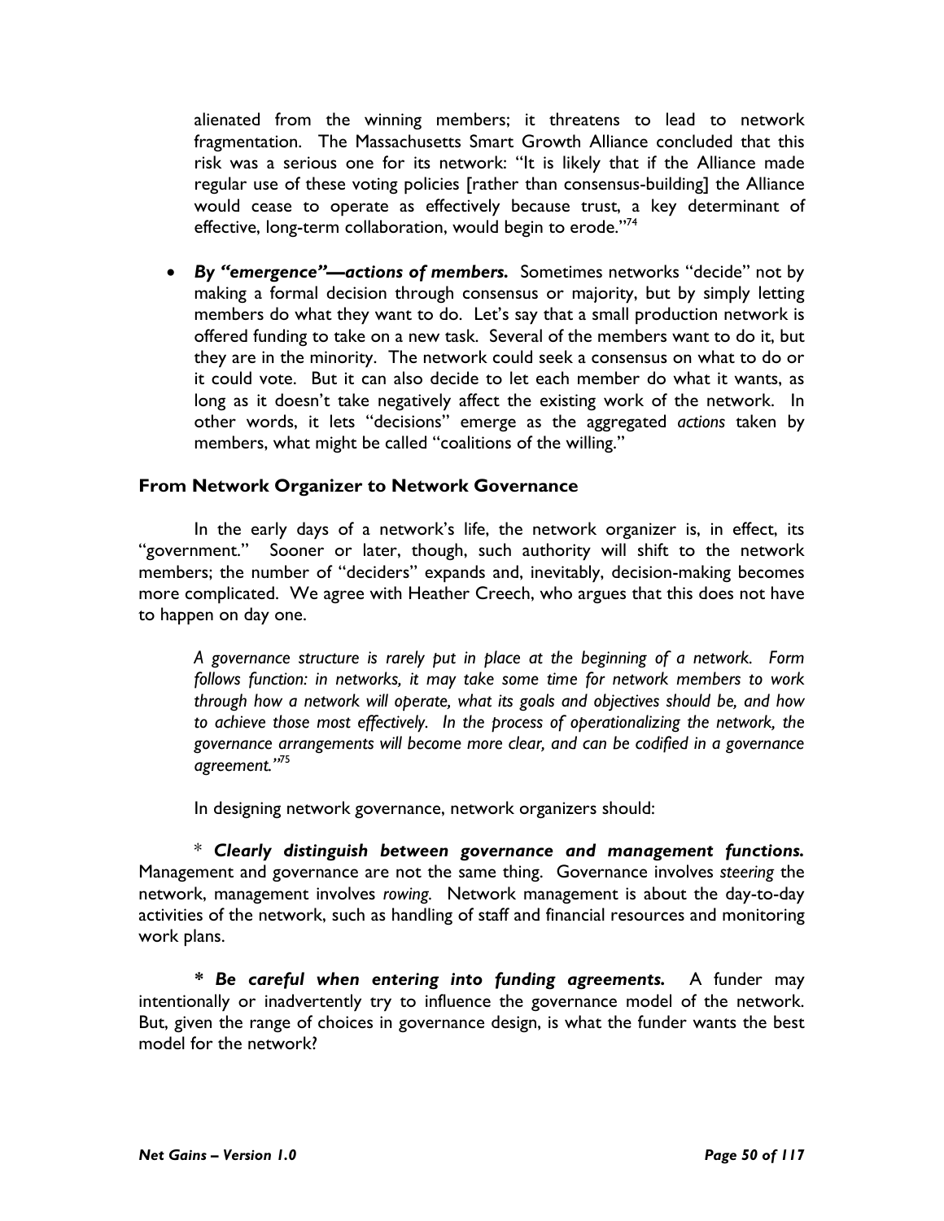alienated from the winning members; it threatens to lead to network fragmentation. The Massachusetts Smart Growth Alliance concluded that this risk was a serious one for its network: "It is likely that if the Alliance made regular use of these voting policies [rather than consensus-building] the Alliance would cease to operate as effectively because trust, a key determinant of effective, long-term collaboration, would begin to erode."[74]

- ***By "emergence"—actions of members.*** Sometimes networks "decide" not by making a formal decision through consensus or majority, but by simply letting members do what they want to do. Let's say that a small production network is offered funding to take on a new task. Several of the members want to do it, but they are in the minority. The network could seek a consensus on what to do or it could vote. But it can also decide to let each member do what it wants, as long as it doesn't take negatively affect the existing work of the network. In other words, it lets "decisions" emerge as the aggregated *actions* taken by members, what might be called "coalitions of the willing."

### From Network Organizer to Network Governance

In the early days of a network's life, the network organizer is, in effect, its "government." Sooner or later, though, such authority will shift to the network members; the number of "deciders" expands and, inevitably, decision-making becomes more complicated. We agree with Heather Creech, who argues that this does not have to happen on day one.

> *A governance structure is rarely put in place at the beginning of a network. Form follows function: in networks, it may take some time for network members to work through how a network will operate, what its goals and objectives should be, and how to achieve those most effectively. In the process of operationalizing the network, the governance arrangements will become more clear, and can be codified in a governance agreement."*[75]

In designing network governance, network organizers should:

\* ***Clearly distinguish between governance and management functions.*** Management and governance are not the same thing. Governance involves *steering* the network, management involves *rowing*. Network management is about the day-to-day activities of the network, such as handling of staff and financial resources and monitoring work plans.

***\* Be careful when entering into funding agreements.*** A funder may intentionally or inadvertently try to influence the governance model of the network. But, given the range of choices in governance design, is what the funder wants the best model for the network?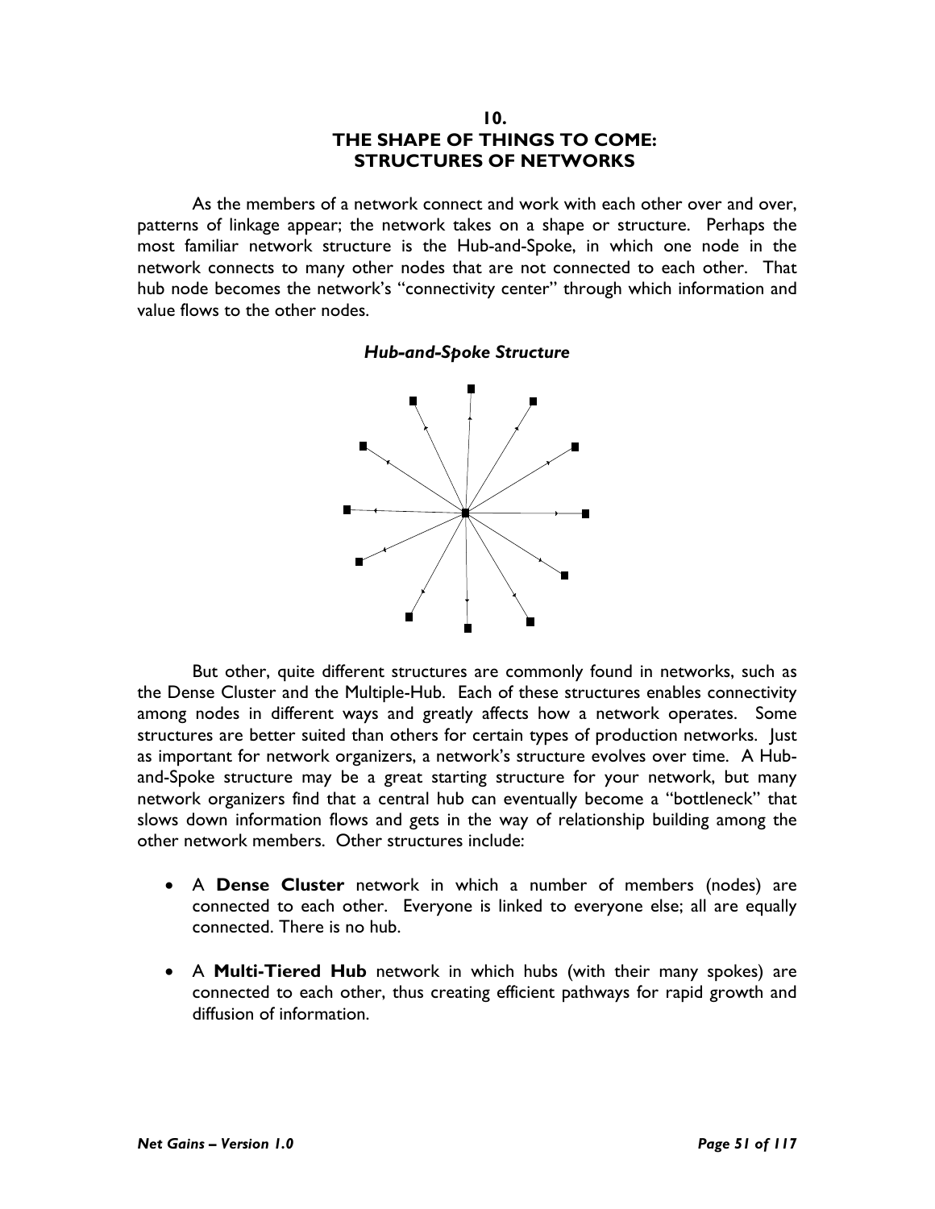# 10.
# THE SHAPE OF THINGS TO COME: STRUCTURES OF NETWORKS

As the members of a network connect and work with each other over and over, patterns of linkage appear; the network takes on a shape or structure. Perhaps the most familiar network structure is the Hub-and-Spoke, in which one node in the network connects to many other nodes that are not connected to each other. That hub node becomes the network's "connectivity center" through which information and value flows to the other nodes.

***Hub-and-Spoke Structure***

But other, quite different structures are commonly found in networks, such as the Dense Cluster and the Multiple-Hub. Each of these structures enables connectivity among nodes in different ways and greatly affects how a network operates. Some structures are better suited than others for certain types of production networks. Just as important for network organizers, a network's structure evolves over time. A Hub-and-Spoke structure may be a great starting structure for your network, but many network organizers find that a central hub can eventually become a "bottleneck" that slows down information flows and gets in the way of relationship building among the other network members. Other structures include:

- A **Dense Cluster** network in which a number of members (nodes) are connected to each other. Everyone is linked to everyone else; all are equally connected. There is no hub.
- A **Multi-Tiered Hub** network in which hubs (with their many spokes) are connected to each other, thus creating efficient pathways for rapid growth and diffusion of information.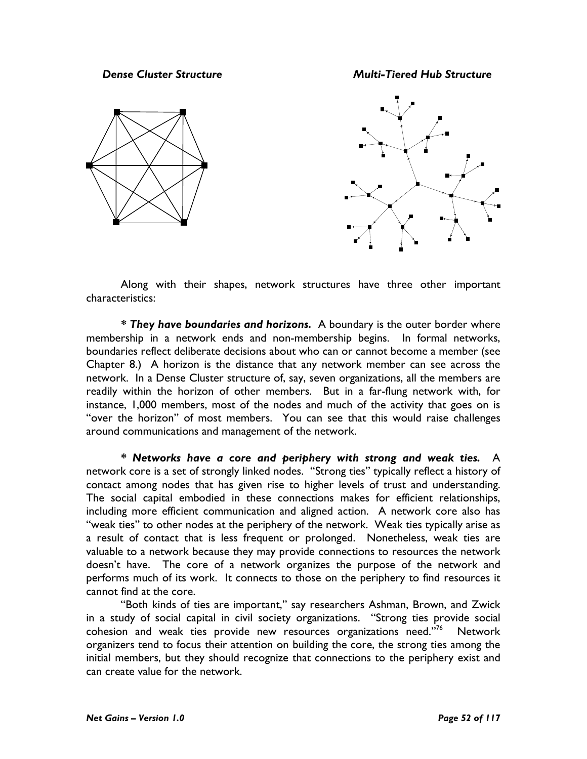*Dense Cluster Structure*

*Multi-Tiered Hub Structure*

Along with their shapes, network structures have three other important characteristics:

* ***They have boundaries and horizons.*** A boundary is the outer border where membership in a network ends and non-membership begins. In formal networks, boundaries reflect deliberate decisions about who can or cannot become a member (see Chapter 8.) A horizon is the distance that any network member can see across the network. In a Dense Cluster structure of, say, seven organizations, all the members are readily within the horizon of other members. But in a far-flung network with, for instance, 1,000 members, most of the nodes and much of the activity that goes on is "over the horizon" of most members. You can see that this would raise challenges around communications and management of the network.

* ***Networks have a core and periphery with strong and weak ties.*** A network core is a set of strongly linked nodes. "Strong ties" typically reflect a history of contact among nodes that has given rise to higher levels of trust and understanding. The social capital embodied in these connections makes for efficient relationships, including more efficient communication and aligned action. A network core also has "weak ties" to other nodes at the periphery of the network. Weak ties typically arise as a result of contact that is less frequent or prolonged. Nonetheless, weak ties are valuable to a network because they may provide connections to resources the network doesn't have. The core of a network organizes the purpose of the network and performs much of its work. It connects to those on the periphery to find resources it cannot find at the core.

"Both kinds of ties are important," say researchers Ashman, Brown, and Zwick in a study of social capital in civil society organizations. "Strong ties provide social cohesion and weak ties provide new resources organizations need."[76] Network organizers tend to focus their attention on building the core, the strong ties among the initial members, but they should recognize that connections to the periphery exist and can create value for the network.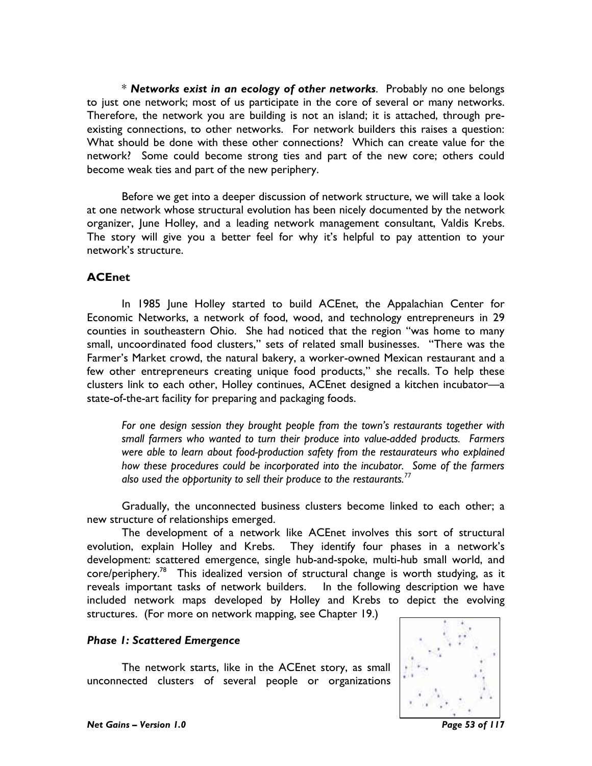\* ***Networks exist in an ecology of other networks***. Probably no one belongs to just one network; most of us participate in the core of several or many networks. Therefore, the network you are building is not an island; it is attached, through pre-existing connections, to other networks. For network builders this raises a question: What should be done with these other connections? Which can create value for the network? Some could become strong ties and part of the new core; others could become weak ties and part of the new periphery.

Before we get into a deeper discussion of network structure, we will take a look at one network whose structural evolution has been nicely documented by the network organizer, June Holley, and a leading network management consultant, Valdis Krebs. The story will give you a better feel for why it's helpful to pay attention to your network's structure.

## ACEnet

In 1985 June Holley started to build ACEnet, the Appalachian Center for Economic Networks, a network of food, wood, and technology entrepreneurs in 29 counties in southeastern Ohio. She had noticed that the region "was home to many small, uncoordinated food clusters," sets of related small businesses. "There was the Farmer's Market crowd, the natural bakery, a worker-owned Mexican restaurant and a few other entrepreneurs creating unique food products," she recalls. To help these clusters link to each other, Holley continues, ACEnet designed a kitchen incubator—a state-of-the-art facility for preparing and packaging foods.

> *For one design session they brought people from the town's restaurants together with small farmers who wanted to turn their produce into value-added products. Farmers were able to learn about food-production safety from the restaurateurs who explained how these procedures could be incorporated into the incubator. Some of the farmers also used the opportunity to sell their produce to the restaurants.*[77]

Gradually, the unconnected business clusters become linked to each other; a new structure of relationships emerged.

The development of a network like ACEnet involves this sort of structural evolution, explain Holley and Krebs. They identify four phases in a network's development: scattered emergence, single hub-and-spoke, multi-hub small world, and core/periphery.[78] This idealized version of structural change is worth studying, as it reveals important tasks of network builders. In the following description we have included network maps developed by Holley and Krebs to depict the evolving structures. (For more on network mapping, see Chapter 19.)

### *Phase 1: Scattered Emergence*

The network starts, like in the ACEnet story, as small unconnected clusters of several people or organizations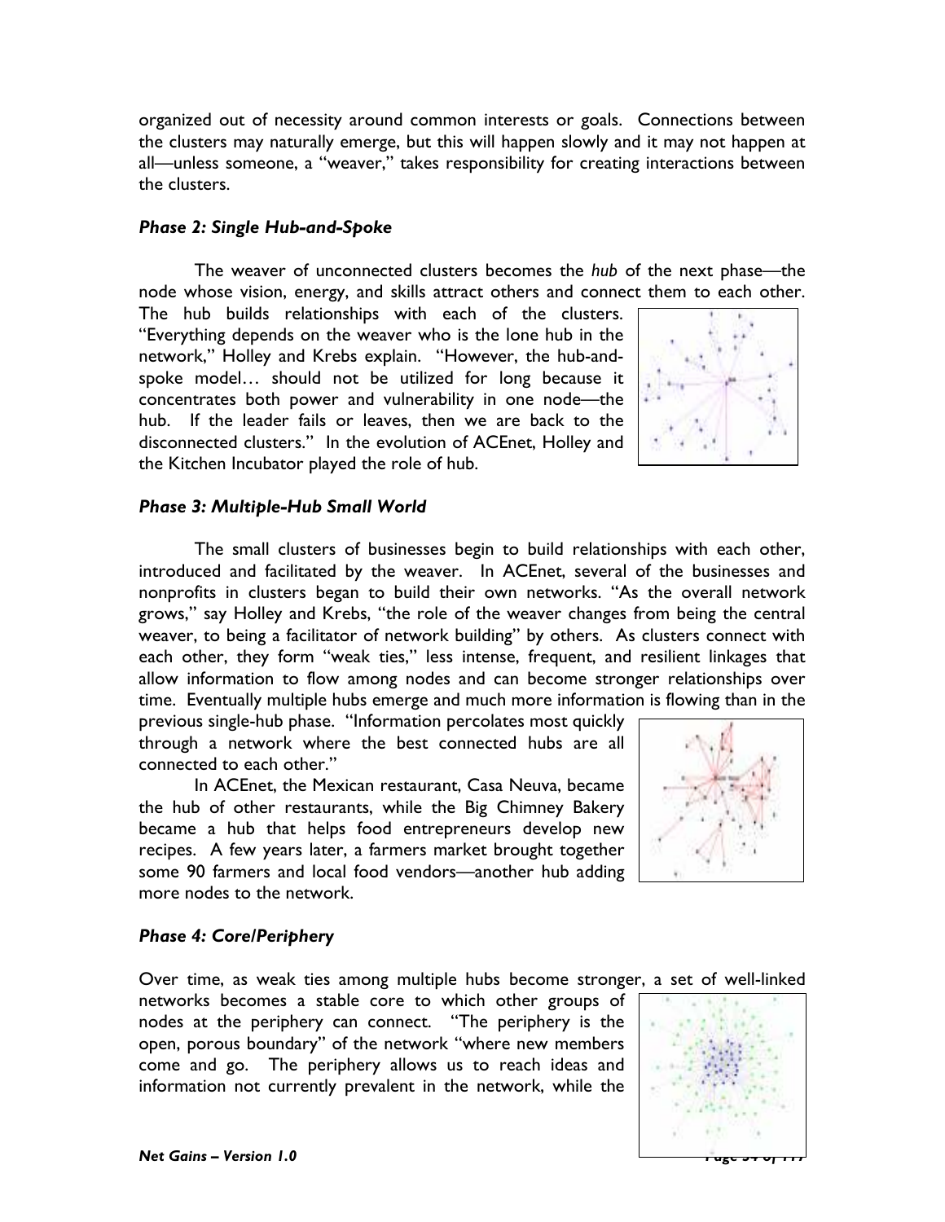organized out of necessity around common interests or goals. Connections between the clusters may naturally emerge, but this will happen slowly and it may not happen at all—unless someone, a "weaver," takes responsibility for creating interactions between the clusters.

### *Phase 2: Single Hub-and-Spoke*

The weaver of unconnected clusters becomes the *hub* of the next phase—the node whose vision, energy, and skills attract others and connect them to each other. The hub builds relationships with each of the clusters. "Everything depends on the weaver who is the lone hub in the network," Holley and Krebs explain. "However, the hub-and-spoke model… should not be utilized for long because it concentrates both power and vulnerability in one node—the hub. If the leader fails or leaves, then we are back to the disconnected clusters." In the evolution of ACEnet, Holley and the Kitchen Incubator played the role of hub.

### *Phase 3: Multiple-Hub Small World*

The small clusters of businesses begin to build relationships with each other, introduced and facilitated by the weaver. In ACEnet, several of the businesses and nonprofits in clusters began to build their own networks. "As the overall network grows," say Holley and Krebs, "the role of the weaver changes from being the central weaver, to being a facilitator of network building" by others. As clusters connect with each other, they form "weak ties," less intense, frequent, and resilient linkages that allow information to flow among nodes and can become stronger relationships over time. Eventually multiple hubs emerge and much more information is flowing than in the previous single-hub phase. "Information percolates most quickly through a network where the best connected hubs are all connected to each other."

In ACEnet, the Mexican restaurant, Casa Neuva, became the hub of other restaurants, while the Big Chimney Bakery became a hub that helps food entrepreneurs develop new recipes. A few years later, a farmers market brought together some 90 farmers and local food vendors—another hub adding more nodes to the network.

### *Phase 4: Core/Periphery*

Over time, as weak ties among multiple hubs become stronger, a set of well-linked networks becomes a stable core to which other groups of nodes at the periphery can connect. "The periphery is the open, porous boundary" of the network "where new members come and go. The periphery allows us to reach ideas and information not currently prevalent in the network, while the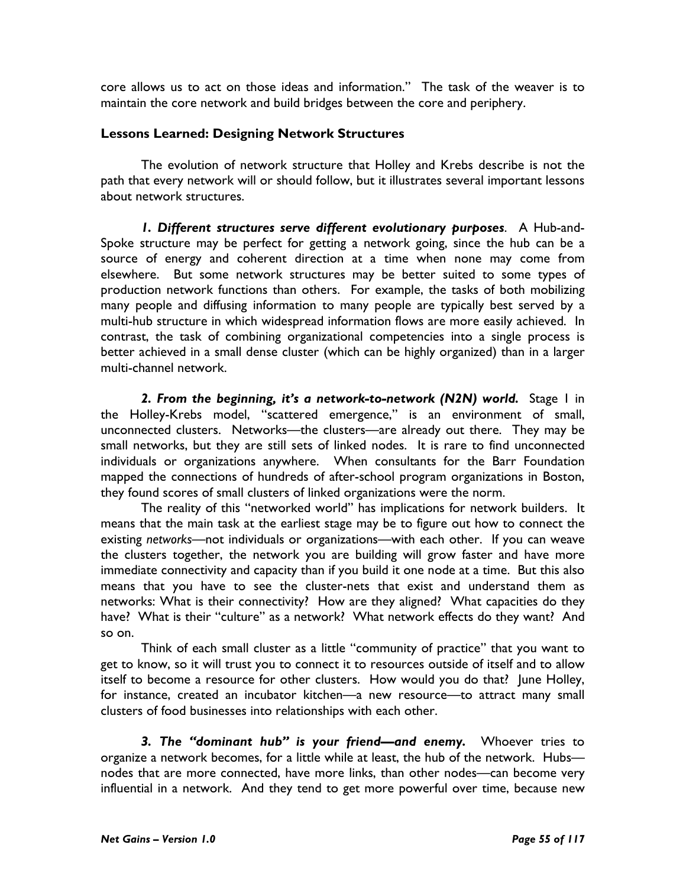core allows us to act on those ideas and information." The task of the weaver is to maintain the core network and build bridges between the core and periphery.

### Lessons Learned: Designing Network Structures

The evolution of network structure that Holley and Krebs describe is not the path that every network will or should follow, but it illustrates several important lessons about network structures.

***1. Different structures serve different evolutionary purposes*.** A Hub-and-Spoke structure may be perfect for getting a network going, since the hub can be a source of energy and coherent direction at a time when none may come from elsewhere. But some network structures may be better suited to some types of production network functions than others. For example, the tasks of both mobilizing many people and diffusing information to many people are typically best served by a multi-hub structure in which widespread information flows are more easily achieved. In contrast, the task of combining organizational competencies into a single process is better achieved in a small dense cluster (which can be highly organized) than in a larger multi-channel network.

***2. From the beginning, it's a network-to-network (N2N) world.*** Stage I in the Holley-Krebs model, "scattered emergence," is an environment of small, unconnected clusters. Networks—the clusters—are already out there. They may be small networks, but they are still sets of linked nodes. It is rare to find unconnected individuals or organizations anywhere. When consultants for the Barr Foundation mapped the connections of hundreds of after-school program organizations in Boston, they found scores of small clusters of linked organizations were the norm.

The reality of this "networked world" has implications for network builders. It means that the main task at the earliest stage may be to figure out how to connect the existing *networks*—not individuals or organizations—with each other. If you can weave the clusters together, the network you are building will grow faster and have more immediate connectivity and capacity than if you build it one node at a time. But this also means that you have to see the cluster-nets that exist and understand them as networks: What is their connectivity? How are they aligned? What capacities do they have? What is their "culture" as a network? What network effects do they want? And so on.

Think of each small cluster as a little "community of practice" that you want to get to know, so it will trust you to connect it to resources outside of itself and to allow itself to become a resource for other clusters. How would you do that? June Holley, for instance, created an incubator kitchen—a new resource—to attract many small clusters of food businesses into relationships with each other.

***3. The "dominant hub" is your friend—and enemy.*** Whoever tries to organize a network becomes, for a little while at least, the hub of the network. Hubs—nodes that are more connected, have more links, than other nodes—can become very influential in a network. And they tend to get more powerful over time, because new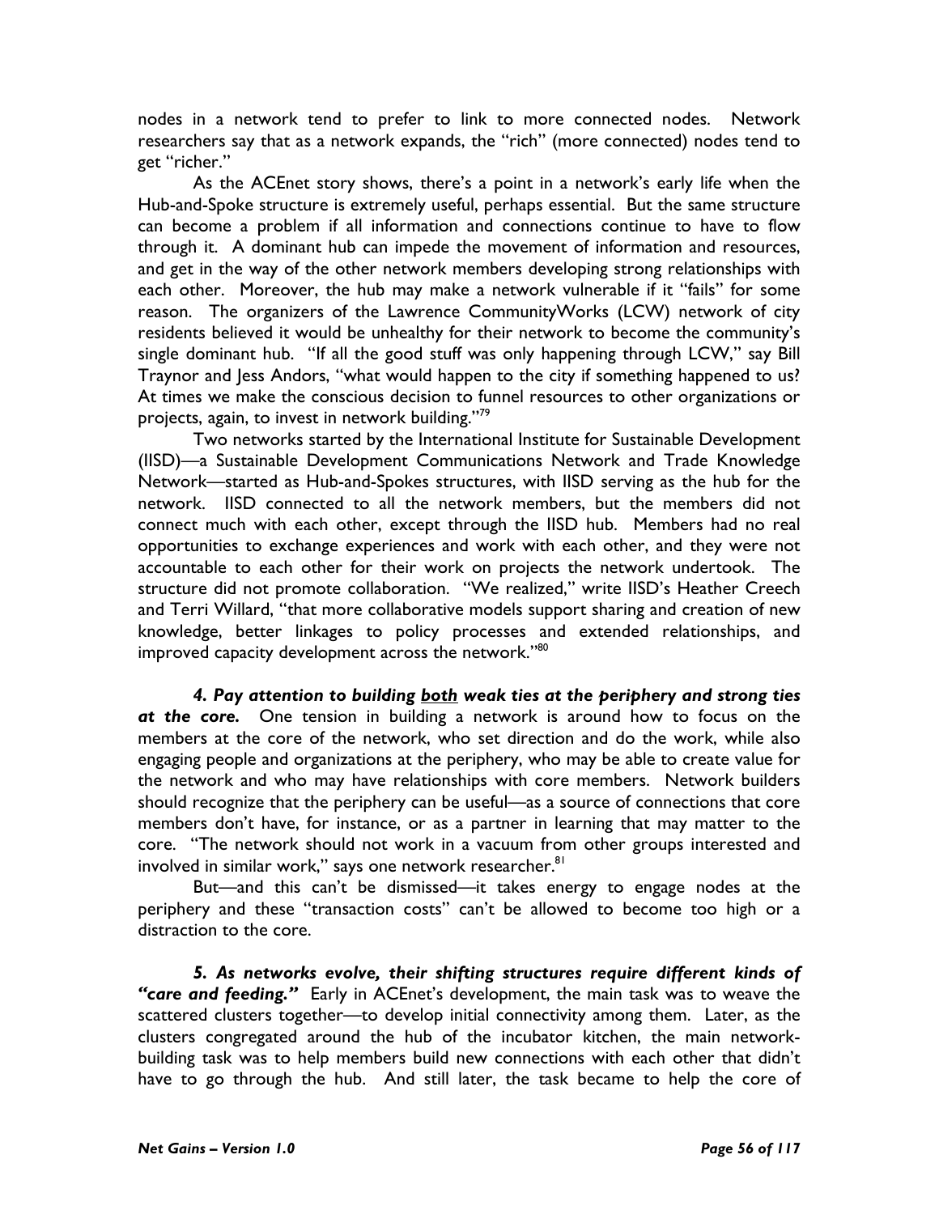nodes in a network tend to prefer to link to more connected nodes. Network researchers say that as a network expands, the "rich" (more connected) nodes tend to get "richer."

As the ACEnet story shows, there's a point in a network's early life when the Hub-and-Spoke structure is extremely useful, perhaps essential. But the same structure can become a problem if all information and connections continue to have to flow through it. A dominant hub can impede the movement of information and resources, and get in the way of the other network members developing strong relationships with each other. Moreover, the hub may make a network vulnerable if it "fails" for some reason. The organizers of the Lawrence CommunityWorks (LCW) network of city residents believed it would be unhealthy for their network to become the community's single dominant hub. "If all the good stuff was only happening through LCW," say Bill Traynor and Jess Andors, "what would happen to the city if something happened to us? At times we make the conscious decision to funnel resources to other organizations or projects, again, to invest in network building."[79]

Two networks started by the International Institute for Sustainable Development (IISD)—a Sustainable Development Communications Network and Trade Knowledge Network—started as Hub-and-Spokes structures, with IISD serving as the hub for the network. IISD connected to all the network members, but the members did not connect much with each other, except through the IISD hub. Members had no real opportunities to exchange experiences and work with each other, and they were not accountable to each other for their work on projects the network undertook. The structure did not promote collaboration. "We realized," write IISD's Heather Creech and Terri Willard, "that more collaborative models support sharing and creation of new knowledge, better linkages to policy processes and extended relationships, and improved capacity development across the network."[80]

***4. Pay attention to building <u>both</u> weak ties at the periphery and strong ties at the core.*** One tension in building a network is around how to focus on the members at the core of the network, who set direction and do the work, while also engaging people and organizations at the periphery, who may be able to create value for the network and who may have relationships with core members. Network builders should recognize that the periphery can be useful—as a source of connections that core members don't have, for instance, or as a partner in learning that may matter to the core. "The network should not work in a vacuum from other groups interested and involved in similar work," says one network researcher.[81]

But—and this can't be dismissed—it takes energy to engage nodes at the periphery and these "transaction costs" can't be allowed to become too high or a distraction to the core.

***5. As networks evolve, their shifting structures require different kinds of "care and feeding."*** Early in ACEnet's development, the main task was to weave the scattered clusters together—to develop initial connectivity among them. Later, as the clusters congregated around the hub of the incubator kitchen, the main network-building task was to help members build new connections with each other that didn't have to go through the hub. And still later, the task became to help the core of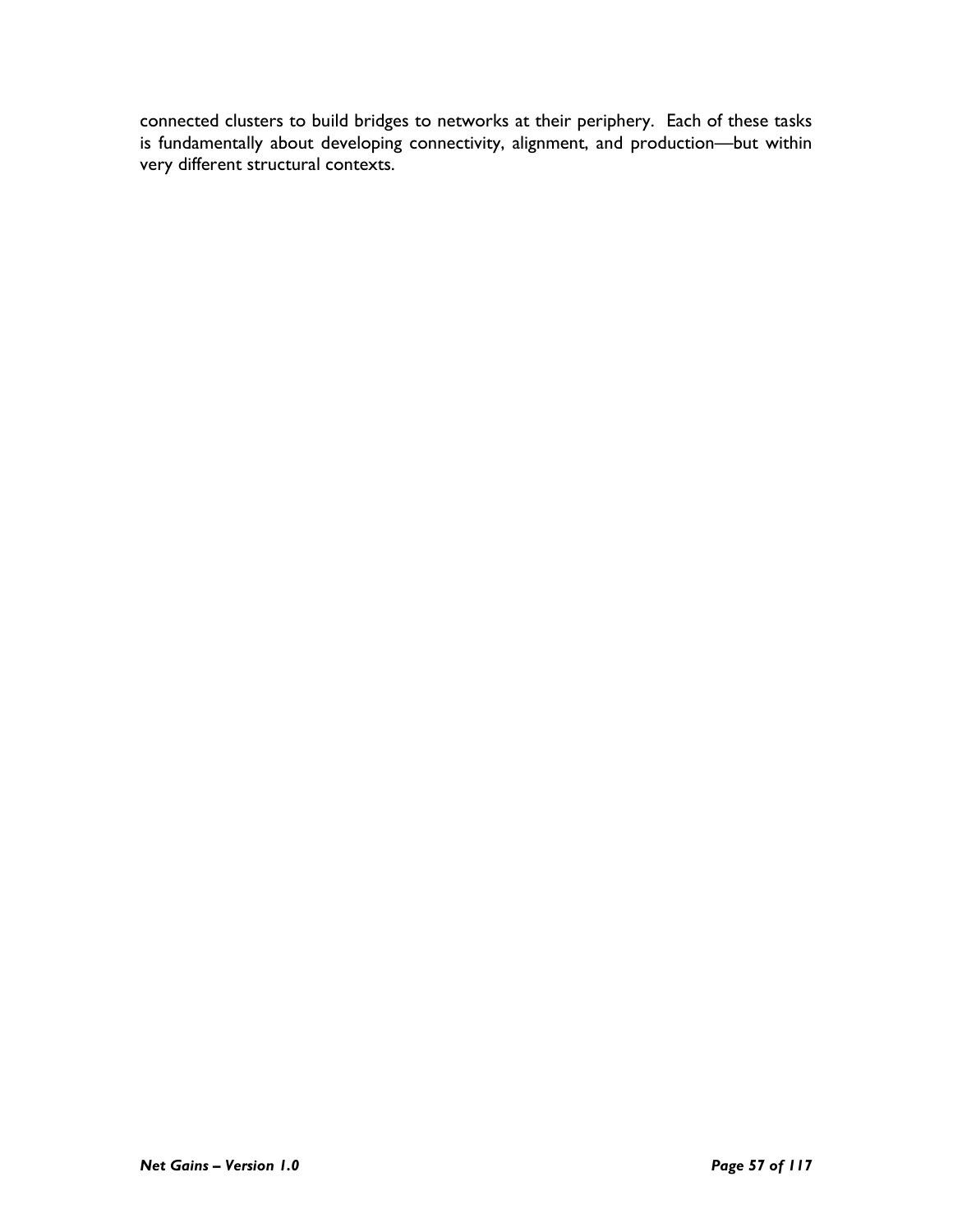connected clusters to build bridges to networks at their periphery. Each of these tasks is fundamentally about developing connectivity, alignment, and production—but within very different structural contexts.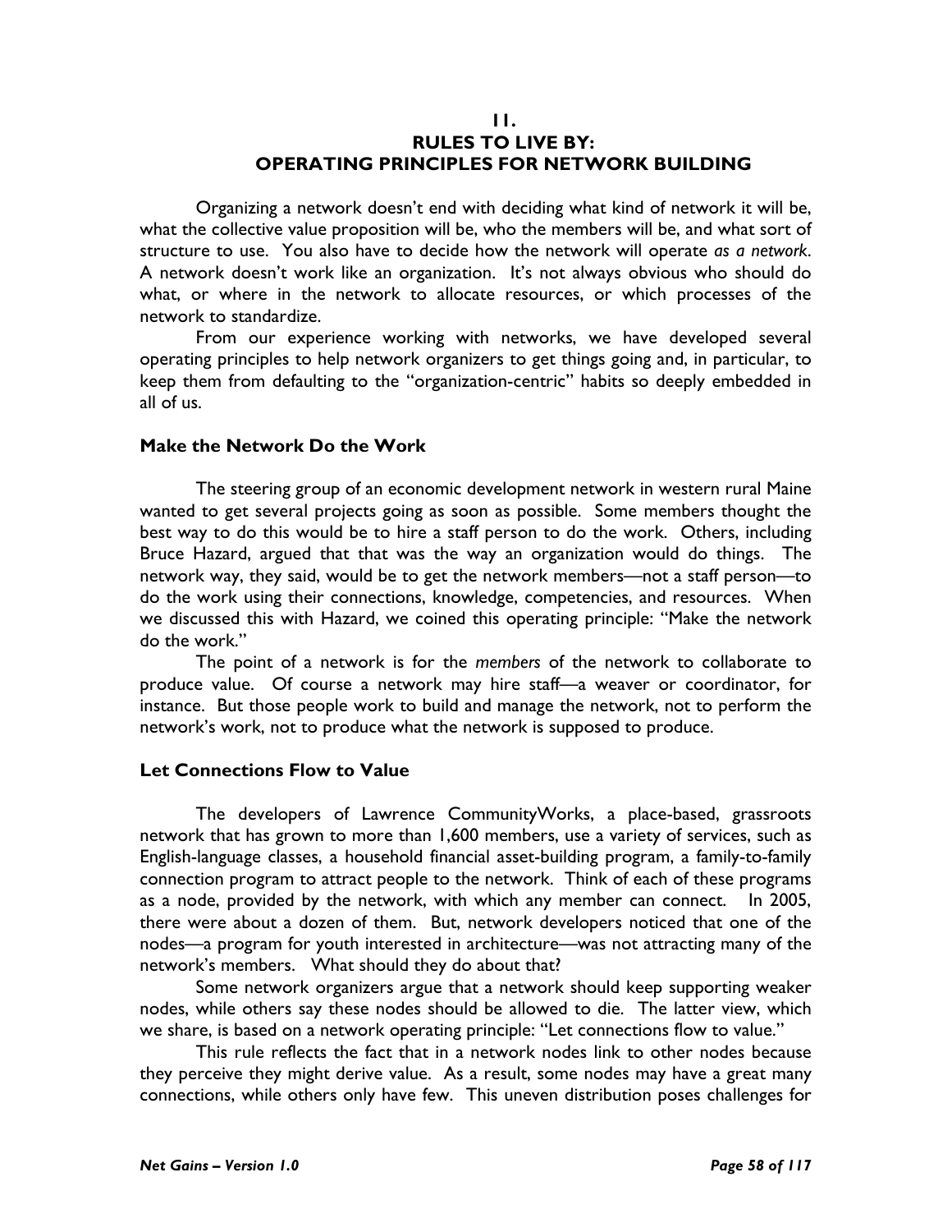# 11. RULES TO LIVE BY: OPERATING PRINCIPLES FOR NETWORK BUILDING

Organizing a network doesn't end with deciding what kind of network it will be, what the collective value proposition will be, who the members will be, and what sort of structure to use. You also have to decide how the network will operate *as a network*. A network doesn't work like an organization. It's not always obvious who should do what, or where in the network to allocate resources, or which processes of the network to standardize.

From our experience working with networks, we have developed several operating principles to help network organizers to get things going and, in particular, to keep them from defaulting to the "organization-centric" habits so deeply embedded in all of us.

### Make the Network Do the Work

The steering group of an economic development network in western rural Maine wanted to get several projects going as soon as possible. Some members thought the best way to do this would be to hire a staff person to do the work. Others, including Bruce Hazard, argued that that was the way an organization would do things. The network way, they said, would be to get the network members—not a staff person—to do the work using their connections, knowledge, competencies, and resources. When we discussed this with Hazard, we coined this operating principle: "Make the network do the work."

The point of a network is for the *members* of the network to collaborate to produce value. Of course a network may hire staff—a weaver or coordinator, for instance. But those people work to build and manage the network, not to perform the network's work, not to produce what the network is supposed to produce.

### Let Connections Flow to Value

The developers of Lawrence CommunityWorks, a place-based, grassroots network that has grown to more than 1,600 members, use a variety of services, such as English-language classes, a household financial asset-building program, a family-to-family connection program to attract people to the network. Think of each of these programs as a node, provided by the network, with which any member can connect. In 2005, there were about a dozen of them. But, network developers noticed that one of the nodes—a program for youth interested in architecture—was not attracting many of the network's members. What should they do about that?

Some network organizers argue that a network should keep supporting weaker nodes, while others say these nodes should be allowed to die. The latter view, which we share, is based on a network operating principle: "Let connections flow to value."

This rule reflects the fact that in a network nodes link to other nodes because they perceive they might derive value. As a result, some nodes may have a great many connections, while others only have few. This uneven distribution poses challenges for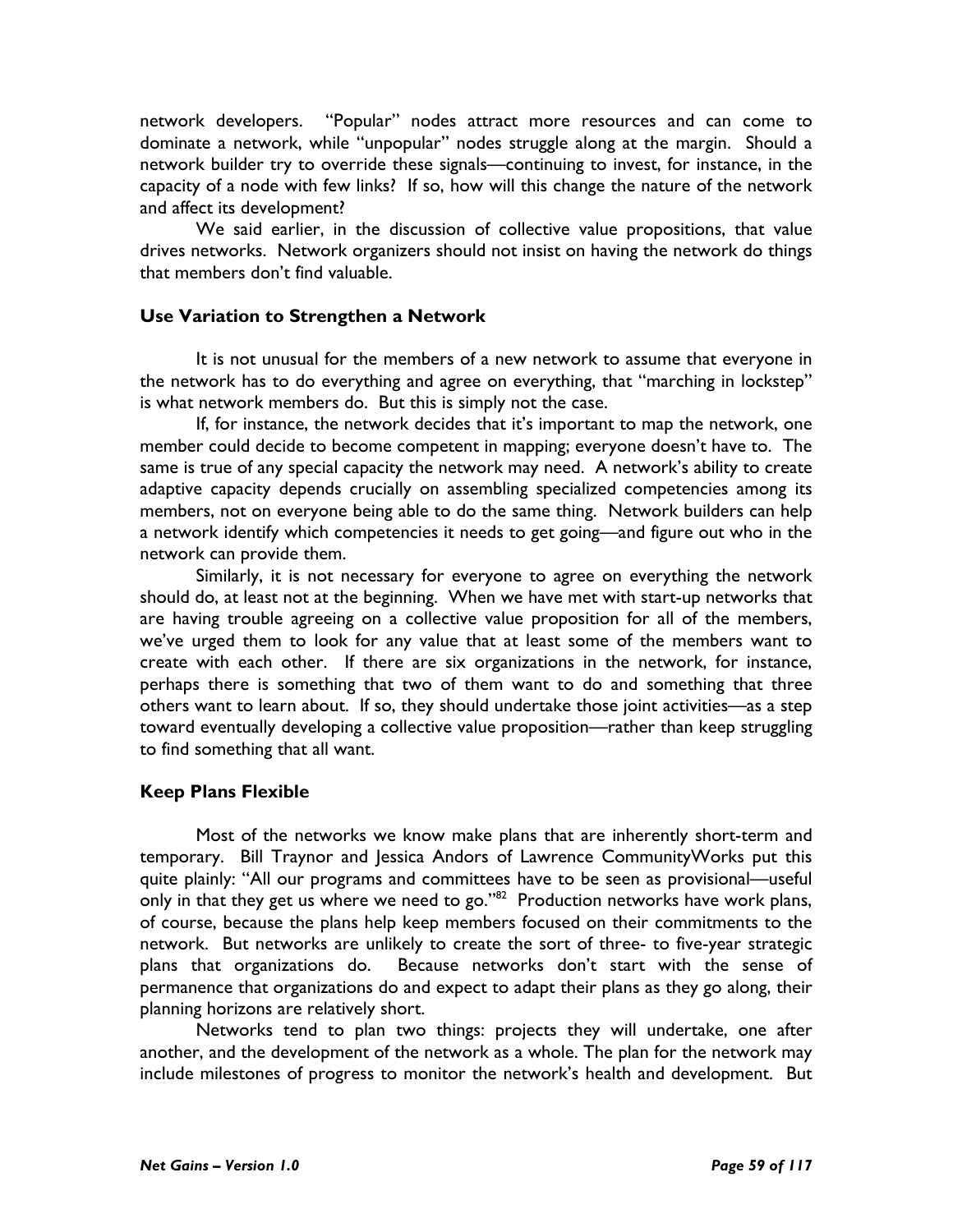network developers. "Popular" nodes attract more resources and can come to dominate a network, while "unpopular" nodes struggle along at the margin. Should a network builder try to override these signals—continuing to invest, for instance, in the capacity of a node with few links? If so, how will this change the nature of the network and affect its development?

We said earlier, in the discussion of collective value propositions, that value drives networks. Network organizers should not insist on having the network do things that members don't find valuable.

### Use Variation to Strengthen a Network

It is not unusual for the members of a new network to assume that everyone in the network has to do everything and agree on everything, that "marching in lockstep" is what network members do. But this is simply not the case.

If, for instance, the network decides that it's important to map the network, one member could decide to become competent in mapping; everyone doesn't have to. The same is true of any special capacity the network may need. A network's ability to create adaptive capacity depends crucially on assembling specialized competencies among its members, not on everyone being able to do the same thing. Network builders can help a network identify which competencies it needs to get going—and figure out who in the network can provide them.

Similarly, it is not necessary for everyone to agree on everything the network should do, at least not at the beginning. When we have met with start-up networks that are having trouble agreeing on a collective value proposition for all of the members, we've urged them to look for any value that at least some of the members want to create with each other. If there are six organizations in the network, for instance, perhaps there is something that two of them want to do and something that three others want to learn about. If so, they should undertake those joint activities—as a step toward eventually developing a collective value proposition—rather than keep struggling to find something that all want.

### Keep Plans Flexible

Most of the networks we know make plans that are inherently short-term and temporary. Bill Traynor and Jessica Andors of Lawrence CommunityWorks put this quite plainly: "All our programs and committees have to be seen as provisional—useful only in that they get us where we need to go."[82] Production networks have work plans, of course, because the plans help keep members focused on their commitments to the network. But networks are unlikely to create the sort of three- to five-year strategic plans that organizations do. Because networks don't start with the sense of permanence that organizations do and expect to adapt their plans as they go along, their planning horizons are relatively short.

Networks tend to plan two things: projects they will undertake, one after another, and the development of the network as a whole. The plan for the network may include milestones of progress to monitor the network's health and development. But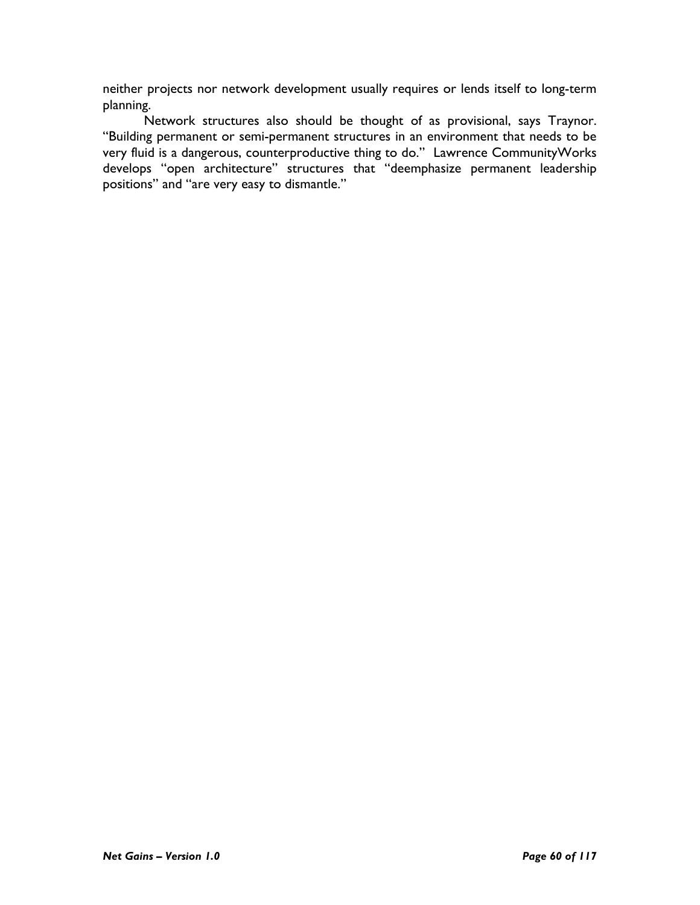neither projects nor network development usually requires or lends itself to long-term planning.

Network structures also should be thought of as provisional, says Traynor. "Building permanent or semi-permanent structures in an environment that needs to be very fluid is a dangerous, counterproductive thing to do." Lawrence CommunityWorks develops "open architecture" structures that "deemphasize permanent leadership positions" and "are very easy to dismantle."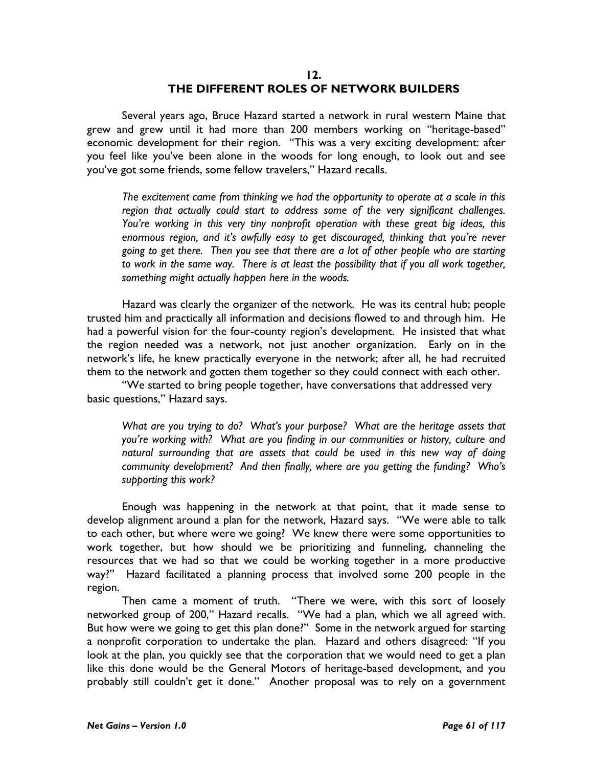## 12. THE DIFFERENT ROLES OF NETWORK BUILDERS

Several years ago, Bruce Hazard started a network in rural western Maine that grew and grew until it had more than 200 members working on "heritage-based" economic development for their region. "This was a very exciting development: after you feel like you've been alone in the woods for long enough, to look out and see you've got some friends, some fellow travelers," Hazard recalls.

> *The excitement came from thinking we had the opportunity to operate at a scale in this region that actually could start to address some of the very significant challenges. You're working in this very tiny nonprofit operation with these great big ideas, this enormous region, and it's awfully easy to get discouraged, thinking that you're never going to get there. Then you see that there are a lot of other people who are starting to work in the same way. There is at least the possibility that if you all work together, something might actually happen here in the woods.*

Hazard was clearly the organizer of the network. He was its central hub; people trusted him and practically all information and decisions flowed to and through him. He had a powerful vision for the four-county region's development. He insisted that what the region needed was a network, not just another organization. Early on in the network's life, he knew practically everyone in the network; after all, he had recruited them to the network and gotten them together so they could connect with each other.

"We started to bring people together, have conversations that addressed very basic questions," Hazard says.

> *What are you trying to do? What's your purpose? What are the heritage assets that you're working with? What are you finding in our communities or history, culture and natural surrounding that are assets that could be used in this new way of doing community development? And then finally, where are you getting the funding? Who's supporting this work?*

Enough was happening in the network at that point, that it made sense to develop alignment around a plan for the network, Hazard says. "We were able to talk to each other, but where were we going? We knew there were some opportunities to work together, but how should we be prioritizing and funneling, channeling the resources that we had so that we could be working together in a more productive way?" Hazard facilitated a planning process that involved some 200 people in the region.

Then came a moment of truth. "There we were, with this sort of loosely networked group of 200," Hazard recalls. "We had a plan, which we all agreed with. But how were we going to get this plan done?" Some in the network argued for starting a nonprofit corporation to undertake the plan. Hazard and others disagreed: "If you look at the plan, you quickly see that the corporation that we would need to get a plan like this done would be the General Motors of heritage-based development, and you probably still couldn't get it done." Another proposal was to rely on a government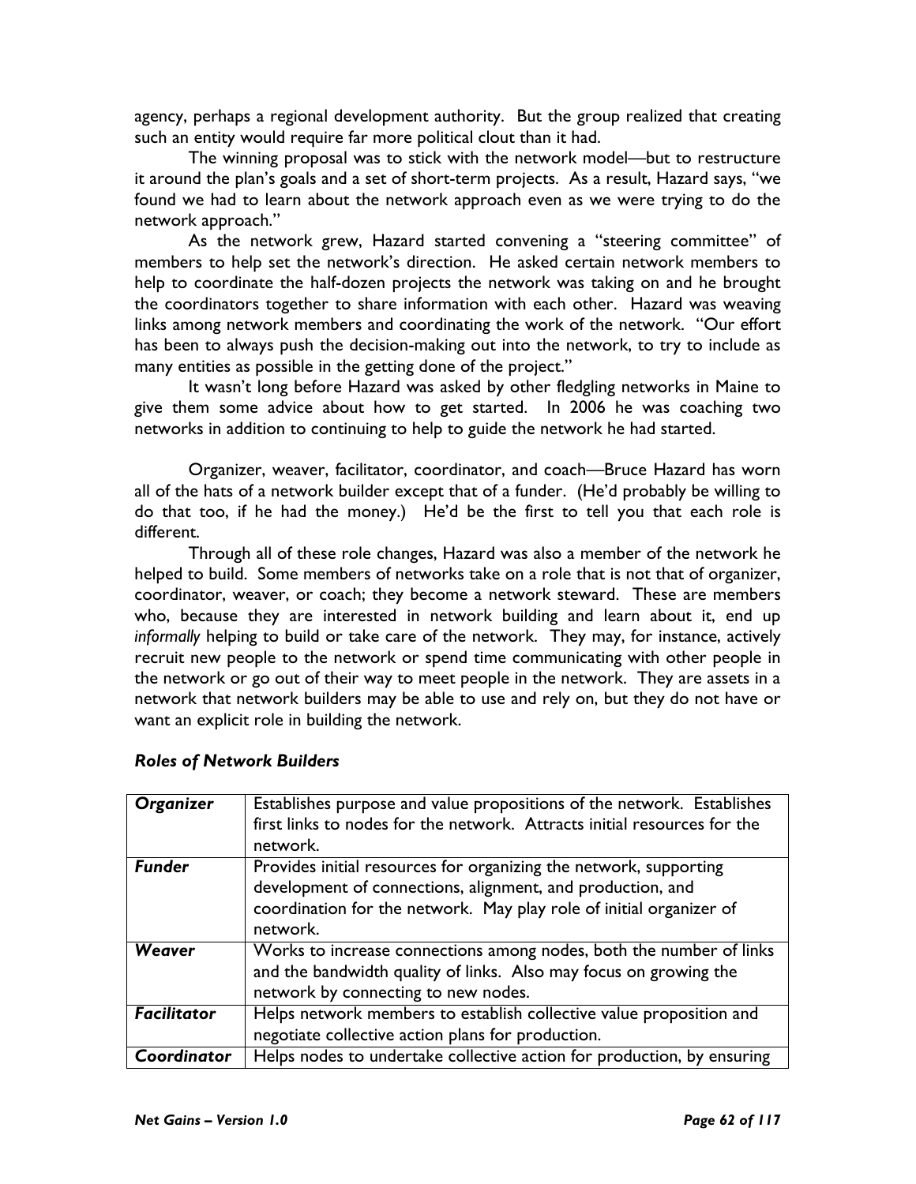agency, perhaps a regional development authority. But the group realized that creating such an entity would require far more political clout than it had.

The winning proposal was to stick with the network model—but to restructure it around the plan's goals and a set of short-term projects. As a result, Hazard says, "we found we had to learn about the network approach even as we were trying to do the network approach."

As the network grew, Hazard started convening a "steering committee" of members to help set the network's direction. He asked certain network members to help to coordinate the half-dozen projects the network was taking on and he brought the coordinators together to share information with each other. Hazard was weaving links among network members and coordinating the work of the network. "Our effort has been to always push the decision-making out into the network, to try to include as many entities as possible in the getting done of the project."

It wasn't long before Hazard was asked by other fledgling networks in Maine to give them some advice about how to get started. In 2006 he was coaching two networks in addition to continuing to help to guide the network he had started.

Organizer, weaver, facilitator, coordinator, and coach—Bruce Hazard has worn all of the hats of a network builder except that of a funder. (He'd probably be willing to do that too, if he had the money.) He'd be the first to tell you that each role is different.

Through all of these role changes, Hazard was also a member of the network he helped to build. Some members of networks take on a role that is not that of organizer, coordinator, weaver, or coach; they become a network steward. These are members who, because they are interested in network building and learn about it, end up *informally* helping to build or take care of the network. They may, for instance, actively recruit new people to the network or spend time communicating with other people in the network or go out of their way to meet people in the network. They are assets in a network that network builders may be able to use and rely on, but they do not have or want an explicit role in building the network.

***Roles of Network Builders***

| | |
|---|---|
| ***Organizer*** | Establishes purpose and value propositions of the network. Establishes first links to nodes for the network. Attracts initial resources for the network. |
| ***Funder*** | Provides initial resources for organizing the network, supporting development of connections, alignment, and production, and coordination for the network. May play role of initial organizer of network. |
| ***Weaver*** | Works to increase connections among nodes, both the number of links and the bandwidth quality of links. Also may focus on growing the network by connecting to new nodes. |
| ***Facilitator*** | Helps network members to establish collective value proposition and negotiate collective action plans for production. |
| ***Coordinator*** | Helps nodes to undertake collective action for production, by ensuring |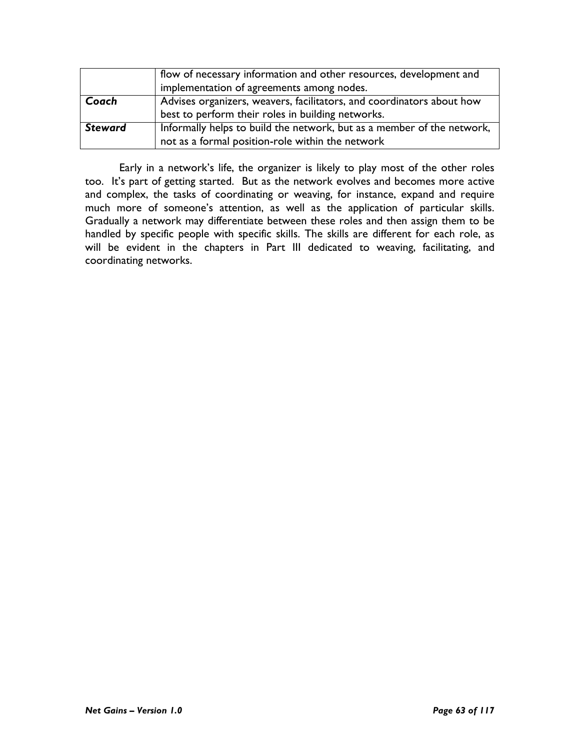| | |
|---|---|
| | flow of necessary information and other resources, development and implementation of agreements among nodes. |
| ***Coach*** | Advises organizers, weavers, facilitators, and coordinators about how best to perform their roles in building networks. |
| ***Steward*** | Informally helps to build the network, but as a member of the network, not as a formal position-role within the network |

Early in a network's life, the organizer is likely to play most of the other roles too. It's part of getting started. But as the network evolves and becomes more active and complex, the tasks of coordinating or weaving, for instance, expand and require much more of someone's attention, as well as the application of particular skills. Gradually a network may differentiate between these roles and then assign them to be handled by specific people with specific skills. The skills are different for each role, as will be evident in the chapters in Part III dedicated to weaving, facilitating, and coordinating networks.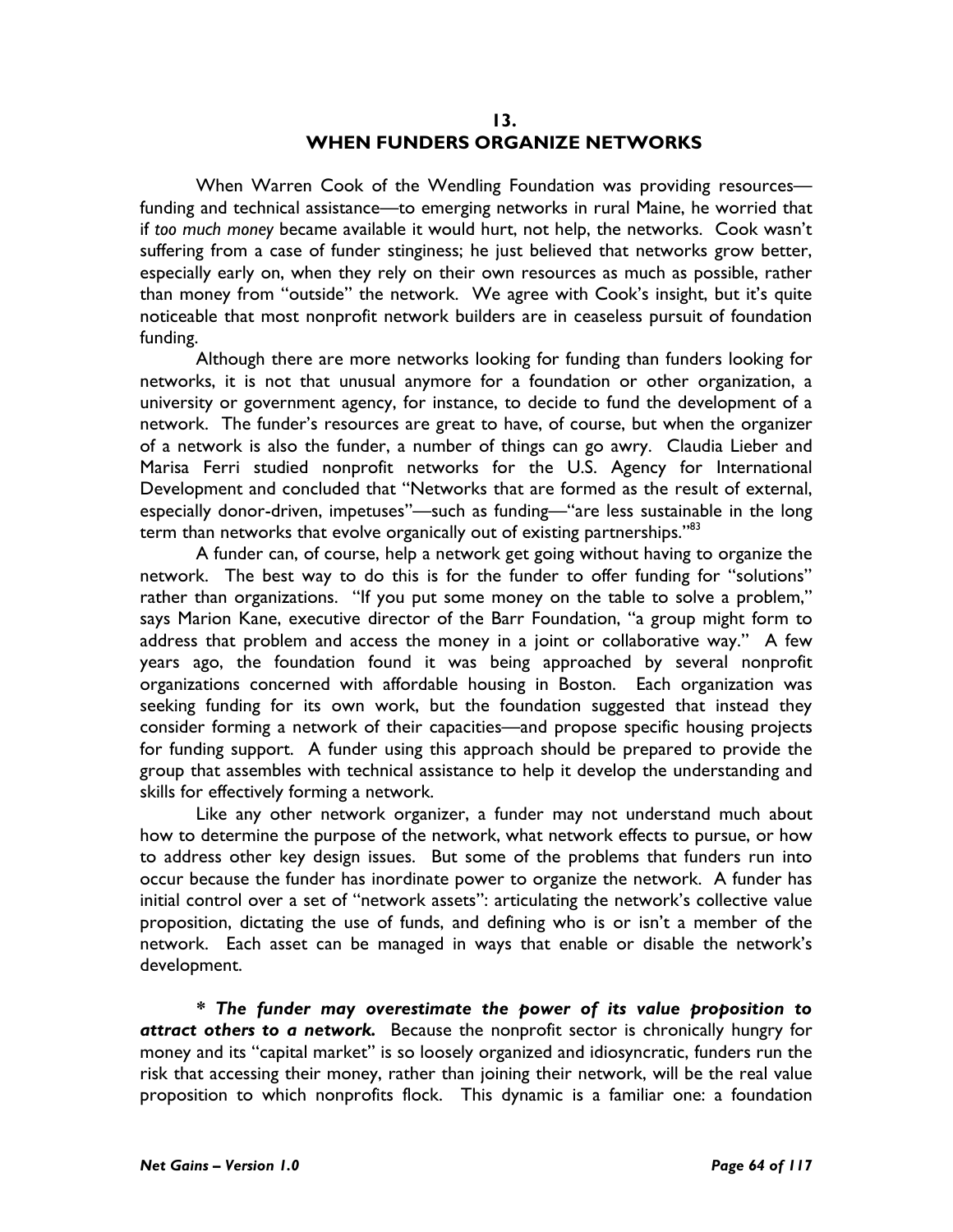## 13.
## WHEN FUNDERS ORGANIZE NETWORKS

When Warren Cook of the Wendling Foundation was providing resources—funding and technical assistance—to emerging networks in rural Maine, he worried that if *too much money* became available it would hurt, not help, the networks. Cook wasn't suffering from a case of funder stinginess; he just believed that networks grow better, especially early on, when they rely on their own resources as much as possible, rather than money from "outside" the network. We agree with Cook's insight, but it's quite noticeable that most nonprofit network builders are in ceaseless pursuit of foundation funding.

Although there are more networks looking for funding than funders looking for networks, it is not that unusual anymore for a foundation or other organization, a university or government agency, for instance, to decide to fund the development of a network. The funder's resources are great to have, of course, but when the organizer of a network is also the funder, a number of things can go awry. Claudia Lieber and Marisa Ferri studied nonprofit networks for the U.S. Agency for International Development and concluded that "Networks that are formed as the result of external, especially donor-driven, impetuses"—such as funding—"are less sustainable in the long term than networks that evolve organically out of existing partnerships."[83]

A funder can, of course, help a network get going without having to organize the network. The best way to do this is for the funder to offer funding for "solutions" rather than organizations. "If you put some money on the table to solve a problem," says Marion Kane, executive director of the Barr Foundation, "a group might form to address that problem and access the money in a joint or collaborative way." A few years ago, the foundation found it was being approached by several nonprofit organizations concerned with affordable housing in Boston. Each organization was seeking funding for its own work, but the foundation suggested that instead they consider forming a network of their capacities—and propose specific housing projects for funding support. A funder using this approach should be prepared to provide the group that assembles with technical assistance to help it develop the understanding and skills for effectively forming a network.

Like any other network organizer, a funder may not understand much about how to determine the purpose of the network, what network effects to pursue, or how to address other key design issues. But some of the problems that funders run into occur because the funder has inordinate power to organize the network. A funder has initial control over a set of "network assets": articulating the network's collective value proposition, dictating the use of funds, and defining who is or isn't a member of the network. Each asset can be managed in ways that enable or disable the network's development.

***\* The funder may overestimate the power of its value proposition to attract others to a network.*** Because the nonprofit sector is chronically hungry for money and its "capital market" is so loosely organized and idiosyncratic, funders run the risk that accessing their money, rather than joining their network, will be the real value proposition to which nonprofits flock. This dynamic is a familiar one: a foundation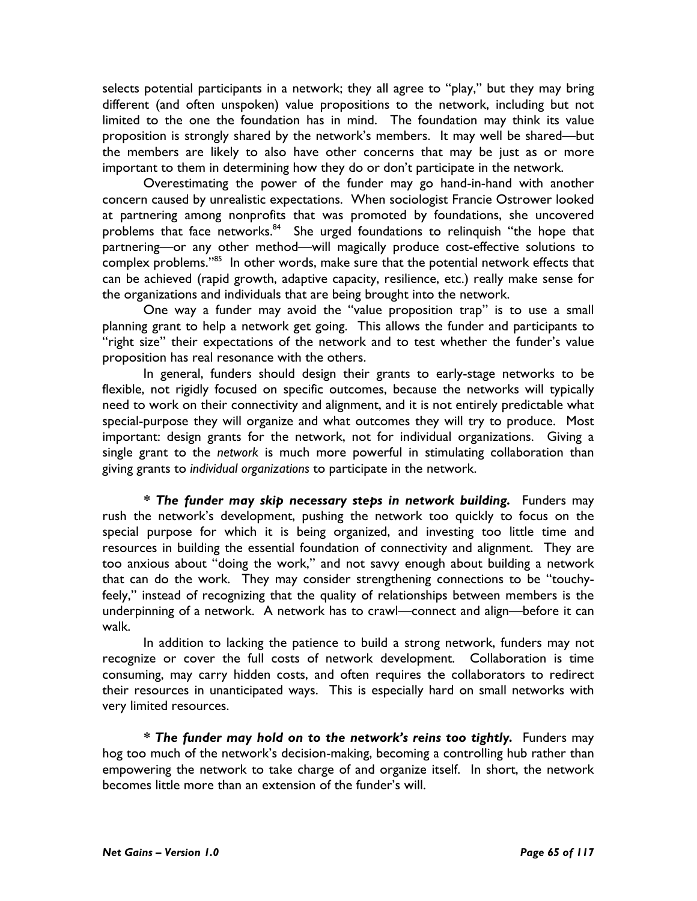selects potential participants in a network; they all agree to "play," but they may bring different (and often unspoken) value propositions to the network, including but not limited to the one the foundation has in mind. The foundation may think its value proposition is strongly shared by the network's members. It may well be shared—but the members are likely to also have other concerns that may be just as or more important to them in determining how they do or don't participate in the network.

Overestimating the power of the funder may go hand-in-hand with another concern caused by unrealistic expectations. When sociologist Francie Ostrower looked at partnering among nonprofits that was promoted by foundations, she uncovered problems that face networks.[84] She urged foundations to relinquish "the hope that partnering—or any other method—will magically produce cost-effective solutions to complex problems."[85] In other words, make sure that the potential network effects that can be achieved (rapid growth, adaptive capacity, resilience, etc.) really make sense for the organizations and individuals that are being brought into the network.

One way a funder may avoid the "value proposition trap" is to use a small planning grant to help a network get going. This allows the funder and participants to "right size" their expectations of the network and to test whether the funder's value proposition has real resonance with the others.

In general, funders should design their grants to early-stage networks to be flexible, not rigidly focused on specific outcomes, because the networks will typically need to work on their connectivity and alignment, and it is not entirely predictable what special-purpose they will organize and what outcomes they will try to produce. Most important: design grants for the network, not for individual organizations. Giving a single grant to the *network* is much more powerful in stimulating collaboration than giving grants to *individual organizations* to participate in the network.

**\* *The funder may skip necessary steps in network building.*** Funders may rush the network's development, pushing the network too quickly to focus on the special purpose for which it is being organized, and investing too little time and resources in building the essential foundation of connectivity and alignment. They are too anxious about "doing the work," and not savvy enough about building a network that can do the work. They may consider strengthening connections to be "touchy-feely," instead of recognizing that the quality of relationships between members is the underpinning of a network. A network has to crawl—connect and align—before it can walk.

In addition to lacking the patience to build a strong network, funders may not recognize or cover the full costs of network development. Collaboration is time consuming, may carry hidden costs, and often requires the collaborators to redirect their resources in unanticipated ways. This is especially hard on small networks with very limited resources.

**\* *The funder may hold on to the network's reins too tightly.*** Funders may hog too much of the network's decision-making, becoming a controlling hub rather than empowering the network to take charge of and organize itself. In short, the network becomes little more than an extension of the funder's will.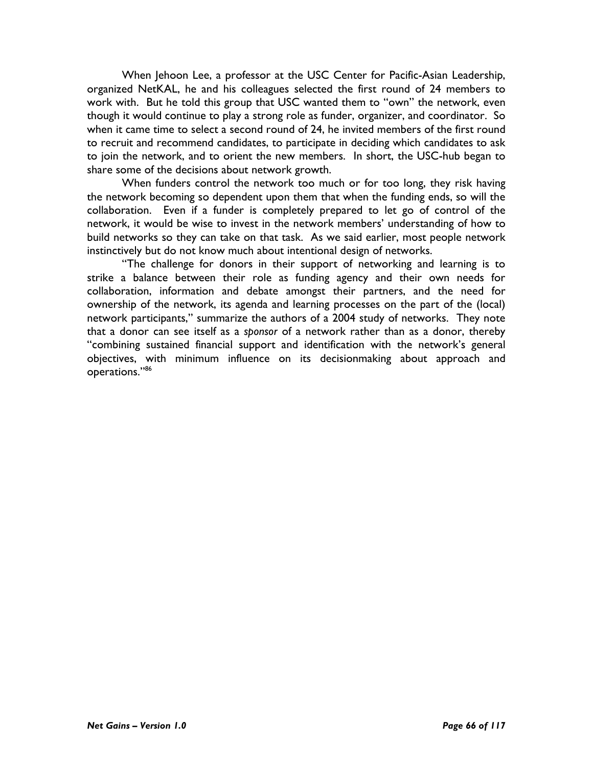When Jehoon Lee, a professor at the USC Center for Pacific-Asian Leadership, organized NetKAL, he and his colleagues selected the first round of 24 members to work with. But he told this group that USC wanted them to "own" the network, even though it would continue to play a strong role as funder, organizer, and coordinator. So when it came time to select a second round of 24, he invited members of the first round to recruit and recommend candidates, to participate in deciding which candidates to ask to join the network, and to orient the new members. In short, the USC-hub began to share some of the decisions about network growth.

When funders control the network too much or for too long, they risk having the network becoming so dependent upon them that when the funding ends, so will the collaboration. Even if a funder is completely prepared to let go of control of the network, it would be wise to invest in the network members' understanding of how to build networks so they can take on that task. As we said earlier, most people network instinctively but do not know much about intentional design of networks.

"The challenge for donors in their support of networking and learning is to strike a balance between their role as funding agency and their own needs for collaboration, information and debate amongst their partners, and the need for ownership of the network, its agenda and learning processes on the part of the (local) network participants," summarize the authors of a 2004 study of networks. They note that a donor can see itself as a *sponsor* of a network rather than as a donor, thereby "combining sustained financial support and identification with the network's general objectives, with minimum influence on its decisionmaking about approach and operations."[86]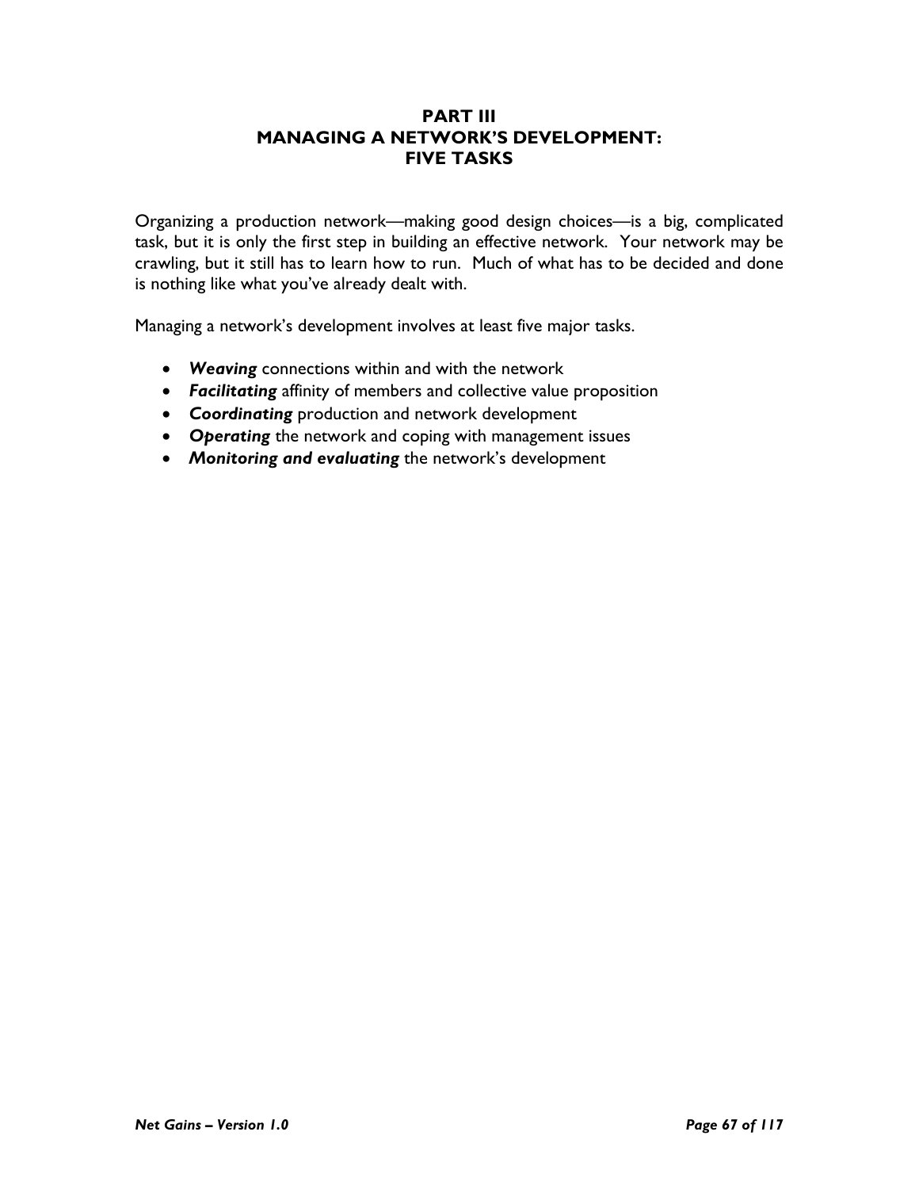# PART III
# MANAGING A NETWORK'S DEVELOPMENT: FIVE TASKS

Organizing a production network—making good design choices—is a big, complicated task, but it is only the first step in building an effective network. Your network may be crawling, but it still has to learn how to run. Much of what has to be decided and done is nothing like what you've already dealt with.

Managing a network's development involves at least five major tasks.

- ***Weaving*** connections within and with the network
- ***Facilitating*** affinity of members and collective value proposition
- ***Coordinating*** production and network development
- ***Operating*** the network and coping with management issues
- ***Monitoring and evaluating*** the network's development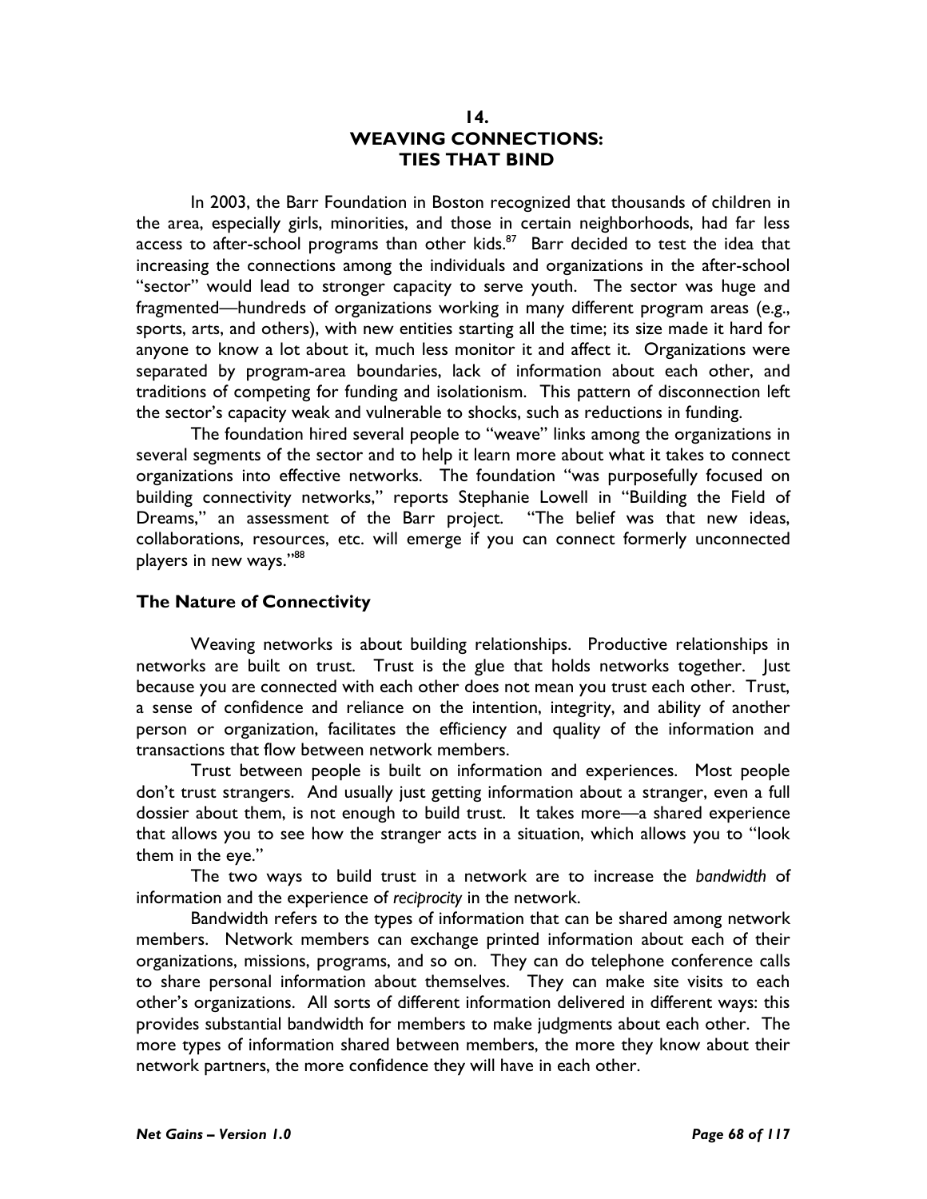# 14. WEAVING CONNECTIONS: TIES THAT BIND

In 2003, the Barr Foundation in Boston recognized that thousands of children in the area, especially girls, minorities, and those in certain neighborhoods, had far less access to after-school programs than other kids.[87] Barr decided to test the idea that increasing the connections among the individuals and organizations in the after-school "sector" would lead to stronger capacity to serve youth. The sector was huge and fragmented—hundreds of organizations working in many different program areas (e.g., sports, arts, and others), with new entities starting all the time; its size made it hard for anyone to know a lot about it, much less monitor it and affect it. Organizations were separated by program-area boundaries, lack of information about each other, and traditions of competing for funding and isolationism. This pattern of disconnection left the sector's capacity weak and vulnerable to shocks, such as reductions in funding.

The foundation hired several people to "weave" links among the organizations in several segments of the sector and to help it learn more about what it takes to connect organizations into effective networks. The foundation "was purposefully focused on building connectivity networks," reports Stephanie Lowell in "Building the Field of Dreams," an assessment of the Barr project. "The belief was that new ideas, collaborations, resources, etc. will emerge if you can connect formerly unconnected players in new ways."[88]

## The Nature of Connectivity

Weaving networks is about building relationships. Productive relationships in networks are built on trust. Trust is the glue that holds networks together. Just because you are connected with each other does not mean you trust each other. Trust, a sense of confidence and reliance on the intention, integrity, and ability of another person or organization, facilitates the efficiency and quality of the information and transactions that flow between network members.

Trust between people is built on information and experiences. Most people don't trust strangers. And usually just getting information about a stranger, even a full dossier about them, is not enough to build trust. It takes more—a shared experience that allows you to see how the stranger acts in a situation, which allows you to "look them in the eye."

The two ways to build trust in a network are to increase the *bandwidth* of information and the experience of *reciprocity* in the network.

Bandwidth refers to the types of information that can be shared among network members. Network members can exchange printed information about each of their organizations, missions, programs, and so on. They can do telephone conference calls to share personal information about themselves. They can make site visits to each other's organizations. All sorts of different information delivered in different ways: this provides substantial bandwidth for members to make judgments about each other. The more types of information shared between members, the more they know about their network partners, the more confidence they will have in each other.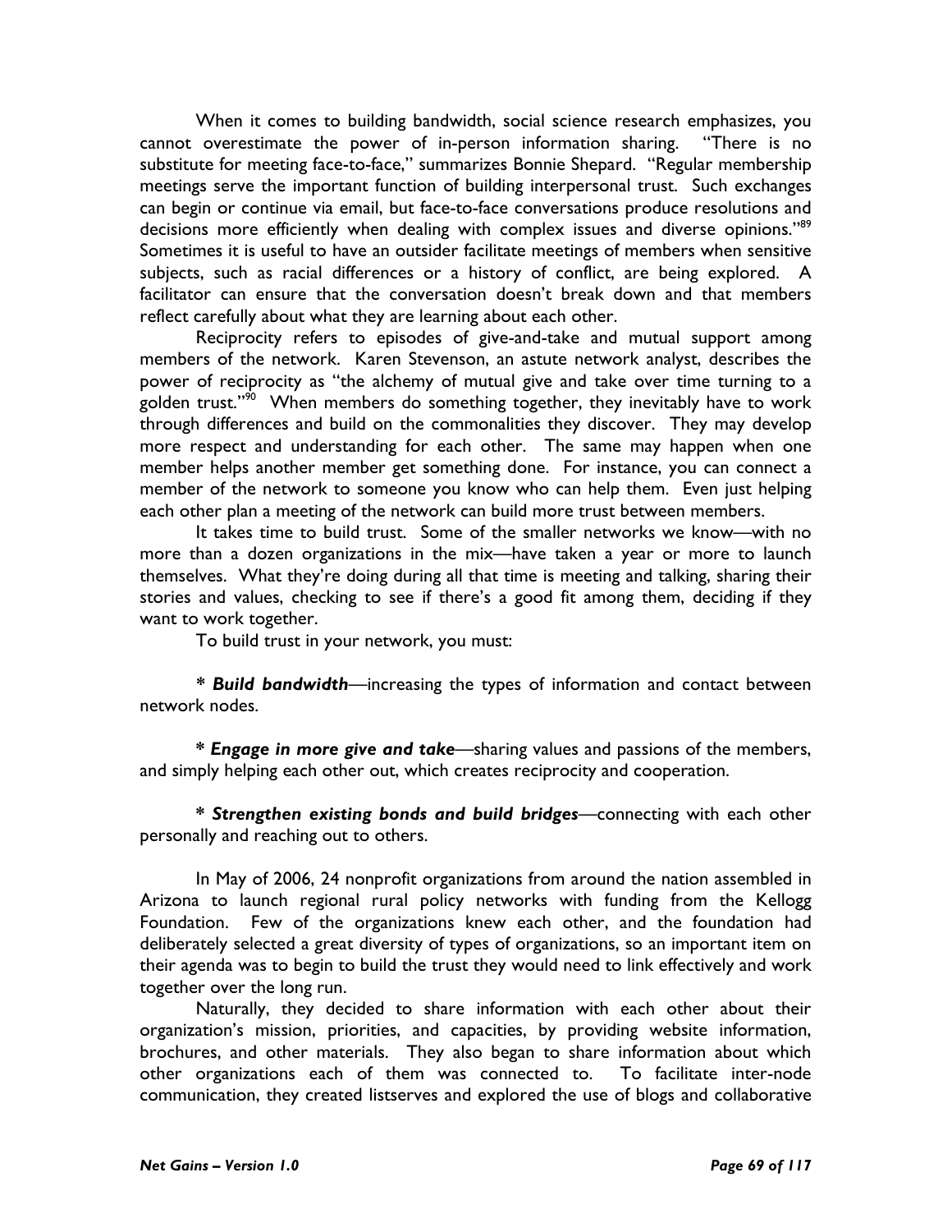When it comes to building bandwidth, social science research emphasizes, you cannot overestimate the power of in-person information sharing. "There is no substitute for meeting face-to-face," summarizes Bonnie Shepard. "Regular membership meetings serve the important function of building interpersonal trust. Such exchanges can begin or continue via email, but face-to-face conversations produce resolutions and decisions more efficiently when dealing with complex issues and diverse opinions."[89] Sometimes it is useful to have an outsider facilitate meetings of members when sensitive subjects, such as racial differences or a history of conflict, are being explored. A facilitator can ensure that the conversation doesn't break down and that members reflect carefully about what they are learning about each other.

Reciprocity refers to episodes of give-and-take and mutual support among members of the network. Karen Stevenson, an astute network analyst, describes the power of reciprocity as "the alchemy of mutual give and take over time turning to a golden trust."[90] When members do something together, they inevitably have to work through differences and build on the commonalities they discover. They may develop more respect and understanding for each other. The same may happen when one member helps another member get something done. For instance, you can connect a member of the network to someone you know who can help them. Even just helping each other plan a meeting of the network can build more trust between members.

It takes time to build trust. Some of the smaller networks we know—with no more than a dozen organizations in the mix—have taken a year or more to launch themselves. What they're doing during all that time is meeting and talking, sharing their stories and values, checking to see if there's a good fit among them, deciding if they want to work together.

To build trust in your network, you must:

* ***Build bandwidth***—increasing the types of information and contact between network nodes.

* ***Engage in more give and take***—sharing values and passions of the members, and simply helping each other out, which creates reciprocity and cooperation.

* ***Strengthen existing bonds and build bridges***—connecting with each other personally and reaching out to others.

In May of 2006, 24 nonprofit organizations from around the nation assembled in Arizona to launch regional rural policy networks with funding from the Kellogg Foundation. Few of the organizations knew each other, and the foundation had deliberately selected a great diversity of types of organizations, so an important item on their agenda was to begin to build the trust they would need to link effectively and work together over the long run.

Naturally, they decided to share information with each other about their organization's mission, priorities, and capacities, by providing website information, brochures, and other materials. They also began to share information about which other organizations each of them was connected to. To facilitate inter-node communication, they created listserves and explored the use of blogs and collaborative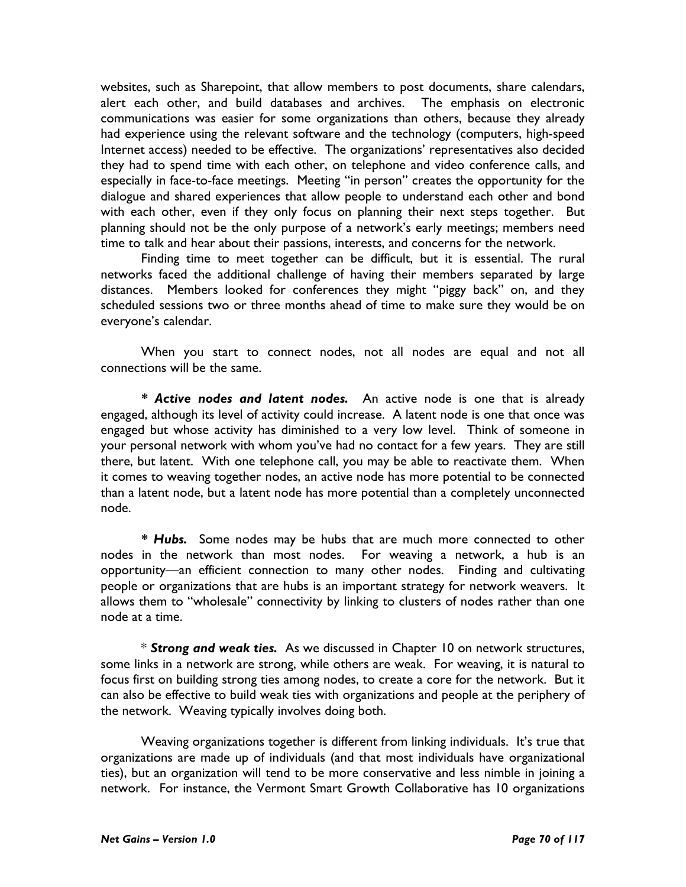websites, such as Sharepoint, that allow members to post documents, share calendars, alert each other, and build databases and archives. The emphasis on electronic communications was easier for some organizations than others, because they already had experience using the relevant software and the technology (computers, high-speed Internet access) needed to be effective. The organizations' representatives also decided they had to spend time with each other, on telephone and video conference calls, and especially in face-to-face meetings. Meeting "in person" creates the opportunity for the dialogue and shared experiences that allow people to understand each other and bond with each other, even if they only focus on planning their next steps together. But planning should not be the only purpose of a network's early meetings; members need time to talk and hear about their passions, interests, and concerns for the network.

Finding time to meet together can be difficult, but it is essential. The rural networks faced the additional challenge of having their members separated by large distances. Members looked for conferences they might "piggy back" on, and they scheduled sessions two or three months ahead of time to make sure they would be on everyone's calendar.

When you start to connect nodes, not all nodes are equal and not all connections will be the same.

\* ***Active nodes and latent nodes.*** An active node is one that is already engaged, although its level of activity could increase. A latent node is one that once was engaged but whose activity has diminished to a very low level. Think of someone in your personal network with whom you've had no contact for a few years. They are still there, but latent. With one telephone call, you may be able to reactivate them. When it comes to weaving together nodes, an active node has more potential to be connected than a latent node, but a latent node has more potential than a completely unconnected node.

\* ***Hubs.*** Some nodes may be hubs that are much more connected to other nodes in the network than most nodes. For weaving a network, a hub is an opportunity—an efficient connection to many other nodes. Finding and cultivating people or organizations that are hubs is an important strategy for network weavers. It allows them to "wholesale" connectivity by linking to clusters of nodes rather than one node at a time.

\* ***Strong and weak ties.*** As we discussed in Chapter 10 on network structures, some links in a network are strong, while others are weak. For weaving, it is natural to focus first on building strong ties among nodes, to create a core for the network. But it can also be effective to build weak ties with organizations and people at the periphery of the network. Weaving typically involves doing both.

Weaving organizations together is different from linking individuals. It's true that organizations are made up of individuals (and that most individuals have organizational ties), but an organization will tend to be more conservative and less nimble in joining a network. For instance, the Vermont Smart Growth Collaborative has 10 organizations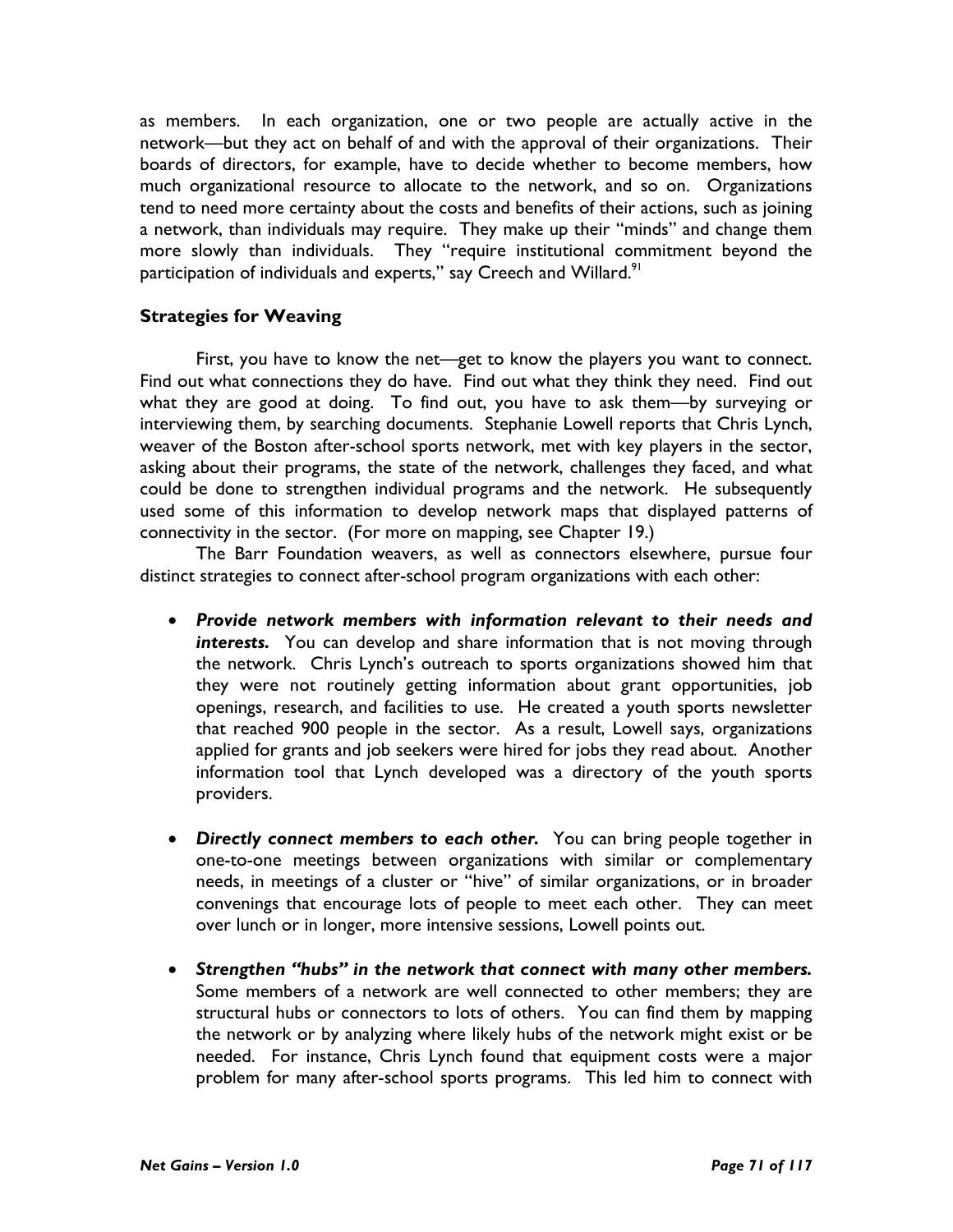as members. In each organization, one or two people are actually active in the network—but they act on behalf of and with the approval of their organizations. Their boards of directors, for example, have to decide whether to become members, how much organizational resource to allocate to the network, and so on. Organizations tend to need more certainty about the costs and benefits of their actions, such as joining a network, than individuals may require. They make up their "minds" and change them more slowly than individuals. They "require institutional commitment beyond the participation of individuals and experts," say Creech and Willard.[91]

### Strategies for Weaving

First, you have to know the net—get to know the players you want to connect. Find out what connections they do have. Find out what they think they need. Find out what they are good at doing. To find out, you have to ask them—by surveying or interviewing them, by searching documents. Stephanie Lowell reports that Chris Lynch, weaver of the Boston after-school sports network, met with key players in the sector, asking about their programs, the state of the network, challenges they faced, and what could be done to strengthen individual programs and the network. He subsequently used some of this information to develop network maps that displayed patterns of connectivity in the sector. (For more on mapping, see Chapter 19.)

The Barr Foundation weavers, as well as connectors elsewhere, pursue four distinct strategies to connect after-school program organizations with each other:

- ***Provide network members with information relevant to their needs and interests.*** You can develop and share information that is not moving through the network. Chris Lynch's outreach to sports organizations showed him that they were not routinely getting information about grant opportunities, job openings, research, and facilities to use. He created a youth sports newsletter that reached 900 people in the sector. As a result, Lowell says, organizations applied for grants and job seekers were hired for jobs they read about. Another information tool that Lynch developed was a directory of the youth sports providers.

- ***Directly connect members to each other.*** You can bring people together in one-to-one meetings between organizations with similar or complementary needs, in meetings of a cluster or "hive" of similar organizations, or in broader convenings that encourage lots of people to meet each other. They can meet over lunch or in longer, more intensive sessions, Lowell points out.

- ***Strengthen "hubs" in the network that connect with many other members.*** Some members of a network are well connected to other members; they are structural hubs or connectors to lots of others. You can find them by mapping the network or by analyzing where likely hubs of the network might exist or be needed. For instance, Chris Lynch found that equipment costs were a major problem for many after-school sports programs. This led him to connect with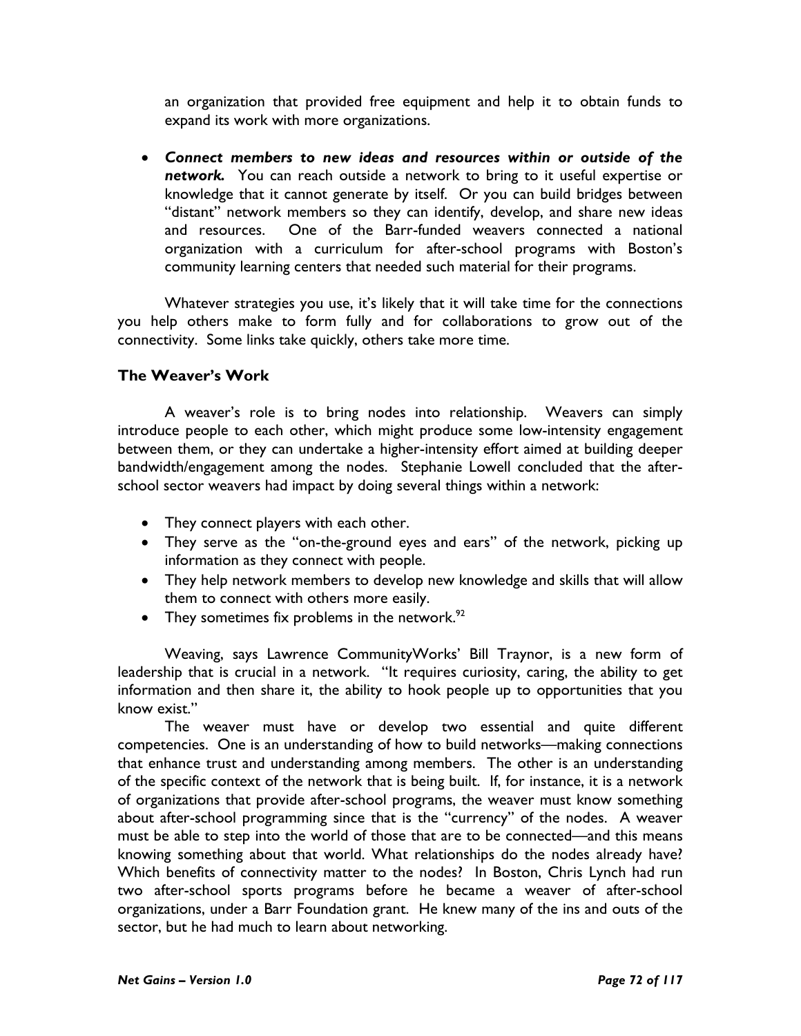an organization that provided free equipment and help it to obtain funds to expand its work with more organizations.

- ***Connect members to new ideas and resources within or outside of the network.*** You can reach outside a network to bring to it useful expertise or knowledge that it cannot generate by itself. Or you can build bridges between "distant" network members so they can identify, develop, and share new ideas and resources. One of the Barr-funded weavers connected a national organization with a curriculum for after-school programs with Boston's community learning centers that needed such material for their programs.

Whatever strategies you use, it's likely that it will take time for the connections you help others make to form fully and for collaborations to grow out of the connectivity. Some links take quickly, others take more time.

### The Weaver's Work

A weaver's role is to bring nodes into relationship. Weavers can simply introduce people to each other, which might produce some low-intensity engagement between them, or they can undertake a higher-intensity effort aimed at building deeper bandwidth/engagement among the nodes. Stephanie Lowell concluded that the after-school sector weavers had impact by doing several things within a network:

- They connect players with each other.
- They serve as the "on-the-ground eyes and ears" of the network, picking up information as they connect with people.
- They help network members to develop new knowledge and skills that will allow them to connect with others more easily.
- They sometimes fix problems in the network.[92]

Weaving, says Lawrence CommunityWorks' Bill Traynor, is a new form of leadership that is crucial in a network. "It requires curiosity, caring, the ability to get information and then share it, the ability to hook people up to opportunities that you know exist."

The weaver must have or develop two essential and quite different competencies. One is an understanding of how to build networks—making connections that enhance trust and understanding among members. The other is an understanding of the specific context of the network that is being built. If, for instance, it is a network of organizations that provide after-school programs, the weaver must know something about after-school programming since that is the "currency" of the nodes. A weaver must be able to step into the world of those that are to be connected—and this means knowing something about that world. What relationships do the nodes already have? Which benefits of connectivity matter to the nodes? In Boston, Chris Lynch had run two after-school sports programs before he became a weaver of after-school organizations, under a Barr Foundation grant. He knew many of the ins and outs of the sector, but he had much to learn about networking.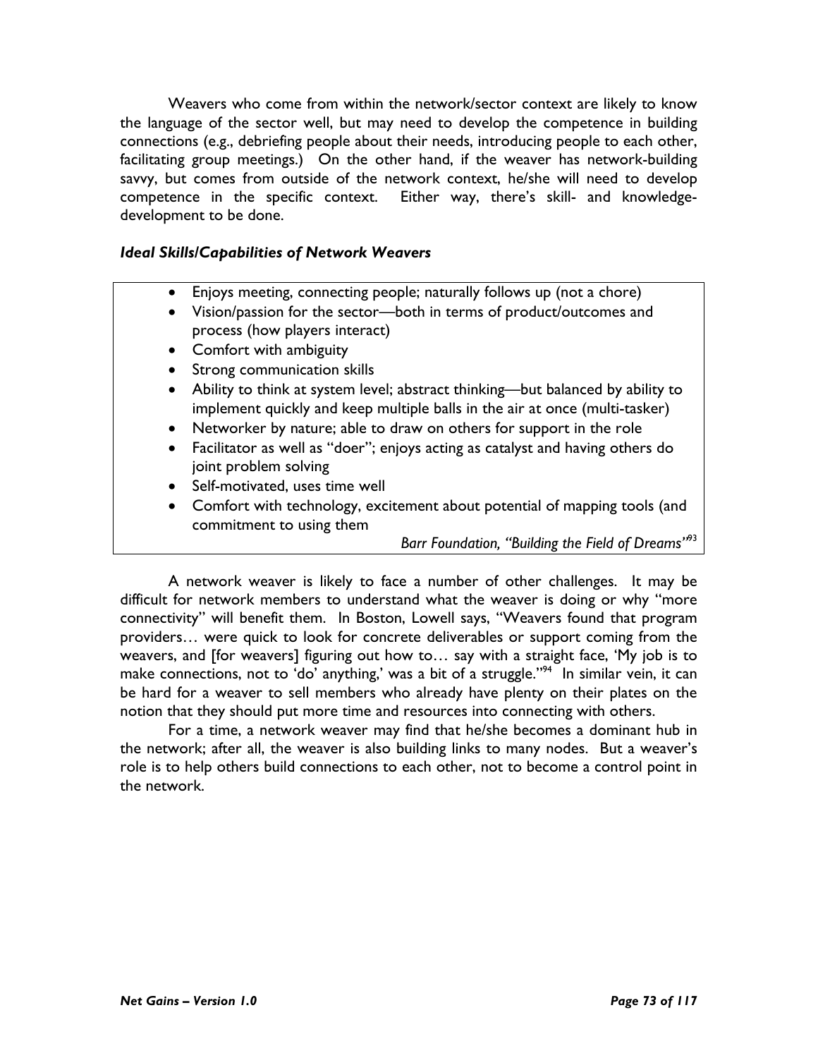Weavers who come from within the network/sector context are likely to know the language of the sector well, but may need to develop the competence in building connections (e.g., debriefing people about their needs, introducing people to each other, facilitating group meetings.) On the other hand, if the weaver has network-building savvy, but comes from outside of the network context, he/she will need to develop competence in the specific context. Either way, there's skill- and knowledge-development to be done.

***Ideal Skills/Capabilities of Network Weavers***

- Enjoys meeting, connecting people; naturally follows up (not a chore)
- Vision/passion for the sector—both in terms of product/outcomes and process (how players interact)
- Comfort with ambiguity
- Strong communication skills
- Ability to think at system level; abstract thinking—but balanced by ability to implement quickly and keep multiple balls in the air at once (multi-tasker)
- Networker by nature; able to draw on others for support in the role
- Facilitator as well as "doer"; enjoys acting as catalyst and having others do joint problem solving
- Self-motivated, uses time well
- Comfort with technology, excitement about potential of mapping tools (and commitment to using them

*Barr Foundation, "Building the Field of Dreams"*[93]

A network weaver is likely to face a number of other challenges. It may be difficult for network members to understand what the weaver is doing or why "more connectivity" will benefit them. In Boston, Lowell says, "Weavers found that program providers… were quick to look for concrete deliverables or support coming from the weavers, and [for weavers] figuring out how to… say with a straight face, 'My job is to make connections, not to 'do' anything,' was a bit of a struggle."[94] In similar vein, it can be hard for a weaver to sell members who already have plenty on their plates on the notion that they should put more time and resources into connecting with others.

For a time, a network weaver may find that he/she becomes a dominant hub in the network; after all, the weaver is also building links to many nodes. But a weaver's role is to help others build connections to each other, not to become a control point in the network.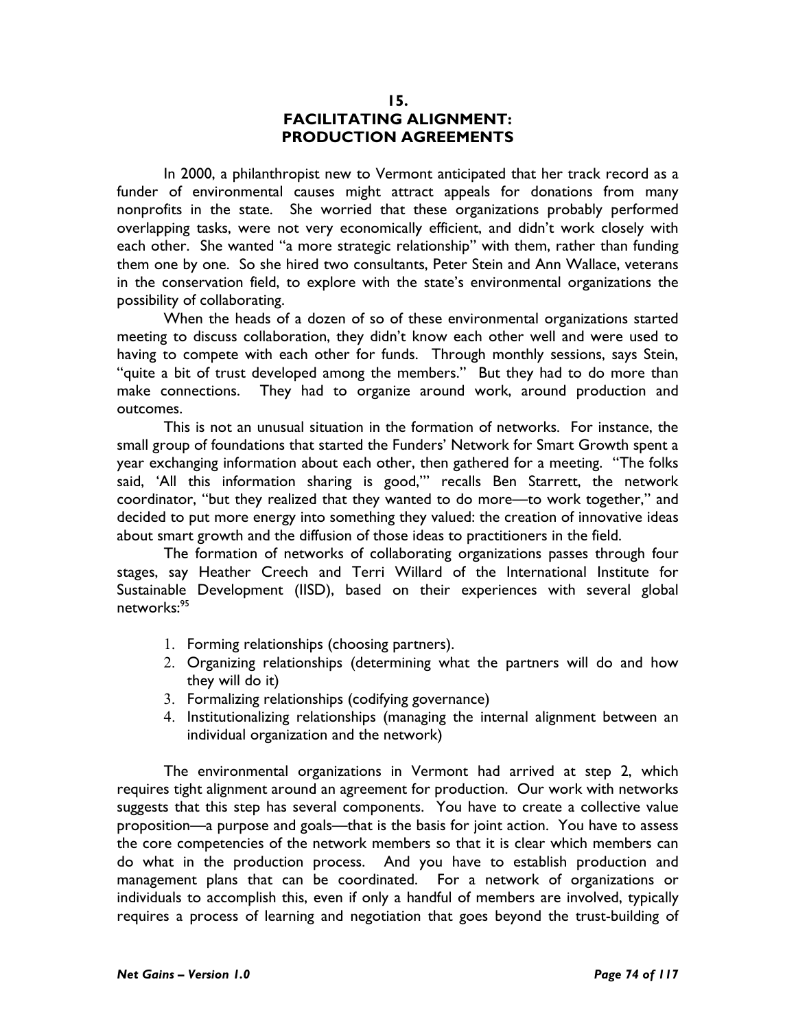# 15.
# FACILITATING ALIGNMENT: PRODUCTION AGREEMENTS

In 2000, a philanthropist new to Vermont anticipated that her track record as a funder of environmental causes might attract appeals for donations from many nonprofits in the state. She worried that these organizations probably performed overlapping tasks, were not very economically efficient, and didn't work closely with each other. She wanted "a more strategic relationship" with them, rather than funding them one by one. So she hired two consultants, Peter Stein and Ann Wallace, veterans in the conservation field, to explore with the state's environmental organizations the possibility of collaborating.

When the heads of a dozen of so of these environmental organizations started meeting to discuss collaboration, they didn't know each other well and were used to having to compete with each other for funds. Through monthly sessions, says Stein, "quite a bit of trust developed among the members." But they had to do more than make connections. They had to organize around work, around production and outcomes.

This is not an unusual situation in the formation of networks. For instance, the small group of foundations that started the Funders' Network for Smart Growth spent a year exchanging information about each other, then gathered for a meeting. "The folks said, 'All this information sharing is good,'" recalls Ben Starrett, the network coordinator, "but they realized that they wanted to do more—to work together," and decided to put more energy into something they valued: the creation of innovative ideas about smart growth and the diffusion of those ideas to practitioners in the field.

The formation of networks of collaborating organizations passes through four stages, say Heather Creech and Terri Willard of the International Institute for Sustainable Development (IISD), based on their experiences with several global networks:[95]

1. Forming relationships (choosing partners).
2. Organizing relationships (determining what the partners will do and how they will do it)
3. Formalizing relationships (codifying governance)
4. Institutionalizing relationships (managing the internal alignment between an individual organization and the network)

The environmental organizations in Vermont had arrived at step 2, which requires tight alignment around an agreement for production. Our work with networks suggests that this step has several components. You have to create a collective value proposition—a purpose and goals—that is the basis for joint action. You have to assess the core competencies of the network members so that it is clear which members can do what in the production process. And you have to establish production and management plans that can be coordinated. For a network of organizations or individuals to accomplish this, even if only a handful of members are involved, typically requires a process of learning and negotiation that goes beyond the trust-building of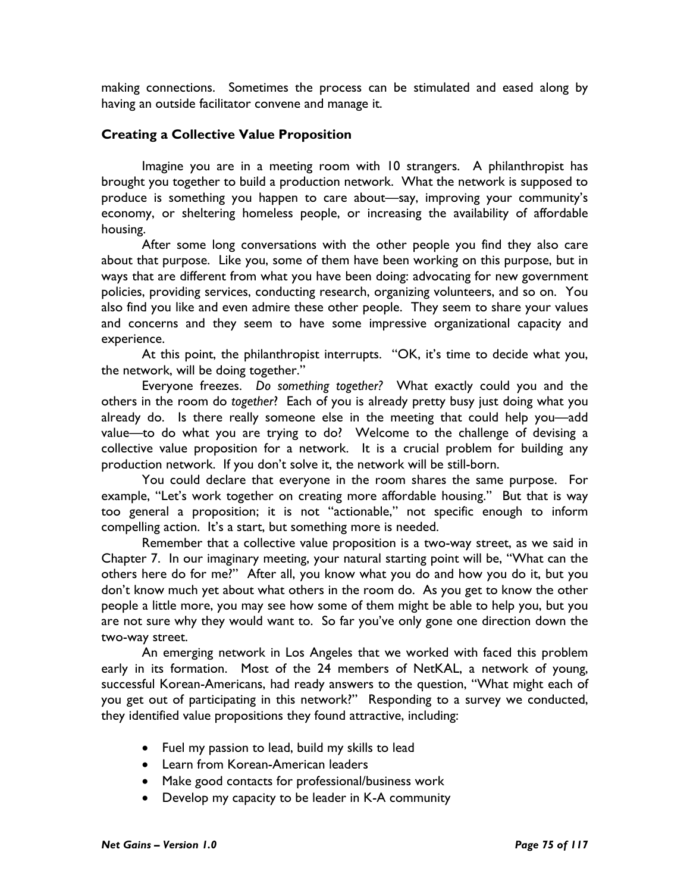making connections. Sometimes the process can be stimulated and eased along by having an outside facilitator convene and manage it.

### Creating a Collective Value Proposition

Imagine you are in a meeting room with 10 strangers. A philanthropist has brought you together to build a production network. What the network is supposed to produce is something you happen to care about—say, improving your community's economy, or sheltering homeless people, or increasing the availability of affordable housing.

After some long conversations with the other people you find they also care about that purpose. Like you, some of them have been working on this purpose, but in ways that are different from what you have been doing: advocating for new government policies, providing services, conducting research, organizing volunteers, and so on. You also find you like and even admire these other people. They seem to share your values and concerns and they seem to have some impressive organizational capacity and experience.

At this point, the philanthropist interrupts. "OK, it's time to decide what you, the network, will be doing together."

Everyone freezes. *Do something together?* What exactly could you and the others in the room do *together*? Each of you is already pretty busy just doing what you already do. Is there really someone else in the meeting that could help you—add value—to do what you are trying to do? Welcome to the challenge of devising a collective value proposition for a network. It is a crucial problem for building any production network. If you don't solve it, the network will be still-born.

You could declare that everyone in the room shares the same purpose. For example, "Let's work together on creating more affordable housing." But that is way too general a proposition; it is not "actionable," not specific enough to inform compelling action. It's a start, but something more is needed.

Remember that a collective value proposition is a two-way street, as we said in Chapter 7. In our imaginary meeting, your natural starting point will be, "What can the others here do for me?" After all, you know what you do and how you do it, but you don't know much yet about what others in the room do. As you get to know the other people a little more, you may see how some of them might be able to help you, but you are not sure why they would want to. So far you've only gone one direction down the two-way street.

An emerging network in Los Angeles that we worked with faced this problem early in its formation. Most of the 24 members of NetKAL, a network of young, successful Korean-Americans, had ready answers to the question, "What might each of you get out of participating in this network?" Responding to a survey we conducted, they identified value propositions they found attractive, including:

- Fuel my passion to lead, build my skills to lead
- Learn from Korean-American leaders
- Make good contacts for professional/business work
- Develop my capacity to be leader in K-A community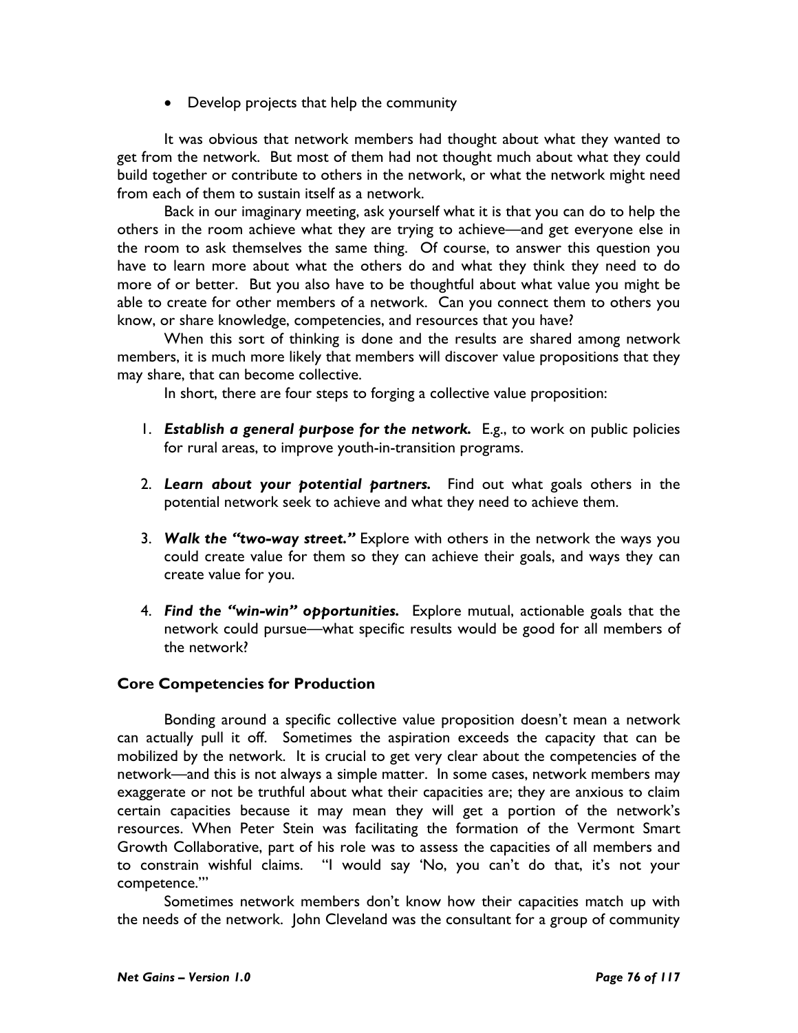- Develop projects that help the community

It was obvious that network members had thought about what they wanted to get from the network. But most of them had not thought much about what they could build together or contribute to others in the network, or what the network might need from each of them to sustain itself as a network.

Back in our imaginary meeting, ask yourself what it is that you can do to help the others in the room achieve what they are trying to achieve—and get everyone else in the room to ask themselves the same thing. Of course, to answer this question you have to learn more about what the others do and what they think they need to do more of or better. But you also have to be thoughtful about what value you might be able to create for other members of a network. Can you connect them to others you know, or share knowledge, competencies, and resources that you have?

When this sort of thinking is done and the results are shared among network members, it is much more likely that members will discover value propositions that they may share, that can become collective.

In short, there are four steps to forging a collective value proposition:

1. ***Establish a general purpose for the network.*** E.g., to work on public policies for rural areas, to improve youth-in-transition programs.

2. ***Learn about your potential partners.*** Find out what goals others in the potential network seek to achieve and what they need to achieve them.

3. ***Walk the "two-way street."*** Explore with others in the network the ways you could create value for them so they can achieve their goals, and ways they can create value for you.

4. ***Find the "win-win" opportunities.*** Explore mutual, actionable goals that the network could pursue—what specific results would be good for all members of the network?

### Core Competencies for Production

Bonding around a specific collective value proposition doesn't mean a network can actually pull it off. Sometimes the aspiration exceeds the capacity that can be mobilized by the network. It is crucial to get very clear about the competencies of the network—and this is not always a simple matter. In some cases, network members may exaggerate or not be truthful about what their capacities are; they are anxious to claim certain capacities because it may mean they will get a portion of the network's resources. When Peter Stein was facilitating the formation of the Vermont Smart Growth Collaborative, part of his role was to assess the capacities of all members and to constrain wishful claims. "I would say 'No, you can't do that, it's not your competence.'"

Sometimes network members don't know how their capacities match up with the needs of the network. John Cleveland was the consultant for a group of community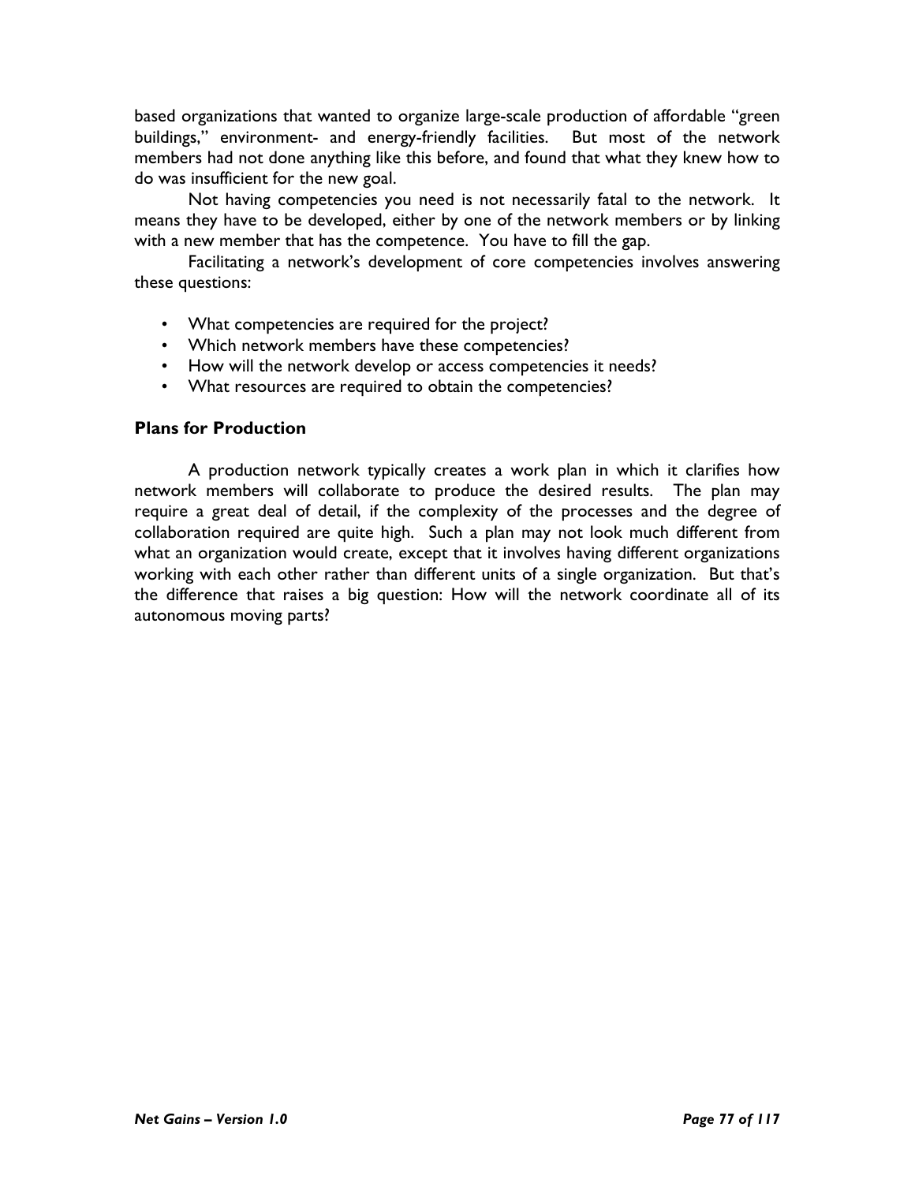based organizations that wanted to organize large-scale production of affordable "green buildings," environment- and energy-friendly facilities. But most of the network members had not done anything like this before, and found that what they knew how to do was insufficient for the new goal.

Not having competencies you need is not necessarily fatal to the network. It means they have to be developed, either by one of the network members or by linking with a new member that has the competence. You have to fill the gap.

Facilitating a network's development of core competencies involves answering these questions:

- What competencies are required for the project?
- Which network members have these competencies?
- How will the network develop or access competencies it needs?
- What resources are required to obtain the competencies?

### Plans for Production

A production network typically creates a work plan in which it clarifies how network members will collaborate to produce the desired results. The plan may require a great deal of detail, if the complexity of the processes and the degree of collaboration required are quite high. Such a plan may not look much different from what an organization would create, except that it involves having different organizations working with each other rather than different units of a single organization. But that's the difference that raises a big question: How will the network coordinate all of its autonomous moving parts?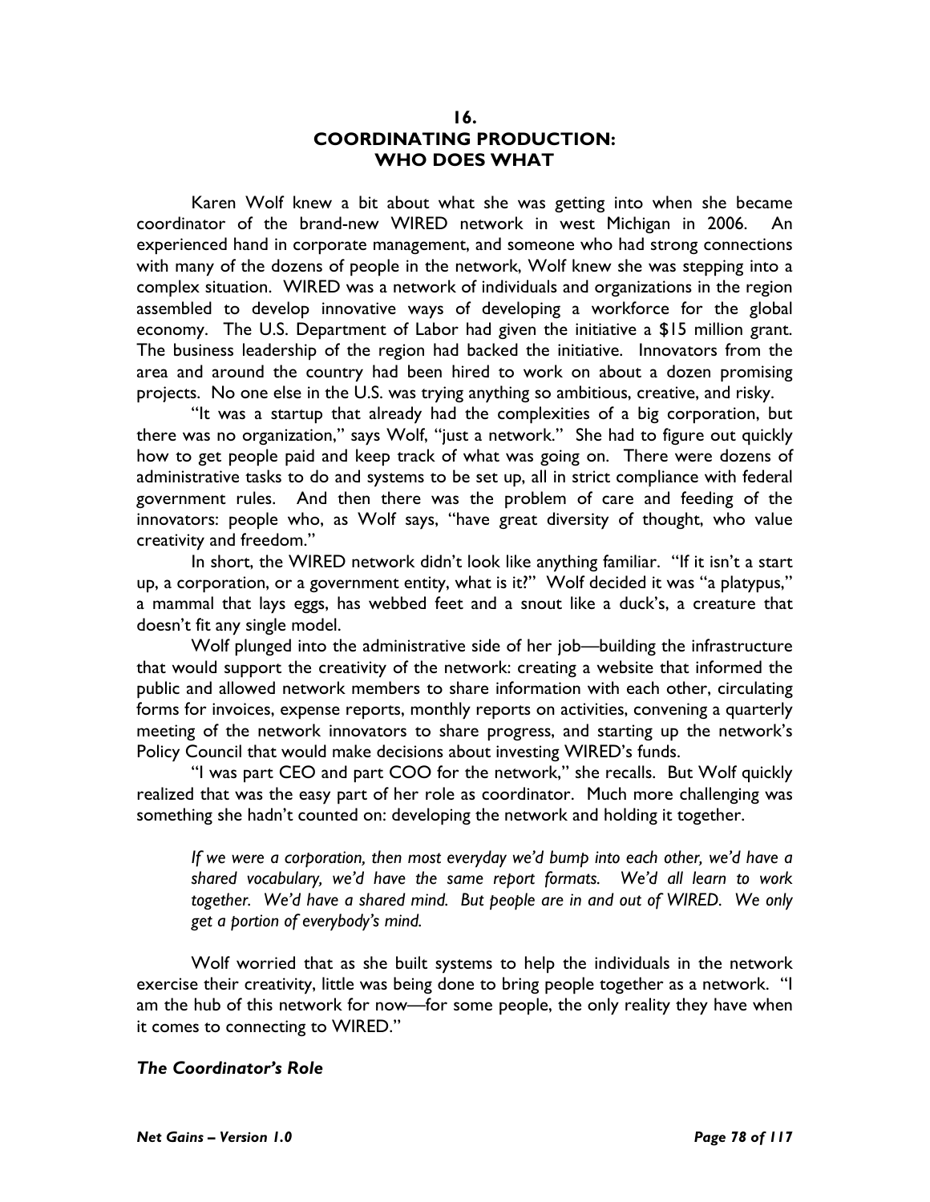# 16. COORDINATING PRODUCTION: WHO DOES WHAT

Karen Wolf knew a bit about what she was getting into when she became coordinator of the brand-new WIRED network in west Michigan in 2006. An experienced hand in corporate management, and someone who had strong connections with many of the dozens of people in the network, Wolf knew she was stepping into a complex situation. WIRED was a network of individuals and organizations in the region assembled to develop innovative ways of developing a workforce for the global economy. The U.S. Department of Labor had given the initiative a $15 million grant. The business leadership of the region had backed the initiative. Innovators from the area and around the country had been hired to work on about a dozen promising projects. No one else in the U.S. was trying anything so ambitious, creative, and risky.

"It was a startup that already had the complexities of a big corporation, but there was no organization," says Wolf, "just a network." She had to figure out quickly how to get people paid and keep track of what was going on. There were dozens of administrative tasks to do and systems to be set up, all in strict compliance with federal government rules. And then there was the problem of care and feeding of the innovators: people who, as Wolf says, "have great diversity of thought, who value creativity and freedom."

In short, the WIRED network didn't look like anything familiar. "If it isn't a start up, a corporation, or a government entity, what is it?" Wolf decided it was "a platypus," a mammal that lays eggs, has webbed feet and a snout like a duck's, a creature that doesn't fit any single model.

Wolf plunged into the administrative side of her job—building the infrastructure that would support the creativity of the network: creating a website that informed the public and allowed network members to share information with each other, circulating forms for invoices, expense reports, monthly reports on activities, convening a quarterly meeting of the network innovators to share progress, and starting up the network's Policy Council that would make decisions about investing WIRED's funds.

"I was part CEO and part COO for the network," she recalls. But Wolf quickly realized that was the easy part of her role as coordinator. Much more challenging was something she hadn't counted on: developing the network and holding it together.

> *If we were a corporation, then most everyday we'd bump into each other, we'd have a shared vocabulary, we'd have the same report formats. We'd all learn to work together. We'd have a shared mind. But people are in and out of WIRED. We only get a portion of everybody's mind.*

Wolf worried that as she built systems to help the individuals in the network exercise their creativity, little was being done to bring people together as a network. "I am the hub of this network for now—for some people, the only reality they have when it comes to connecting to WIRED."

### *The Coordinator's Role*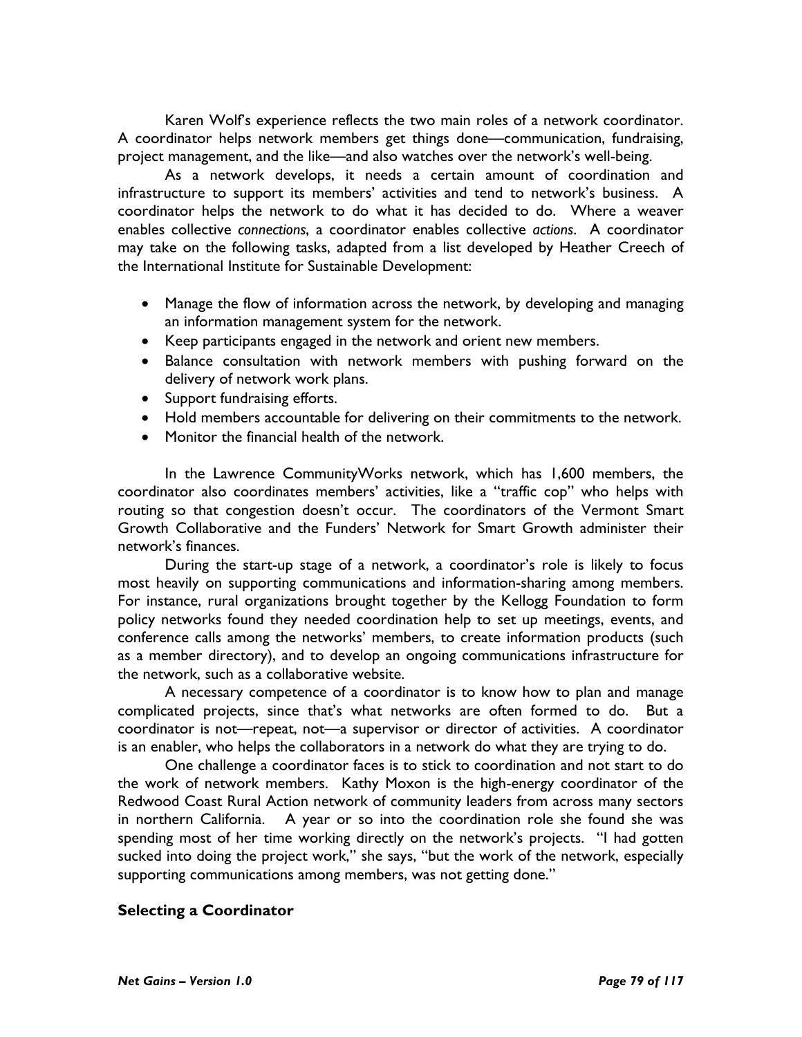Karen Wolf's experience reflects the two main roles of a network coordinator. A coordinator helps network members get things done—communication, fundraising, project management, and the like—and also watches over the network's well-being.

As a network develops, it needs a certain amount of coordination and infrastructure to support its members' activities and tend to network's business. A coordinator helps the network to do what it has decided to do. Where a weaver enables collective *connections*, a coordinator enables collective *actions*. A coordinator may take on the following tasks, adapted from a list developed by Heather Creech of the International Institute for Sustainable Development:

- Manage the flow of information across the network, by developing and managing an information management system for the network.
- Keep participants engaged in the network and orient new members.
- Balance consultation with network members with pushing forward on the delivery of network work plans.
- Support fundraising efforts.
- Hold members accountable for delivering on their commitments to the network.
- Monitor the financial health of the network.

In the Lawrence CommunityWorks network, which has 1,600 members, the coordinator also coordinates members' activities, like a "traffic cop" who helps with routing so that congestion doesn't occur. The coordinators of the Vermont Smart Growth Collaborative and the Funders' Network for Smart Growth administer their network's finances.

During the start-up stage of a network, a coordinator's role is likely to focus most heavily on supporting communications and information-sharing among members. For instance, rural organizations brought together by the Kellogg Foundation to form policy networks found they needed coordination help to set up meetings, events, and conference calls among the networks' members, to create information products (such as a member directory), and to develop an ongoing communications infrastructure for the network, such as a collaborative website.

A necessary competence of a coordinator is to know how to plan and manage complicated projects, since that's what networks are often formed to do. But a coordinator is not—repeat, not—a supervisor or director of activities. A coordinator is an enabler, who helps the collaborators in a network do what they are trying to do.

One challenge a coordinator faces is to stick to coordination and not start to do the work of network members. Kathy Moxon is the high-energy coordinator of the Redwood Coast Rural Action network of community leaders from across many sectors in northern California. A year or so into the coordination role she found she was spending most of her time working directly on the network's projects. "I had gotten sucked into doing the project work," she says, "but the work of the network, especially supporting communications among members, was not getting done."

### Selecting a Coordinator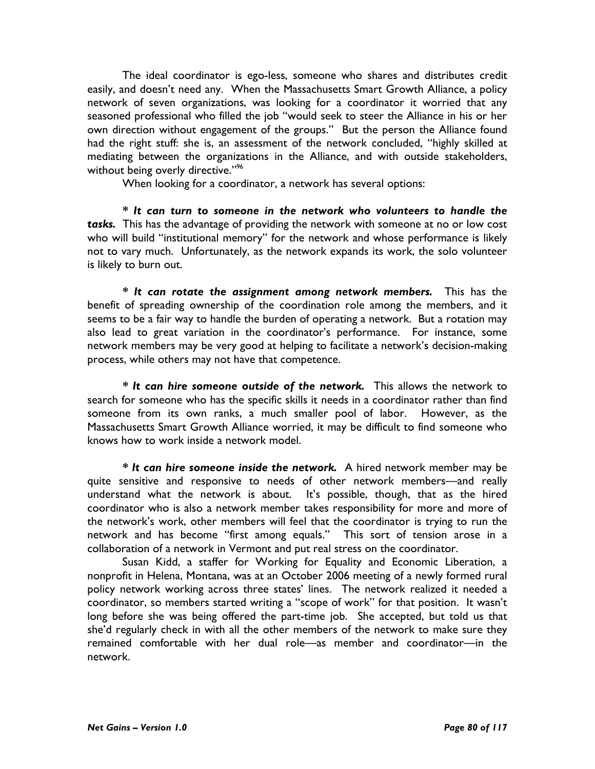The ideal coordinator is ego-less, someone who shares and distributes credit easily, and doesn't need any. When the Massachusetts Smart Growth Alliance, a policy network of seven organizations, was looking for a coordinator it worried that any seasoned professional who filled the job "would seek to steer the Alliance in his or her own direction without engagement of the groups." But the person the Alliance found had the right stuff: she is, an assessment of the network concluded, "highly skilled at mediating between the organizations in the Alliance, and with outside stakeholders, without being overly directive."[96]

When looking for a coordinator, a network has several options:

* ***It can turn to someone in the network who volunteers to handle the tasks.*** This has the advantage of providing the network with someone at no or low cost who will build "institutional memory" for the network and whose performance is likely not to vary much. Unfortunately, as the network expands its work, the solo volunteer is likely to burn out.

* ***It can rotate the assignment among network members.*** This has the benefit of spreading ownership of the coordination role among the members, and it seems to be a fair way to handle the burden of operating a network. But a rotation may also lead to great variation in the coordinator's performance. For instance, some network members may be very good at helping to facilitate a network's decision-making process, while others may not have that competence.

* ***It can hire someone outside of the network.*** This allows the network to search for someone who has the specific skills it needs in a coordinator rather than find someone from its own ranks, a much smaller pool of labor. However, as the Massachusetts Smart Growth Alliance worried, it may be difficult to find someone who knows how to work inside a network model.

* ***It can hire someone inside the network.*** A hired network member may be quite sensitive and responsive to needs of other network members—and really understand what the network is about. It's possible, though, that as the hired coordinator who is also a network member takes responsibility for more and more of the network's work, other members will feel that the coordinator is trying to run the network and has become "first among equals." This sort of tension arose in a collaboration of a network in Vermont and put real stress on the coordinator.

Susan Kidd, a staffer for Working for Equality and Economic Liberation, a nonprofit in Helena, Montana, was at an October 2006 meeting of a newly formed rural policy network working across three states' lines. The network realized it needed a coordinator, so members started writing a "scope of work" for that position. It wasn't long before she was being offered the part-time job. She accepted, but told us that she'd regularly check in with all the other members of the network to make sure they remained comfortable with her dual role—as member and coordinator—in the network.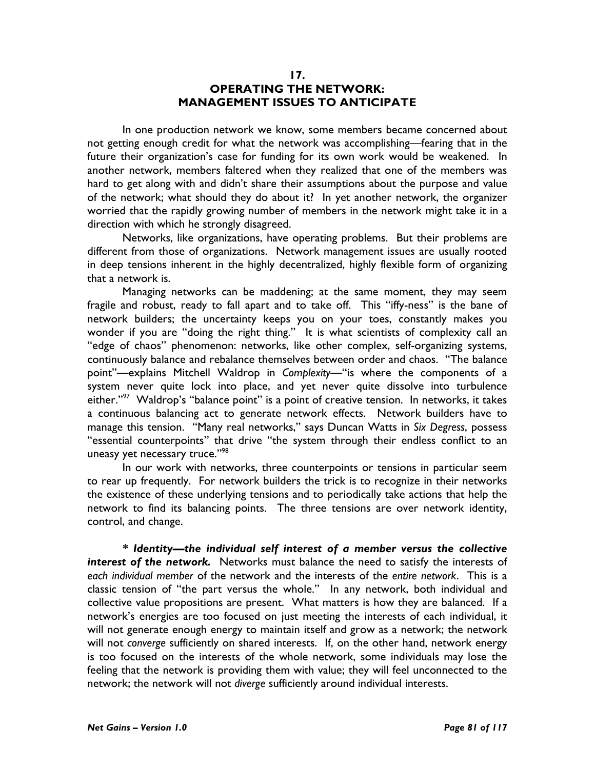# 17. OPERATING THE NETWORK: MANAGEMENT ISSUES TO ANTICIPATE

In one production network we know, some members became concerned about not getting enough credit for what the network was accomplishing—fearing that in the future their organization's case for funding for its own work would be weakened. In another network, members faltered when they realized that one of the members was hard to get along with and didn't share their assumptions about the purpose and value of the network; what should they do about it? In yet another network, the organizer worried that the rapidly growing number of members in the network might take it in a direction with which he strongly disagreed.

Networks, like organizations, have operating problems. But their problems are different from those of organizations. Network management issues are usually rooted in deep tensions inherent in the highly decentralized, highly flexible form of organizing that a network is.

Managing networks can be maddening; at the same moment, they may seem fragile and robust, ready to fall apart and to take off. This "iffy-ness" is the bane of network builders; the uncertainty keeps you on your toes, constantly makes you wonder if you are "doing the right thing." It is what scientists of complexity call an "edge of chaos" phenomenon: networks, like other complex, self-organizing systems, continuously balance and rebalance themselves between order and chaos. "The balance point"—explains Mitchell Waldrop in *Complexity*—"is where the components of a system never quite lock into place, and yet never quite dissolve into turbulence either."[97] Waldrop's "balance point" is a point of creative tension. In networks, it takes a continuous balancing act to generate network effects. Network builders have to manage this tension. "Many real networks," says Duncan Watts in *Six Degress*, possess "essential counterpoints" that drive "the system through their endless conflict to an uneasy yet necessary truce."[98]

In our work with networks, three counterpoints or tensions in particular seem to rear up frequently. For network builders the trick is to recognize in their networks the existence of these underlying tensions and to periodically take actions that help the network to find its balancing points. The three tensions are over network identity, control, and change.

***\* Identity—the individual self interest of a member versus the collective interest of the network.*** Networks must balance the need to satisfy the interests of *each individual member* of the network and the interests of the *entire network*. This is a classic tension of "the part versus the whole." In any network, both individual and collective value propositions are present. What matters is how they are balanced. If a network's energies are too focused on just meeting the interests of each individual, it will not generate enough energy to maintain itself and grow as a network; the network will not *converge* sufficiently on shared interests. If, on the other hand, network energy is too focused on the interests of the whole network, some individuals may lose the feeling that the network is providing them with value; they will feel unconnected to the network; the network will not *diverge* sufficiently around individual interests.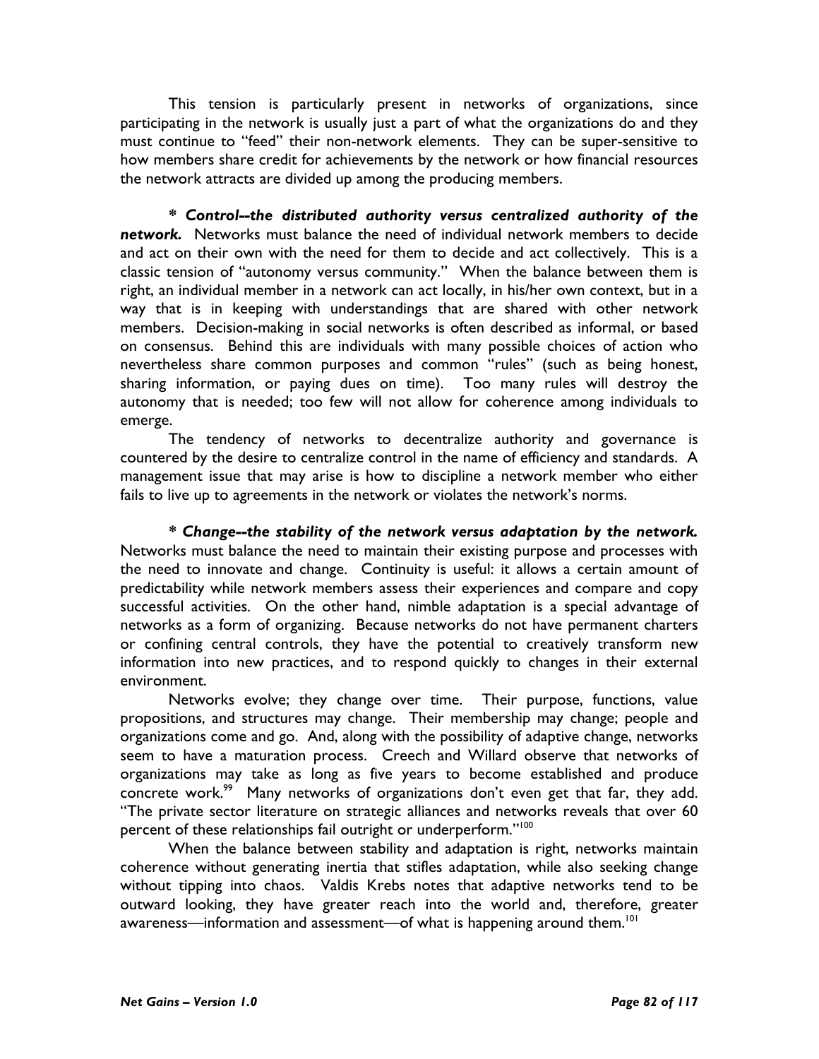This tension is particularly present in networks of organizations, since participating in the network is usually just a part of what the organizations do and they must continue to "feed" their non-network elements. They can be super-sensitive to how members share credit for achievements by the network or how financial resources the network attracts are divided up among the producing members.

*\* Control--the distributed authority versus centralized authority of the network.*** Networks must balance the need of individual network members to decide and act on their own with the need for them to decide and act collectively. This is a classic tension of "autonomy versus community." When the balance between them is right, an individual member in a network can act locally, in his/her own context, but in a way that is in keeping with understandings that are shared with other network members. Decision-making in social networks is often described as informal, or based on consensus. Behind this are individuals with many possible choices of action who nevertheless share common purposes and common "rules" (such as being honest, sharing information, or paying dues on time). Too many rules will destroy the autonomy that is needed; too few will not allow for coherence among individuals to emerge.

The tendency of networks to decentralize authority and governance is countered by the desire to centralize control in the name of efficiency and standards. A management issue that may arise is how to discipline a network member who either fails to live up to agreements in the network or violates the network's norms.

***\* Change--the stability of the network versus adaptation by the network.*** Networks must balance the need to maintain their existing purpose and processes with the need to innovate and change. Continuity is useful: it allows a certain amount of predictability while network members assess their experiences and compare and copy successful activities. On the other hand, nimble adaptation is a special advantage of networks as a form of organizing. Because networks do not have permanent charters or confining central controls, they have the potential to creatively transform new information into new practices, and to respond quickly to changes in their external environment.

Networks evolve; they change over time. Their purpose, functions, value propositions, and structures may change. Their membership may change; people and organizations come and go. And, along with the possibility of adaptive change, networks seem to have a maturation process. Creech and Willard observe that networks of organizations may take as long as five years to become established and produce concrete work.[99] Many networks of organizations don't even get that far, they add. "The private sector literature on strategic alliances and networks reveals that over 60 percent of these relationships fail outright or underperform."[100]

When the balance between stability and adaptation is right, networks maintain coherence without generating inertia that stifles adaptation, while also seeking change without tipping into chaos. Valdis Krebs notes that adaptive networks tend to be outward looking, they have greater reach into the world and, therefore, greater awareness—information and assessment—of what is happening around them.[101]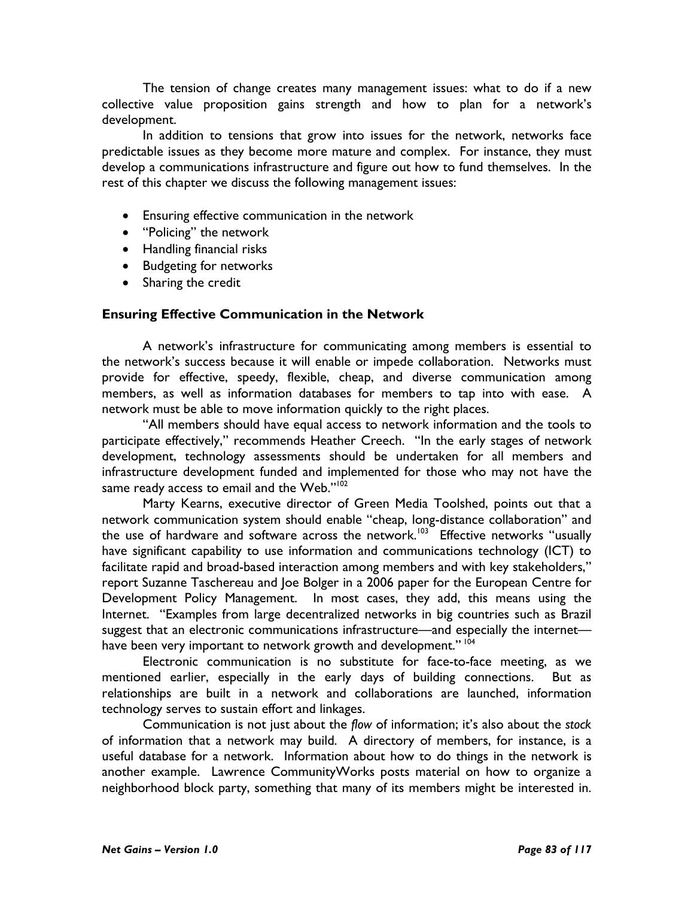The tension of change creates many management issues: what to do if a new collective value proposition gains strength and how to plan for a network's development.

In addition to tensions that grow into issues for the network, networks face predictable issues as they become more mature and complex. For instance, they must develop a communications infrastructure and figure out how to fund themselves. In the rest of this chapter we discuss the following management issues:

- Ensuring effective communication in the network
- "Policing" the network
- Handling financial risks
- Budgeting for networks
- Sharing the credit

### Ensuring Effective Communication in the Network

A network's infrastructure for communicating among members is essential to the network's success because it will enable or impede collaboration. Networks must provide for effective, speedy, flexible, cheap, and diverse communication among members, as well as information databases for members to tap into with ease. A network must be able to move information quickly to the right places.

"All members should have equal access to network information and the tools to participate effectively," recommends Heather Creech. "In the early stages of network development, technology assessments should be undertaken for all members and infrastructure development funded and implemented for those who may not have the same ready access to email and the Web."[102]

Marty Kearns, executive director of Green Media Toolshed, points out that a network communication system should enable "cheap, long-distance collaboration" and the use of hardware and software across the network.[103] Effective networks "usually have significant capability to use information and communications technology (ICT) to facilitate rapid and broad-based interaction among members and with key stakeholders," report Suzanne Taschereau and Joe Bolger in a 2006 paper for the European Centre for Development Policy Management. In most cases, they add, this means using the Internet. "Examples from large decentralized networks in big countries such as Brazil suggest that an electronic communications infrastructure—and especially the internet—have been very important to network growth and development."[104]

Electronic communication is no substitute for face-to-face meeting, as we mentioned earlier, especially in the early days of building connections. But as relationships are built in a network and collaborations are launched, information technology serves to sustain effort and linkages.

Communication is not just about the *flow* of information; it's also about the *stock* of information that a network may build. A directory of members, for instance, is a useful database for a network. Information about how to do things in the network is another example. Lawrence CommunityWorks posts material on how to organize a neighborhood block party, something that many of its members might be interested in.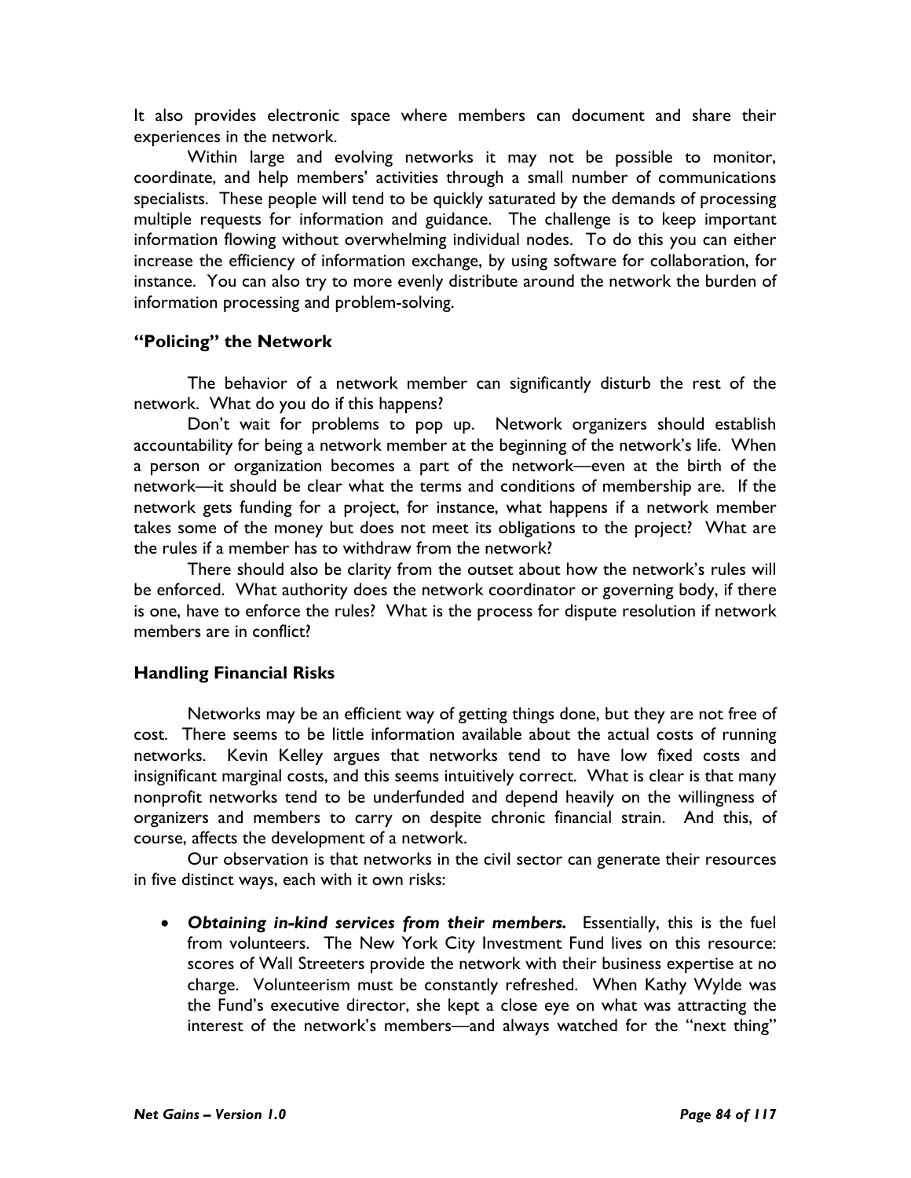It also provides electronic space where members can document and share their experiences in the network.

Within large and evolving networks it may not be possible to monitor, coordinate, and help members' activities through a small number of communications specialists. These people will tend to be quickly saturated by the demands of processing multiple requests for information and guidance. The challenge is to keep important information flowing without overwhelming individual nodes. To do this you can either increase the efficiency of information exchange, by using software for collaboration, for instance. You can also try to more evenly distribute around the network the burden of information processing and problem-solving.

### "Policing" the Network

The behavior of a network member can significantly disturb the rest of the network. What do you do if this happens?

Don't wait for problems to pop up. Network organizers should establish accountability for being a network member at the beginning of the network's life. When a person or organization becomes a part of the network—even at the birth of the network—it should be clear what the terms and conditions of membership are. If the network gets funding for a project, for instance, what happens if a network member takes some of the money but does not meet its obligations to the project? What are the rules if a member has to withdraw from the network?

There should also be clarity from the outset about how the network's rules will be enforced. What authority does the network coordinator or governing body, if there is one, have to enforce the rules? What is the process for dispute resolution if network members are in conflict?

### Handling Financial Risks

Networks may be an efficient way of getting things done, but they are not free of cost. There seems to be little information available about the actual costs of running networks. Kevin Kelley argues that networks tend to have low fixed costs and insignificant marginal costs, and this seems intuitively correct. What is clear is that many nonprofit networks tend to be underfunded and depend heavily on the willingness of organizers and members to carry on despite chronic financial strain. And this, of course, affects the development of a network.

Our observation is that networks in the civil sector can generate their resources in five distinct ways, each with it own risks:

- ***Obtaining in-kind services from their members.*** Essentially, this is the fuel from volunteers. The New York City Investment Fund lives on this resource: scores of Wall Streeters provide the network with their business expertise at no charge. Volunteerism must be constantly refreshed. When Kathy Wylde was the Fund's executive director, she kept a close eye on what was attracting the interest of the network's members—and always watched for the "next thing"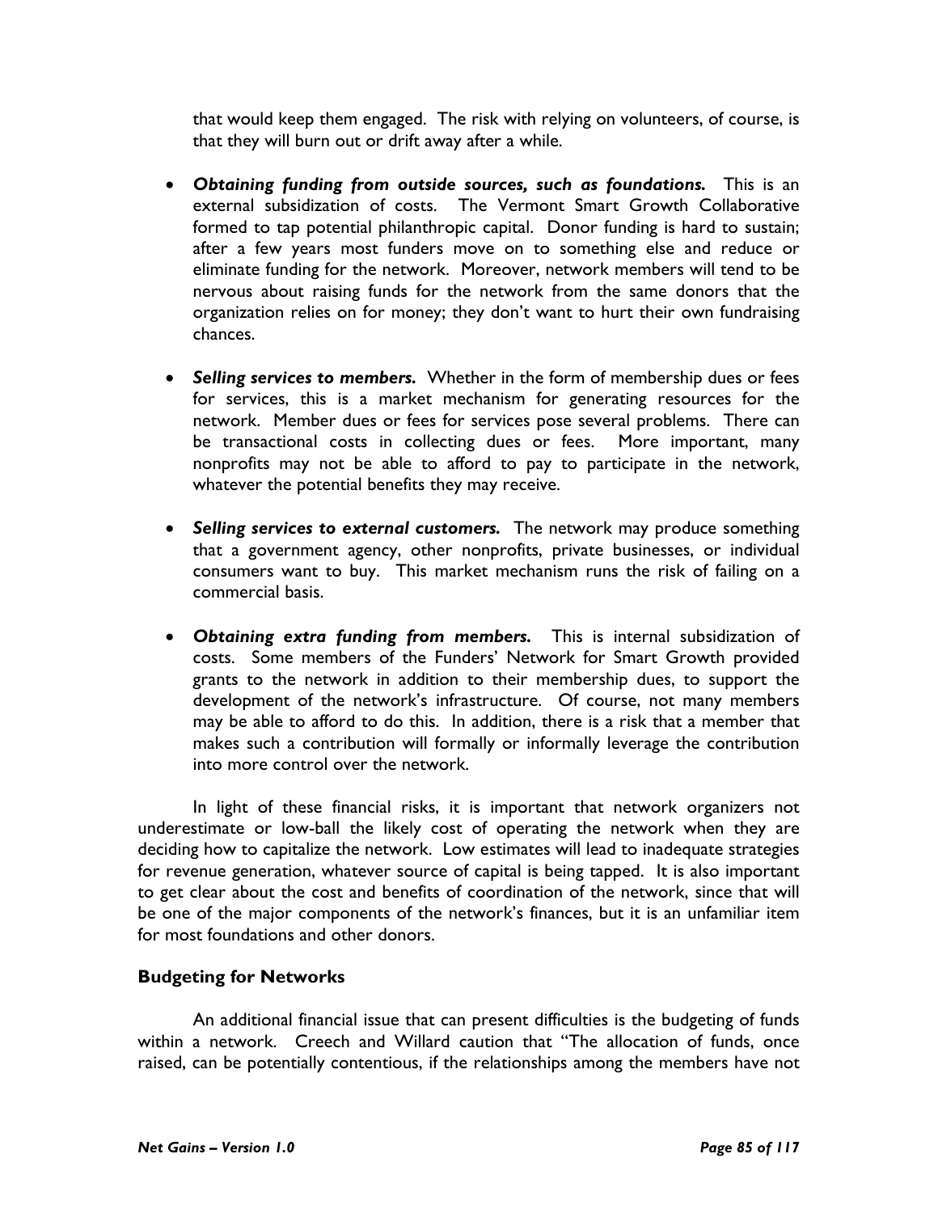that would keep them engaged. The risk with relying on volunteers, of course, is that they will burn out or drift away after a while.

- ***Obtaining funding from outside sources, such as foundations.*** This is an external subsidization of costs. The Vermont Smart Growth Collaborative formed to tap potential philanthropic capital. Donor funding is hard to sustain; after a few years most funders move on to something else and reduce or eliminate funding for the network. Moreover, network members will tend to be nervous about raising funds for the network from the same donors that the organization relies on for money; they don't want to hurt their own fundraising chances.

- ***Selling services to members.*** Whether in the form of membership dues or fees for services, this is a market mechanism for generating resources for the network. Member dues or fees for services pose several problems. There can be transactional costs in collecting dues or fees. More important, many nonprofits may not be able to afford to pay to participate in the network, whatever the potential benefits they may receive.

- ***Selling services to external customers.*** The network may produce something that a government agency, other nonprofits, private businesses, or individual consumers want to buy. This market mechanism runs the risk of failing on a commercial basis.

- ***Obtaining extra funding from members.*** This is internal subsidization of costs. Some members of the Funders' Network for Smart Growth provided grants to the network in addition to their membership dues, to support the development of the network's infrastructure. Of course, not many members may be able to afford to do this. In addition, there is a risk that a member that makes such a contribution will formally or informally leverage the contribution into more control over the network.

In light of these financial risks, it is important that network organizers not underestimate or low-ball the likely cost of operating the network when they are deciding how to capitalize the network. Low estimates will lead to inadequate strategies for revenue generation, whatever source of capital is being tapped. It is also important to get clear about the cost and benefits of coordination of the network, since that will be one of the major components of the network's finances, but it is an unfamiliar item for most foundations and other donors.

## Budgeting for Networks

An additional financial issue that can present difficulties is the budgeting of funds within a network. Creech and Willard caution that "The allocation of funds, once raised, can be potentially contentious, if the relationships among the members have not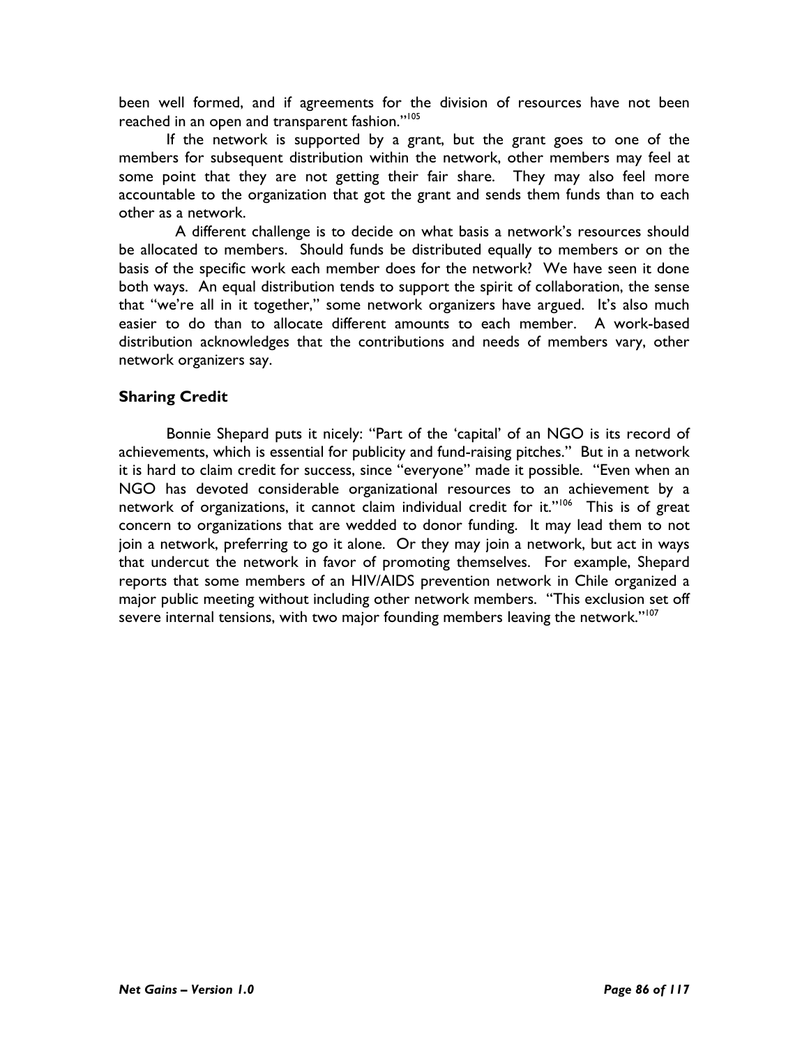been well formed, and if agreements for the division of resources have not been reached in an open and transparent fashion."[105]

If the network is supported by a grant, but the grant goes to one of the members for subsequent distribution within the network, other members may feel at some point that they are not getting their fair share. They may also feel more accountable to the organization that got the grant and sends them funds than to each other as a network.

A different challenge is to decide on what basis a network's resources should be allocated to members. Should funds be distributed equally to members or on the basis of the specific work each member does for the network? We have seen it done both ways. An equal distribution tends to support the spirit of collaboration, the sense that "we're all in it together," some network organizers have argued. It's also much easier to do than to allocate different amounts to each member. A work-based distribution acknowledges that the contributions and needs of members vary, other network organizers say.

### Sharing Credit

Bonnie Shepard puts it nicely: "Part of the 'capital' of an NGO is its record of achievements, which is essential for publicity and fund-raising pitches." But in a network it is hard to claim credit for success, since "everyone" made it possible. "Even when an NGO has devoted considerable organizational resources to an achievement by a network of organizations, it cannot claim individual credit for it."[106] This is of great concern to organizations that are wedded to donor funding. It may lead them to not join a network, preferring to go it alone. Or they may join a network, but act in ways that undercut the network in favor of promoting themselves. For example, Shepard reports that some members of an HIV/AIDS prevention network in Chile organized a major public meeting without including other network members. "This exclusion set off severe internal tensions, with two major founding members leaving the network."[107]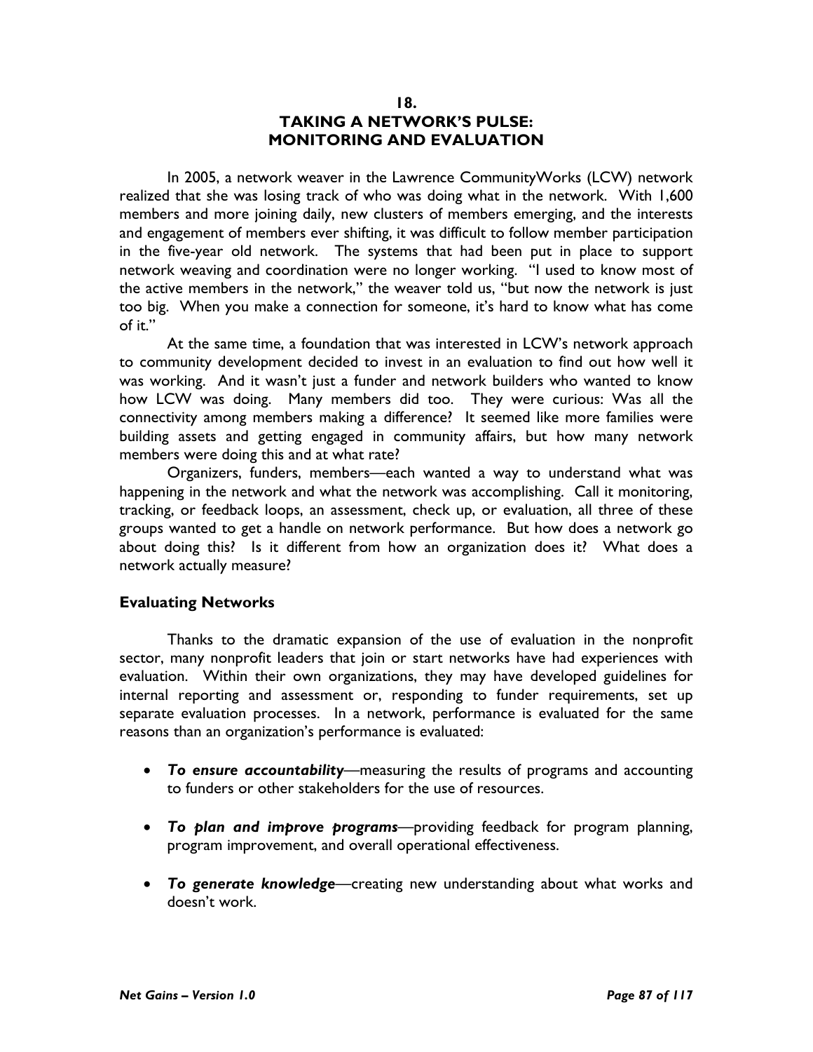# 18.
# TAKING A NETWORK'S PULSE: MONITORING AND EVALUATION

In 2005, a network weaver in the Lawrence CommunityWorks (LCW) network realized that she was losing track of who was doing what in the network. With 1,600 members and more joining daily, new clusters of members emerging, and the interests and engagement of members ever shifting, it was difficult to follow member participation in the five-year old network. The systems that had been put in place to support network weaving and coordination were no longer working. "I used to know most of the active members in the network," the weaver told us, "but now the network is just too big. When you make a connection for someone, it's hard to know what has come of it."

At the same time, a foundation that was interested in LCW's network approach to community development decided to invest in an evaluation to find out how well it was working. And it wasn't just a funder and network builders who wanted to know how LCW was doing. Many members did too. They were curious: Was all the connectivity among members making a difference? It seemed like more families were building assets and getting engaged in community affairs, but how many network members were doing this and at what rate?

Organizers, funders, members—each wanted a way to understand what was happening in the network and what the network was accomplishing. Call it monitoring, tracking, or feedback loops, an assessment, check up, or evaluation, all three of these groups wanted to get a handle on network performance. But how does a network go about doing this? Is it different from how an organization does it? What does a network actually measure?

## Evaluating Networks

Thanks to the dramatic expansion of the use of evaluation in the nonprofit sector, many nonprofit leaders that join or start networks have had experiences with evaluation. Within their own organizations, they may have developed guidelines for internal reporting and assessment or, responding to funder requirements, set up separate evaluation processes. In a network, performance is evaluated for the same reasons than an organization's performance is evaluated:

- ***To ensure accountability***—measuring the results of programs and accounting to funders or other stakeholders for the use of resources.
- ***To plan and improve programs***—providing feedback for program planning, program improvement, and overall operational effectiveness.
- ***To generate knowledge***—creating new understanding about what works and doesn't work.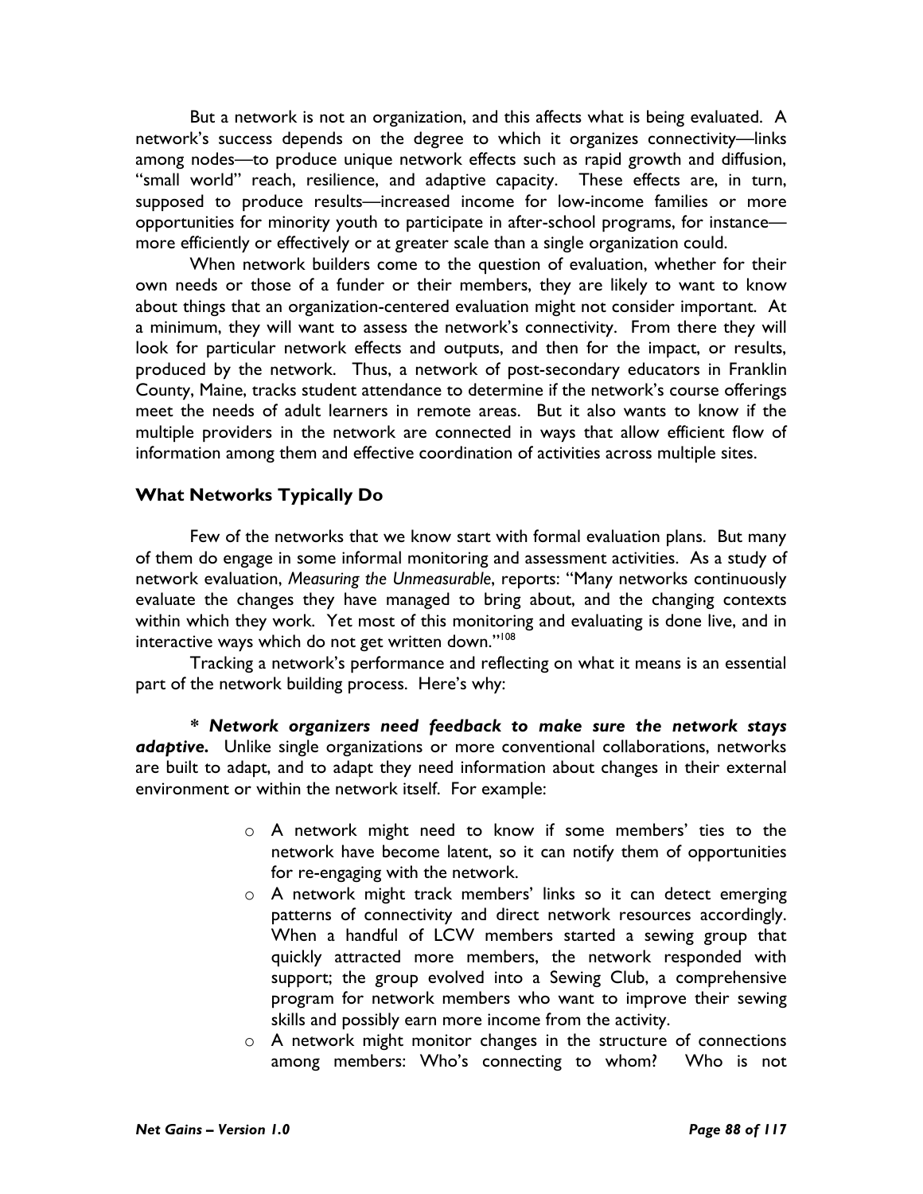But a network is not an organization, and this affects what is being evaluated. A network's success depends on the degree to which it organizes connectivity—links among nodes—to produce unique network effects such as rapid growth and diffusion, "small world" reach, resilience, and adaptive capacity. These effects are, in turn, supposed to produce results—increased income for low-income families or more opportunities for minority youth to participate in after-school programs, for instance—more efficiently or effectively or at greater scale than a single organization could.

When network builders come to the question of evaluation, whether for their own needs or those of a funder or their members, they are likely to want to know about things that an organization-centered evaluation might not consider important. At a minimum, they will want to assess the network's connectivity. From there they will look for particular network effects and outputs, and then for the impact, or results, produced by the network. Thus, a network of post-secondary educators in Franklin County, Maine, tracks student attendance to determine if the network's course offerings meet the needs of adult learners in remote areas. But it also wants to know if the multiple providers in the network are connected in ways that allow efficient flow of information among them and effective coordination of activities across multiple sites.

### What Networks Typically Do

Few of the networks that we know start with formal evaluation plans. But many of them do engage in some informal monitoring and assessment activities. As a study of network evaluation, *Measuring the Unmeasurable*, reports: "Many networks continuously evaluate the changes they have managed to bring about, and the changing contexts within which they work. Yet most of this monitoring and evaluating is done live, and in interactive ways which do not get written down."[108]

Tracking a network's performance and reflecting on what it means is an essential part of the network building process. Here's why:

***\* Network organizers need feedback to make sure the network stays adaptive.*** Unlike single organizations or more conventional collaborations, networks are built to adapt, and to adapt they need information about changes in their external environment or within the network itself. For example:

- A network might need to know if some members' ties to the network have become latent, so it can notify them of opportunities for re-engaging with the network.
- A network might track members' links so it can detect emerging patterns of connectivity and direct network resources accordingly. When a handful of LCW members started a sewing group that quickly attracted more members, the network responded with support; the group evolved into a Sewing Club, a comprehensive program for network members who want to improve their sewing skills and possibly earn more income from the activity.
- A network might monitor changes in the structure of connections among members: Who's connecting to whom? Who is not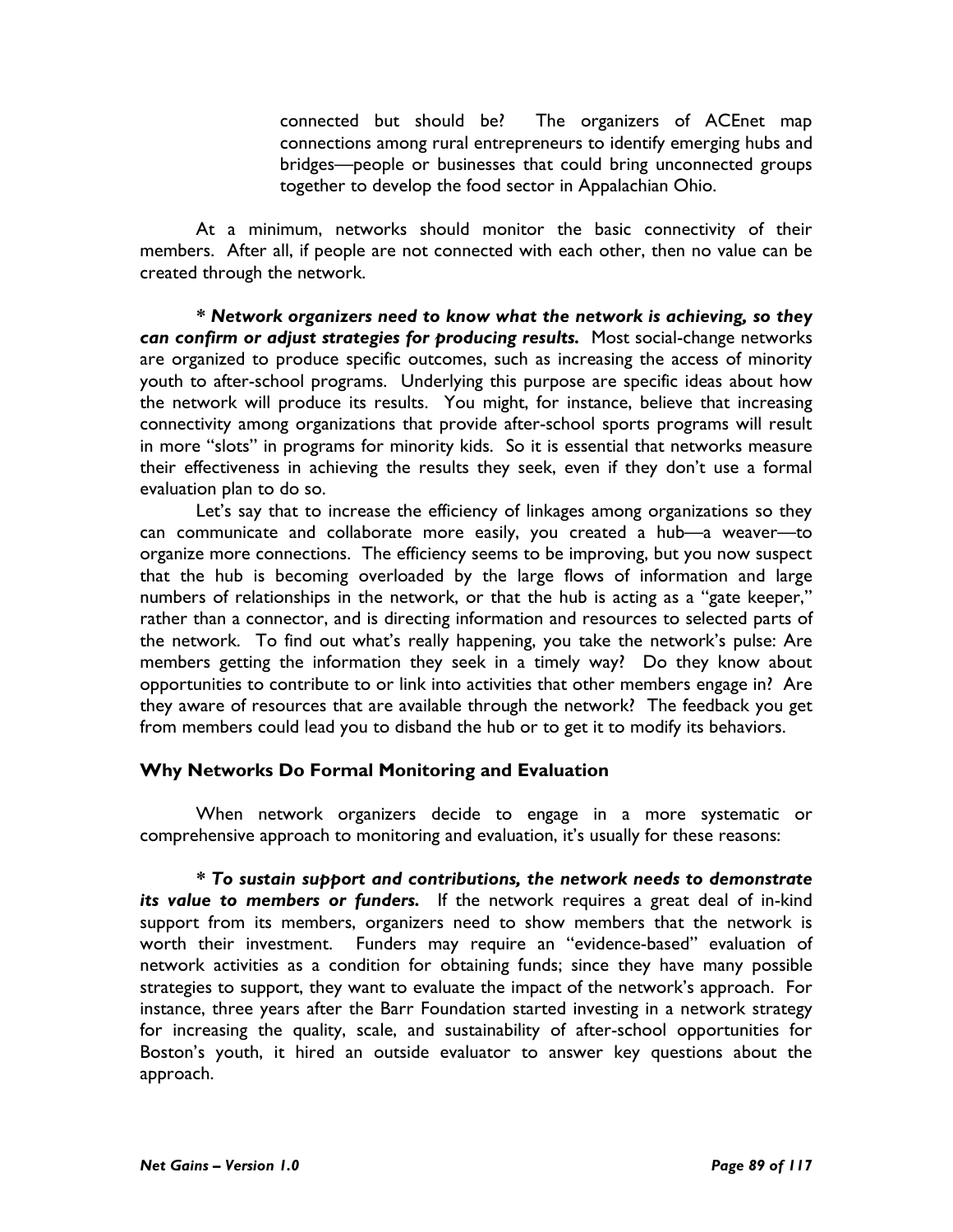connected but should be? The organizers of ACEnet map connections among rural entrepreneurs to identify emerging hubs and bridges—people or businesses that could bring unconnected groups together to develop the food sector in Appalachian Ohio.

At a minimum, networks should monitor the basic connectivity of their members. After all, if people are not connected with each other, then no value can be created through the network.

*** *Network organizers need to know what the network is achieving, so they can confirm or adjust strategies for producing results.*** Most social-change networks are organized to produce specific outcomes, such as increasing the access of minority youth to after-school programs. Underlying this purpose are specific ideas about how the network will produce its results. You might, for instance, believe that increasing connectivity among organizations that provide after-school sports programs will result in more "slots" in programs for minority kids. So it is essential that networks measure their effectiveness in achieving the results they seek, even if they don't use a formal evaluation plan to do so.

Let's say that to increase the efficiency of linkages among organizations so they can communicate and collaborate more easily, you created a hub—a weaver—to organize more connections. The efficiency seems to be improving, but you now suspect that the hub is becoming overloaded by the large flows of information and large numbers of relationships in the network, or that the hub is acting as a "gate keeper," rather than a connector, and is directing information and resources to selected parts of the network. To find out what's really happening, you take the network's pulse: Are members getting the information they seek in a timely way? Do they know about opportunities to contribute to or link into activities that other members engage in? Are they aware of resources that are available through the network? The feedback you get from members could lead you to disband the hub or to get it to modify its behaviors.

### Why Networks Do Formal Monitoring and Evaluation

When network organizers decide to engage in a more systematic or comprehensive approach to monitoring and evaluation, it's usually for these reasons:

*** *To sustain support and contributions, the network needs to demonstrate its value to members or funders.*** If the network requires a great deal of in-kind support from its members, organizers need to show members that the network is worth their investment. Funders may require an "evidence-based" evaluation of network activities as a condition for obtaining funds; since they have many possible strategies to support, they want to evaluate the impact of the network's approach. For instance, three years after the Barr Foundation started investing in a network strategy for increasing the quality, scale, and sustainability of after-school opportunities for Boston's youth, it hired an outside evaluator to answer key questions about the approach.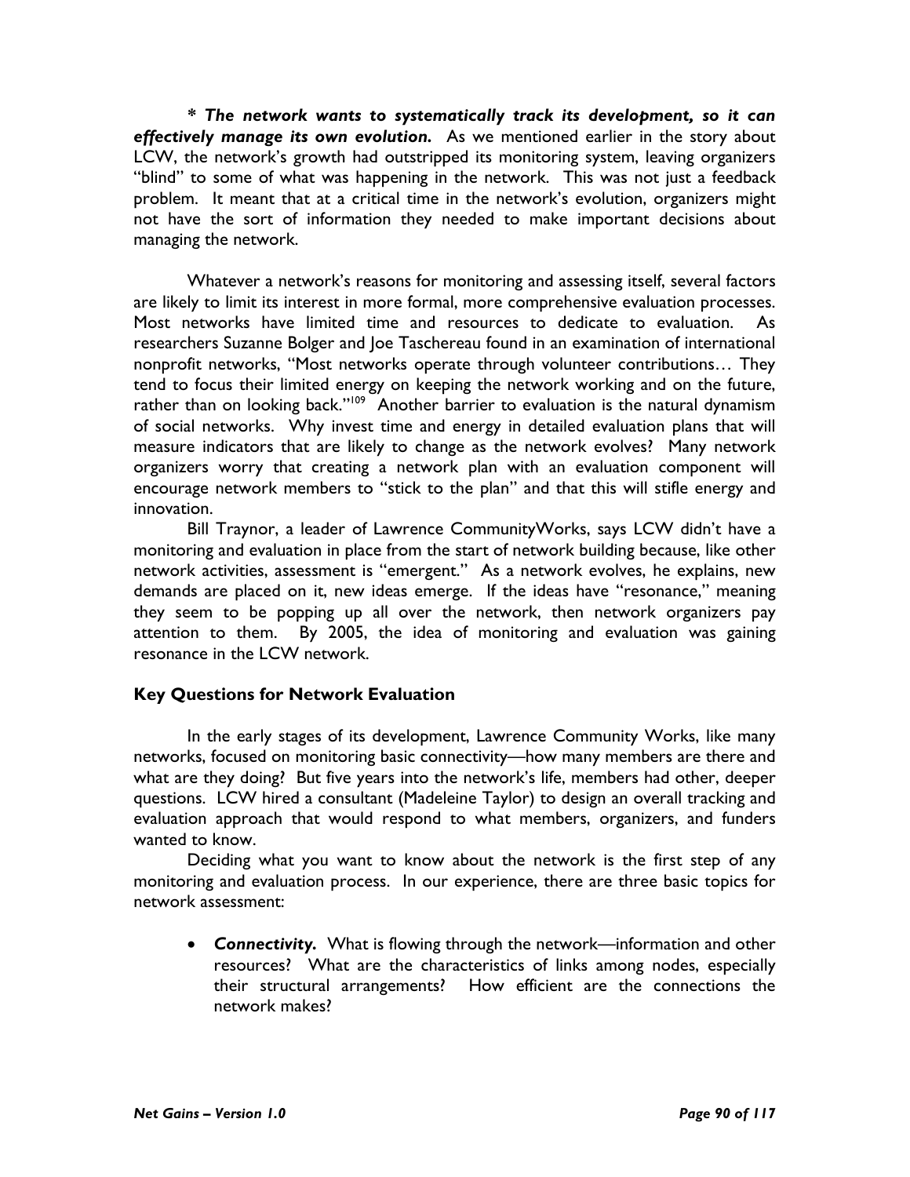*** *The network wants to systematically track its development, so it can effectively manage its own evolution.*** As we mentioned earlier in the story about LCW, the network's growth had outstripped its monitoring system, leaving organizers "blind" to some of what was happening in the network. This was not just a feedback problem. It meant that at a critical time in the network's evolution, organizers might not have the sort of information they needed to make important decisions about managing the network.

Whatever a network's reasons for monitoring and assessing itself, several factors are likely to limit its interest in more formal, more comprehensive evaluation processes. Most networks have limited time and resources to dedicate to evaluation. As researchers Suzanne Bolger and Joe Taschereau found in an examination of international nonprofit networks, "Most networks operate through volunteer contributions… They tend to focus their limited energy on keeping the network working and on the future, rather than on looking back."[109] Another barrier to evaluation is the natural dynamism of social networks. Why invest time and energy in detailed evaluation plans that will measure indicators that are likely to change as the network evolves? Many network organizers worry that creating a network plan with an evaluation component will encourage network members to "stick to the plan" and that this will stifle energy and innovation.

Bill Traynor, a leader of Lawrence CommunityWorks, says LCW didn't have a monitoring and evaluation in place from the start of network building because, like other network activities, assessment is "emergent." As a network evolves, he explains, new demands are placed on it, new ideas emerge. If the ideas have "resonance," meaning they seem to be popping up all over the network, then network organizers pay attention to them. By 2005, the idea of monitoring and evaluation was gaining resonance in the LCW network.

## Key Questions for Network Evaluation

In the early stages of its development, Lawrence Community Works, like many networks, focused on monitoring basic connectivity—how many members are there and what are they doing? But five years into the network's life, members had other, deeper questions. LCW hired a consultant (Madeleine Taylor) to design an overall tracking and evaluation approach that would respond to what members, organizers, and funders wanted to know.

Deciding what you want to know about the network is the first step of any monitoring and evaluation process. In our experience, there are three basic topics for network assessment:

- ***Connectivity.*** What is flowing through the network—information and other resources? What are the characteristics of links among nodes, especially their structural arrangements? How efficient are the connections the network makes?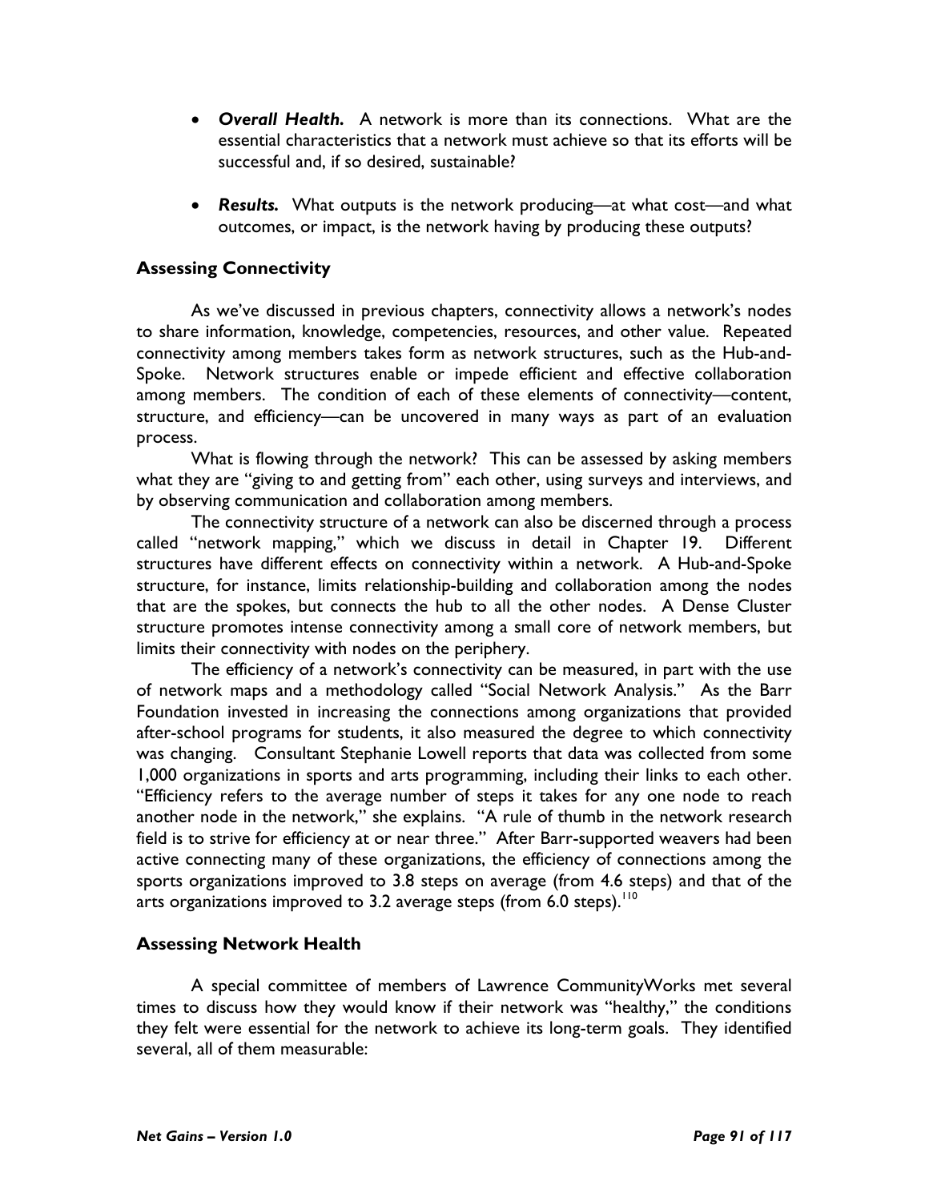- ***Overall Health.*** A network is more than its connections. What are the essential characteristics that a network must achieve so that its efforts will be successful and, if so desired, sustainable?

- ***Results.*** What outputs is the network producing—at what cost—and what outcomes, or impact, is the network having by producing these outputs?

### Assessing Connectivity

As we've discussed in previous chapters, connectivity allows a network's nodes to share information, knowledge, competencies, resources, and other value. Repeated connectivity among members takes form as network structures, such as the Hub-and-Spoke. Network structures enable or impede efficient and effective collaboration among members. The condition of each of these elements of connectivity—content, structure, and efficiency—can be uncovered in many ways as part of an evaluation process.

What is flowing through the network? This can be assessed by asking members what they are "giving to and getting from" each other, using surveys and interviews, and by observing communication and collaboration among members.

The connectivity structure of a network can also be discerned through a process called "network mapping," which we discuss in detail in Chapter 19. Different structures have different effects on connectivity within a network. A Hub-and-Spoke structure, for instance, limits relationship-building and collaboration among the nodes that are the spokes, but connects the hub to all the other nodes. A Dense Cluster structure promotes intense connectivity among a small core of network members, but limits their connectivity with nodes on the periphery.

The efficiency of a network's connectivity can be measured, in part with the use of network maps and a methodology called "Social Network Analysis." As the Barr Foundation invested in increasing the connections among organizations that provided after-school programs for students, it also measured the degree to which connectivity was changing. Consultant Stephanie Lowell reports that data was collected from some 1,000 organizations in sports and arts programming, including their links to each other. "Efficiency refers to the average number of steps it takes for any one node to reach another node in the network," she explains. "A rule of thumb in the network research field is to strive for efficiency at or near three." After Barr-supported weavers had been active connecting many of these organizations, the efficiency of connections among the sports organizations improved to 3.8 steps on average (from 4.6 steps) and that of the arts organizations improved to 3.2 average steps (from 6.0 steps).[110]

### Assessing Network Health

A special committee of members of Lawrence CommunityWorks met several times to discuss how they would know if their network was "healthy," the conditions they felt were essential for the network to achieve its long-term goals. They identified several, all of them measurable: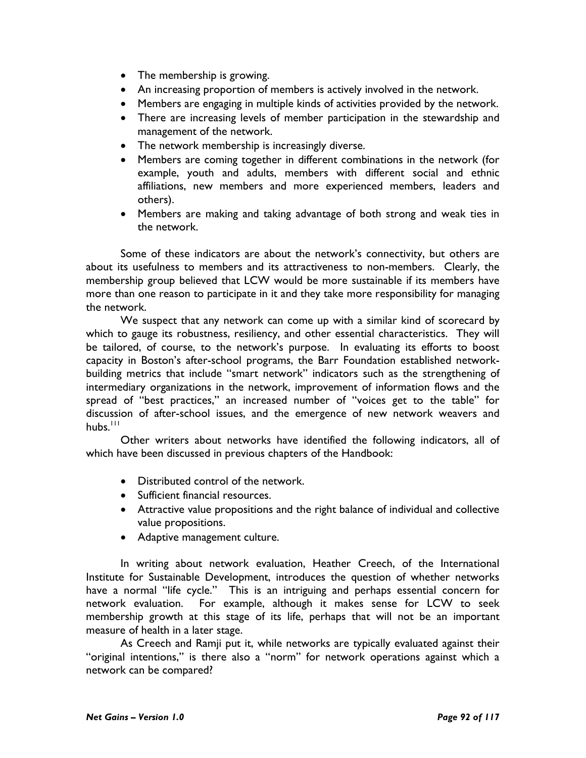- The membership is growing.
- An increasing proportion of members is actively involved in the network.
- Members are engaging in multiple kinds of activities provided by the network.
- There are increasing levels of member participation in the stewardship and management of the network.
- The network membership is increasingly diverse.
- Members are coming together in different combinations in the network (for example, youth and adults, members with different social and ethnic affiliations, new members and more experienced members, leaders and others).
- Members are making and taking advantage of both strong and weak ties in the network.

Some of these indicators are about the network's connectivity, but others are about its usefulness to members and its attractiveness to non-members. Clearly, the membership group believed that LCW would be more sustainable if its members have more than one reason to participate in it and they take more responsibility for managing the network.

We suspect that any network can come up with a similar kind of scorecard by which to gauge its robustness, resiliency, and other essential characteristics. They will be tailored, of course, to the network's purpose. In evaluating its efforts to boost capacity in Boston's after-school programs, the Barr Foundation established network-building metrics that include "smart network" indicators such as the strengthening of intermediary organizations in the network, improvement of information flows and the spread of "best practices," an increased number of "voices get to the table" for discussion of after-school issues, and the emergence of new network weavers and hubs.[111]

Other writers about networks have identified the following indicators, all of which have been discussed in previous chapters of the Handbook:

- Distributed control of the network.
- Sufficient financial resources.
- Attractive value propositions and the right balance of individual and collective value propositions.
- Adaptive management culture.

In writing about network evaluation, Heather Creech, of the International Institute for Sustainable Development, introduces the question of whether networks have a normal "life cycle." This is an intriguing and perhaps essential concern for network evaluation. For example, although it makes sense for LCW to seek membership growth at this stage of its life, perhaps that will not be an important measure of health in a later stage.

As Creech and Ramji put it, while networks are typically evaluated against their "original intentions," is there also a "norm" for network operations against which a network can be compared?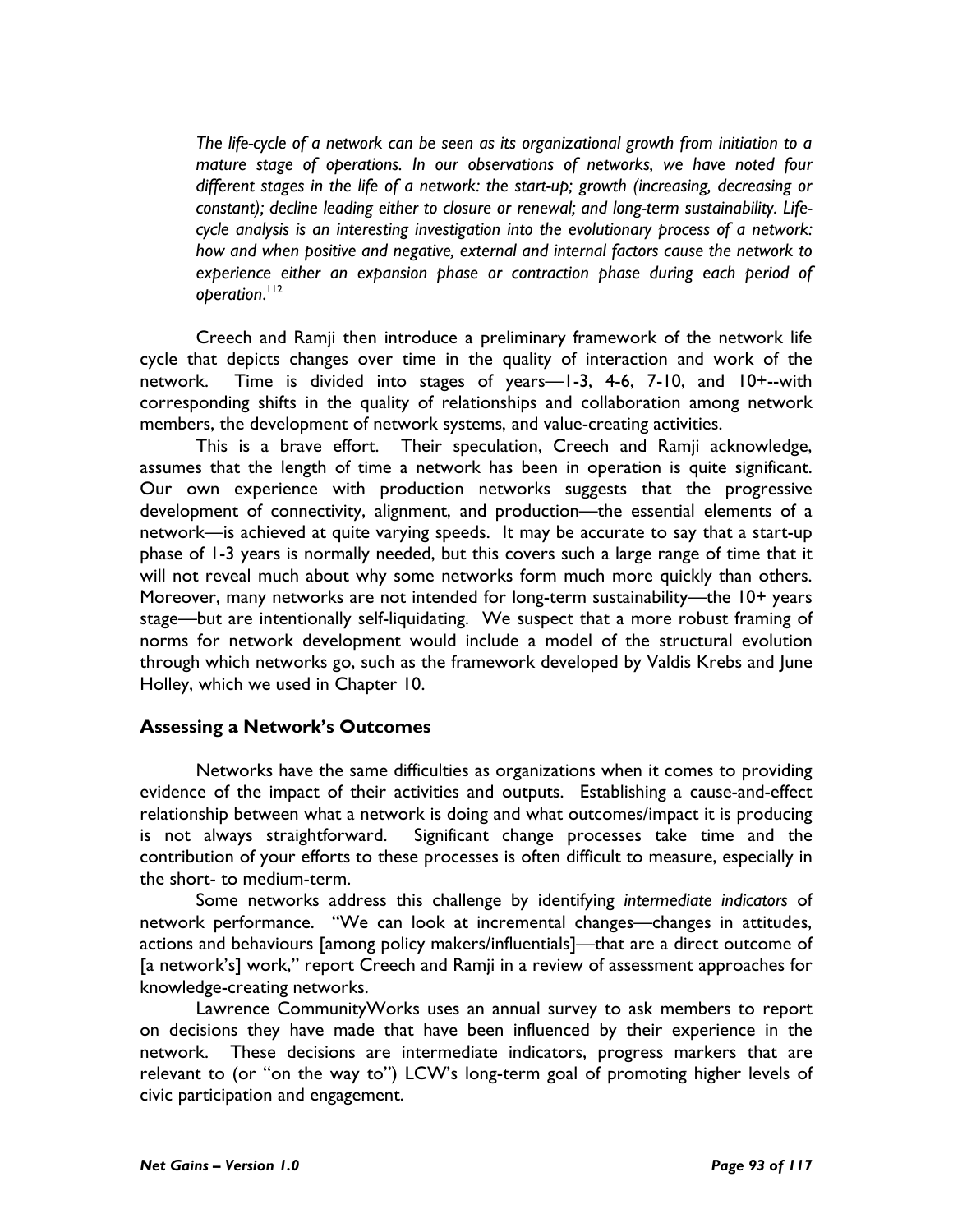> *The life-cycle of a network can be seen as its organizational growth from initiation to a mature stage of operations. In our observations of networks, we have noted four different stages in the life of a network: the start-up; growth (increasing, decreasing or constant); decline leading either to closure or renewal; and long-term sustainability. Life-cycle analysis is an interesting investigation into the evolutionary process of a network: how and when positive and negative, external and internal factors cause the network to experience either an expansion phase or contraction phase during each period of operation.*[112]

Creech and Ramji then introduce a preliminary framework of the network life cycle that depicts changes over time in the quality of interaction and work of the network. Time is divided into stages of years—1-3, 4-6, 7-10, and 10+--with corresponding shifts in the quality of relationships and collaboration among network members, the development of network systems, and value-creating activities.

This is a brave effort. Their speculation, Creech and Ramji acknowledge, assumes that the length of time a network has been in operation is quite significant. Our own experience with production networks suggests that the progressive development of connectivity, alignment, and production—the essential elements of a network—is achieved at quite varying speeds. It may be accurate to say that a start-up phase of 1-3 years is normally needed, but this covers such a large range of time that it will not reveal much about why some networks form much more quickly than others. Moreover, many networks are not intended for long-term sustainability—the 10+ years stage—but are intentionally self-liquidating. We suspect that a more robust framing of norms for network development would include a model of the structural evolution through which networks go, such as the framework developed by Valdis Krebs and June Holley, which we used in Chapter 10.

### Assessing a Network's Outcomes

Networks have the same difficulties as organizations when it comes to providing evidence of the impact of their activities and outputs. Establishing a cause-and-effect relationship between what a network is doing and what outcomes/impact it is producing is not always straightforward. Significant change processes take time and the contribution of your efforts to these processes is often difficult to measure, especially in the short- to medium-term.

Some networks address this challenge by identifying *intermediate indicators* of network performance. "We can look at incremental changes—changes in attitudes, actions and behaviours [among policy makers/influentials]—that are a direct outcome of [a network's] work," report Creech and Ramji in a review of assessment approaches for knowledge-creating networks.

Lawrence CommunityWorks uses an annual survey to ask members to report on decisions they have made that have been influenced by their experience in the network. These decisions are intermediate indicators, progress markers that are relevant to (or "on the way to") LCW's long-term goal of promoting higher levels of civic participation and engagement.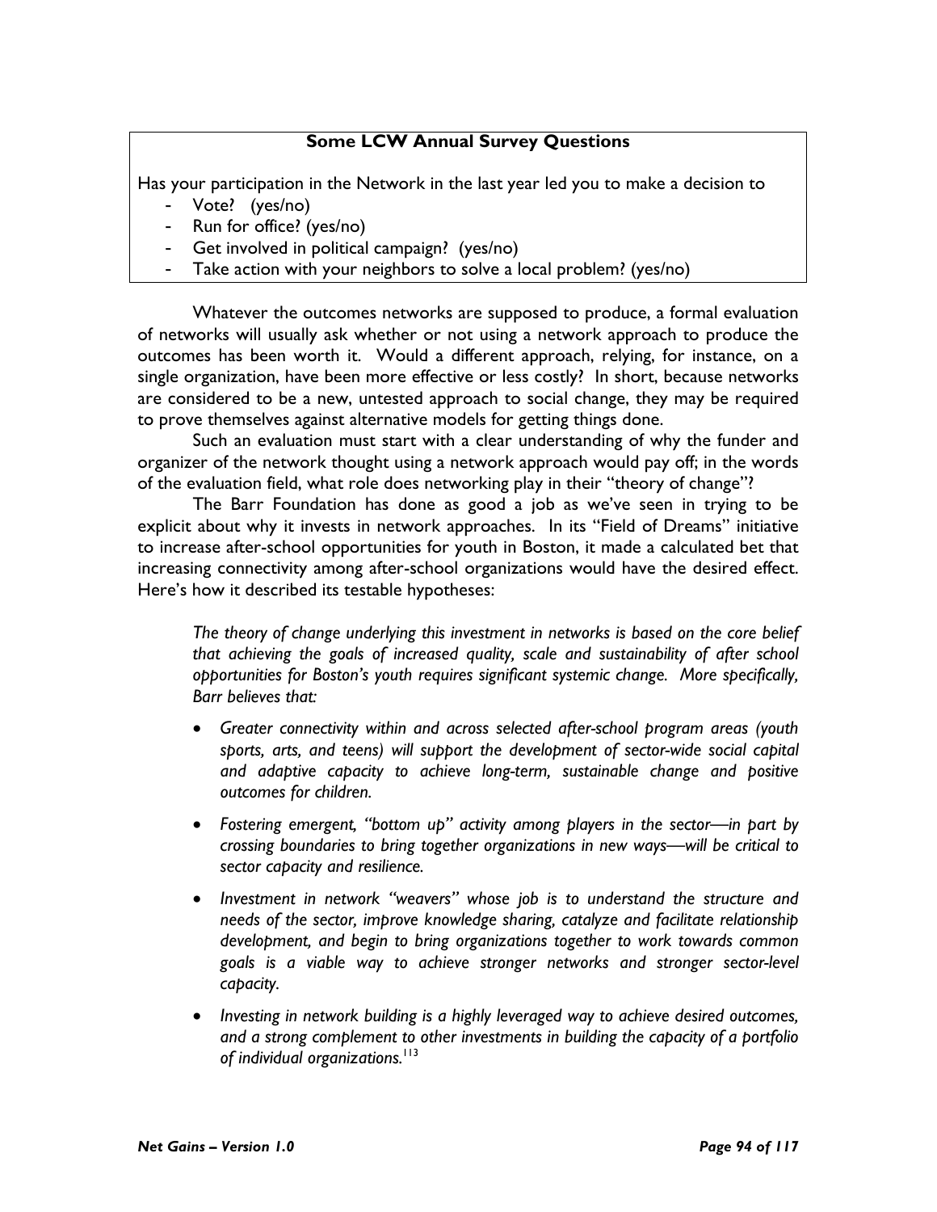**Some LCW Annual Survey Questions**

Has your participation in the Network in the last year led you to make a decision to

- Vote? (yes/no)
- Run for office? (yes/no)
- Get involved in political campaign? (yes/no)
- Take action with your neighbors to solve a local problem? (yes/no)

Whatever the outcomes networks are supposed to produce, a formal evaluation of networks will usually ask whether or not using a network approach to produce the outcomes has been worth it. Would a different approach, relying, for instance, on a single organization, have been more effective or less costly? In short, because networks are considered to be a new, untested approach to social change, they may be required to prove themselves against alternative models for getting things done.

Such an evaluation must start with a clear understanding of why the funder and organizer of the network thought using a network approach would pay off; in the words of the evaluation field, what role does networking play in their "theory of change"?

The Barr Foundation has done as good a job as we've seen in trying to be explicit about why it invests in network approaches. In its "Field of Dreams" initiative to increase after-school opportunities for youth in Boston, it made a calculated bet that increasing connectivity among after-school organizations would have the desired effect. Here's how it described its testable hypotheses:

> *The theory of change underlying this investment in networks is based on the core belief that achieving the goals of increased quality, scale and sustainability of after school opportunities for Boston's youth requires significant systemic change. More specifically, Barr believes that:*
>
> - *Greater connectivity within and across selected after-school program areas (youth sports, arts, and teens) will support the development of sector-wide social capital and adaptive capacity to achieve long-term, sustainable change and positive outcomes for children.*
> - *Fostering emergent, "bottom up" activity among players in the sector—in part by crossing boundaries to bring together organizations in new ways—will be critical to sector capacity and resilience.*
> - *Investment in network "weavers" whose job is to understand the structure and needs of the sector, improve knowledge sharing, catalyze and facilitate relationship development, and begin to bring organizations together to work towards common goals is a viable way to achieve stronger networks and stronger sector-level capacity.*
> - *Investing in network building is a highly leveraged way to achieve desired outcomes, and a strong complement to other investments in building the capacity of a portfolio of individual organizations.*[113]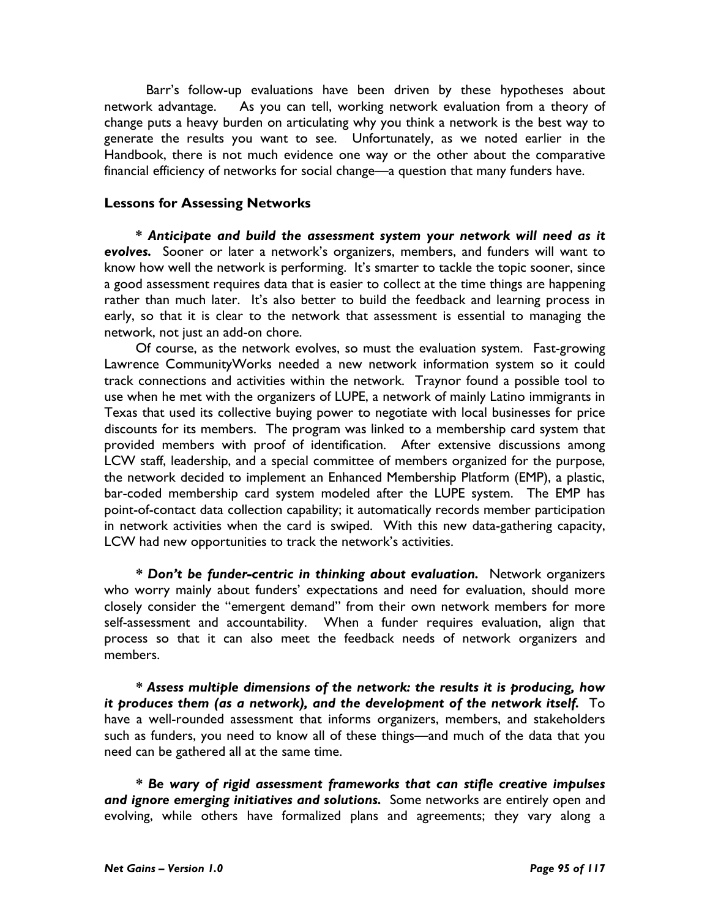Barr's follow-up evaluations have been driven by these hypotheses about network advantage. As you can tell, working network evaluation from a theory of change puts a heavy burden on articulating why you think a network is the best way to generate the results you want to see. Unfortunately, as we noted earlier in the Handbook, there is not much evidence one way or the other about the comparative financial efficiency of networks for social change—a question that many funders have.

### Lessons for Assessing Networks

*** *Anticipate and build the assessment system your network will need as it evolves.*** Sooner or later a network's organizers, members, and funders will want to know how well the network is performing. It's smarter to tackle the topic sooner, since a good assessment requires data that is easier to collect at the time things are happening rather than much later. It's also better to build the feedback and learning process in early, so that it is clear to the network that assessment is essential to managing the network, not just an add-on chore.

Of course, as the network evolves, so must the evaluation system. Fast-growing Lawrence CommunityWorks needed a new network information system so it could track connections and activities within the network. Traynor found a possible tool to use when he met with the organizers of LUPE, a network of mainly Latino immigrants in Texas that used its collective buying power to negotiate with local businesses for price discounts for its members. The program was linked to a membership card system that provided members with proof of identification. After extensive discussions among LCW staff, leadership, and a special committee of members organized for the purpose, the network decided to implement an Enhanced Membership Platform (EMP), a plastic, bar-coded membership card system modeled after the LUPE system. The EMP has point-of-contact data collection capability; it automatically records member participation in network activities when the card is swiped. With this new data-gathering capacity, LCW had new opportunities to track the network's activities.

*** *Don't be funder-centric in thinking about evaluation.*** Network organizers who worry mainly about funders' expectations and need for evaluation, should more closely consider the "emergent demand" from their own network members for more self-assessment and accountability. When a funder requires evaluation, align that process so that it can also meet the feedback needs of network organizers and members.

*** *Assess multiple dimensions of the network: the results it is producing, how it produces them (as a network), and the development of the network itself.*** To have a well-rounded assessment that informs organizers, members, and stakeholders such as funders, you need to know all of these things—and much of the data that you need can be gathered all at the same time.

*** *Be wary of rigid assessment frameworks that can stifle creative impulses and ignore emerging initiatives and solutions.*** Some networks are entirely open and evolving, while others have formalized plans and agreements; they vary along a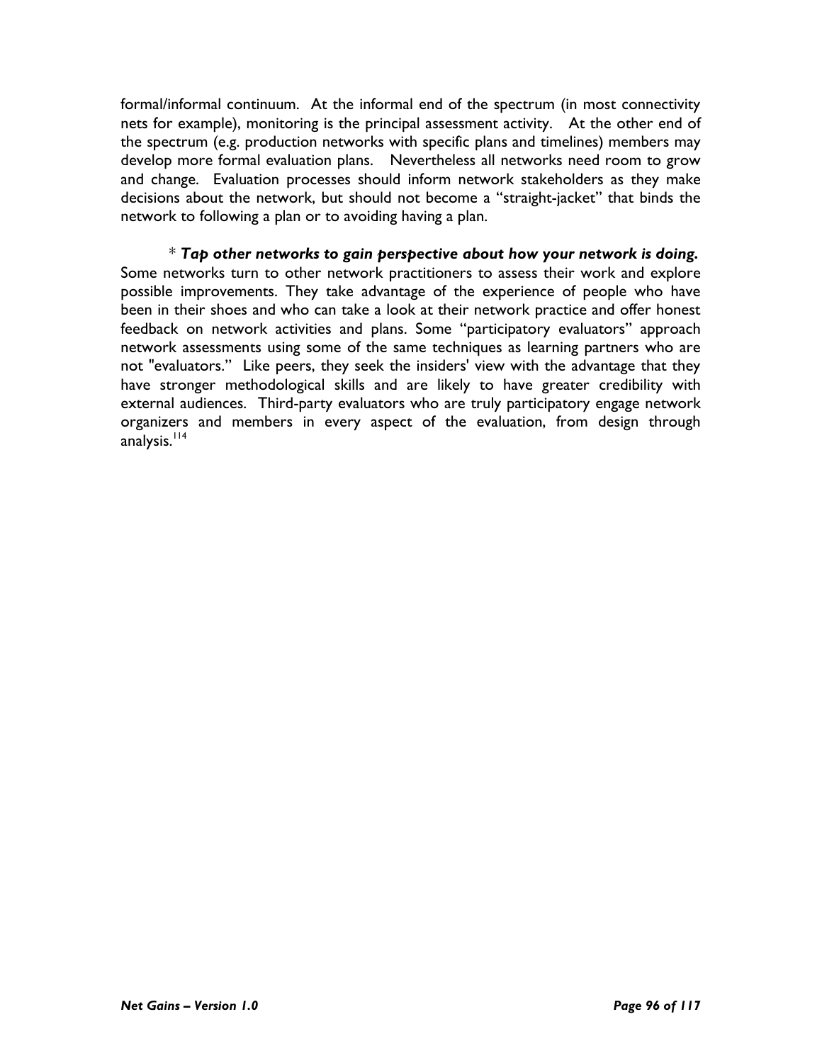formal/informal continuum. At the informal end of the spectrum (in most connectivity nets for example), monitoring is the principal assessment activity. At the other end of the spectrum (e.g. production networks with specific plans and timelines) members may develop more formal evaluation plans. Nevertheless all networks need room to grow and change. Evaluation processes should inform network stakeholders as they make decisions about the network, but should not become a "straight-jacket" that binds the network to following a plan or to avoiding having a plan.

\* ***Tap other networks to gain perspective about how your network is doing.*** Some networks turn to other network practitioners to assess their work and explore possible improvements. They take advantage of the experience of people who have been in their shoes and who can take a look at their network practice and offer honest feedback on network activities and plans. Some "participatory evaluators" approach network assessments using some of the same techniques as learning partners who are not "evaluators." Like peers, they seek the insiders' view with the advantage that they have stronger methodological skills and are likely to have greater credibility with external audiences. Third-party evaluators who are truly participatory engage network organizers and members in every aspect of the evaluation, from design through analysis.[114]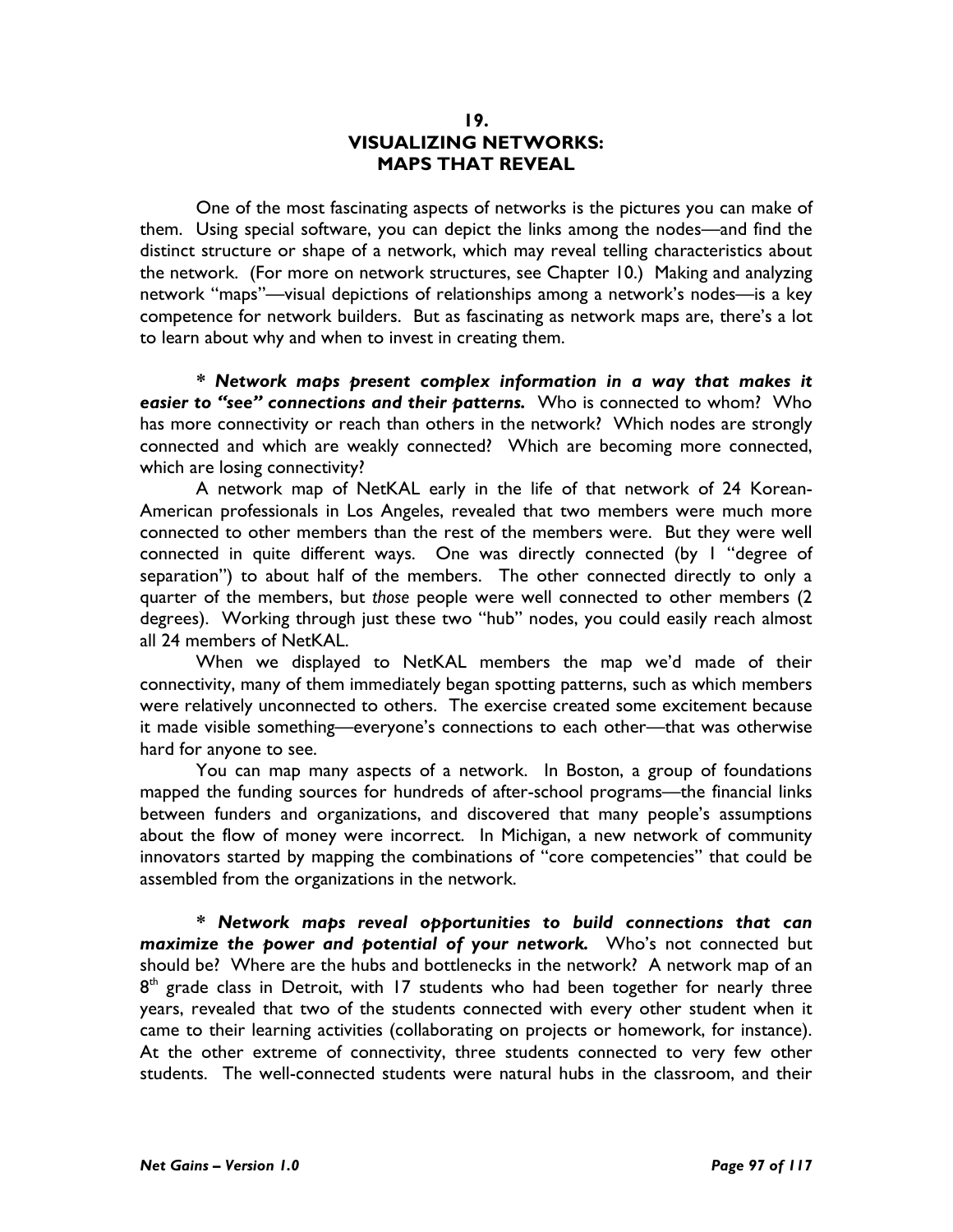# 19.
# VISUALIZING NETWORKS: MAPS THAT REVEAL

One of the most fascinating aspects of networks is the pictures you can make of them. Using special software, you can depict the links among the nodes—and find the distinct structure or shape of a network, which may reveal telling characteristics about the network. (For more on network structures, see Chapter 10.) Making and analyzing network "maps"—visual depictions of relationships among a network's nodes—is a key competence for network builders. But as fascinating as network maps are, there's a lot to learn about why and when to invest in creating them.

*** *Network maps present complex information in a way that makes it easier to "see" connections and their patterns.*** Who is connected to whom? Who has more connectivity or reach than others in the network? Which nodes are strongly connected and which are weakly connected? Which are becoming more connected, which are losing connectivity?

A network map of NetKAL early in the life of that network of 24 Korean-American professionals in Los Angeles, revealed that two members were much more connected to other members than the rest of the members were. But they were well connected in quite different ways. One was directly connected (by 1 "degree of separation") to about half of the members. The other connected directly to only a quarter of the members, but *those* people were well connected to other members (2 degrees). Working through just these two "hub" nodes, you could easily reach almost all 24 members of NetKAL.

When we displayed to NetKAL members the map we'd made of their connectivity, many of them immediately began spotting patterns, such as which members were relatively unconnected to others. The exercise created some excitement because it made visible something—everyone's connections to each other—that was otherwise hard for anyone to see.

You can map many aspects of a network. In Boston, a group of foundations mapped the funding sources for hundreds of after-school programs—the financial links between funders and organizations, and discovered that many people's assumptions about the flow of money were incorrect. In Michigan, a new network of community innovators started by mapping the combinations of "core competencies" that could be assembled from the organizations in the network.

*** *Network maps reveal opportunities to build connections that can maximize the power and potential of your network.*** Who's not connected but should be? Where are the hubs and bottlenecks in the network? A network map of an 8th grade class in Detroit, with 17 students who had been together for nearly three years, revealed that two of the students connected with every other student when it came to their learning activities (collaborating on projects or homework, for instance). At the other extreme of connectivity, three students connected to very few other students. The well-connected students were natural hubs in the classroom, and their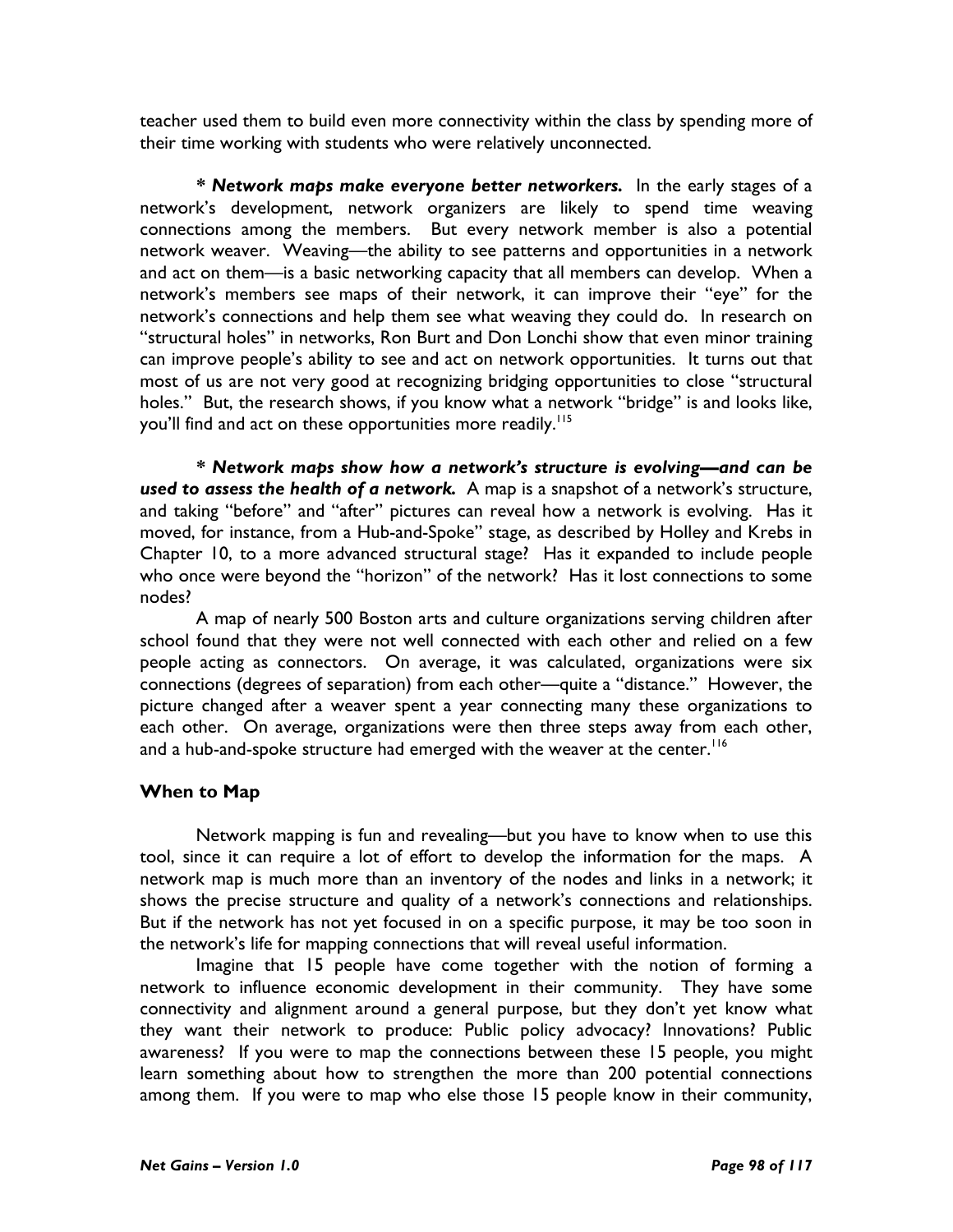teacher used them to build even more connectivity within the class by spending more of their time working with students who were relatively unconnected.

*** Network maps make everyone better networkers.** In the early stages of a network's development, network organizers are likely to spend time weaving connections among the members. But every network member is also a potential network weaver. Weaving—the ability to see patterns and opportunities in a network and act on them—is a basic networking capacity that all members can develop. When a network's members see maps of their network, it can improve their "eye" for the network's connections and help them see what weaving they could do. In research on "structural holes" in networks, Ron Burt and Don Lonchi show that even minor training can improve people's ability to see and act on network opportunities. It turns out that most of us are not very good at recognizing bridging opportunities to close "structural holes." But, the research shows, if you know what a network "bridge" is and looks like, you'll find and act on these opportunities more readily.[115]

*** Network maps show how a network's structure is evolving—and can be used to assess the health of a network.** A map is a snapshot of a network's structure, and taking "before" and "after" pictures can reveal how a network is evolving. Has it moved, for instance, from a Hub-and-Spoke" stage, as described by Holley and Krebs in Chapter 10, to a more advanced structural stage? Has it expanded to include people who once were beyond the "horizon" of the network? Has it lost connections to some nodes?

A map of nearly 500 Boston arts and culture organizations serving children after school found that they were not well connected with each other and relied on a few people acting as connectors. On average, it was calculated, organizations were six connections (degrees of separation) from each other—quite a "distance." However, the picture changed after a weaver spent a year connecting many these organizations to each other. On average, organizations were then three steps away from each other, and a hub-and-spoke structure had emerged with the weaver at the center.[116]

## When to Map

Network mapping is fun and revealing—but you have to know when to use this tool, since it can require a lot of effort to develop the information for the maps. A network map is much more than an inventory of the nodes and links in a network; it shows the precise structure and quality of a network's connections and relationships. But if the network has not yet focused in on a specific purpose, it may be too soon in the network's life for mapping connections that will reveal useful information.

Imagine that 15 people have come together with the notion of forming a network to influence economic development in their community. They have some connectivity and alignment around a general purpose, but they don't yet know what they want their network to produce: Public policy advocacy? Innovations? Public awareness? If you were to map the connections between these 15 people, you might learn something about how to strengthen the more than 200 potential connections among them. If you were to map who else those 15 people know in their community,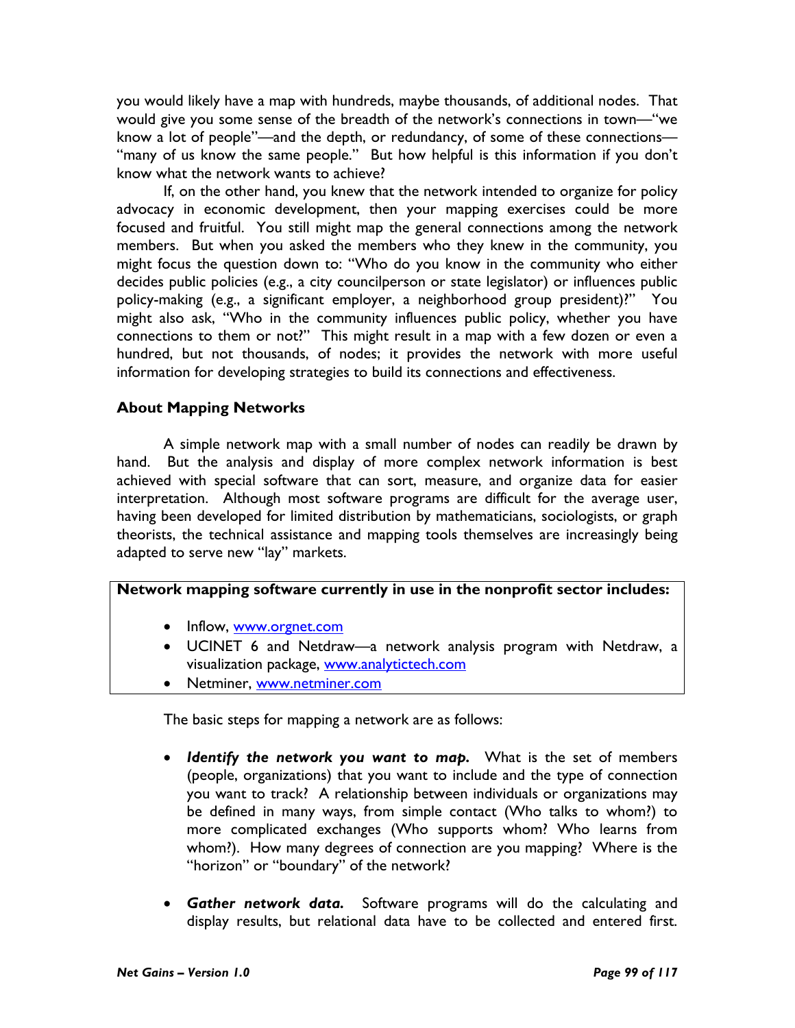you would likely have a map with hundreds, maybe thousands, of additional nodes. That would give you some sense of the breadth of the network's connections in town—"we know a lot of people"—and the depth, or redundancy, of some of these connections—"many of us know the same people." But how helpful is this information if you don't know what the network wants to achieve?

If, on the other hand, you knew that the network intended to organize for policy advocacy in economic development, then your mapping exercises could be more focused and fruitful. You still might map the general connections among the network members. But when you asked the members who they knew in the community, you might focus the question down to: "Who do you know in the community who either decides public policies (e.g., a city councilperson or state legislator) or influences public policy-making (e.g., a significant employer, a neighborhood group president)?" You might also ask, "Who in the community influences public policy, whether you have connections to them or not?" This might result in a map with a few dozen or even a hundred, but not thousands, of nodes; it provides the network with more useful information for developing strategies to build its connections and effectiveness.

### About Mapping Networks

A simple network map with a small number of nodes can readily be drawn by hand. But the analysis and display of more complex network information is best achieved with special software that can sort, measure, and organize data for easier interpretation. Although most software programs are difficult for the average user, having been developed for limited distribution by mathematicians, sociologists, or graph theorists, the technical assistance and mapping tools themselves are increasingly being adapted to serve new "lay" markets.

**Network mapping software currently in use in the nonprofit sector includes:**

- Inflow, www.orgnet.com
- UCINET 6 and Netdraw—a network analysis program with Netdraw, a visualization package, www.analytictech.com
- Netminer, www.netminer.com

The basic steps for mapping a network are as follows:

- ***Identify the network you want to map.*** What is the set of members (people, organizations) that you want to include and the type of connection you want to track? A relationship between individuals or organizations may be defined in many ways, from simple contact (Who talks to whom?) to more complicated exchanges (Who supports whom? Who learns from whom?). How many degrees of connection are you mapping? Where is the "horizon" or "boundary" of the network?

- ***Gather network data.*** Software programs will do the calculating and display results, but relational data have to be collected and entered first.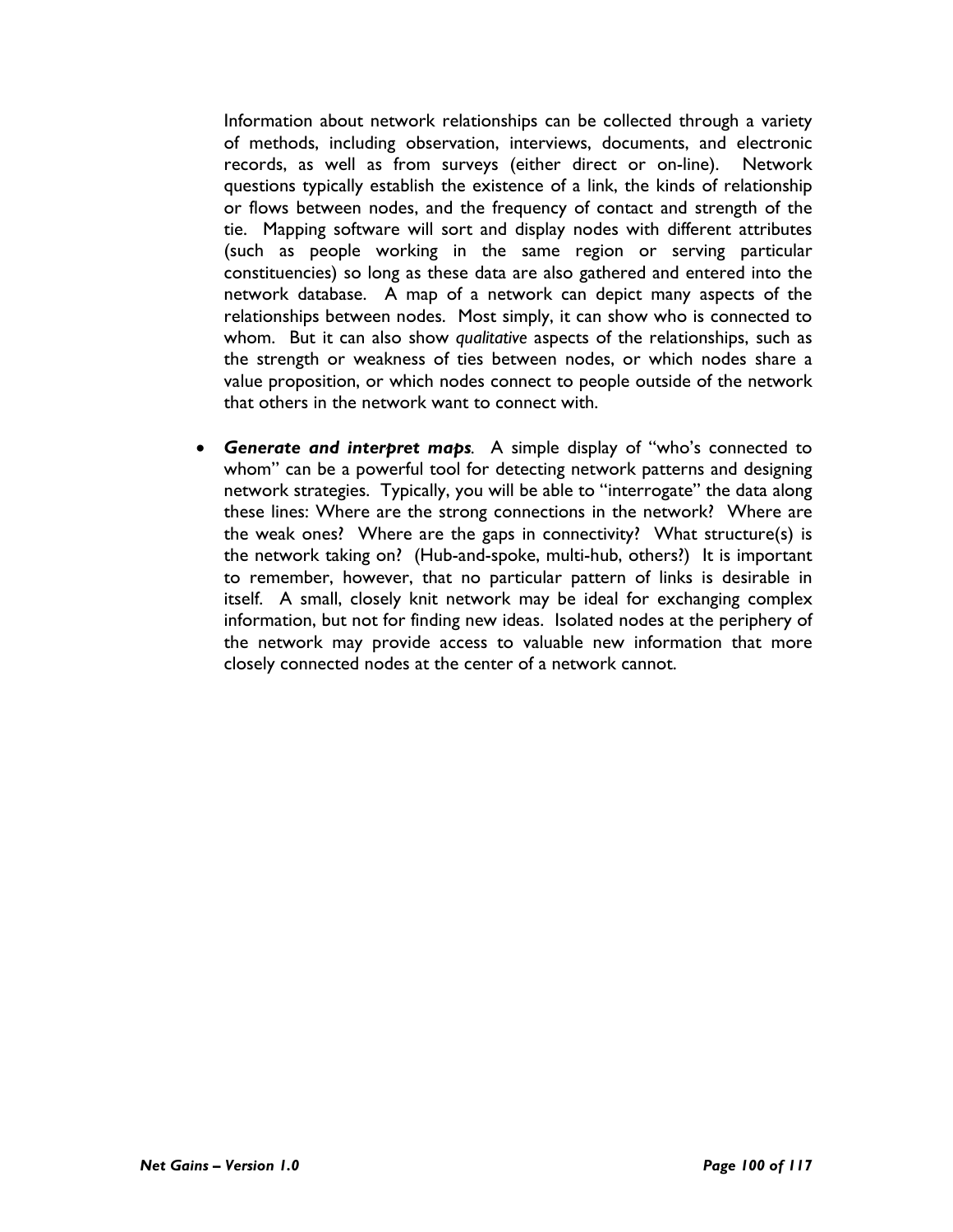Information about network relationships can be collected through a variety of methods, including observation, interviews, documents, and electronic records, as well as from surveys (either direct or on-line). Network questions typically establish the existence of a link, the kinds of relationship or flows between nodes, and the frequency of contact and strength of the tie. Mapping software will sort and display nodes with different attributes (such as people working in the same region or serving particular constituencies) so long as these data are also gathered and entered into the network database. A map of a network can depict many aspects of the relationships between nodes. Most simply, it can show who is connected to whom. But it can also show *qualitative* aspects of the relationships, such as the strength or weakness of ties between nodes, or which nodes share a value proposition, or which nodes connect to people outside of the network that others in the network want to connect with.

- ***Generate and interpret maps***. A simple display of "who's connected to whom" can be a powerful tool for detecting network patterns and designing network strategies. Typically, you will be able to "interrogate" the data along these lines: Where are the strong connections in the network? Where are the weak ones? Where are the gaps in connectivity? What structure(s) is the network taking on? (Hub-and-spoke, multi-hub, others?) It is important to remember, however, that no particular pattern of links is desirable in itself. A small, closely knit network may be ideal for exchanging complex information, but not for finding new ideas. Isolated nodes at the periphery of the network may provide access to valuable new information that more closely connected nodes at the center of a network cannot.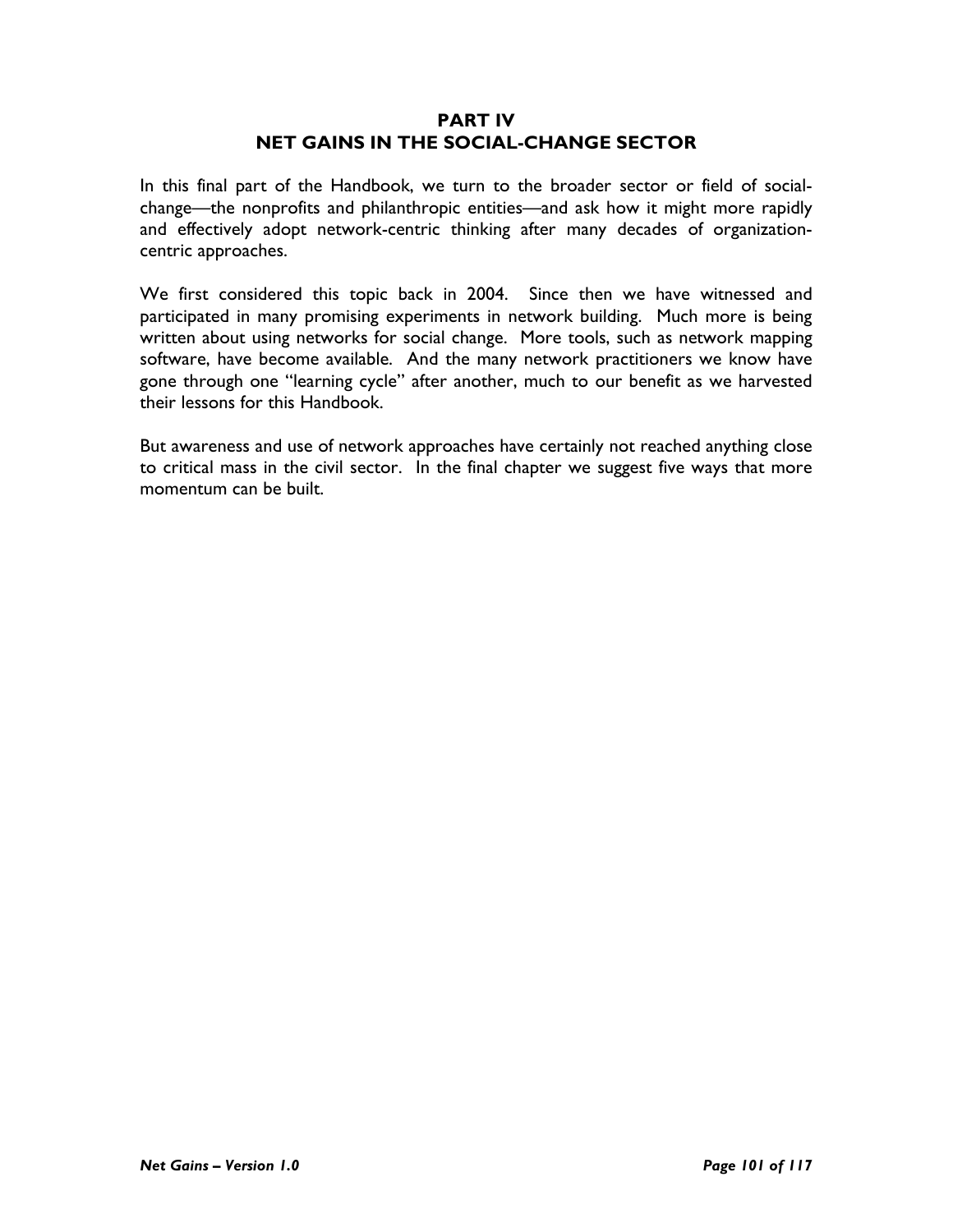# PART IV
# NET GAINS IN THE SOCIAL-CHANGE SECTOR

In this final part of the Handbook, we turn to the broader sector or field of social-change—the nonprofits and philanthropic entities—and ask how it might more rapidly and effectively adopt network-centric thinking after many decades of organization-centric approaches.

We first considered this topic back in 2004. Since then we have witnessed and participated in many promising experiments in network building. Much more is being written about using networks for social change. More tools, such as network mapping software, have become available. And the many network practitioners we know have gone through one "learning cycle" after another, much to our benefit as we harvested their lessons for this Handbook.

But awareness and use of network approaches have certainly not reached anything close to critical mass in the civil sector. In the final chapter we suggest five ways that more momentum can be built.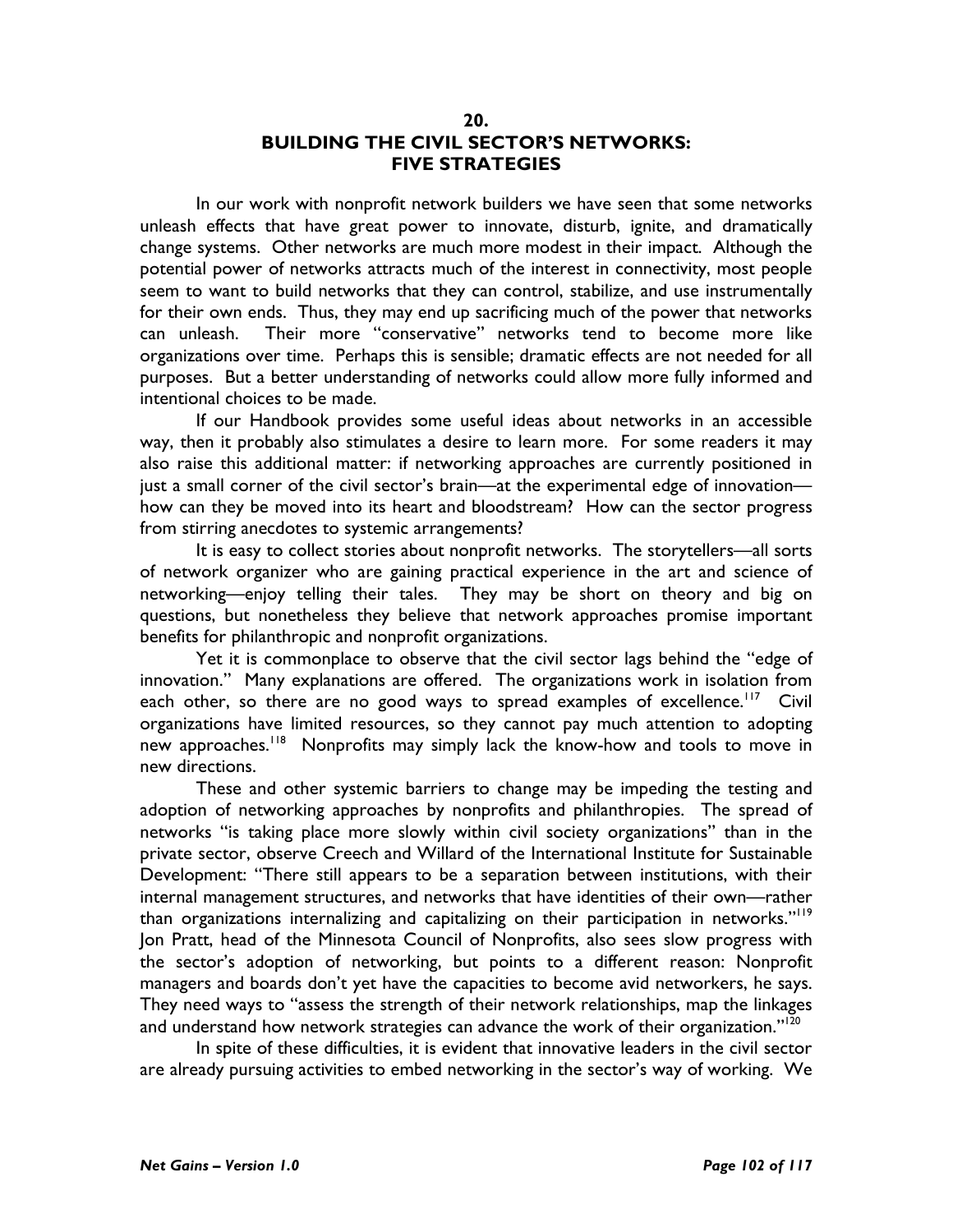# 20. BUILDING THE CIVIL SECTOR'S NETWORKS: FIVE STRATEGIES

In our work with nonprofit network builders we have seen that some networks unleash effects that have great power to innovate, disturb, ignite, and dramatically change systems. Other networks are much more modest in their impact. Although the potential power of networks attracts much of the interest in connectivity, most people seem to want to build networks that they can control, stabilize, and use instrumentally for their own ends. Thus, they may end up sacrificing much of the power that networks can unleash. Their more "conservative" networks tend to become more like organizations over time. Perhaps this is sensible; dramatic effects are not needed for all purposes. But a better understanding of networks could allow more fully informed and intentional choices to be made.

If our Handbook provides some useful ideas about networks in an accessible way, then it probably also stimulates a desire to learn more. For some readers it may also raise this additional matter: if networking approaches are currently positioned in just a small corner of the civil sector's brain—at the experimental edge of innovation—how can they be moved into its heart and bloodstream? How can the sector progress from stirring anecdotes to systemic arrangements?

It is easy to collect stories about nonprofit networks. The storytellers—all sorts of network organizer who are gaining practical experience in the art and science of networking—enjoy telling their tales. They may be short on theory and big on questions, but nonetheless they believe that network approaches promise important benefits for philanthropic and nonprofit organizations.

Yet it is commonplace to observe that the civil sector lags behind the "edge of innovation." Many explanations are offered. The organizations work in isolation from each other, so there are no good ways to spread examples of excellence.[117] Civil organizations have limited resources, so they cannot pay much attention to adopting new approaches.[118] Nonprofits may simply lack the know-how and tools to move in new directions.

These and other systemic barriers to change may be impeding the testing and adoption of networking approaches by nonprofits and philanthropies. The spread of networks "is taking place more slowly within civil society organizations" than in the private sector, observe Creech and Willard of the International Institute for Sustainable Development: "There still appears to be a separation between institutions, with their internal management structures, and networks that have identities of their own—rather than organizations internalizing and capitalizing on their participation in networks."[119] Jon Pratt, head of the Minnesota Council of Nonprofits, also sees slow progress with the sector's adoption of networking, but points to a different reason: Nonprofit managers and boards don't yet have the capacities to become avid networkers, he says. They need ways to "assess the strength of their network relationships, map the linkages and understand how network strategies can advance the work of their organization."[120]

In spite of these difficulties, it is evident that innovative leaders in the civil sector are already pursuing activities to embed networking in the sector's way of working. We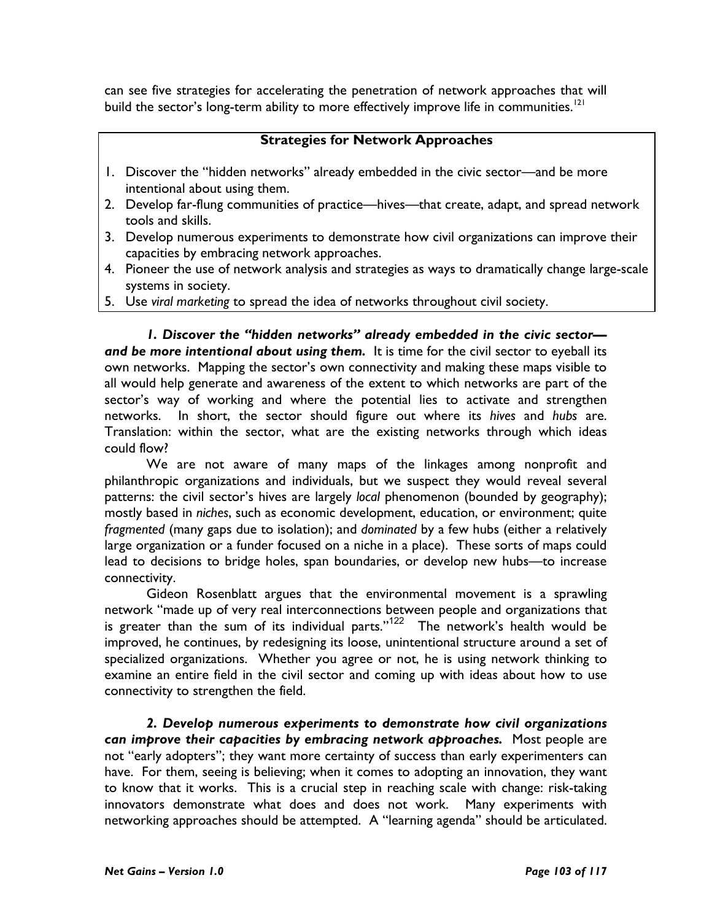can see five strategies for accelerating the penetration of network approaches that will build the sector's long-term ability to more effectively improve life in communities.[121]

**Strategies for Network Approaches**

1. Discover the "hidden networks" already embedded in the civic sector—and be more intentional about using them.
2. Develop far-flung communities of practice—hives—that create, adapt, and spread network tools and skills.
3. Develop numerous experiments to demonstrate how civil organizations can improve their capacities by embracing network approaches.
4. Pioneer the use of network analysis and strategies as ways to dramatically change large-scale systems in society.
5. Use *viral marketing* to spread the idea of networks throughout civil society.

***1. Discover the "hidden networks" already embedded in the civic sector—and be more intentional about using them.*** It is time for the civil sector to eyeball its own networks. Mapping the sector's own connectivity and making these maps visible to all would help generate and awareness of the extent to which networks are part of the sector's way of working and where the potential lies to activate and strengthen networks. In short, the sector should figure out where its *hives* and *hubs* are. Translation: within the sector, what are the existing networks through which ideas could flow?

We are not aware of many maps of the linkages among nonprofit and philanthropic organizations and individuals, but we suspect they would reveal several patterns: the civil sector's hives are largely *local* phenomenon (bounded by geography); mostly based in *niches*, such as economic development, education, or environment; quite *fragmented* (many gaps due to isolation); and *dominated* by a few hubs (either a relatively large organization or a funder focused on a niche in a place). These sorts of maps could lead to decisions to bridge holes, span boundaries, or develop new hubs—to increase connectivity.

Gideon Rosenblatt argues that the environmental movement is a sprawling network "made up of very real interconnections between people and organizations that is greater than the sum of its individual parts."[122] The network's health would be improved, he continues, by redesigning its loose, unintentional structure around a set of specialized organizations. Whether you agree or not, he is using network thinking to examine an entire field in the civil sector and coming up with ideas about how to use connectivity to strengthen the field.

***2. Develop numerous experiments to demonstrate how civil organizations can improve their capacities by embracing network approaches.*** Most people are not "early adopters"; they want more certainty of success than early experimenters can have. For them, seeing is believing; when it comes to adopting an innovation, they want to know that it works. This is a crucial step in reaching scale with change: risk-taking innovators demonstrate what does and does not work. Many experiments with networking approaches should be attempted. A "learning agenda" should be articulated.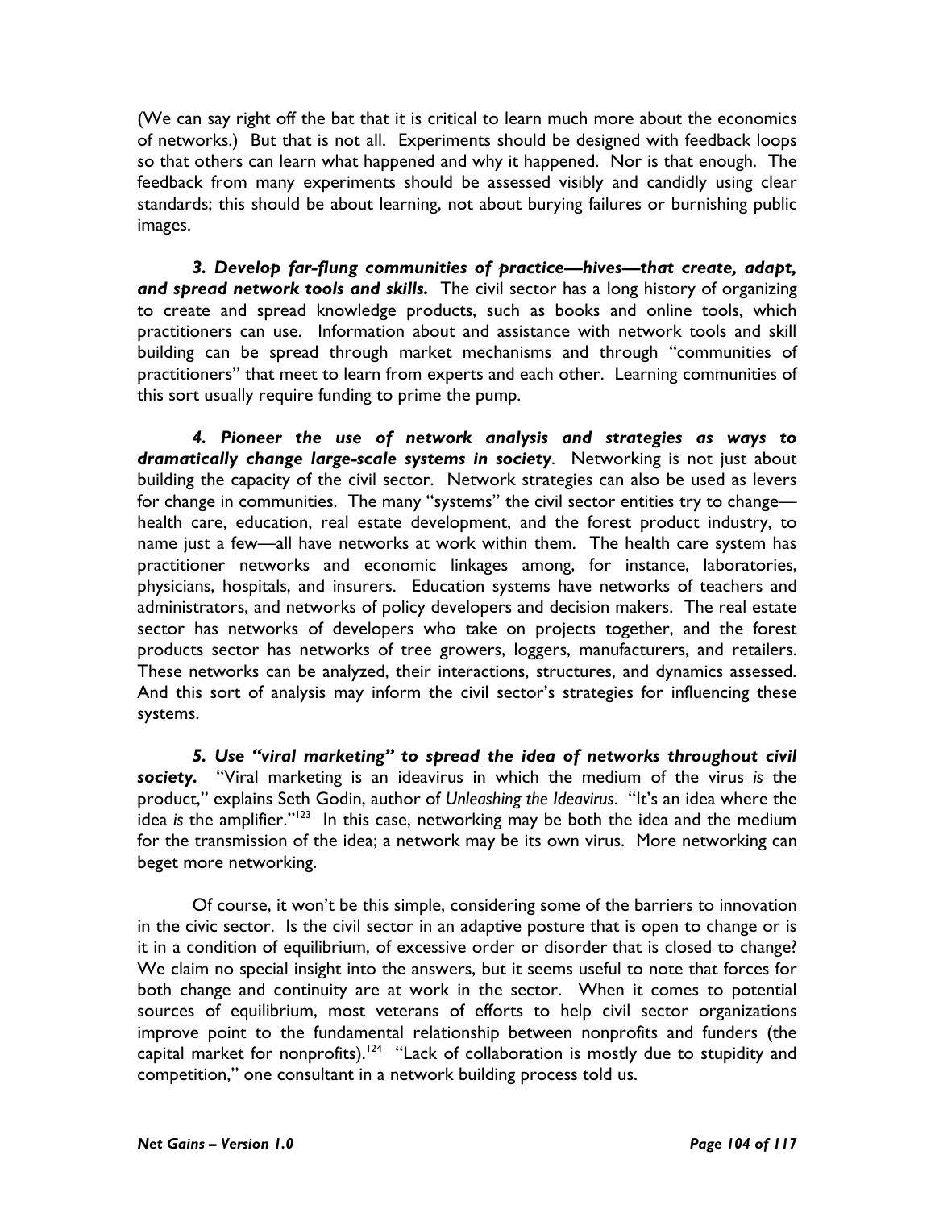(We can say right off the bat that it is critical to learn much more about the economics of networks.) But that is not all. Experiments should be designed with feedback loops so that others can learn what happened and why it happened. Nor is that enough. The feedback from many experiments should be assessed visibly and candidly using clear standards; this should be about learning, not about burying failures or burnishing public images.

***3. Develop far-flung communities of practice—hives—that create, adapt, and spread network tools and skills.*** The civil sector has a long history of organizing to create and spread knowledge products, such as books and online tools, which practitioners can use. Information about and assistance with network tools and skill building can be spread through market mechanisms and through "communities of practitioners" that meet to learn from experts and each other. Learning communities of this sort usually require funding to prime the pump.

***4. Pioneer the use of network analysis and strategies as ways to dramatically change large-scale systems in society***. Networking is not just about building the capacity of the civil sector. Network strategies can also be used as levers for change in communities. The many "systems" the civil sector entities try to change—health care, education, real estate development, and the forest product industry, to name just a few—all have networks at work within them. The health care system has practitioner networks and economic linkages among, for instance, laboratories, physicians, hospitals, and insurers. Education systems have networks of teachers and administrators, and networks of policy developers and decision makers. The real estate sector has networks of developers who take on projects together, and the forest products sector has networks of tree growers, loggers, manufacturers, and retailers. These networks can be analyzed, their interactions, structures, and dynamics assessed. And this sort of analysis may inform the civil sector's strategies for influencing these systems.

***5. Use "viral marketing" to spread the idea of networks throughout civil society.*** "Viral marketing is an ideavirus in which the medium of the virus *is* the product," explains Seth Godin, author of *Unleashing the Ideavirus*. "It's an idea where the idea *is* the amplifier."[123] In this case, networking may be both the idea and the medium for the transmission of the idea; a network may be its own virus. More networking can beget more networking.

Of course, it won't be this simple, considering some of the barriers to innovation in the civic sector. Is the civil sector in an adaptive posture that is open to change or is it in a condition of equilibrium, of excessive order or disorder that is closed to change? We claim no special insight into the answers, but it seems useful to note that forces for both change and continuity are at work in the sector. When it comes to potential sources of equilibrium, most veterans of efforts to help civil sector organizations improve point to the fundamental relationship between nonprofits and funders (the capital market for nonprofits).[124] "Lack of collaboration is mostly due to stupidity and competition," one consultant in a network building process told us.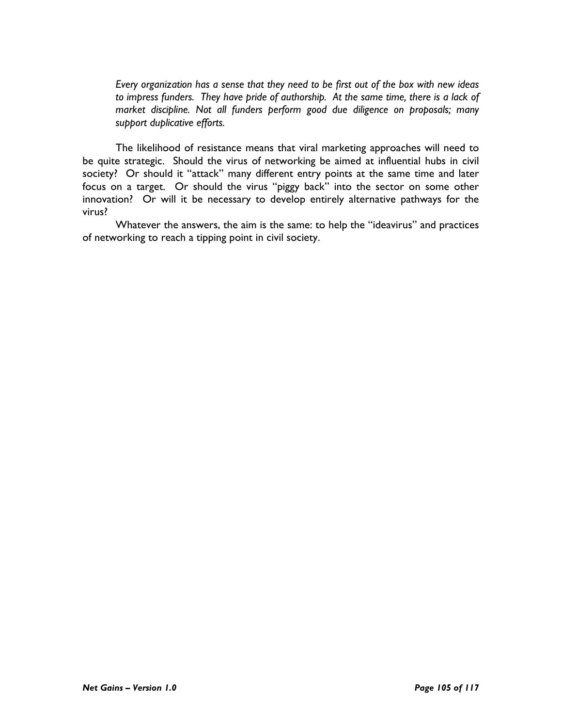> *Every organization has a sense that they need to be first out of the box with new ideas to impress funders. They have pride of authorship. At the same time, there is a lack of market discipline. Not all funders perform good due diligence on proposals; many support duplicative efforts.*

The likelihood of resistance means that viral marketing approaches will need to be quite strategic. Should the virus of networking be aimed at influential hubs in civil society? Or should it "attack" many different entry points at the same time and later focus on a target. Or should the virus "piggy back" into the sector on some other innovation? Or will it be necessary to develop entirely alternative pathways for the virus?

Whatever the answers, the aim is the same: to help the "ideavirus" and practices of networking to reach a tipping point in civil society.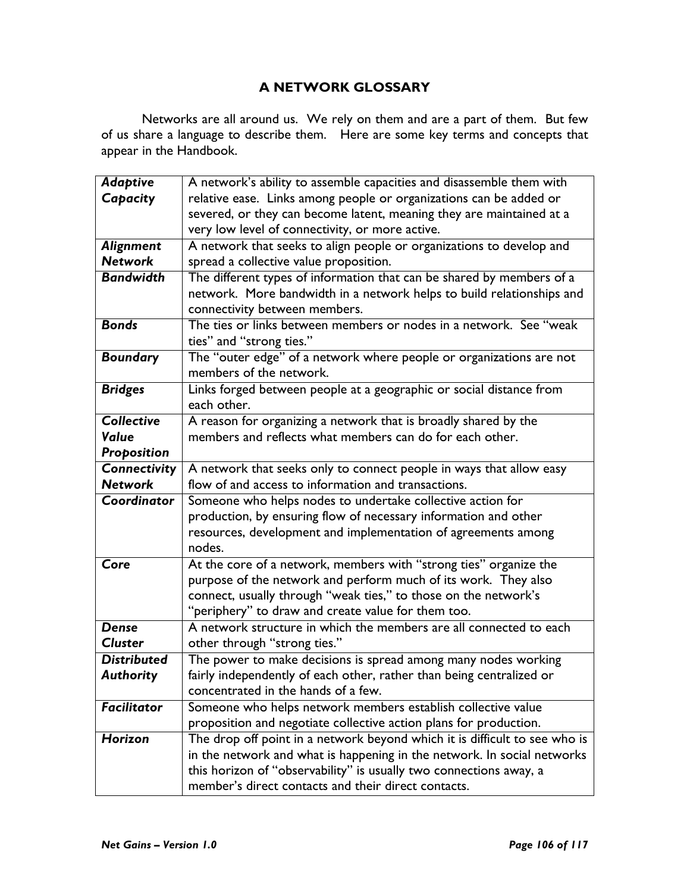## A NETWORK GLOSSARY

Networks are all around us. We rely on them and are a part of them. But few of us share a language to describe them. Here are some key terms and concepts that appear in the Handbook.

| | |
|---|---|
| ***Adaptive Capacity*** | A network's ability to assemble capacities and disassemble them with relative ease. Links among people or organizations can be added or severed, or they can become latent, meaning they are maintained at a very low level of connectivity, or more active. |
| ***Alignment Network*** | A network that seeks to align people or organizations to develop and spread a collective value proposition. |
| ***Bandwidth*** | The different types of information that can be shared by members of a network. More bandwidth in a network helps to build relationships and connectivity between members. |
| ***Bonds*** | The ties or links between members or nodes in a network. See "weak ties" and "strong ties." |
| ***Boundary*** | The "outer edge" of a network where people or organizations are not members of the network. |
| ***Bridges*** | Links forged between people at a geographic or social distance from each other. |
| ***Collective Value Proposition*** | A reason for organizing a network that is broadly shared by the members and reflects what members can do for each other. |
| ***Connectivity Network*** | A network that seeks only to connect people in ways that allow easy flow of and access to information and transactions. |
| ***Coordinator*** | Someone who helps nodes to undertake collective action for production, by ensuring flow of necessary information and other resources, development and implementation of agreements among nodes. |
| ***Core*** | At the core of a network, members with "strong ties" organize the purpose of the network and perform much of its work. They also connect, usually through "weak ties," to those on the network's "periphery" to draw and create value for them too. |
| ***Dense Cluster*** | A network structure in which the members are all connected to each other through "strong ties." |
| ***Distributed Authority*** | The power to make decisions is spread among many nodes working fairly independently of each other, rather than being centralized or concentrated in the hands of a few. |
| ***Facilitator*** | Someone who helps network members establish collective value proposition and negotiate collective action plans for production. |
| ***Horizon*** | The drop off point in a network beyond which it is difficult to see who is in the network and what is happening in the network. In social networks this horizon of "observability" is usually two connections away, a member's direct contacts and their direct contacts. |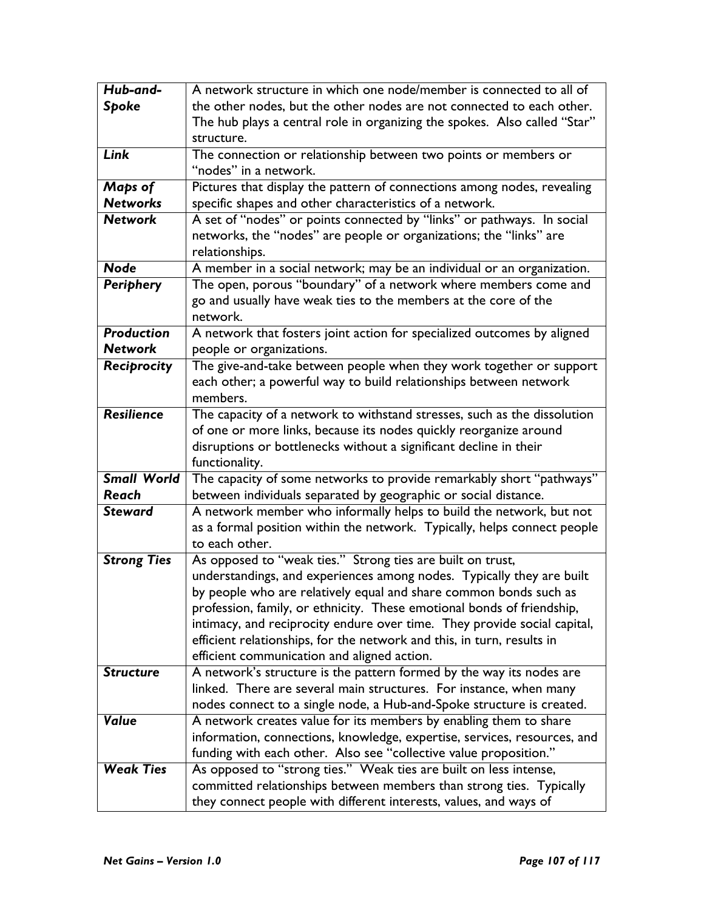| | |
|---|---|
| ***Hub-and-Spoke*** | A network structure in which one node/member is connected to all of the other nodes, but the other nodes are not connected to each other. The hub plays a central role in organizing the spokes. Also called "Star" structure. |
| ***Link*** | The connection or relationship between two points or members or "nodes" in a network. |
| ***Maps of Networks*** | Pictures that display the pattern of connections among nodes, revealing specific shapes and other characteristics of a network. |
| ***Network*** | A set of "nodes" or points connected by "links" or pathways. In social networks, the "nodes" are people or organizations; the "links" are relationships. |
| ***Node*** | A member in a social network; may be an individual or an organization. |
| ***Periphery*** | The open, porous "boundary" of a network where members come and go and usually have weak ties to the members at the core of the network. |
| ***Production Network*** | A network that fosters joint action for specialized outcomes by aligned people or organizations. |
| ***Reciprocity*** | The give-and-take between people when they work together or support each other; a powerful way to build relationships between network members. |
| ***Resilience*** | The capacity of a network to withstand stresses, such as the dissolution of one or more links, because its nodes quickly reorganize around disruptions or bottlenecks without a significant decline in their functionality. |
| ***Small World Reach*** | The capacity of some networks to provide remarkably short "pathways" between individuals separated by geographic or social distance. |
| ***Steward*** | A network member who informally helps to build the network, but not as a formal position within the network. Typically, helps connect people to each other. |
| ***Strong Ties*** | As opposed to "weak ties." Strong ties are built on trust, understandings, and experiences among nodes. Typically they are built by people who are relatively equal and share common bonds such as profession, family, or ethnicity. These emotional bonds of friendship, intimacy, and reciprocity endure over time. They provide social capital, efficient relationships, for the network and this, in turn, results in efficient communication and aligned action. |
| ***Structure*** | A network's structure is the pattern formed by the way its nodes are linked. There are several main structures. For instance, when many nodes connect to a single node, a Hub-and-Spoke structure is created. |
| ***Value*** | A network creates value for its members by enabling them to share information, connections, knowledge, expertise, services, resources, and funding with each other. Also see "collective value proposition." |
| ***Weak Ties*** | As opposed to "strong ties." Weak ties are built on less intense, committed relationships between members than strong ties. Typically they connect people with different interests, values, and ways of |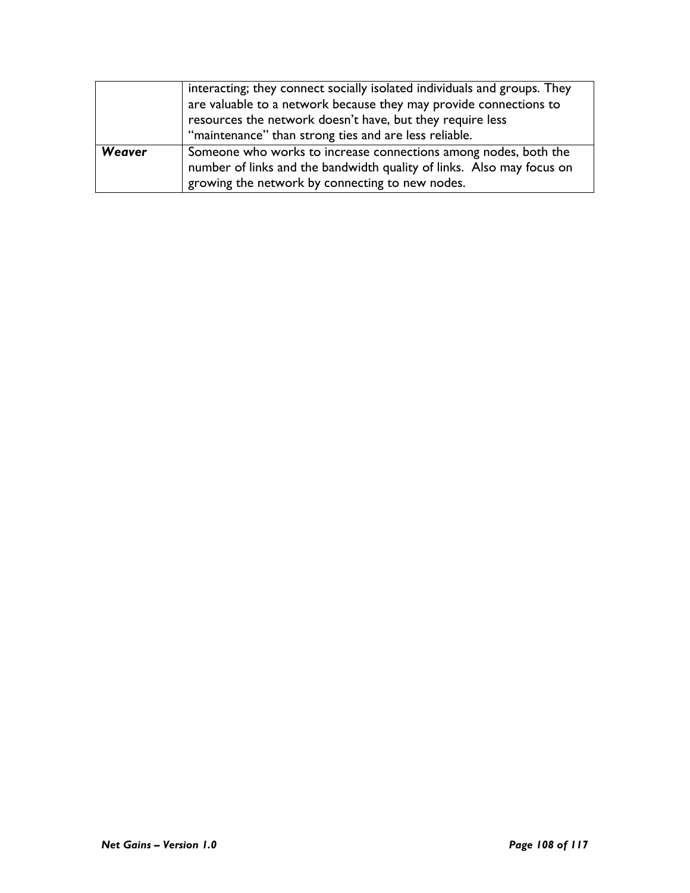| | |
|---|---|
| | interacting; they connect socially isolated individuals and groups. They are valuable to a network because they may provide connections to resources the network doesn't have, but they require less "maintenance" than strong ties and are less reliable. |
| ***Weaver*** | Someone who works to increase connections among nodes, both the number of links and the bandwidth quality of links. Also may focus on growing the network by connecting to new nodes. |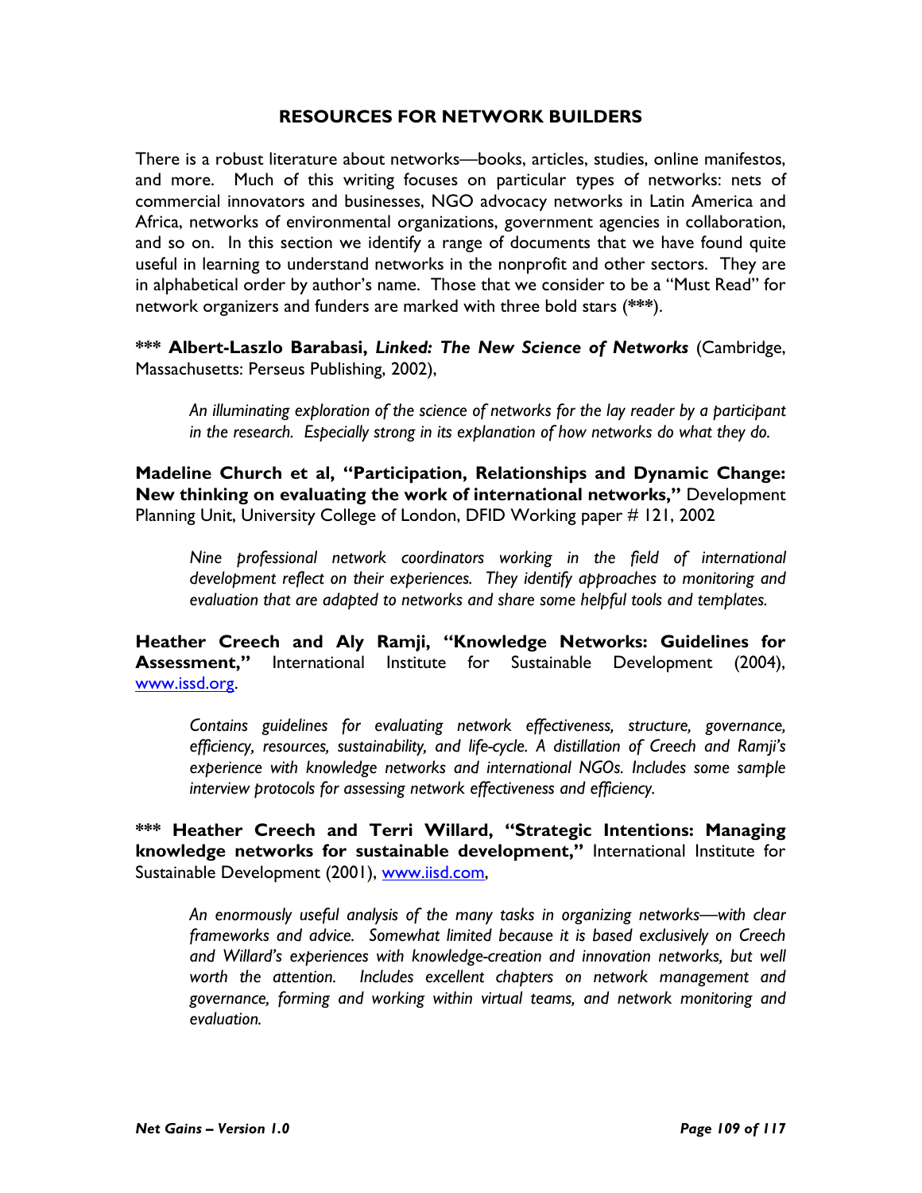## RESOURCES FOR NETWORK BUILDERS

There is a robust literature about networks—books, articles, studies, online manifestos, and more. Much of this writing focuses on particular types of networks: nets of commercial innovators and businesses, NGO advocacy networks in Latin America and Africa, networks of environmental organizations, government agencies in collaboration, and so on. In this section we identify a range of documents that we have found quite useful in learning to understand networks in the nonprofit and other sectors. They are in alphabetical order by author's name. Those that we consider to be a "Must Read" for network organizers and funders are marked with three bold stars (**\*\*\***).

**\*\*\* Albert-Laszlo Barabasi, *Linked: The New Science of Networks*** (Cambridge, Massachusetts: Perseus Publishing, 2002),

> *An illuminating exploration of the science of networks for the lay reader by a participant in the research. Especially strong in its explanation of how networks do what they do.*

**Madeline Church et al, "Participation, Relationships and Dynamic Change: New thinking on evaluating the work of international networks,"** Development Planning Unit, University College of London, DFID Working paper # 121, 2002

> *Nine professional network coordinators working in the field of international development reflect on their experiences. They identify approaches to monitoring and evaluation that are adapted to networks and share some helpful tools and templates.*

**Heather Creech and Aly Ramji, "Knowledge Networks: Guidelines for Assessment,"** International Institute for Sustainable Development (2004), [www.issd.org](www.issd.org).

> *Contains guidelines for evaluating network effectiveness, structure, governance, efficiency, resources, sustainability, and life-cycle. A distillation of Creech and Ramji's experience with knowledge networks and international NGOs. Includes some sample interview protocols for assessing network effectiveness and efficiency.*

**\*\*\* Heather Creech and Terri Willard, "Strategic Intentions: Managing knowledge networks for sustainable development,"** International Institute for Sustainable Development (2001), [www.iisd.com](www.iisd.com),

> *An enormously useful analysis of the many tasks in organizing networks—with clear frameworks and advice. Somewhat limited because it is based exclusively on Creech and Willard's experiences with knowledge-creation and innovation networks, but well worth the attention. Includes excellent chapters on network management and governance, forming and working within virtual teams, and network monitoring and evaluation.*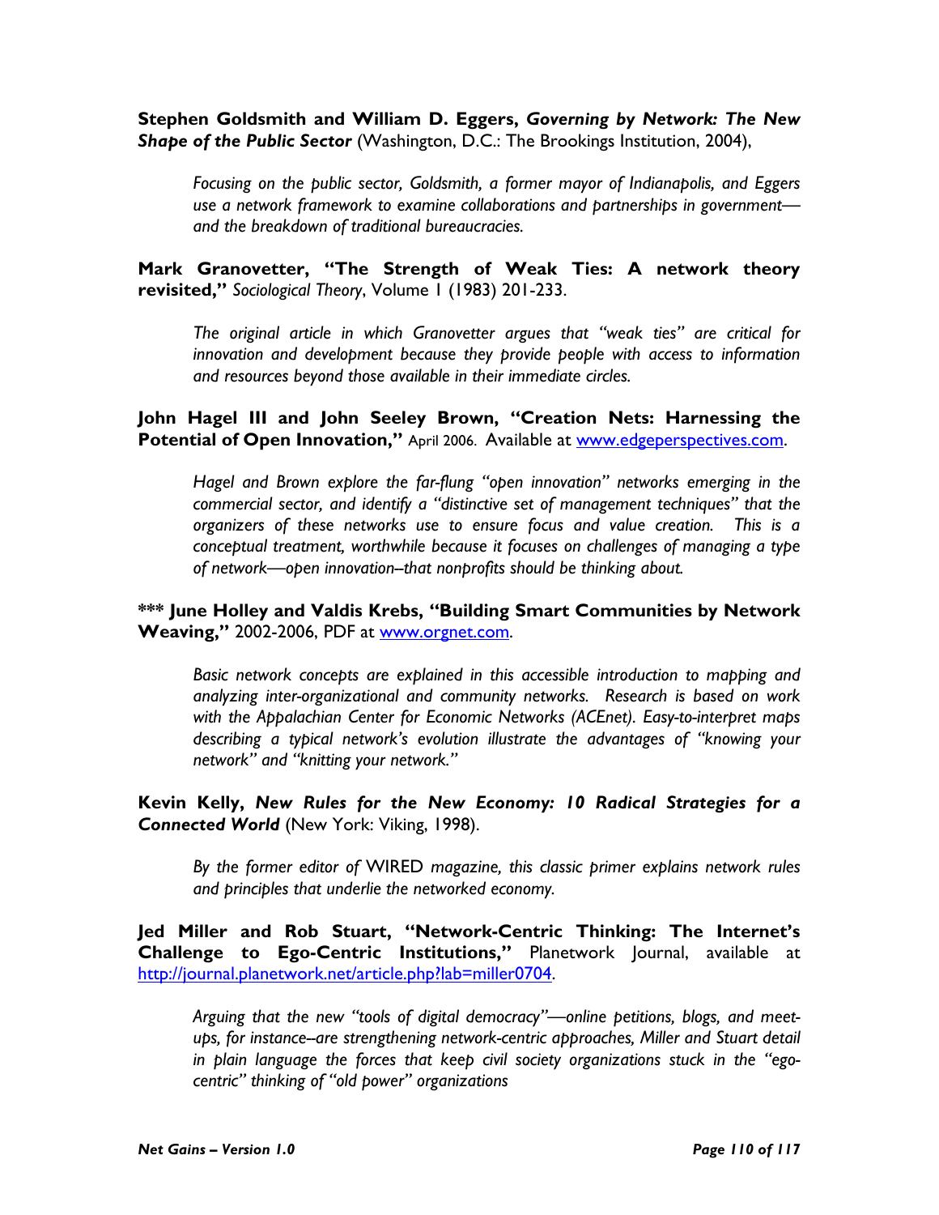**Stephen Goldsmith and William D. Eggers, *Governing by Network: The New Shape of the Public Sector*** (Washington, D.C.: The Brookings Institution, 2004),

> *Focusing on the public sector, Goldsmith, a former mayor of Indianapolis, and Eggers use a network framework to examine collaborations and partnerships in government—and the breakdown of traditional bureaucracies.*

**Mark Granovetter, "The Strength of Weak Ties: A network theory revisited,"** *Sociological Theory*, Volume 1 (1983) 201-233.

> *The original article in which Granovetter argues that "weak ties" are critical for innovation and development because they provide people with access to information and resources beyond those available in their immediate circles.*

**John Hagel III and John Seeley Brown, "Creation Nets: Harnessing the Potential of Open Innovation,"** April 2006. Available at [www.edgeperspectives.com](http://www.edgeperspectives.com).

> *Hagel and Brown explore the far-flung "open innovation" networks emerging in the commercial sector, and identify a "distinctive set of management techniques" that the organizers of these networks use to ensure focus and value creation. This is a conceptual treatment, worthwhile because it focuses on challenges of managing a type of network—open innovation–that nonprofits should be thinking about.*

**\*\*\* June Holley and Valdis Krebs, "Building Smart Communities by Network Weaving,"** 2002-2006, PDF at [www.orgnet.com](http://www.orgnet.com).

> *Basic network concepts are explained in this accessible introduction to mapping and analyzing inter-organizational and community networks. Research is based on work with the Appalachian Center for Economic Networks (ACEnet). Easy-to-interpret maps describing a typical network's evolution illustrate the advantages of "knowing your network" and "knitting your network."*

**Kevin Kelly, *New Rules for the New Economy: 10 Radical Strategies for a Connected World*** (New York: Viking, 1998).

> *By the former editor of* WIRED *magazine, this classic primer explains network rules and principles that underlie the networked economy.*

**Jed Miller and Rob Stuart, "Network-Centric Thinking: The Internet's Challenge to Ego-Centric Institutions,"** Planetwork Journal, available at [http://journal.planetwork.net/article.php?lab=miller0704](http://journal.planetwork.net/article.php?lab=miller0704).

> *Arguing that the new "tools of digital democracy"—online petitions, blogs, and meet-ups, for instance–are strengthening network-centric approaches, Miller and Stuart detail in plain language the forces that keep civil society organizations stuck in the "ego-centric" thinking of "old power" organizations*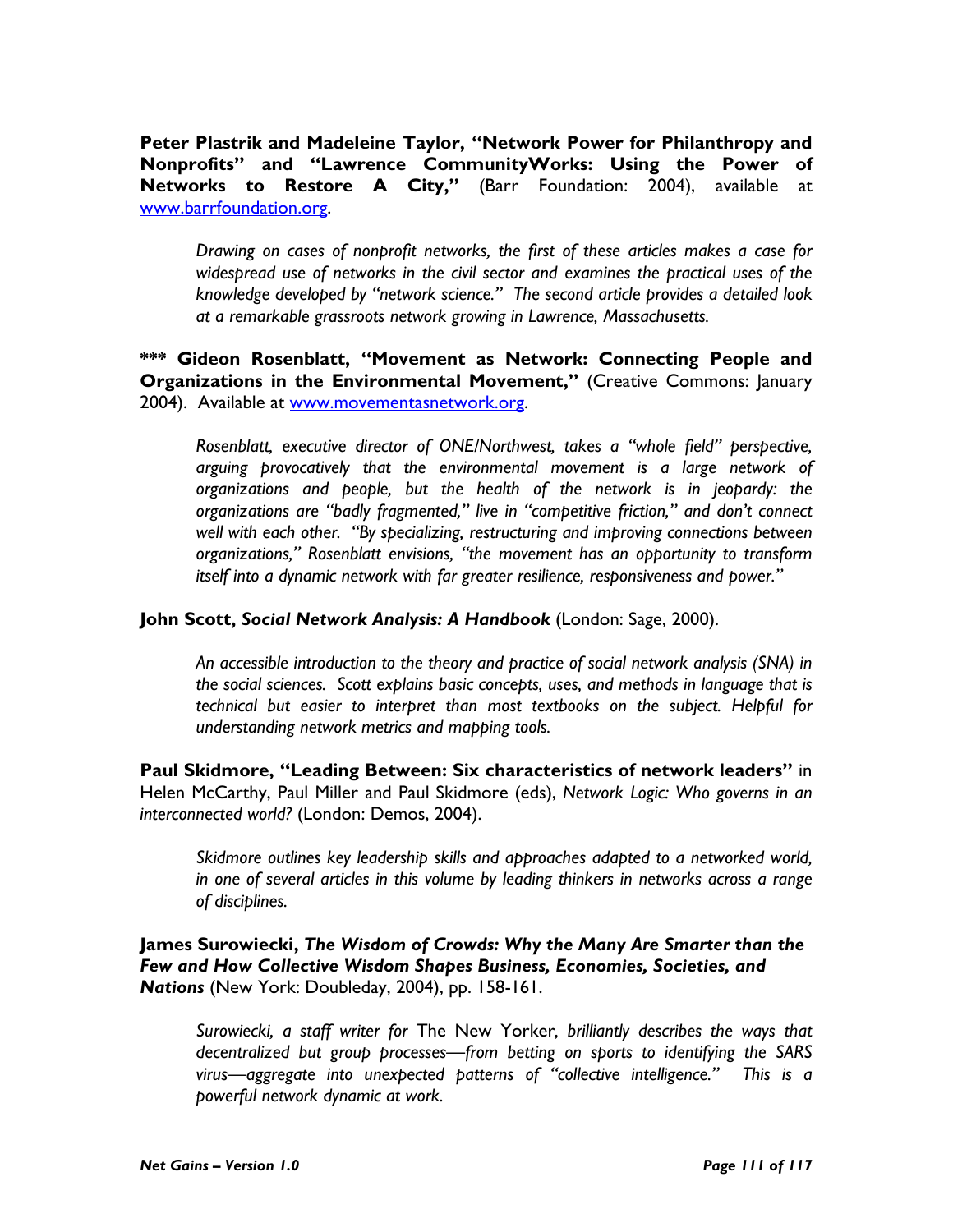**Peter Plastrik and Madeleine Taylor, "Network Power for Philanthropy and Nonprofits" and "Lawrence CommunityWorks: Using the Power of Networks to Restore A City,"** (Barr Foundation: 2004), available at www.barrfoundation.org.

> *Drawing on cases of nonprofit networks, the first of these articles makes a case for widespread use of networks in the civil sector and examines the practical uses of the knowledge developed by "network science." The second article provides a detailed look at a remarkable grassroots network growing in Lawrence, Massachusetts.*

**\*\*\* Gideon Rosenblatt, "Movement as Network: Connecting People and Organizations in the Environmental Movement,"** (Creative Commons: January 2004). Available at www.movementasnetwork.org.

> *Rosenblatt, executive director of ONE/Northwest, takes a "whole field" perspective, arguing provocatively that the environmental movement is a large network of organizations and people, but the health of the network is in jeopardy: the organizations are "badly fragmented," live in "competitive friction," and don't connect well with each other. "By specializing, restructuring and improving connections between organizations," Rosenblatt envisions, "the movement has an opportunity to transform itself into a dynamic network with far greater resilience, responsiveness and power."*

**John Scott, *Social Network Analysis: A Handbook*** (London: Sage, 2000).

> *An accessible introduction to the theory and practice of social network analysis (SNA) in the social sciences. Scott explains basic concepts, uses, and methods in language that is technical but easier to interpret than most textbooks on the subject. Helpful for understanding network metrics and mapping tools.*

**Paul Skidmore, "Leading Between: Six characteristics of network leaders"** in Helen McCarthy, Paul Miller and Paul Skidmore (eds), *Network Logic: Who governs in an interconnected world?* (London: Demos, 2004).

> *Skidmore outlines key leadership skills and approaches adapted to a networked world, in one of several articles in this volume by leading thinkers in networks across a range of disciplines.*

**James Surowiecki, *The Wisdom of Crowds: Why the Many Are Smarter than the Few and How Collective Wisdom Shapes Business, Economies, Societies, and Nations*** (New York: Doubleday, 2004), pp. 158-161.

> *Surowiecki, a staff writer for* The New Yorker*, brilliantly describes the ways that decentralized but group processes—from betting on sports to identifying the SARS virus—aggregate into unexpected patterns of "collective intelligence." This is a powerful network dynamic at work.*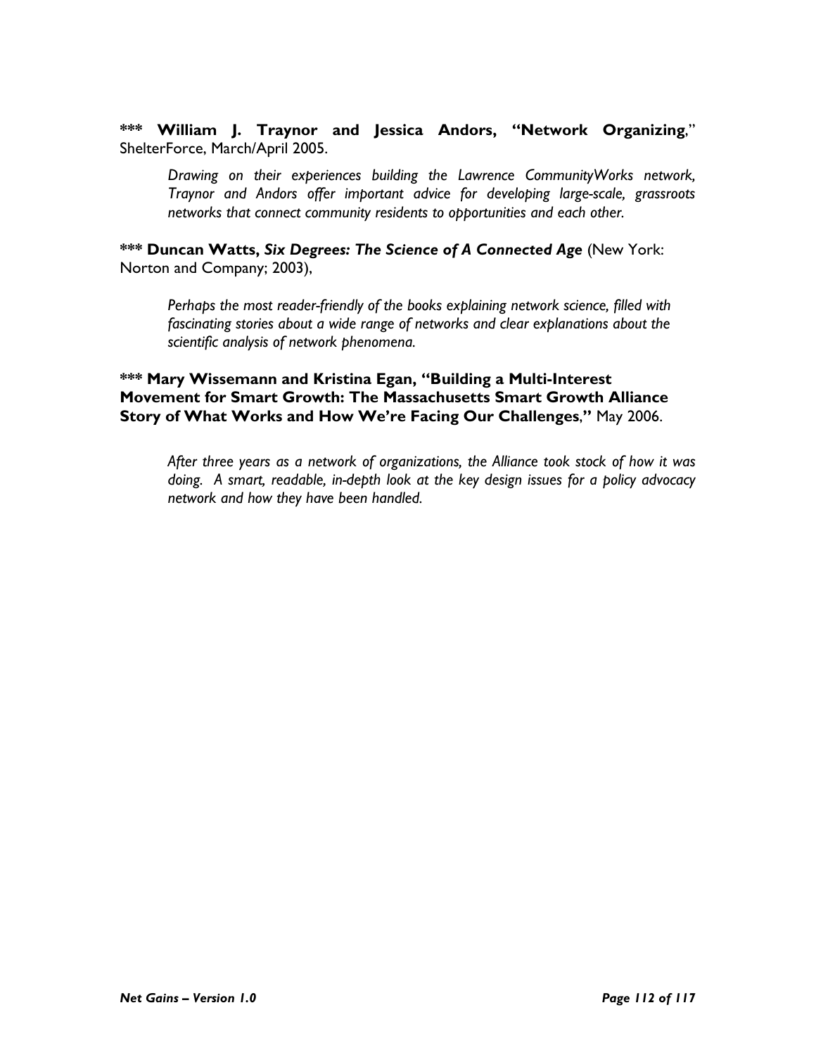**\*\*\* William J. Traynor and Jessica Andors, "Network Organizing**," ShelterForce, March/April 2005.

> *Drawing on their experiences building the Lawrence CommunityWorks network, Traynor and Andors offer important advice for developing large-scale, grassroots networks that connect community residents to opportunities and each other.*

**\*\*\* Duncan Watts, *Six Degrees: The Science of A Connected Age*** (New York: Norton and Company; 2003),

> *Perhaps the most reader-friendly of the books explaining network science, filled with fascinating stories about a wide range of networks and clear explanations about the scientific analysis of network phenomena.*

**\*\*\* Mary Wissemann and Kristina Egan, "Building a Multi-Interest Movement for Smart Growth: The Massachusetts Smart Growth Alliance Story of What Works and How We're Facing Our Challenges,"** May 2006.

> *After three years as a network of organizations, the Alliance took stock of how it was doing. A smart, readable, in-depth look at the key design issues for a policy advocacy network and how they have been handled.*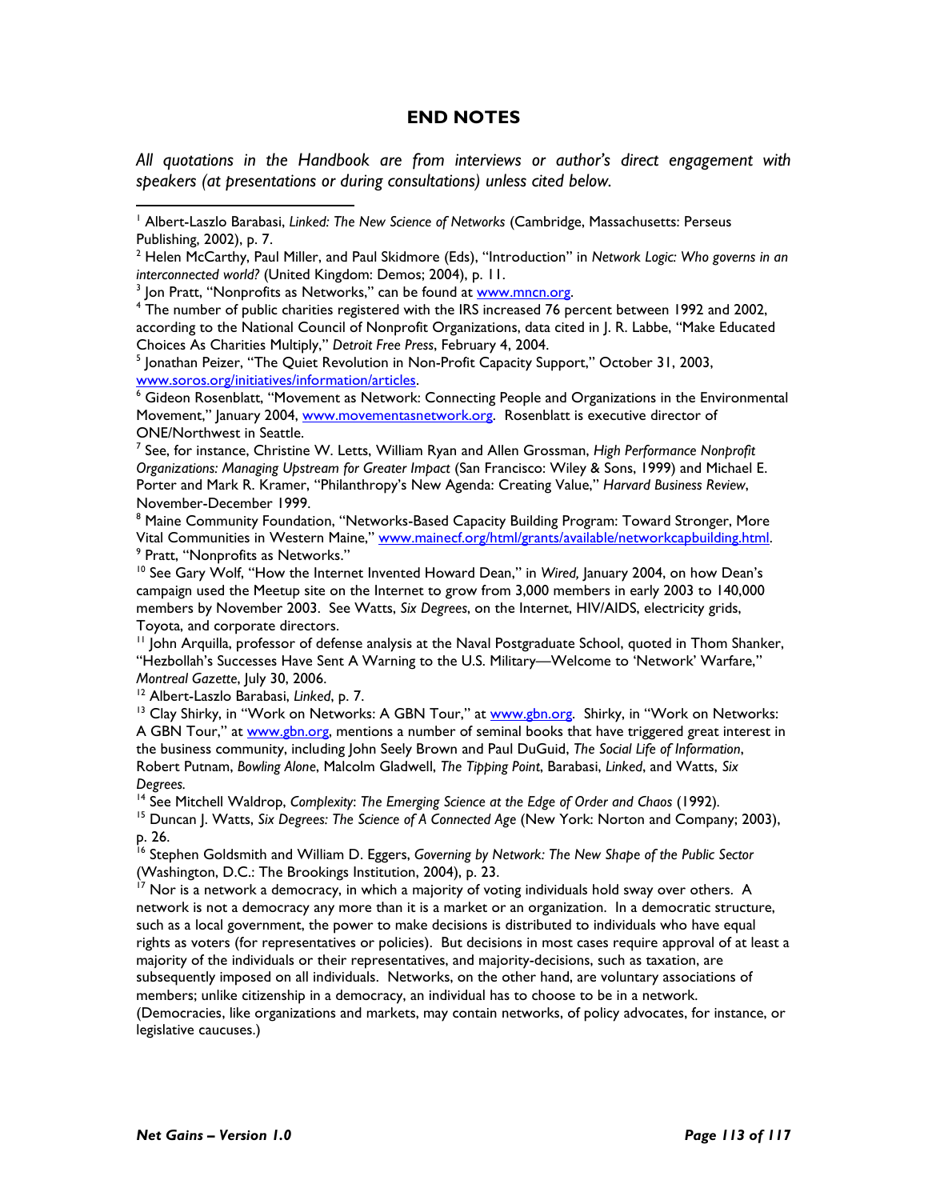# END NOTES

*All quotations in the Handbook are from interviews or author's direct engagement with speakers (at presentations or during consultations) unless cited below.*

[1] Albert-Laszlo Barabasi, *Linked: The New Science of Networks* (Cambridge, Massachusetts: Perseus Publishing, 2002), p. 7.

[2] Helen McCarthy, Paul Miller, and Paul Skidmore (Eds), "Introduction" in *Network Logic: Who governs in an interconnected world?* (United Kingdom: Demos; 2004), p. 11.

[3] Jon Pratt, "Nonprofits as Networks," can be found at www.mncn.org.

[4] The number of public charities registered with the IRS increased 76 percent between 1992 and 2002, according to the National Council of Nonprofit Organizations, data cited in J. R. Labbe, "Make Educated Choices As Charities Multiply," *Detroit Free Press*, February 4, 2004.

[5] Jonathan Peizer, "The Quiet Revolution in Non-Profit Capacity Support," October 31, 2003, www.soros.org/initiatives/information/articles.

[6] Gideon Rosenblatt, "Movement as Network: Connecting People and Organizations in the Environmental Movement," January 2004, www.movementasnetwork.org. Rosenblatt is executive director of ONE/Northwest in Seattle.

[7] See, for instance, Christine W. Letts, William Ryan and Allen Grossman, *High Performance Nonprofit Organizations: Managing Upstream for Greater Impact* (San Francisco: Wiley & Sons, 1999) and Michael E. Porter and Mark R. Kramer, "Philanthropy's New Agenda: Creating Value," *Harvard Business Review*, November-December 1999.

[8] Maine Community Foundation, "Networks-Based Capacity Building Program: Toward Stronger, More Vital Communities in Western Maine," www.mainecf.org/html/grants/available/networkcapbuilding.html.

[9] Pratt, "Nonprofits as Networks."

[10] See Gary Wolf, "How the Internet Invented Howard Dean," in *Wired,* January 2004, on how Dean's campaign used the Meetup site on the Internet to grow from 3,000 members in early 2003 to 140,000 members by November 2003. See Watts, *Six Degrees*, on the Internet, HIV/AIDS, electricity grids, Toyota, and corporate directors.

[11] John Arquilla, professor of defense analysis at the Naval Postgraduate School, quoted in Thom Shanker, "Hezbollah's Successes Have Sent A Warning to the U.S. Military—Welcome to 'Network' Warfare," *Montreal Gazette*, July 30, 2006.

[12] Albert-Laszlo Barabasi, *Linked*, p. 7.

[13] Clay Shirky, in "Work on Networks: A GBN Tour," at www.gbn.org. Shirky, in "Work on Networks: A GBN Tour," at www.gbn.org, mentions a number of seminal books that have triggered great interest in the business community, including John Seely Brown and Paul DuGuid, *The Social Life of Information*, Robert Putnam, *Bowling Alone*, Malcolm Gladwell, *The Tipping Point*, Barabasi, *Linked*, and Watts, *Six Degrees.*

[14] See Mitchell Waldrop, *Complexity*: *The Emerging Science at the Edge of Order and Chaos* (1992).

[15] Duncan J. Watts, *Six Degrees: The Science of A Connected Age* (New York: Norton and Company; 2003), p. 26.

[16] Stephen Goldsmith and William D. Eggers, *Governing by Network: The New Shape of the Public Sector* (Washington, D.C.: The Brookings Institution, 2004), p. 23.

[17] Nor is a network a democracy, in which a majority of voting individuals hold sway over others. A network is not a democracy any more than it is a market or an organization. In a democratic structure, such as a local government, the power to make decisions is distributed to individuals who have equal rights as voters (for representatives or policies). But decisions in most cases require approval of at least a majority of the individuals or their representatives, and majority-decisions, such as taxation, are subsequently imposed on all individuals. Networks, on the other hand, are voluntary associations of members; unlike citizenship in a democracy, an individual has to choose to be in a network. (Democracies, like organizations and markets, may contain networks, of policy advocates, for instance, or legislative caucuses.)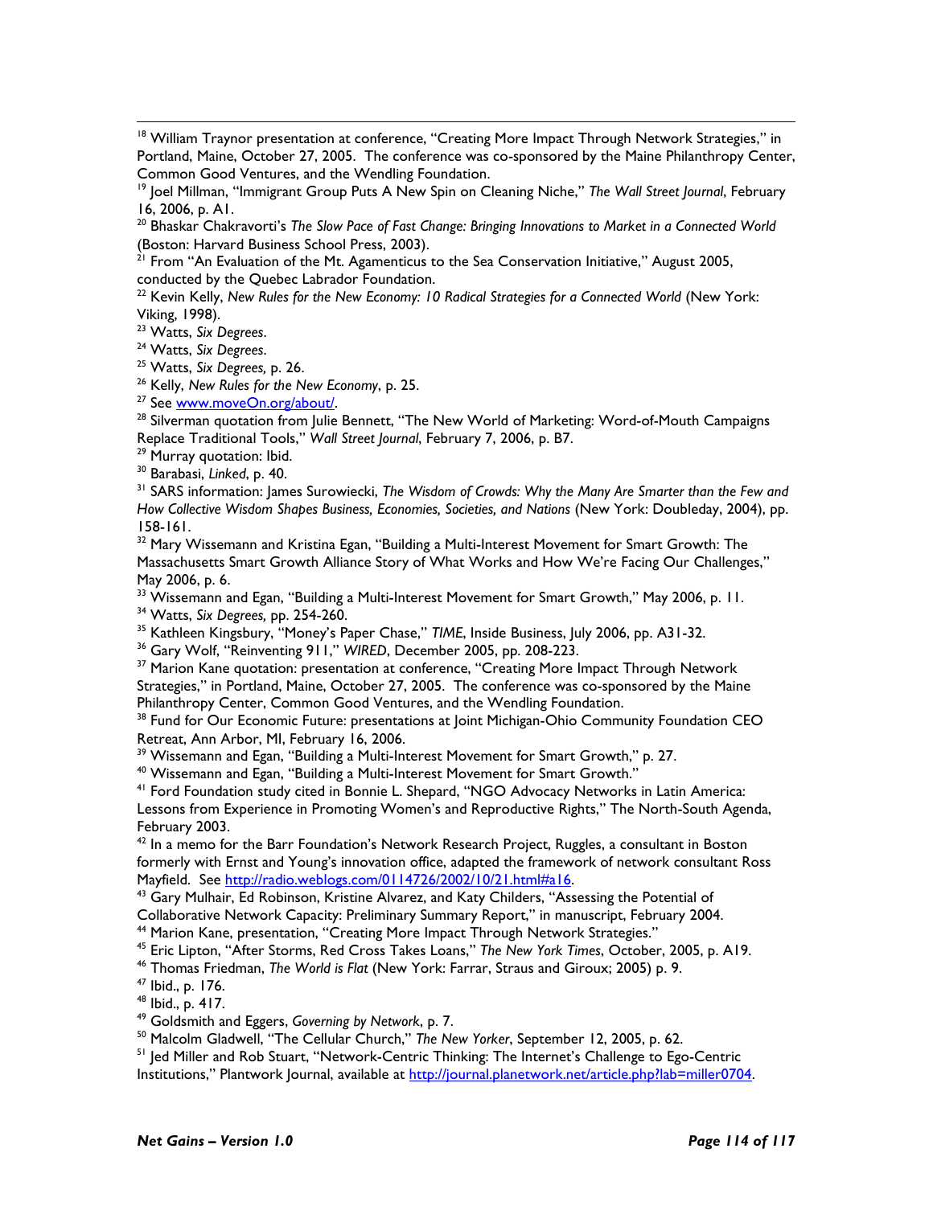[18] William Traynor presentation at conference, "Creating More Impact Through Network Strategies," in Portland, Maine, October 27, 2005. The conference was co-sponsored by the Maine Philanthropy Center, Common Good Ventures, and the Wendling Foundation.

[19] Joel Millman, "Immigrant Group Puts A New Spin on Cleaning Niche," *The Wall Street Journal*, February 16, 2006, p. A1.

[20] Bhaskar Chakravorti's *The Slow Pace of Fast Change: Bringing Innovations to Market in a Connected World* (Boston: Harvard Business School Press, 2003).

[21] From "An Evaluation of the Mt. Agamenticus to the Sea Conservation Initiative," August 2005, conducted by the Quebec Labrador Foundation.

[22] Kevin Kelly, *New Rules for the New Economy: 10 Radical Strategies for a Connected World* (New York: Viking, 1998).

[23] Watts, *Six Degrees*.

[24] Watts, *Six Degrees*.

[25] Watts, *Six Degrees,* p. 26.

[26] Kelly, *New Rules for the New Economy*, p. 25.

[27] See www.moveOn.org/about/.

[28] Silverman quotation from Julie Bennett, "The New World of Marketing: Word-of-Mouth Campaigns Replace Traditional Tools," *Wall Street Journal*, February 7, 2006, p. B7.

[29] Murray quotation: Ibid.

[30] Barabasi, *Linked*, p. 40.

[31] SARS information: James Surowiecki, *The Wisdom of Crowds: Why the Many Are Smarter than the Few and How Collective Wisdom Shapes Business, Economies, Societies, and Nations* (New York: Doubleday, 2004), pp. 158-161.

[32] Mary Wissemann and Kristina Egan, "Building a Multi-Interest Movement for Smart Growth: The Massachusetts Smart Growth Alliance Story of What Works and How We're Facing Our Challenges," May 2006, p. 6.

[33] Wissemann and Egan, "Building a Multi-Interest Movement for Smart Growth," May 2006, p. 11.

[34] Watts, *Six Degrees,* pp. 254-260.

[35] Kathleen Kingsbury, "Money's Paper Chase," *TIME*, Inside Business, July 2006, pp. A31-32.

[36] Gary Wolf, "Reinventing 911," *WIRED*, December 2005, pp. 208-223.

[37] Marion Kane quotation: presentation at conference, "Creating More Impact Through Network Strategies," in Portland, Maine, October 27, 2005. The conference was co-sponsored by the Maine Philanthropy Center, Common Good Ventures, and the Wendling Foundation.

[38] Fund for Our Economic Future: presentations at Joint Michigan-Ohio Community Foundation CEO Retreat, Ann Arbor, MI, February 16, 2006.

[39] Wissemann and Egan, "Building a Multi-Interest Movement for Smart Growth," p. 27.

[40] Wissemann and Egan, "Building a Multi-Interest Movement for Smart Growth."

[41] Ford Foundation study cited in Bonnie L. Shepard, "NGO Advocacy Networks in Latin America: Lessons from Experience in Promoting Women's and Reproductive Rights," The North-South Agenda, February 2003.

[42] In a memo for the Barr Foundation's Network Research Project, Ruggles, a consultant in Boston formerly with Ernst and Young's innovation office, adapted the framework of network consultant Ross Mayfield. See http://radio.weblogs.com/0114726/2002/10/21.html#a16.

[43] Gary Mulhair, Ed Robinson, Kristine Alvarez, and Katy Childers, "Assessing the Potential of Collaborative Network Capacity: Preliminary Summary Report," in manuscript, February 2004.

[44] Marion Kane, presentation, "Creating More Impact Through Network Strategies."

[45] Eric Lipton, "After Storms, Red Cross Takes Loans," *The New York Times*, October, 2005, p. A19.

[46] Thomas Friedman, *The World is Flat* (New York: Farrar, Straus and Giroux; 2005) p. 9.

[47] Ibid., p. 176.

[48] Ibid., p. 417.

[49] Goldsmith and Eggers, *Governing by Network*, p. 7.

[50] Malcolm Gladwell, "The Cellular Church," *The New Yorker*, September 12, 2005, p. 62.

[51] Jed Miller and Rob Stuart, "Network-Centric Thinking: The Internet's Challenge to Ego-Centric Institutions," Plantwork Journal, available at http://journal.planetwork.net/article.php?lab=miller0704.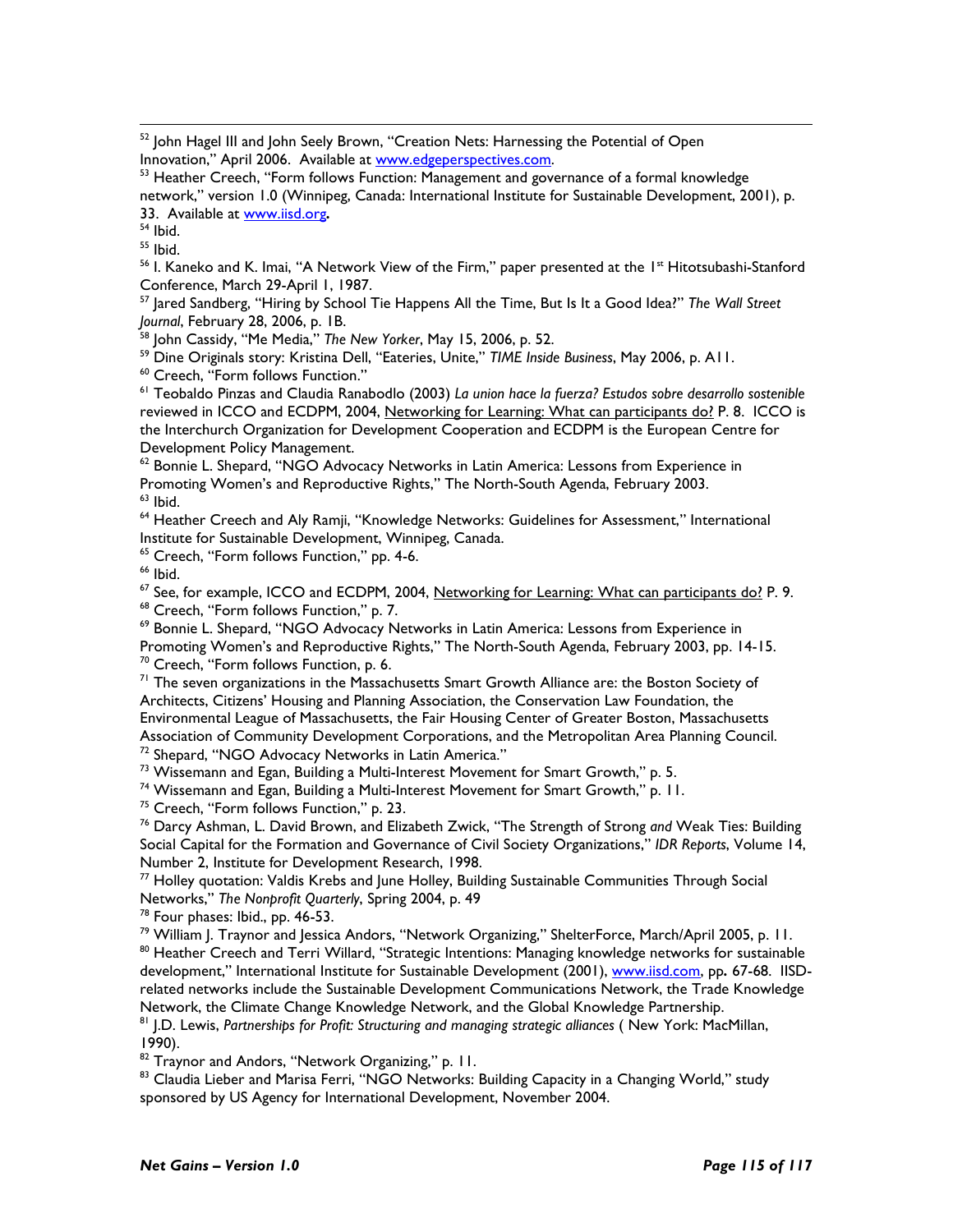[52] John Hagel III and John Seely Brown, "Creation Nets: Harnessing the Potential of Open Innovation," April 2006. Available at www.edgeperspectives.com.

[53] Heather Creech, "Form follows Function: Management and governance of a formal knowledge network," version 1.0 (Winnipeg, Canada: International Institute for Sustainable Development, 2001), p. 33. Available at www.iisd.org**.**

[54] Ibid.

[55] Ibid.

[56] I. Kaneko and K. Imai, "A Network View of the Firm," paper presented at the 1st Hitotsubashi-Stanford Conference, March 29-April 1, 1987.

[57] Jared Sandberg, "Hiring by School Tie Happens All the Time, But Is It a Good Idea?" *The Wall Street Journal*, February 28, 2006, p. 1B.

[58] John Cassidy, "Me Media," *The New Yorker*, May 15, 2006, p. 52.

[59] Dine Originals story: Kristina Dell, "Eateries, Unite," *TIME Inside Business*, May 2006, p. A11.

[60] Creech, "Form follows Function."

[61] Teobaldo Pinzas and Claudia Ranabodlo (2003) *La union hace la fuerza? Estudos sobre desarrollo sostenible* reviewed in ICCO and ECDPM, 2004, Networking for Learning: What can participants do? P. 8. ICCO is the Interchurch Organization for Development Cooperation and ECDPM is the European Centre for Development Policy Management.

[62] Bonnie L. Shepard, "NGO Advocacy Networks in Latin America: Lessons from Experience in Promoting Women's and Reproductive Rights," The North-South Agenda, February 2003.

[63] Ibid.

[64] Heather Creech and Aly Ramji, "Knowledge Networks: Guidelines for Assessment," International Institute for Sustainable Development, Winnipeg, Canada.

[65] Creech, "Form follows Function," pp. 4-6.

[66] Ibid.

[67] See, for example, ICCO and ECDPM, 2004, Networking for Learning: What can participants do? P. 9.

[68] Creech, "Form follows Function," p. 7.

[69] Bonnie L. Shepard, "NGO Advocacy Networks in Latin America: Lessons from Experience in Promoting Women's and Reproductive Rights," The North-South Agenda, February 2003, pp. 14-15.

[70] Creech, "Form follows Function, p. 6.

[71] The seven organizations in the Massachusetts Smart Growth Alliance are: the Boston Society of Architects, Citizens' Housing and Planning Association, the Conservation Law Foundation, the Environmental League of Massachusetts, the Fair Housing Center of Greater Boston, Massachusetts Association of Community Development Corporations, and the Metropolitan Area Planning Council.

[72] Shepard, "NGO Advocacy Networks in Latin America."

[73] Wissemann and Egan, Building a Multi-Interest Movement for Smart Growth," p. 5.

[74] Wissemann and Egan, Building a Multi-Interest Movement for Smart Growth," p. 11.

[75] Creech, "Form follows Function," p. 23.

[76] Darcy Ashman, L. David Brown, and Elizabeth Zwick, "The Strength of Strong *and* Weak Ties: Building Social Capital for the Formation and Governance of Civil Society Organizations," *IDR Reports*, Volume 14, Number 2, Institute for Development Research, 1998.

[77] Holley quotation: Valdis Krebs and June Holley, Building Sustainable Communities Through Social Networks," *The Nonprofit Quarterly*, Spring 2004, p. 49

[78] Four phases: Ibid., pp. 46-53.

[79] William J. Traynor and Jessica Andors, "Network Organizing," ShelterForce, March/April 2005, p. 11.

[80] Heather Creech and Terri Willard, "Strategic Intentions: Managing knowledge networks for sustainable development," International Institute for Sustainable Development (2001), www.iisd.com, pp**.** 67-68. IISD-related networks include the Sustainable Development Communications Network, the Trade Knowledge Network, the Climate Change Knowledge Network, and the Global Knowledge Partnership.

[81] J.D. Lewis, *Partnerships for Profit: Structuring and managing strategic alliances* ( New York: MacMillan, 1990).

[82] Traynor and Andors, "Network Organizing," p. 11.

[83] Claudia Lieber and Marisa Ferri, "NGO Networks: Building Capacity in a Changing World," study sponsored by US Agency for International Development, November 2004.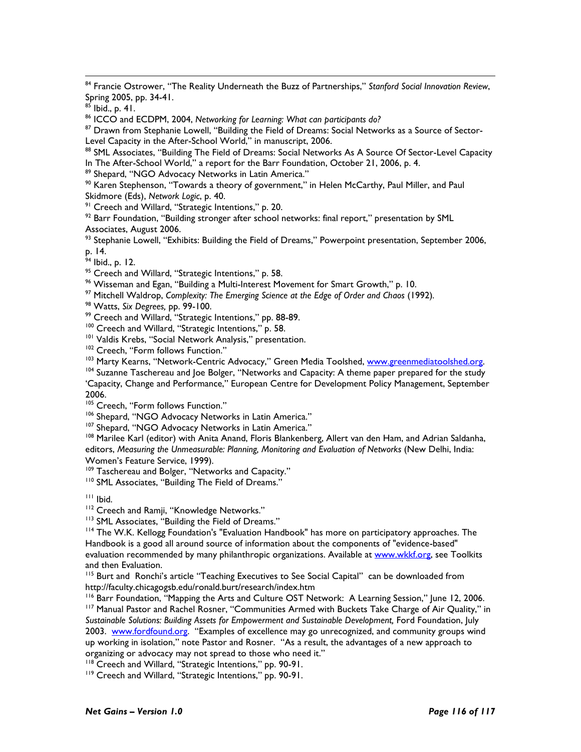[84] Francie Ostrower, "The Reality Underneath the Buzz of Partnerships," *Stanford Social Innovation Review*, Spring 2005, pp. 34-41.

[85] Ibid., p. 41.

[86] ICCO and ECDPM, 2004, *Networking for Learning: What can participants do?*

[87] Drawn from Stephanie Lowell, "Building the Field of Dreams: Social Networks as a Source of Sector-Level Capacity in the After-School World," in manuscript, 2006.

[88] SML Associates, "Building The Field of Dreams: Social Networks As A Source Of Sector-Level Capacity In The After-School World," a report for the Barr Foundation, October 21, 2006, p. 4.

[89] Shepard, "NGO Advocacy Networks in Latin America."

[90] Karen Stephenson, "Towards a theory of government," in Helen McCarthy, Paul Miller, and Paul Skidmore (Eds), *Network Logic*, p. 40.

[91] Creech and Willard, "Strategic Intentions," p. 20.

[92] Barr Foundation, "Building stronger after school networks: final report," presentation by SML Associates, August 2006.

[93] Stephanie Lowell, "Exhibits: Building the Field of Dreams," Powerpoint presentation, September 2006, p. 14.

[94] Ibid., p. 12.

[95] Creech and Willard, "Strategic Intentions," p. 58.

[96] Wisseman and Egan, "Building a Multi-Interest Movement for Smart Growth," p. 10.

[97] Mitchell Waldrop, *Complexity: The Emerging Science at the Edge of Order and Chaos* (1992).

[98] Watts, *Six Degrees,* pp. 99-100.

[99] Creech and Willard, "Strategic Intentions," pp. 88-89.

[100] Creech and Willard, "Strategic Intentions," p. 58.

[101] Valdis Krebs, "Social Network Analysis," presentation.

[102] Creech, "Form follows Function."

[103] Marty Kearns, "Network-Centric Advocacy," Green Media Toolshed, www.greenmediatoolshed.org.

[104] Suzanne Taschereau and Joe Bolger, "Networks and Capacity: A theme paper prepared for the study 'Capacity, Change and Performance," European Centre for Development Policy Management, September 2006.

[105] Creech, "Form follows Function."

[106] Shepard, "NGO Advocacy Networks in Latin America."

[107] Shepard, "NGO Advocacy Networks in Latin America."

[108] Marilee Karl (editor) with Anita Anand, Floris Blankenberg, Allert van den Ham, and Adrian Saldanha, editors, *Measuring the Unmeasurable: Planning, Monitoring and Evaluation of Networks* (New Delhi, India: Women's Feature Service, 1999).

[109] Taschereau and Bolger, "Networks and Capacity."

[110] SML Associates, "Building The Field of Dreams."

[111] Ibid.

[112] Creech and Ramji, "Knowledge Networks."

[113] SML Associates, "Building the Field of Dreams."

[114] The W.K. Kellogg Foundation's "Evaluation Handbook" has more on participatory approaches. The Handbook is a good all around source of information about the components of "evidence-based" evaluation recommended by many philanthropic organizations. Available at www.wkkf.org, see Toolkits and then Evaluation.

[115] Burt and Ronchi's article "Teaching Executives to See Social Capital" can be downloaded from http://faculty.chicagogsb.edu/ronald.burt/research/index.htm

[116] Barr Foundation, "Mapping the Arts and Culture OST Network: A Learning Session," June 12, 2006.

[117] Manual Pastor and Rachel Rosner, "Communities Armed with Buckets Take Charge of Air Quality," in *Sustainable Solutions: Building Assets for Empowerment and Sustainable Development,* Ford Foundation, July 2003. www.fordfound.org. "Examples of excellence may go unrecognized, and community groups wind up working in isolation," note Pastor and Rosner. "As a result, the advantages of a new approach to organizing or advocacy may not spread to those who need it."

[118] Creech and Willard, "Strategic Intentions," pp. 90-91.

[119] Creech and Willard, "Strategic Intentions," pp. 90-91.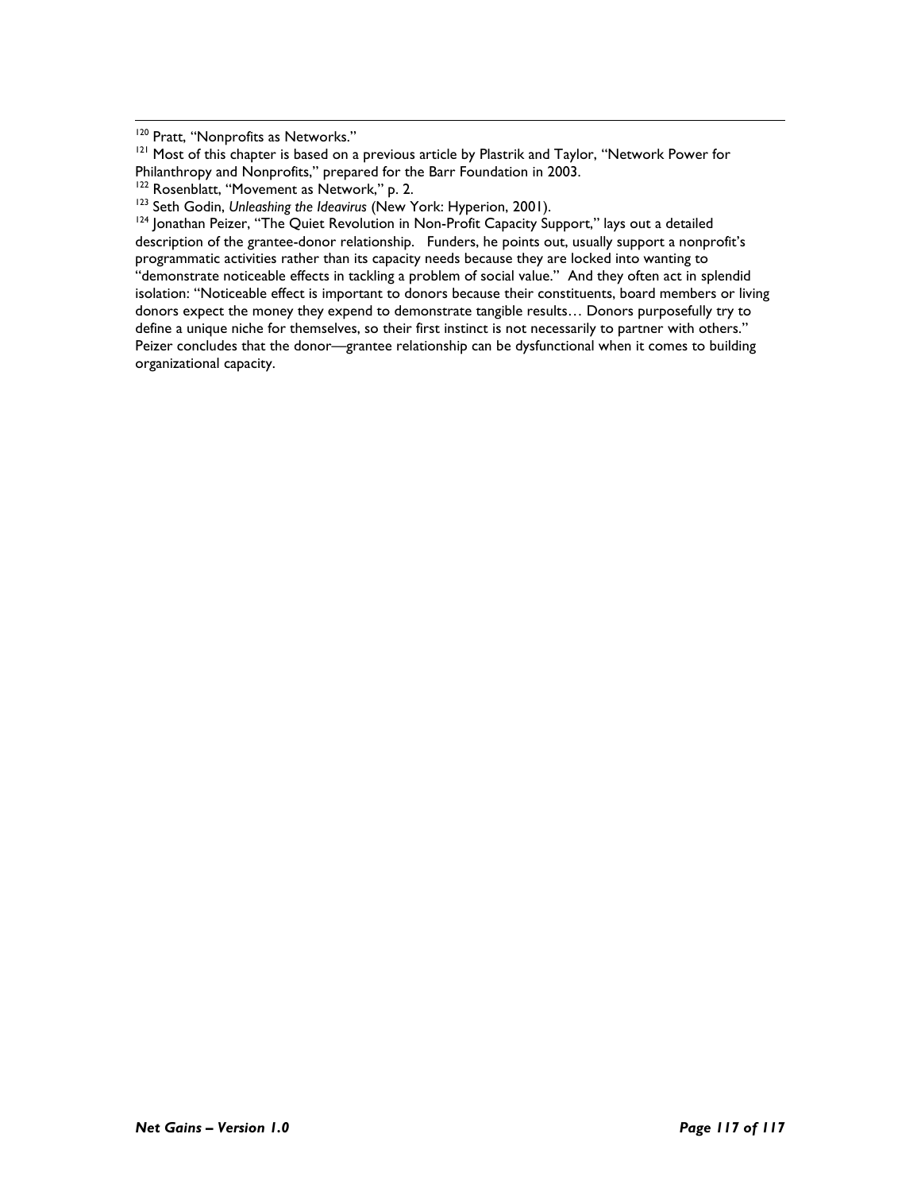[120] Pratt, "Nonprofits as Networks."

[121] Most of this chapter is based on a previous article by Plastrik and Taylor, "Network Power for Philanthropy and Nonprofits," prepared for the Barr Foundation in 2003.

[122] Rosenblatt, "Movement as Network," p. 2.

[123] Seth Godin, *Unleashing the Ideavirus* (New York: Hyperion, 2001).

[124] Jonathan Peizer, "The Quiet Revolution in Non-Profit Capacity Support," lays out a detailed description of the grantee-donor relationship. Funders, he points out, usually support a nonprofit's programmatic activities rather than its capacity needs because they are locked into wanting to "demonstrate noticeable effects in tackling a problem of social value." And they often act in splendid isolation: "Noticeable effect is important to donors because their constituents, board members or living donors expect the money they expend to demonstrate tangible results… Donors purposefully try to define a unique niche for themselves, so their first instinct is not necessarily to partner with others." Peizer concludes that the donor—grantee relationship can be dysfunctional when it comes to building organizational capacity.